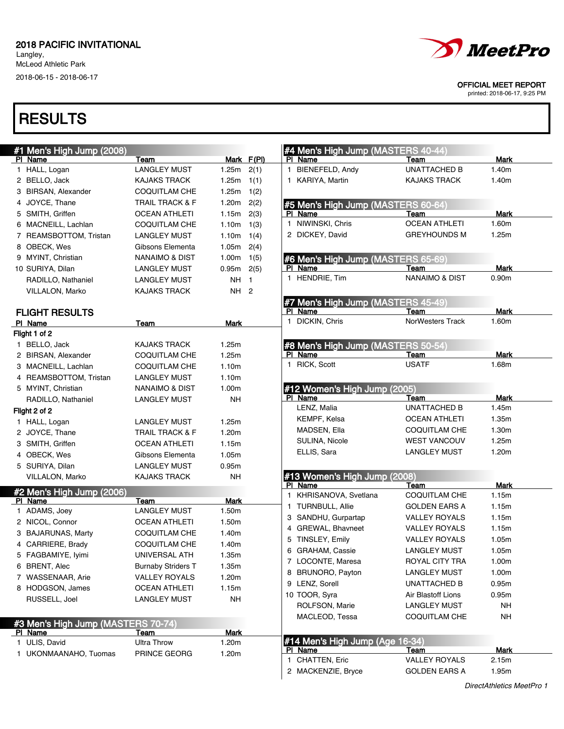2018 PACIFIC INVITATIONAL
Langley,
McLeod Athletic Park
2018-06-15 - 2018-06-17

OFFICIAL MEET REPORT
printed: 2018-06-17, 9:25 PM

# RESULTS

## #1 Men's High Jump (2008)

| Pl | Name | Team | Mark | F(Pl) |
|---|---|---|---|---|
| 1 | HALL, Logan | LANGLEY MUST | 1.25m | 2(1) |
| 2 | BELLO, Jack | KAJAKS TRACK | 1.25m | 1(1) |
| 3 | BIRSAN, Alexander | COQUITLAM CHE | 1.25m | 1(2) |
| 4 | JOYCE, Thane | TRAIL TRACK & F | 1.20m | 2(2) |
| 5 | SMITH, Griffen | OCEAN ATHLETI | 1.15m | 2(3) |
| 6 | MACNEILL, Lachlan | COQUITLAM CHE | 1.10m | 1(3) |
| 7 | REAMSBOTTOM, Tristan | LANGLEY MUST | 1.10m | 1(4) |
| 8 | OBECK, Wes | Gibsons Elementa | 1.05m | 2(4) |
| 9 | MYINT, Christian | NANAIMO & DIST | 1.00m | 1(5) |
| 10 | SURIYA, Dilan | LANGLEY MUST | 0.95m | 2(5) |
| | RADILLO, Nathaniel | LANGLEY MUST | NH | 1 |
| | VILLALON, Marko | KAJAKS TRACK | NH | 2 |

### FLIGHT RESULTS

| Pl | Name | Team | Mark |
|---|---|---|---|
| Flight 1 of 2 | | | |
| 1 | BELLO, Jack | KAJAKS TRACK | 1.25m |
| 2 | BIRSAN, Alexander | COQUITLAM CHE | 1.25m |
| 3 | MACNEILL, Lachlan | COQUITLAM CHE | 1.10m |
| 4 | REAMSBOTTOM, Tristan | LANGLEY MUST | 1.10m |
| 5 | MYINT, Christian | NANAIMO & DIST | 1.00m |
| | RADILLO, Nathaniel | LANGLEY MUST | NH |
| Flight 2 of 2 | | | |
| 1 | HALL, Logan | LANGLEY MUST | 1.25m |
| 2 | JOYCE, Thane | TRAIL TRACK & F | 1.20m |
| 3 | SMITH, Griffen | OCEAN ATHLETI | 1.15m |
| 4 | OBECK, Wes | Gibsons Elementa | 1.05m |
| 5 | SURIYA, Dilan | LANGLEY MUST | 0.95m |
| | VILLALON, Marko | KAJAKS TRACK | NH |

## #2 Men's High Jump (2006)

| Pl | Name | Team | Mark |
|---|---|---|---|
| 1 | ADAMS, Joey | LANGLEY MUST | 1.50m |
| 2 | NICOL, Connor | OCEAN ATHLETI | 1.50m |
| 3 | BAJARUNAS, Marty | COQUITLAM CHE | 1.40m |
| 4 | CARRIERE, Brady | COQUITLAM CHE | 1.40m |
| 5 | FAGBAMIYE, Iyimi | UNIVERSAL ATH | 1.35m |
| 6 | BRENT, Alec | Burnaby Striders T | 1.35m |
| 7 | WASSENAAR, Arie | VALLEY ROYALS | 1.20m |
| 8 | HODGSON, James | OCEAN ATHLETI | 1.15m |
| | RUSSELL, Joel | LANGLEY MUST | NH |

## #3 Men's High Jump (MASTERS 70-74)

| Pl | Name | Team | Mark |
|---|---|---|---|
| 1 | ULIS, David | Ultra Throw | 1.20m |
| 1 | UKONMAANAHO, Tuomas | PRINCE GEORG | 1.20m |

## #4 Men's High Jump (MASTERS 40-44)

| Pl | Name | Team | Mark |
|---|---|---|---|
| 1 | BIENEFELD, Andy | UNATTACHED B | 1.40m |
| 1 | KARIYA, Martin | KAJAKS TRACK | 1.40m |

## #5 Men's High Jump (MASTERS 60-64)

| Pl | Name | Team | Mark |
|---|---|---|---|
| 1 | NIWINSKI, Chris | OCEAN ATHLETI | 1.60m |
| 2 | DICKEY, David | GREYHOUNDS M | 1.25m |

## #6 Men's High Jump (MASTERS 65-69)

| Pl | Name | Team | Mark |
|---|---|---|---|
| 1 | HENDRIE, Tim | NANAIMO & DIST | 0.90m |

## #7 Men's High Jump (MASTERS 45-49)

| Pl | Name | Team | Mark |
|---|---|---|---|
| 1 | DICKIN, Chris | NorWesters Track | 1.60m |

## #8 Men's High Jump (MASTERS 50-54)

| Pl | Name | Team | Mark |
|---|---|---|---|
| 1 | RICK, Scott | USATF | 1.68m |

## #12 Women's High Jump (2005)

| Pl | Name | Team | Mark |
|---|---|---|---|
| | LENZ, Malia | UNATTACHED B | 1.45m |
| | KEMPF, Kelsa | OCEAN ATHLETI | 1.35m |
| | MADSEN, Ella | COQUITLAM CHE | 1.30m |
| | SULINA, Nicole | WEST VANCOUV | 1.25m |
| | ELLIS, Sara | LANGLEY MUST | 1.20m |

## #13 Women's High Jump (2008)

| Pl | Name | Team | Mark |
|---|---|---|---|
| 1 | KHRISANOVA, Svetlana | COQUITLAM CHE | 1.15m |
| 1 | TURNBULL, Allie | GOLDEN EARS A | 1.15m |
| 3 | SANDHU, Gurpartap | VALLEY ROYALS | 1.15m |
| 4 | GREWAL, Bhavneet | VALLEY ROYALS | 1.15m |
| 5 | TINSLEY, Emily | VALLEY ROYALS | 1.05m |
| 6 | GRAHAM, Cassie | LANGLEY MUST | 1.05m |
| 7 | LOCONTE, Maresa | ROYAL CITY TRA | 1.00m |
| 8 | BRUNORO, Payton | LANGLEY MUST | 1.00m |
| 9 | LENZ, Sorell | UNATTACHED B | 0.95m |
| 10 | TOOR, Syra | Air Blastoff Lions | 0.95m |
| | ROLFSON, Marie | LANGLEY MUST | NH |
| | MACLEOD, Tessa | COQUITLAM CHE | NH |

## #14 Men's High Jump (Age 16-34)

| Pl | Name | Team | Mark |
|---|---|---|---|
| 1 | CHATTEN, Eric | VALLEY ROYALS | 2.15m |
| 2 | MACKENZIE, Bryce | GOLDEN EARS A | 1.95m |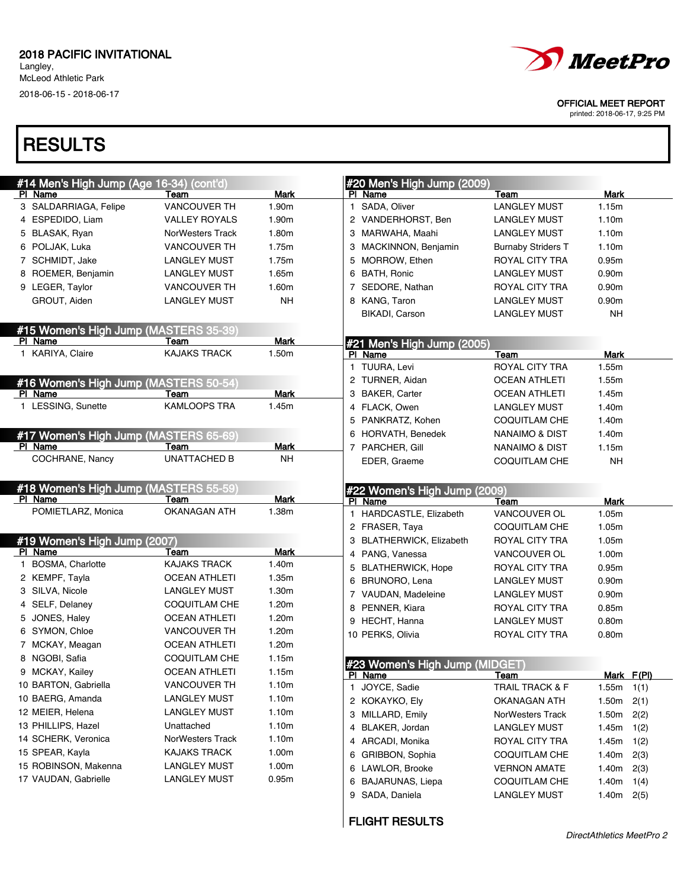2018 PACIFIC INVITATIONAL
Langley,
McLeod Athletic Park
2018-06-15 - 2018-06-17

OFFICIAL MEET REPORT
printed: 2018-06-17, 9:25 PM

# RESULTS

## #14 Men's High Jump (Age 16-34) (cont'd)

| Pl | Name | Team | Mark |
|---|---|---|---|
| 3 | SALDARRIAGA, Felipe | VANCOUVER TH | 1.90m |
| 4 | ESPEDIDO, Liam | VALLEY ROYALS | 1.90m |
| 5 | BLASAK, Ryan | NorWesters Track | 1.80m |
| 6 | POLJAK, Luka | VANCOUVER TH | 1.75m |
| 7 | SCHMIDT, Jake | LANGLEY MUST | 1.75m |
| 8 | ROEMER, Benjamin | LANGLEY MUST | 1.65m |
| 9 | LEGER, Taylor | VANCOUVER TH | 1.60m |
| | GROUT, Aiden | LANGLEY MUST | NH |

## #15 Women's High Jump (MASTERS 35-39)

| Pl | Name | Team | Mark |
|---|---|---|---|
| 1 | KARIYA, Claire | KAJAKS TRACK | 1.50m |

## #16 Women's High Jump (MASTERS 50-54)

| Pl | Name | Team | Mark |
|---|---|---|---|
| 1 | LESSING, Sunette | KAMLOOPS TRA | 1.45m |

## #17 Women's High Jump (MASTERS 65-69)

| Pl | Name | Team | Mark |
|---|---|---|---|
| | COCHRANE, Nancy | UNATTACHED B | NH |

## #18 Women's High Jump (MASTERS 55-59)

| Pl | Name | Team | Mark |
|---|---|---|---|
| | POMIETLARZ, Monica | OKANAGAN ATH | 1.38m |

## #19 Women's High Jump (2007)

| Pl | Name | Team | Mark |
|---|---|---|---|
| 1 | BOSMA, Charlotte | KAJAKS TRACK | 1.40m |
| 2 | KEMPF, Tayla | OCEAN ATHLETI | 1.35m |
| 3 | SILVA, Nicole | LANGLEY MUST | 1.30m |
| 4 | SELF, Delaney | COQUITLAM CHE | 1.20m |
| 5 | JONES, Haley | OCEAN ATHLETI | 1.20m |
| 6 | SYMON, Chloe | VANCOUVER TH | 1.20m |
| 7 | MCKAY, Meagan | OCEAN ATHLETI | 1.20m |
| 8 | NGOBI, Safia | COQUITLAM CHE | 1.15m |
| 9 | MCKAY, Kailey | OCEAN ATHLETI | 1.15m |
| 10 | BARTON, Gabriella | VANCOUVER TH | 1.10m |
| 10 | BAERG, Amanda | LANGLEY MUST | 1.10m |
| 12 | MEIER, Helena | LANGLEY MUST | 1.10m |
| 13 | PHILLIPS, Hazel | Unattached | 1.10m |
| 14 | SCHERK, Veronica | NorWesters Track | 1.10m |
| 15 | SPEAR, Kayla | KAJAKS TRACK | 1.00m |
| 15 | ROBINSON, Makenna | LANGLEY MUST | 1.00m |
| 17 | VAUDAN, Gabrielle | LANGLEY MUST | 0.95m |

## #20 Men's High Jump (2009)

| Pl | Name | Team | Mark |
|---|---|---|---|
| 1 | SADA, Oliver | LANGLEY MUST | 1.15m |
| 2 | VANDERHORST, Ben | LANGLEY MUST | 1.10m |
| 3 | MARWAHA, Maahi | LANGLEY MUST | 1.10m |
| 3 | MACKINNON, Benjamin | Burnaby Striders T | 1.10m |
| 5 | MORROW, Ethen | ROYAL CITY TRA | 0.95m |
| 6 | BATH, Ronic | LANGLEY MUST | 0.90m |
| 7 | SEDORE, Nathan | ROYAL CITY TRA | 0.90m |
| 8 | KANG, Taron | LANGLEY MUST | 0.90m |
| | BIKADI, Carson | LANGLEY MUST | NH |

## #21 Men's High Jump (2005)

| Pl | Name | Team | Mark |
|---|---|---|---|
| 1 | TUURA, Levi | ROYAL CITY TRA | 1.55m |
| 2 | TURNER, Aidan | OCEAN ATHLETI | 1.55m |
| 3 | BAKER, Carter | OCEAN ATHLETI | 1.45m |
| 4 | FLACK, Owen | LANGLEY MUST | 1.40m |
| 5 | PANKRATZ, Kohen | COQUITLAM CHE | 1.40m |
| 6 | HORVATH, Benedek | NANAIMO & DIST | 1.40m |
| 7 | PARCHER, Gill | NANAIMO & DIST | 1.15m |
| | EDER, Graeme | COQUITLAM CHE | NH |

## #22 Women's High Jump (2009)

| Pl | Name | Team | Mark |
|---|---|---|---|
| 1 | HARDCASTLE, Elizabeth | VANCOUVER OL | 1.05m |
| 2 | FRASER, Taya | COQUITLAM CHE | 1.05m |
| 3 | BLATHERWICK, Elizabeth | ROYAL CITY TRA | 1.05m |
| 4 | PANG, Vanessa | VANCOUVER OL | 1.00m |
| 5 | BLATHERWICK, Hope | ROYAL CITY TRA | 0.95m |
| 6 | BRUNORO, Lena | LANGLEY MUST | 0.90m |
| 7 | VAUDAN, Madeleine | LANGLEY MUST | 0.90m |
| 8 | PENNER, Kiara | ROYAL CITY TRA | 0.85m |
| 9 | HECHT, Hanna | LANGLEY MUST | 0.80m |
| 10 | PERKS, Olivia | ROYAL CITY TRA | 0.80m |

## #23 Women's High Jump (MIDGET)

| Pl | Name | Team | Mark | F(Pl) |
|---|---|---|---|---|
| 1 | JOYCE, Sadie | TRAIL TRACK & F | 1.55m | 1(1) |
| 2 | KOKAYKO, Ely | OKANAGAN ATH | 1.50m | 2(1) |
| 3 | MILLARD, Emily | NorWesters Track | 1.50m | 2(2) |
| 4 | BLAKER, Jordan | LANGLEY MUST | 1.45m | 1(2) |
| 4 | ARCADI, Monika | ROYAL CITY TRA | 1.45m | 1(2) |
| 6 | GRIBBON, Sophia | COQUITLAM CHE | 1.40m | 2(3) |
| 6 | LAWLOR, Brooke | VERNON AMATE | 1.40m | 2(3) |
| 6 | BAJARUNAS, Liepa | COQUITLAM CHE | 1.40m | 1(4) |
| 9 | SADA, Daniela | LANGLEY MUST | 1.40m | 2(5) |

FLIGHT RESULTS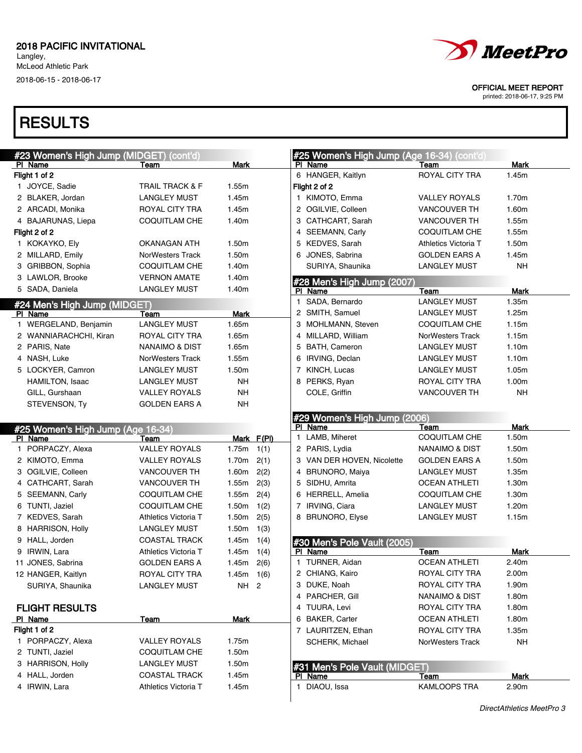2018 PACIFIC INVITATIONAL
Langley,
McLeod Athletic Park
2018-06-15 - 2018-06-17

OFFICIAL MEET REPORT
printed: 2018-06-17, 9:25 PM

# RESULTS

## #23 Women's High Jump (MIDGET) (cont'd)

| Pl | Name | Team | Mark |
|---|---|---|---|
| **Flight 1 of 2** | | | |
| 1 | JOYCE, Sadie | TRAIL TRACK & F | 1.55m |
| 2 | BLAKER, Jordan | LANGLEY MUST | 1.45m |
| 2 | ARCADI, Monika | ROYAL CITY TRA | 1.45m |
| 4 | BAJARUNAS, Liepa | COQUITLAM CHE | 1.40m |
| **Flight 2 of 2** | | | |
| 1 | KOKAYKO, Ely | OKANAGAN ATH | 1.50m |
| 2 | MILLARD, Emily | NorWesters Track | 1.50m |
| 3 | GRIBBON, Sophia | COQUITLAM CHE | 1.40m |
| 3 | LAWLOR, Brooke | VERNON AMATE | 1.40m |
| 5 | SADA, Daniela | LANGLEY MUST | 1.40m |

## #24 Men's High Jump (MIDGET)

| Pl | Name | Team | Mark |
|---|---|---|---|
| 1 | WERGELAND, Benjamin | LANGLEY MUST | 1.65m |
| 2 | WANNIARACHCHI, Kiran | ROYAL CITY TRA | 1.65m |
| 2 | PARIS, Nate | NANAIMO & DIST | 1.65m |
| 4 | NASH, Luke | NorWesters Track | 1.55m |
| 5 | LOCKYER, Camron | LANGLEY MUST | 1.50m |
| | HAMILTON, Isaac | LANGLEY MUST | NH |
| | GILL, Gurshaan | VALLEY ROYALS | NH |
| | STEVENSON, Ty | GOLDEN EARS A | NH |

## #25 Women's High Jump (Age 16-34)

| Pl | Name | Team | Mark | F(Pl) |
|---|---|---|---|---|
| 1 | PORPACZY, Alexa | VALLEY ROYALS | 1.75m | 1(1) |
| 2 | KIMOTO, Emma | VALLEY ROYALS | 1.70m | 2(1) |
| 3 | OGILVIE, Colleen | VANCOUVER TH | 1.60m | 2(2) |
| 4 | CATHCART, Sarah | VANCOUVER TH | 1.55m | 2(3) |
| 5 | SEEMANN, Carly | COQUITLAM CHE | 1.55m | 2(4) |
| 6 | TUNTI, Jaziel | COQUITLAM CHE | 1.50m | 1(2) |
| 7 | KEDVES, Sarah | Athletics Victoria T | 1.50m | 2(5) |
| 8 | HARRISON, Holly | LANGLEY MUST | 1.50m | 1(3) |
| 9 | HALL, Jorden | COASTAL TRACK | 1.45m | 1(4) |
| 9 | IRWIN, Lara | Athletics Victoria T | 1.45m | 1(4) |
| 11 | JONES, Sabrina | GOLDEN EARS A | 1.45m | 2(6) |
| 12 | HANGER, Kaitlyn | ROYAL CITY TRA | 1.45m | 1(6) |
| | SURIYA, Shaunika | LANGLEY MUST | NH | 2 |

### FLIGHT RESULTS

| Pl | Name | Team | Mark |
|---|---|---|---|
| **Flight 1 of 2** | | | |
| 1 | PORPACZY, Alexa | VALLEY ROYALS | 1.75m |
| 2 | TUNTI, Jaziel | COQUITLAM CHE | 1.50m |
| 3 | HARRISON, Holly | LANGLEY MUST | 1.50m |
| 4 | HALL, Jorden | COASTAL TRACK | 1.45m |
| 4 | IRWIN, Lara | Athletics Victoria T | 1.45m |

## #25 Women's High Jump (Age 16-34) (cont'd)

| Pl | Name | Team | Mark |
|---|---|---|---|
| 6 | HANGER, Kaitlyn | ROYAL CITY TRA | 1.45m |
| **Flight 2 of 2** | | | |
| 1 | KIMOTO, Emma | VALLEY ROYALS | 1.70m |
| 2 | OGILVIE, Colleen | VANCOUVER TH | 1.60m |
| 3 | CATHCART, Sarah | VANCOUVER TH | 1.55m |
| 4 | SEEMANN, Carly | COQUITLAM CHE | 1.55m |
| 5 | KEDVES, Sarah | Athletics Victoria T | 1.50m |
| 6 | JONES, Sabrina | GOLDEN EARS A | 1.45m |
| | SURIYA, Shaunika | LANGLEY MUST | NH |

## #28 Men's High Jump (2007)

| Pl | Name | Team | Mark |
|---|---|---|---|
| 1 | SADA, Bernardo | LANGLEY MUST | 1.35m |
| 2 | SMITH, Samuel | LANGLEY MUST | 1.25m |
| 3 | MOHLMANN, Steven | COQUITLAM CHE | 1.15m |
| 4 | MILLARD, William | NorWesters Track | 1.15m |
| 5 | BATH, Cameron | LANGLEY MUST | 1.10m |
| 6 | IRVING, Declan | LANGLEY MUST | 1.10m |
| 7 | KINCH, Lucas | LANGLEY MUST | 1.05m |
| 8 | PERKS, Ryan | ROYAL CITY TRA | 1.00m |
| | COLE, Griffin | VANCOUVER TH | NH |

## #29 Women's High Jump (2006)

| Pl | Name | Team | Mark |
|---|---|---|---|
| 1 | LAMB, Miheret | COQUITLAM CHE | 1.50m |
| 2 | PARIS, Lydia | NANAIMO & DIST | 1.50m |
| 3 | VAN DER HOVEN, Nicolette | GOLDEN EARS A | 1.50m |
| 4 | BRUNORO, Maiya | LANGLEY MUST | 1.35m |
| 5 | SIDHU, Amrita | OCEAN ATHLETI | 1.30m |
| 6 | HERRELL, Amelia | COQUITLAM CHE | 1.30m |
| 7 | IRVING, Ciara | LANGLEY MUST | 1.20m |
| 8 | BRUNORO, Elyse | LANGLEY MUST | 1.15m |

## #30 Men's Pole Vault (2005)

| Pl | Name | Team | Mark |
|---|---|---|---|
| 1 | TURNER, Aidan | OCEAN ATHLETI | 2.40m |
| 2 | CHIANG, Kairo | ROYAL CITY TRA | 2.00m |
| 3 | DUKE, Noah | ROYAL CITY TRA | 1.90m |
| 4 | PARCHER, Gill | NANAIMO & DIST | 1.80m |
| 4 | TUURA, Levi | ROYAL CITY TRA | 1.80m |
| 6 | BAKER, Carter | OCEAN ATHLETI | 1.80m |
| 7 | LAURITZEN, Ethan | ROYAL CITY TRA | 1.35m |
| | SCHERK, Michael | NorWesters Track | NH |

## #31 Men's Pole Vault (MIDGET)

| Pl | Name | Team | Mark |
|---|---|---|---|
| 1 | DIAOU, Issa | KAMLOOPS TRA | 2.90m |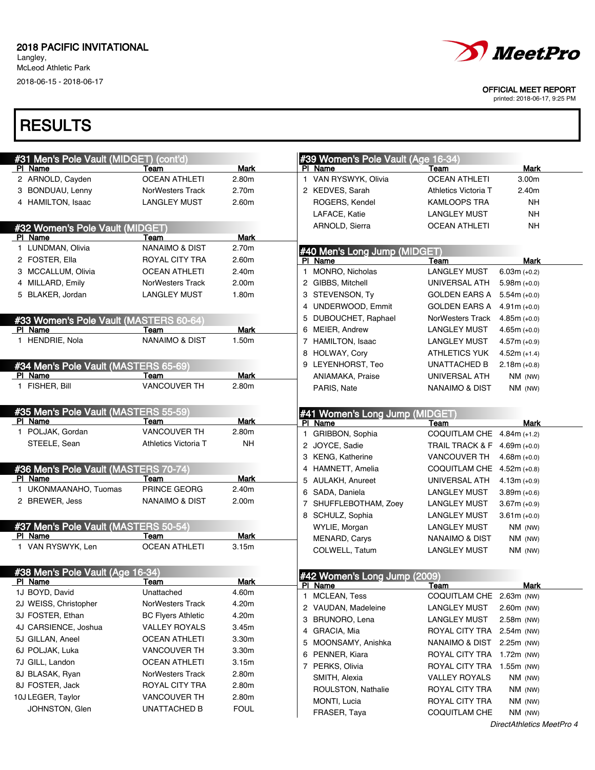2018 PACIFIC INVITATIONAL
Langley,
McLeod Athletic Park
2018-06-15 - 2018-06-17

OFFICIAL MEET REPORT
printed: 2018-06-17, 9:25 PM

# RESULTS

## #31 Men's Pole Vault (MIDGET) (cont'd)

| Pl | Name | Team | Mark |
|---|---|---|---|
| 2 | ARNOLD, Cayden | OCEAN ATHLETI | 2.80m |
| 3 | BONDUAU, Lenny | NorWesters Track | 2.70m |
| 4 | HAMILTON, Isaac | LANGLEY MUST | 2.60m |

## #32 Women's Pole Vault (MIDGET)

| Pl | Name | Team | Mark |
|---|---|---|---|
| 1 | LUNDMAN, Olivia | NANAIMO & DIST | 2.70m |
| 2 | FOSTER, Ella | ROYAL CITY TRA | 2.60m |
| 3 | MCCALLUM, Olivia | OCEAN ATHLETI | 2.40m |
| 4 | MILLARD, Emily | NorWesters Track | 2.00m |
| 5 | BLAKER, Jordan | LANGLEY MUST | 1.80m |

## #33 Women's Pole Vault (MASTERS 60-64)

| Pl | Name | Team | Mark |
|---|---|---|---|
| 1 | HENDRIE, Nola | NANAIMO & DIST | 1.50m |

## #34 Men's Pole Vault (MASTERS 65-69)

| Pl | Name | Team | Mark |
|---|---|---|---|
| 1 | FISHER, Bill | VANCOUVER TH | 2.80m |

## #35 Men's Pole Vault (MASTERS 55-59)

| Pl | Name | Team | Mark |
|---|---|---|---|
| 1 | POLJAK, Gordan | VANCOUVER TH | 2.80m |
| | STEELE, Sean | Athletics Victoria T | NH |

## #36 Men's Pole Vault (MASTERS 70-74)

| Pl | Name | Team | Mark |
|---|---|---|---|
| 1 | UKONMAANAHO, Tuomas | PRINCE GEORG | 2.40m |
| 2 | BREWER, Jess | NANAIMO & DIST | 2.00m |

## #37 Men's Pole Vault (MASTERS 50-54)

| Pl | Name | Team | Mark |
|---|---|---|---|
| 1 | VAN RYSWYK, Len | OCEAN ATHLETI | 3.15m |

## #38 Men's Pole Vault (Age 16-34)

| Pl | Name | Team | Mark |
|---|---|---|---|
| 1J | BOYD, David | Unattached | 4.60m |
| 2J | WEISS, Christopher | NorWesters Track | 4.20m |
| 3J | FOSTER, Ethan | BC Flyers Athletic | 4.20m |
| 4J | CARSIENCE, Joshua | VALLEY ROYALS | 3.45m |
| 5J | GILLAN, Aneel | OCEAN ATHLETI | 3.30m |
| 6J | POLJAK, Luka | VANCOUVER TH | 3.30m |
| 7J | GILL, Landon | OCEAN ATHLETI | 3.15m |
| 8J | BLASAK, Ryan | NorWesters Track | 2.80m |
| 8J | FOSTER, Jack | ROYAL CITY TRA | 2.80m |
| 10J | LEGER, Taylor | VANCOUVER TH | 2.80m |
| | JOHNSTON, Glen | UNATTACHED B | FOUL |

## #39 Women's Pole Vault (Age 16-34)

| Pl | Name | Team | Mark |
|---|---|---|---|
| 1 | VAN RYSWYK, Olivia | OCEAN ATHLETI | 3.00m |
| 2 | KEDVES, Sarah | Athletics Victoria T | 2.40m |
| | ROGERS, Kendel | KAMLOOPS TRA | NH |
| | LAFACE, Katie | LANGLEY MUST | NH |
| | ARNOLD, Sierra | OCEAN ATHLETI | NH |

## #40 Men's Long Jump (MIDGET)

| Pl | Name | Team | Mark |
|---|---|---|---|
| 1 | MONRO, Nicholas | LANGLEY MUST | 6.03m (+0.2) |
| 2 | GIBBS, Mitchell | UNIVERSAL ATH | 5.98m (+0.0) |
| 3 | STEVENSON, Ty | GOLDEN EARS A | 5.54m (+0.0) |
| 4 | UNDERWOOD, Emmit | GOLDEN EARS A | 4.91m (+0.0) |
| 5 | DUBOUCHET, Raphael | NorWesters Track | 4.85m (+0.0) |
| 6 | MEIER, Andrew | LANGLEY MUST | 4.65m (+0.0) |
| 7 | HAMILTON, Isaac | LANGLEY MUST | 4.57m (+0.9) |
| 8 | HOLWAY, Cory | ATHLETICS YUK | 4.52m (+1.4) |
| 9 | LEYENHORST, Teo | UNATTACHED B | 2.18m (+0.8) |
| | ANIAMAKA, Praise | UNIVERSAL ATH | NM (NW) |
| | PARIS, Nate | NANAIMO & DIST | NM (NW) |

## #41 Women's Long Jump (MIDGET)

| Pl | Name | Team | Mark |
|---|---|---|---|
| 1 | GRIBBON, Sophia | COQUITLAM CHE | 4.84m (+1.2) |
| 2 | JOYCE, Sadie | TRAIL TRACK & F | 4.69m (+0.0) |
| 3 | KENG, Katherine | VANCOUVER TH | 4.68m (+0.0) |
| 4 | HAMNETT, Amelia | COQUITLAM CHE | 4.52m (+0.8) |
| 5 | AULAKH, Anureet | UNIVERSAL ATH | 4.13m (+0.9) |
| 6 | SADA, Daniela | LANGLEY MUST | 3.89m (+0.6) |
| 7 | SHUFFLEBOTHAM, Zoey | LANGLEY MUST | 3.67m (+0.9) |
| 8 | SCHULZ, Sophia | LANGLEY MUST | 3.61m (+0.0) |
| | WYLIE, Morgan | LANGLEY MUST | NM (NW) |
| | MENARD, Carys | NANAIMO & DIST | NM (NW) |
| | COLWELL, Tatum | LANGLEY MUST | NM (NW) |

## #42 Women's Long Jump (2009)

| Pl | Name | Team | Mark |
|---|---|---|---|
| 1 | MCLEAN, Tess | COQUITLAM CHE | 2.63m (NW) |
| 2 | VAUDAN, Madeleine | LANGLEY MUST | 2.60m (NW) |
| 3 | BRUNORO, Lena | LANGLEY MUST | 2.58m (NW) |
| 4 | GRACIA, Mia | ROYAL CITY TRA | 2.54m (NW) |
| 5 | MOONSAMY, Anishka | NANAIMO & DIST | 2.25m (NW) |
| 6 | PENNER, Kiara | ROYAL CITY TRA | 1.72m (NW) |
| 7 | PERKS, Olivia | ROYAL CITY TRA | 1.55m (NW) |
| | SMITH, Alexia | VALLEY ROYALS | NM (NW) |
| | ROULSTON, Nathalie | ROYAL CITY TRA | NM (NW) |
| | MONTI, Lucia | ROYAL CITY TRA | NM (NW) |
| | FRASER, Taya | COQUITLAM CHE | NM (NW) |

*DirectAthletics MeetPro 4*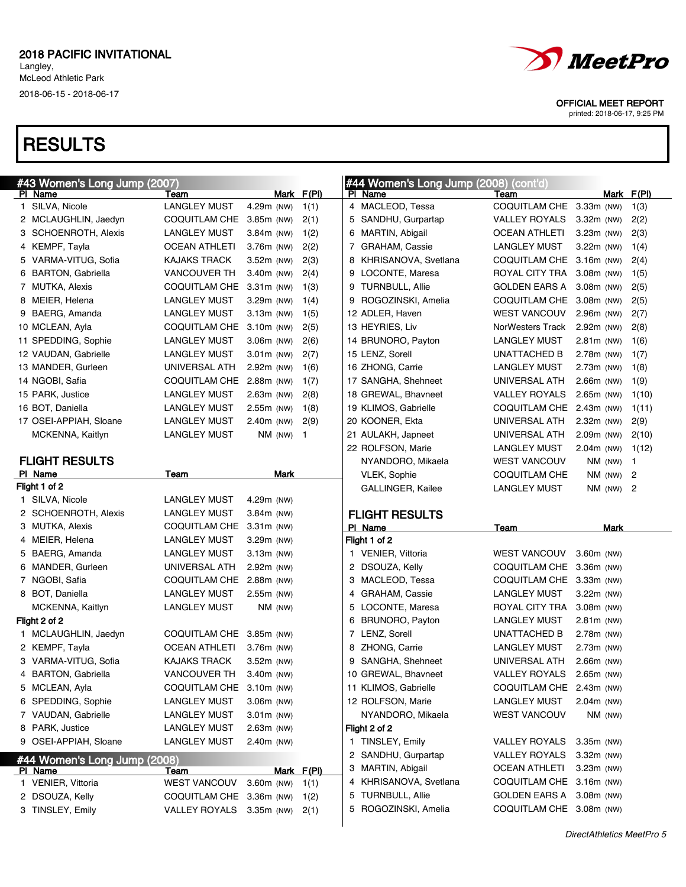2018 PACIFIC INVITATIONAL
Langley,
McLeod Athletic Park
2018-06-15 - 2018-06-17

OFFICIAL MEET REPORT
printed: 2018-06-17, 9:25 PM

# RESULTS

## #43 Women's Long Jump (2007)

| Pl | Name | Team | Mark | | F(Pl) |
|---|---|---|---|---|---|
| 1 | SILVA, Nicole | LANGLEY MUST | 4.29m | (NW) | 1(1) |
| 2 | MCLAUGHLIN, Jaedyn | COQUITLAM CHE | 3.85m | (NW) | 2(1) |
| 3 | SCHOENROTH, Alexis | LANGLEY MUST | 3.84m | (NW) | 1(2) |
| 4 | KEMPF, Tayla | OCEAN ATHLETI | 3.76m | (NW) | 2(2) |
| 5 | VARMA-VITUG, Sofia | KAJAKS TRACK | 3.52m | (NW) | 2(3) |
| 6 | BARTON, Gabriella | VANCOUVER TH | 3.40m | (NW) | 2(4) |
| 7 | MUTKA, Alexis | COQUITLAM CHE | 3.31m | (NW) | 1(3) |
| 8 | MEIER, Helena | LANGLEY MUST | 3.29m | (NW) | 1(4) |
| 9 | BAERG, Amanda | LANGLEY MUST | 3.13m | (NW) | 1(5) |
| 10 | MCLEAN, Ayla | COQUITLAM CHE | 3.10m | (NW) | 2(5) |
| 11 | SPEDDING, Sophie | LANGLEY MUST | 3.06m | (NW) | 2(6) |
| 12 | VAUDAN, Gabrielle | LANGLEY MUST | 3.01m | (NW) | 2(7) |
| 13 | MANDER, Gurleen | UNIVERSAL ATH | 2.92m | (NW) | 1(6) |
| 14 | NGOBI, Safia | COQUITLAM CHE | 2.88m | (NW) | 1(7) |
| 15 | PARK, Justice | LANGLEY MUST | 2.63m | (NW) | 2(8) |
| 16 | BOT, Daniella | LANGLEY MUST | 2.55m | (NW) | 1(8) |
| 17 | OSEI-APPIAH, Sloane | LANGLEY MUST | 2.40m | (NW) | 2(9) |
| | MCKENNA, Kaitlyn | LANGLEY MUST | NM | (NW) | 1 |

### FLIGHT RESULTS

| Pl | Name | Team | Mark | |
|---|---|---|---|---|
| **Flight 1 of 2** | | | | |
| 1 | SILVA, Nicole | LANGLEY MUST | 4.29m | (NW) |
| 2 | SCHOENROTH, Alexis | LANGLEY MUST | 3.84m | (NW) |
| 3 | MUTKA, Alexis | COQUITLAM CHE | 3.31m | (NW) |
| 4 | MEIER, Helena | LANGLEY MUST | 3.29m | (NW) |
| 5 | BAERG, Amanda | LANGLEY MUST | 3.13m | (NW) |
| 6 | MANDER, Gurleen | UNIVERSAL ATH | 2.92m | (NW) |
| 7 | NGOBI, Safia | COQUITLAM CHE | 2.88m | (NW) |
| 8 | BOT, Daniella | LANGLEY MUST | 2.55m | (NW) |
| | MCKENNA, Kaitlyn | LANGLEY MUST | NM | (NW) |
| **Flight 2 of 2** | | | | |
| 1 | MCLAUGHLIN, Jaedyn | COQUITLAM CHE | 3.85m | (NW) |
| 2 | KEMPF, Tayla | OCEAN ATHLETI | 3.76m | (NW) |
| 3 | VARMA-VITUG, Sofia | KAJAKS TRACK | 3.52m | (NW) |
| 4 | BARTON, Gabriella | VANCOUVER TH | 3.40m | (NW) |
| 5 | MCLEAN, Ayla | COQUITLAM CHE | 3.10m | (NW) |
| 6 | SPEDDING, Sophie | LANGLEY MUST | 3.06m | (NW) |
| 7 | VAUDAN, Gabrielle | LANGLEY MUST | 3.01m | (NW) |
| 8 | PARK, Justice | LANGLEY MUST | 2.63m | (NW) |
| 9 | OSEI-APPIAH, Sloane | LANGLEY MUST | 2.40m | (NW) |

## #44 Women's Long Jump (2008)

| Pl | Name | Team | Mark | | F(Pl) |
|---|---|---|---|---|---|
| 1 | VENIER, Vittoria | WEST VANCOUV | 3.60m | (NW) | 1(1) |
| 2 | DSOUZA, Kelly | COQUITLAM CHE | 3.36m | (NW) | 1(2) |
| 3 | TINSLEY, Emily | VALLEY ROYALS | 3.35m | (NW) | 2(1) |
| 4 | MACLEOD, Tessa | COQUITLAM CHE | 3.33m | (NW) | 1(3) |
| 5 | SANDHU, Gurpartap | VALLEY ROYALS | 3.32m | (NW) | 2(2) |
| 6 | MARTIN, Abigail | OCEAN ATHLETI | 3.23m | (NW) | 2(3) |
| 7 | GRAHAM, Cassie | LANGLEY MUST | 3.22m | (NW) | 1(4) |
| 8 | KHRISANOVA, Svetlana | COQUITLAM CHE | 3.16m | (NW) | 2(4) |
| 9 | LOCONTE, Maresa | ROYAL CITY TRA | 3.08m | (NW) | 1(5) |
| 9 | TURNBULL, Allie | GOLDEN EARS A | 3.08m | (NW) | 2(5) |
| 9 | ROGOZINSKI, Amelia | COQUITLAM CHE | 3.08m | (NW) | 2(5) |
| 12 | ADLER, Haven | WEST VANCOUV | 2.96m | (NW) | 2(7) |
| 13 | HEYRIES, Liv | NorWesters Track | 2.92m | (NW) | 2(8) |
| 14 | BRUNORO, Payton | LANGLEY MUST | 2.81m | (NW) | 1(6) |
| 15 | LENZ, Sorell | UNATTACHED B | 2.78m | (NW) | 1(7) |
| 16 | ZHONG, Carrie | LANGLEY MUST | 2.73m | (NW) | 1(8) |
| 17 | SANGHA, Shehneet | UNIVERSAL ATH | 2.66m | (NW) | 1(9) |
| 18 | GREWAL, Bhavneet | VALLEY ROYALS | 2.65m | (NW) | 1(10) |
| 19 | KLIMOS, Gabrielle | COQUITLAM CHE | 2.43m | (NW) | 1(11) |
| 20 | KOONER, Ekta | UNIVERSAL ATH | 2.32m | (NW) | 2(9) |
| 21 | AULAKH, Japneet | UNIVERSAL ATH | 2.09m | (NW) | 2(10) |
| 22 | ROLFSON, Marie | LANGLEY MUST | 2.04m | (NW) | 1(12) |
| | NYANDORO, Mikaela | WEST VANCOUV | NM | (NW) | 1 |
| | VLEK, Sophie | COQUITLAM CHE | NM | (NW) | 2 |
| | GALLINGER, Kailee | LANGLEY MUST | NM | (NW) | 2 |

### FLIGHT RESULTS

| Pl | Name | Team | Mark | |
|---|---|---|---|---|
| **Flight 1 of 2** | | | | |
| 1 | VENIER, Vittoria | WEST VANCOUV | 3.60m | (NW) |
| 2 | DSOUZA, Kelly | COQUITLAM CHE | 3.36m | (NW) |
| 3 | MACLEOD, Tessa | COQUITLAM CHE | 3.33m | (NW) |
| 4 | GRAHAM, Cassie | LANGLEY MUST | 3.22m | (NW) |
| 5 | LOCONTE, Maresa | ROYAL CITY TRA | 3.08m | (NW) |
| 6 | BRUNORO, Payton | LANGLEY MUST | 2.81m | (NW) |
| 7 | LENZ, Sorell | UNATTACHED B | 2.78m | (NW) |
| 8 | ZHONG, Carrie | LANGLEY MUST | 2.73m | (NW) |
| 9 | SANGHA, Shehneet | UNIVERSAL ATH | 2.66m | (NW) |
| 10 | GREWAL, Bhavneet | VALLEY ROYALS | 2.65m | (NW) |
| 11 | KLIMOS, Gabrielle | COQUITLAM CHE | 2.43m | (NW) |
| 12 | ROLFSON, Marie | LANGLEY MUST | 2.04m | (NW) |
| | NYANDORO, Mikaela | WEST VANCOUV | NM | (NW) |
| **Flight 2 of 2** | | | | |
| 1 | TINSLEY, Emily | VALLEY ROYALS | 3.35m | (NW) |
| 2 | SANDHU, Gurpartap | VALLEY ROYALS | 3.32m | (NW) |
| 3 | MARTIN, Abigail | OCEAN ATHLETI | 3.23m | (NW) |
| 4 | KHRISANOVA, Svetlana | COQUITLAM CHE | 3.16m | (NW) |
| 5 | TURNBULL, Allie | GOLDEN EARS A | 3.08m | (NW) |
| 5 | ROGOZINSKI, Amelia | COQUITLAM CHE | 3.08m | (NW) |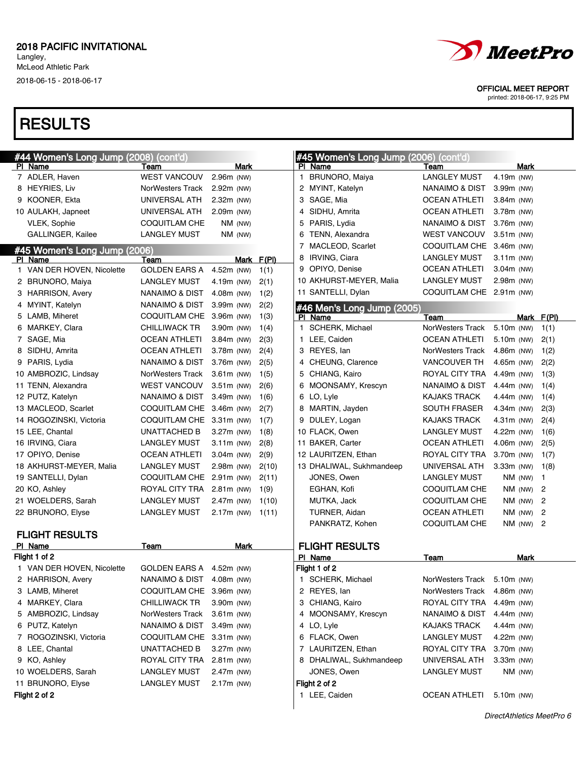2018 PACIFIC INVITATIONAL
Langley,
McLeod Athletic Park
2018-06-15 - 2018-06-17

OFFICIAL MEET REPORT
printed: 2018-06-17, 9:25 PM

# RESULTS

## #44 Women's Long Jump (2008) (cont'd)

| Pl | Name | Team | Mark |
|---|---|---|---|
| 7 | ADLER, Haven | WEST VANCOUV | 2.96m (NW) |
| 8 | HEYRIES, Liv | NorWesters Track | 2.92m (NW) |
| 9 | KOONER, Ekta | UNIVERSAL ATH | 2.32m (NW) |
| 10 | AULAKH, Japneet | UNIVERSAL ATH | 2.09m (NW) |
| | VLEK, Sophie | COQUITLAM CHE | NM (NW) |
| | GALLINGER, Kailee | LANGLEY MUST | NM (NW) |

## #45 Women's Long Jump (2006)

| Pl | Name | Team | Mark | F(Pl) |
|---|---|---|---|---|
| 1 | VAN DER HOVEN, Nicolette | GOLDEN EARS A | 4.52m (NW) | 1(1) |
| 2 | BRUNORO, Maiya | LANGLEY MUST | 4.19m (NW) | 2(1) |
| 3 | HARRISON, Avery | NANAIMO & DIST | 4.08m (NW) | 1(2) |
| 4 | MYINT, Katelyn | NANAIMO & DIST | 3.99m (NW) | 2(2) |
| 5 | LAMB, Miheret | COQUITLAM CHE | 3.96m (NW) | 1(3) |
| 6 | MARKEY, Clara | CHILLIWACK TR | 3.90m (NW) | 1(4) |
| 7 | SAGE, Mia | OCEAN ATHLETI | 3.84m (NW) | 2(3) |
| 8 | SIDHU, Amrita | OCEAN ATHLETI | 3.78m (NW) | 2(4) |
| 9 | PARIS, Lydia | NANAIMO & DIST | 3.76m (NW) | 2(5) |
| 10 | AMBROZIC, Lindsay | NorWesters Track | 3.61m (NW) | 1(5) |
| 11 | TENN, Alexandra | WEST VANCOUV | 3.51m (NW) | 2(6) |
| 12 | PUTZ, Katelyn | NANAIMO & DIST | 3.49m (NW) | 1(6) |
| 13 | MACLEOD, Scarlet | COQUITLAM CHE | 3.46m (NW) | 2(7) |
| 14 | ROGOZINSKI, Victoria | COQUITLAM CHE | 3.31m (NW) | 1(7) |
| 15 | LEE, Chantal | UNATTACHED B | 3.27m (NW) | 1(8) |
| 16 | IRVING, Ciara | LANGLEY MUST | 3.11m (NW) | 2(8) |
| 17 | OPIYO, Denise | OCEAN ATHLETI | 3.04m (NW) | 2(9) |
| 18 | AKHURST-MEYER, Malia | LANGLEY MUST | 2.98m (NW) | 2(10) |
| 19 | SANTELLI, Dylan | COQUITLAM CHE | 2.91m (NW) | 2(11) |
| 20 | KO, Ashley | ROYAL CITY TRA | 2.81m (NW) | 1(9) |
| 21 | WOELDERS, Sarah | LANGLEY MUST | 2.47m (NW) | 1(10) |
| 22 | BRUNORO, Elyse | LANGLEY MUST | 2.17m (NW) | 1(11) |

### FLIGHT RESULTS

| Pl | Name | Team | Mark |
|---|---|---|---|
| **Flight 1 of 2** | | | |
| 1 | VAN DER HOVEN, Nicolette | GOLDEN EARS A | 4.52m (NW) |
| 2 | HARRISON, Avery | NANAIMO & DIST | 4.08m (NW) |
| 3 | LAMB, Miheret | COQUITLAM CHE | 3.96m (NW) |
| 4 | MARKEY, Clara | CHILLIWACK TR | 3.90m (NW) |
| 5 | AMBROZIC, Lindsay | NorWesters Track | 3.61m (NW) |
| 6 | PUTZ, Katelyn | NANAIMO & DIST | 3.49m (NW) |
| 7 | ROGOZINSKI, Victoria | COQUITLAM CHE | 3.31m (NW) |
| 8 | LEE, Chantal | UNATTACHED B | 3.27m (NW) |
| 9 | KO, Ashley | ROYAL CITY TRA | 2.81m (NW) |
| 10 | WOELDERS, Sarah | LANGLEY MUST | 2.47m (NW) |
| 11 | BRUNORO, Elyse | LANGLEY MUST | 2.17m (NW) |
| **Flight 2 of 2** | | | |
| 1 | BRUNORO, Maiya | LANGLEY MUST | 4.19m (NW) |
| 2 | MYINT, Katelyn | NANAIMO & DIST | 3.99m (NW) |
| 3 | SAGE, Mia | OCEAN ATHLETI | 3.84m (NW) |
| 4 | SIDHU, Amrita | OCEAN ATHLETI | 3.78m (NW) |
| 5 | PARIS, Lydia | NANAIMO & DIST | 3.76m (NW) |
| 6 | TENN, Alexandra | WEST VANCOUV | 3.51m (NW) |
| 7 | MACLEOD, Scarlet | COQUITLAM CHE | 3.46m (NW) |
| 8 | IRVING, Ciara | LANGLEY MUST | 3.11m (NW) |
| 9 | OPIYO, Denise | OCEAN ATHLETI | 3.04m (NW) |
| 10 | AKHURST-MEYER, Malia | LANGLEY MUST | 2.98m (NW) |
| 11 | SANTELLI, Dylan | COQUITLAM CHE | 2.91m (NW) |

## #46 Men's Long Jump (2005)

| Pl | Name | Team | Mark | F(Pl) |
|---|---|---|---|---|
| 1 | SCHERK, Michael | NorWesters Track | 5.10m (NW) | 1(1) |
| 1 | LEE, Caiden | OCEAN ATHLETI | 5.10m (NW) | 2(1) |
| 3 | REYES, Ian | NorWesters Track | 4.86m (NW) | 1(2) |
| 4 | CHEUNG, Clarence | VANCOUVER TH | 4.65m (NW) | 2(2) |
| 5 | CHIANG, Kairo | ROYAL CITY TRA | 4.49m (NW) | 1(3) |
| 6 | MOONSAMY, Krescyn | NANAIMO & DIST | 4.44m (NW) | 1(4) |
| 6 | LO, Lyle | KAJAKS TRACK | 4.44m (NW) | 1(4) |
| 8 | MARTIN, Jayden | SOUTH FRASER | 4.34m (NW) | 2(3) |
| 9 | DULEY, Logan | KAJAKS TRACK | 4.31m (NW) | 2(4) |
| 10 | FLACK, Owen | LANGLEY MUST | 4.22m (NW) | 1(6) |
| 11 | BAKER, Carter | OCEAN ATHLETI | 4.06m (NW) | 2(5) |
| 12 | LAURITZEN, Ethan | ROYAL CITY TRA | 3.70m (NW) | 1(7) |
| 13 | DHALIWAL, Sukhmandeep | UNIVERSAL ATH | 3.33m (NW) | 1(8) |
| | JONES, Owen | LANGLEY MUST | NM (NW) | 1 |
| | EGHAN, Kofi | COQUITLAM CHE | NM (NW) | 2 |
| | MUTKA, Jack | COQUITLAM CHE | NM (NW) | 2 |
| | TURNER, Aidan | OCEAN ATHLETI | NM (NW) | 2 |
| | PANKRATZ, Kohen | COQUITLAM CHE | NM (NW) | 2 |

### FLIGHT RESULTS

| Pl | Name | Team | Mark |
|---|---|---|---|
| **Flight 1 of 2** | | | |
| 1 | SCHERK, Michael | NorWesters Track | 5.10m (NW) |
| 2 | REYES, Ian | NorWesters Track | 4.86m (NW) |
| 3 | CHIANG, Kairo | ROYAL CITY TRA | 4.49m (NW) |
| 4 | MOONSAMY, Krescyn | NANAIMO & DIST | 4.44m (NW) |
| 4 | LO, Lyle | KAJAKS TRACK | 4.44m (NW) |
| 6 | FLACK, Owen | LANGLEY MUST | 4.22m (NW) |
| 7 | LAURITZEN, Ethan | ROYAL CITY TRA | 3.70m (NW) |
| 8 | DHALIWAL, Sukhmandeep | UNIVERSAL ATH | 3.33m (NW) |
| | JONES, Owen | LANGLEY MUST | NM (NW) |
| **Flight 2 of 2** | | | |
| 1 | LEE, Caiden | OCEAN ATHLETI | 5.10m (NW) |

*DirectAthletics MeetPro 6*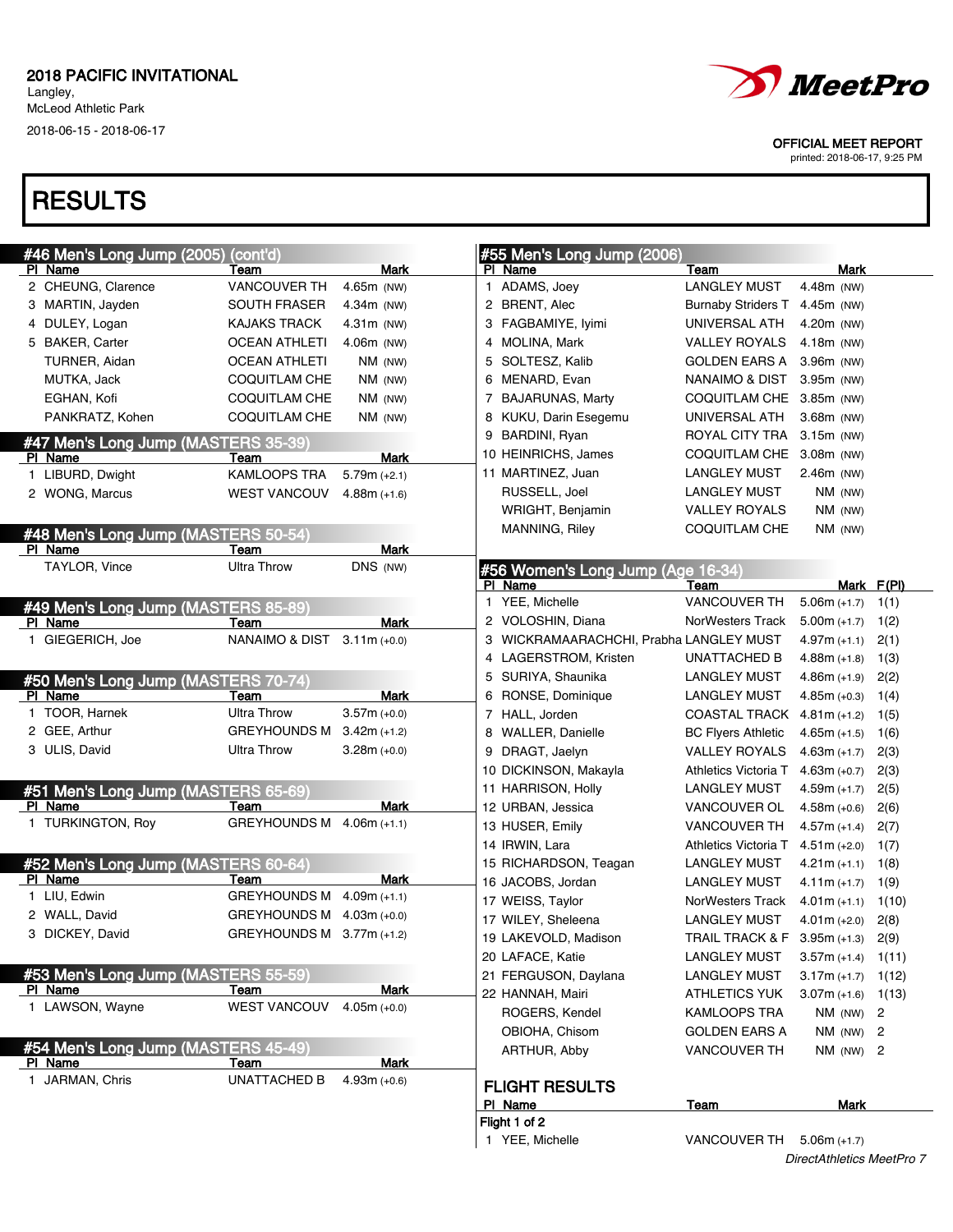2018 PACIFIC INVITATIONAL
Langley,
McLeod Athletic Park
2018-06-15 - 2018-06-17

OFFICIAL MEET REPORT
printed: 2018-06-17, 9:25 PM

# RESULTS

## #46 Men's Long Jump (2005) (cont'd)

| Pl | Name | Team | Mark |
|---|---|---|---|
| 2 | CHEUNG, Clarence | VANCOUVER TH | 4.65m (NW) |
| 3 | MARTIN, Jayden | SOUTH FRASER | 4.34m (NW) |
| 4 | DULEY, Logan | KAJAKS TRACK | 4.31m (NW) |
| 5 | BAKER, Carter | OCEAN ATHLETI | 4.06m (NW) |
| | TURNER, Aidan | OCEAN ATHLETI | NM (NW) |
| | MUTKA, Jack | COQUITLAM CHE | NM (NW) |
| | EGHAN, Kofi | COQUITLAM CHE | NM (NW) |
| | PANKRATZ, Kohen | COQUITLAM CHE | NM (NW) |

## #47 Men's Long Jump (MASTERS 35-39)

| Pl | Name | Team | Mark |
|---|---|---|---|
| 1 | LIBURD, Dwight | KAMLOOPS TRA | 5.79m (+2.1) |
| 2 | WONG, Marcus | WEST VANCOUV | 4.88m (+1.6) |

## #48 Men's Long Jump (MASTERS 50-54)

| Pl | Name | Team | Mark |
|---|---|---|---|
| | TAYLOR, Vince | Ultra Throw | DNS (NW) |

## #49 Men's Long Jump (MASTERS 85-89)

| Pl | Name | Team | Mark |
|---|---|---|---|
| 1 | GIEGERICH, Joe | NANAIMO & DIST | 3.11m (+0.0) |

## #50 Men's Long Jump (MASTERS 70-74)

| Pl | Name | Team | Mark |
|---|---|---|---|
| 1 | TOOR, Harnek | Ultra Throw | 3.57m (+0.0) |
| 2 | GEE, Arthur | GREYHOUNDS M | 3.42m (+1.2) |
| 3 | ULIS, David | Ultra Throw | 3.28m (+0.0) |

## #51 Men's Long Jump (MASTERS 65-69)

| Pl | Name | Team | Mark |
|---|---|---|---|
| 1 | TURKINGTON, Roy | GREYHOUNDS M | 4.06m (+1.1) |

## #52 Men's Long Jump (MASTERS 60-64)

| Pl | Name | Team | Mark |
|---|---|---|---|
| 1 | LIU, Edwin | GREYHOUNDS M | 4.09m (+1.1) |
| 2 | WALL, David | GREYHOUNDS M | 4.03m (+0.0) |
| 3 | DICKEY, David | GREYHOUNDS M | 3.77m (+1.2) |

## #53 Men's Long Jump (MASTERS 55-59)

| Pl | Name | Team | Mark |
|---|---|---|---|
| 1 | LAWSON, Wayne | WEST VANCOUV | 4.05m (+0.0) |

## #54 Men's Long Jump (MASTERS 45-49)

| Pl | Name | Team | Mark |
|---|---|---|---|
| 1 | JARMAN, Chris | UNATTACHED B | 4.93m (+0.6) |

## #55 Men's Long Jump (2006)

| Pl | Name | Team | Mark |
|---|---|---|---|
| 1 | ADAMS, Joey | LANGLEY MUST | 4.48m (NW) |
| 2 | BRENT, Alec | Burnaby Striders T | 4.45m (NW) |
| 3 | FAGBAMIYE, Iyimi | UNIVERSAL ATH | 4.20m (NW) |
| 4 | MOLINA, Mark | VALLEY ROYALS | 4.18m (NW) |
| 5 | SOLTESZ, Kalib | GOLDEN EARS A | 3.96m (NW) |
| 6 | MENARD, Evan | NANAIMO & DIST | 3.95m (NW) |
| 7 | BAJARUNAS, Marty | COQUITLAM CHE | 3.85m (NW) |
| 8 | KUKU, Darin Esegemu | UNIVERSAL ATH | 3.68m (NW) |
| 9 | BARDINI, Ryan | ROYAL CITY TRA | 3.15m (NW) |
| 10 | HEINRICHS, James | COQUITLAM CHE | 3.08m (NW) |
| 11 | MARTINEZ, Juan | LANGLEY MUST | 2.46m (NW) |
| | RUSSELL, Joel | LANGLEY MUST | NM (NW) |
| | WRIGHT, Benjamin | VALLEY ROYALS | NM (NW) |
| | MANNING, Riley | COQUITLAM CHE | NM (NW) |

## #56 Women's Long Jump (Age 16-34)

| Pl | Name | Team | Mark | F(Pl) |
|---|---|---|---|---|
| 1 | YEE, Michelle | VANCOUVER TH | 5.06m (+1.7) | 1(1) |
| 2 | VOLOSHIN, Diana | NorWesters Track | 5.00m (+1.7) | 1(2) |
| 3 | WICKRAMAARACHCHI, Prabha | LANGLEY MUST | 4.97m (+1.1) | 2(1) |
| 4 | LAGERSTROM, Kristen | UNATTACHED B | 4.88m (+1.8) | 1(3) |
| 5 | SURIYA, Shaunika | LANGLEY MUST | 4.86m (+1.9) | 2(2) |
| 6 | RONSE, Dominique | LANGLEY MUST | 4.85m (+0.3) | 1(4) |
| 7 | HALL, Jorden | COASTAL TRACK | 4.81m (+1.2) | 1(5) |
| 8 | WALLER, Danielle | BC Flyers Athletic | 4.65m (+1.5) | 1(6) |
| 9 | DRAGT, Jaelyn | VALLEY ROYALS | 4.63m (+1.7) | 2(3) |
| 10 | DICKINSON, Makayla | Athletics Victoria T | 4.63m (+0.7) | 2(3) |
| 11 | HARRISON, Holly | LANGLEY MUST | 4.59m (+1.7) | 2(5) |
| 12 | URBAN, Jessica | VANCOUVER OL | 4.58m (+0.6) | 2(6) |
| 13 | HUSER, Emily | VANCOUVER TH | 4.57m (+1.4) | 2(7) |
| 14 | IRWIN, Lara | Athletics Victoria T | 4.51m (+2.0) | 1(7) |
| 15 | RICHARDSON, Teagan | LANGLEY MUST | 4.21m (+1.1) | 1(8) |
| 16 | JACOBS, Jordan | LANGLEY MUST | 4.11m (+1.7) | 1(9) |
| 17 | WEISS, Taylor | NorWesters Track | 4.01m (+1.1) | 1(10) |
| 17 | WILEY, Sheleena | LANGLEY MUST | 4.01m (+2.0) | 2(8) |
| 19 | LAKEVOLD, Madison | TRAIL TRACK & F | 3.95m (+1.3) | 2(9) |
| 20 | LAFACE, Katie | LANGLEY MUST | 3.57m (+1.4) | 1(11) |
| 21 | FERGUSON, Daylana | LANGLEY MUST | 3.17m (+1.7) | 1(12) |
| 22 | HANNAH, Mairi | ATHLETICS YUK | 3.07m (+1.6) | 1(13) |
| | ROGERS, Kendel | KAMLOOPS TRA | NM (NW) | 2 |
| | OBIOHA, Chisom | GOLDEN EARS A | NM (NW) | 2 |
| | ARTHUR, Abby | VANCOUVER TH | NM (NW) | 2 |

### FLIGHT RESULTS

| Pl | Name | Team | Mark |
|---|---|---|---|
| **Flight 1 of 2** | | | |
| 1 | YEE, Michelle | VANCOUVER TH | 5.06m (+1.7) |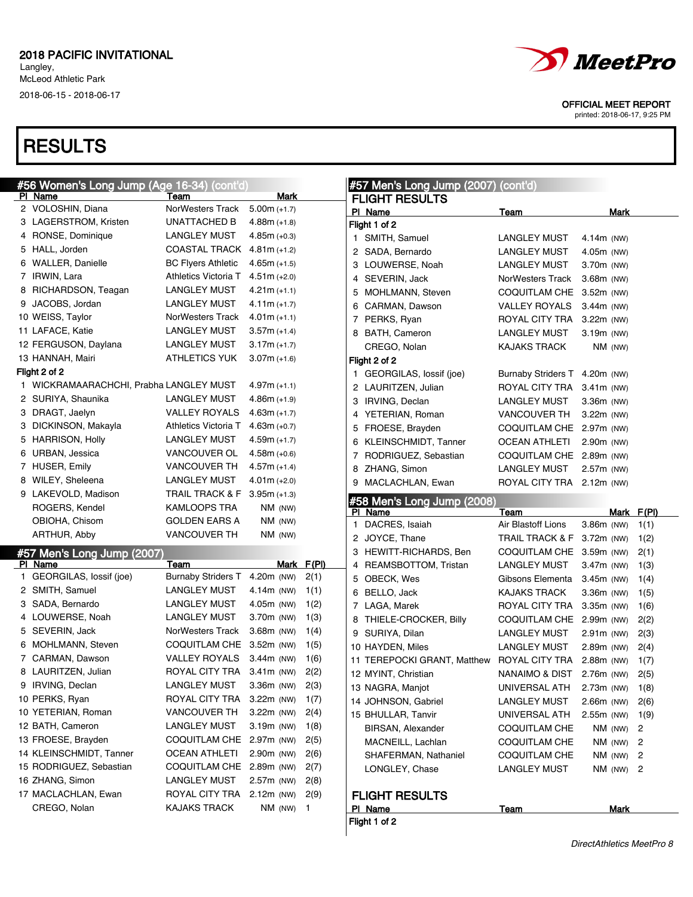2018 PACIFIC INVITATIONAL
Langley,
McLeod Athletic Park
2018-06-15 - 2018-06-17

OFFICIAL MEET REPORT
printed: 2018-06-17, 9:25 PM

# RESULTS

## #56 Women's Long Jump (Age 16-34) (cont'd)

| Pl | Name | Team | Mark |
|---|---|---|---|
| 2 | VOLOSHIN, Diana | NorWesters Track | 5.00m (+1.7) |
| 3 | LAGERSTROM, Kristen | UNATTACHED B | 4.88m (+1.8) |
| 4 | RONSE, Dominique | LANGLEY MUST | 4.85m (+0.3) |
| 5 | HALL, Jorden | COASTAL TRACK | 4.81m (+1.2) |
| 6 | WALLER, Danielle | BC Flyers Athletic | 4.65m (+1.5) |
| 7 | IRWIN, Lara | Athletics Victoria T | 4.51m (+2.0) |
| 8 | RICHARDSON, Teagan | LANGLEY MUST | 4.21m (+1.1) |
| 9 | JACOBS, Jordan | LANGLEY MUST | 4.11m (+1.7) |
| 10 | WEISS, Taylor | NorWesters Track | 4.01m (+1.1) |
| 11 | LAFACE, Katie | LANGLEY MUST | 3.57m (+1.4) |
| 12 | FERGUSON, Daylana | LANGLEY MUST | 3.17m (+1.7) |
| 13 | HANNAH, Mairi | ATHLETICS YUK | 3.07m (+1.6) |

**Flight 2 of 2**

| Pl | Name | Team | Mark |
|---|---|---|---|
| 1 | WICKRAMAARACHCHI, Prabha | LANGLEY MUST | 4.97m (+1.1) |
| 2 | SURIYA, Shaunika | LANGLEY MUST | 4.86m (+1.9) |
| 3 | DRAGT, Jaelyn | VALLEY ROYALS | 4.63m (+1.7) |
| 3 | DICKINSON, Makayla | Athletics Victoria T | 4.63m (+0.7) |
| 5 | HARRISON, Holly | LANGLEY MUST | 4.59m (+1.7) |
| 6 | URBAN, Jessica | VANCOUVER OL | 4.58m (+0.6) |
| 7 | HUSER, Emily | VANCOUVER TH | 4.57m (+1.4) |
| 8 | WILEY, Sheleena | LANGLEY MUST | 4.01m (+2.0) |
| 9 | LAKEVOLD, Madison | TRAIL TRACK & F | 3.95m (+1.3) |
| | ROGERS, Kendel | KAMLOOPS TRA | NM (NW) |
| | OBIOHA, Chisom | GOLDEN EARS A | NM (NW) |
| | ARTHUR, Abby | VANCOUVER TH | NM (NW) |

## #57 Men's Long Jump (2007)

| Pl | Name | Team | Mark | F(Pl) |
|---|---|---|---|---|
| 1 | GEORGILAS, Iossif (joe) | Burnaby Striders T | 4.20m (NW) | 2(1) |
| 2 | SMITH, Samuel | LANGLEY MUST | 4.14m (NW) | 1(1) |
| 3 | SADA, Bernardo | LANGLEY MUST | 4.05m (NW) | 1(2) |
| 4 | LOUWERSE, Noah | LANGLEY MUST | 3.70m (NW) | 1(3) |
| 5 | SEVERIN, Jack | NorWesters Track | 3.68m (NW) | 1(4) |
| 6 | MOHLMANN, Steven | COQUITLAM CHE | 3.52m (NW) | 1(5) |
| 7 | CARMAN, Dawson | VALLEY ROYALS | 3.44m (NW) | 1(6) |
| 8 | LAURITZEN, Julian | ROYAL CITY TRA | 3.41m (NW) | 2(2) |
| 9 | IRVING, Declan | LANGLEY MUST | 3.36m (NW) | 2(3) |
| 10 | PERKS, Ryan | ROYAL CITY TRA | 3.22m (NW) | 1(7) |
| 10 | YETERIAN, Roman | VANCOUVER TH | 3.22m (NW) | 2(4) |
| 12 | BATH, Cameron | LANGLEY MUST | 3.19m (NW) | 1(8) |
| 13 | FROESE, Brayden | COQUITLAM CHE | 2.97m (NW) | 2(5) |
| 14 | KLEINSCHMIDT, Tanner | OCEAN ATHLETI | 2.90m (NW) | 2(6) |
| 15 | RODRIGUEZ, Sebastian | COQUITLAM CHE | 2.89m (NW) | 2(7) |
| 16 | ZHANG, Simon | LANGLEY MUST | 2.57m (NW) | 2(8) |
| 17 | MACLACHLAN, Ewan | ROYAL CITY TRA | 2.12m (NW) | 2(9) |
| | CREGO, Nolan | KAJAKS TRACK | NM (NW) | 1 |

## #57 Men's Long Jump (2007) (cont'd)

### FLIGHT RESULTS

**Flight 1 of 2**

| Pl | Name | Team | Mark |
|---|---|---|---|
| 1 | SMITH, Samuel | LANGLEY MUST | 4.14m (NW) |
| 2 | SADA, Bernardo | LANGLEY MUST | 4.05m (NW) |
| 3 | LOUWERSE, Noah | LANGLEY MUST | 3.70m (NW) |
| 4 | SEVERIN, Jack | NorWesters Track | 3.68m (NW) |
| 5 | MOHLMANN, Steven | COQUITLAM CHE | 3.52m (NW) |
| 6 | CARMAN, Dawson | VALLEY ROYALS | 3.44m (NW) |
| 7 | PERKS, Ryan | ROYAL CITY TRA | 3.22m (NW) |
| 8 | BATH, Cameron | LANGLEY MUST | 3.19m (NW) |
| | CREGO, Nolan | KAJAKS TRACK | NM (NW) |

**Flight 2 of 2**

| Pl | Name | Team | Mark |
|---|---|---|---|
| 1 | GEORGILAS, Iossif (joe) | Burnaby Striders T | 4.20m (NW) |
| 2 | LAURITZEN, Julian | ROYAL CITY TRA | 3.41m (NW) |
| 3 | IRVING, Declan | LANGLEY MUST | 3.36m (NW) |
| 4 | YETERIAN, Roman | VANCOUVER TH | 3.22m (NW) |
| 5 | FROESE, Brayden | COQUITLAM CHE | 2.97m (NW) |
| 6 | KLEINSCHMIDT, Tanner | OCEAN ATHLETI | 2.90m (NW) |
| 7 | RODRIGUEZ, Sebastian | COQUITLAM CHE | 2.89m (NW) |
| 8 | ZHANG, Simon | LANGLEY MUST | 2.57m (NW) |
| 9 | MACLACHLAN, Ewan | ROYAL CITY TRA | 2.12m (NW) |

## #58 Men's Long Jump (2008)

| Pl | Name | Team | Mark | F(Pl) |
|---|---|---|---|---|
| 1 | DACRES, Isaiah | Air Blastoff Lions | 3.86m (NW) | 1(1) |
| 2 | JOYCE, Thane | TRAIL TRACK & F | 3.72m (NW) | 1(2) |
| 3 | HEWITT-RICHARDS, Ben | COQUITLAM CHE | 3.59m (NW) | 2(1) |
| 4 | REAMSBOTTOM, Tristan | LANGLEY MUST | 3.47m (NW) | 1(3) |
| 5 | OBECK, Wes | Gibsons Elementa | 3.45m (NW) | 1(4) |
| 6 | BELLO, Jack | KAJAKS TRACK | 3.36m (NW) | 1(5) |
| 7 | LAGA, Marek | ROYAL CITY TRA | 3.35m (NW) | 1(6) |
| 8 | THIELE-CROCKER, Billy | COQUITLAM CHE | 2.99m (NW) | 2(2) |
| 9 | SURIYA, Dilan | LANGLEY MUST | 2.91m (NW) | 2(3) |
| 10 | HAYDEN, Miles | LANGLEY MUST | 2.89m (NW) | 2(4) |
| 11 | TEREPOCKI GRANT, Matthew | ROYAL CITY TRA | 2.88m (NW) | 1(7) |
| 12 | MYINT, Christian | NANAIMO & DIST | 2.76m (NW) | 2(5) |
| 13 | NAGRA, Manjot | UNIVERSAL ATH | 2.73m (NW) | 1(8) |
| 14 | JOHNSON, Gabriel | LANGLEY MUST | 2.66m (NW) | 2(6) |
| 15 | BHULLAR, Tanvir | UNIVERSAL ATH | 2.55m (NW) | 1(9) |
| | BIRSAN, Alexander | COQUITLAM CHE | NM (NW) | 2 |
| | MACNEILL, Lachlan | COQUITLAM CHE | NM (NW) | 2 |
| | SHAFERMAN, Nathaniel | COQUITLAM CHE | NM (NW) | 2 |
| | LONGLEY, Chase | LANGLEY MUST | NM (NW) | 2 |

### FLIGHT RESULTS

| Pl | Name | Team | Mark |
|---|---|---|---|

**Flight 1 of 2**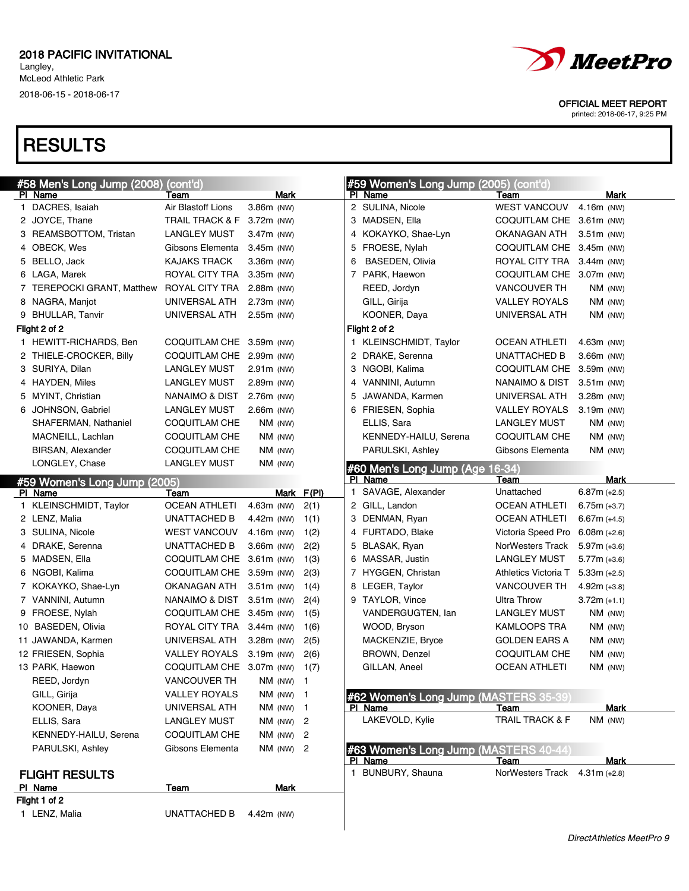2018 PACIFIC INVITATIONAL
Langley,
McLeod Athletic Park
2018-06-15 - 2018-06-17

OFFICIAL MEET REPORT
printed: 2018-06-17, 9:25 PM

# RESULTS

## #58 Men's Long Jump (2008) (cont'd)

| Pl | Name | Team | Mark |
|---|---|---|---|
| 1 | DACRES, Isaiah | Air Blastoff Lions | 3.86m (NW) |
| 2 | JOYCE, Thane | TRAIL TRACK & F | 3.72m (NW) |
| 3 | REAMSBOTTOM, Tristan | LANGLEY MUST | 3.47m (NW) |
| 4 | OBECK, Wes | Gibsons Elementa | 3.45m (NW) |
| 5 | BELLO, Jack | KAJAKS TRACK | 3.36m (NW) |
| 6 | LAGA, Marek | ROYAL CITY TRA | 3.35m (NW) |
| 7 | TEREPOCKI GRANT, Matthew | ROYAL CITY TRA | 2.88m (NW) |
| 8 | NAGRA, Manjot | UNIVERSAL ATH | 2.73m (NW) |
| 9 | BHULLAR, Tanvir | UNIVERSAL ATH | 2.55m (NW) |
| **Flight 2 of 2** | | | |
| 1 | HEWITT-RICHARDS, Ben | COQUITLAM CHE | 3.59m (NW) |
| 2 | THIELE-CROCKER, Billy | COQUITLAM CHE | 2.99m (NW) |
| 3 | SURIYA, Dilan | LANGLEY MUST | 2.91m (NW) |
| 4 | HAYDEN, Miles | LANGLEY MUST | 2.89m (NW) |
| 5 | MYINT, Christian | NANAIMO & DIST | 2.76m (NW) |
| 6 | JOHNSON, Gabriel | LANGLEY MUST | 2.66m (NW) |
| | SHAFERMAN, Nathaniel | COQUITLAM CHE | NM (NW) |
| | MACNEILL, Lachlan | COQUITLAM CHE | NM (NW) |
| | BIRSAN, Alexander | COQUITLAM CHE | NM (NW) |
| | LONGLEY, Chase | LANGLEY MUST | NM (NW) |

## #59 Women's Long Jump (2005)

| Pl | Name | Team | Mark | F(Pl) |
|---|---|---|---|---|
| 1 | KLEINSCHMIDT, Taylor | OCEAN ATHLETI | 4.63m (NW) | 2(1) |
| 2 | LENZ, Malia | UNATTACHED B | 4.42m (NW) | 1(1) |
| 3 | SULINA, Nicole | WEST VANCOUV | 4.16m (NW) | 1(2) |
| 4 | DRAKE, Serenna | UNATTACHED B | 3.66m (NW) | 2(2) |
| 5 | MADSEN, Ella | COQUITLAM CHE | 3.61m (NW) | 1(3) |
| 6 | NGOBI, Kalima | COQUITLAM CHE | 3.59m (NW) | 2(3) |
| 7 | KOKAYKO, Shae-Lyn | OKANAGAN ATH | 3.51m (NW) | 1(4) |
| 7 | VANNINI, Autumn | NANAIMO & DIST | 3.51m (NW) | 2(4) |
| 9 | FROESE, Nylah | COQUITLAM CHE | 3.45m (NW) | 1(5) |
| 10 | BASEDEN, Olivia | ROYAL CITY TRA | 3.44m (NW) | 1(6) |
| 11 | JAWANDA, Karmen | UNIVERSAL ATH | 3.28m (NW) | 2(5) |
| 12 | FRIESEN, Sophia | VALLEY ROYALS | 3.19m (NW) | 2(6) |
| 13 | PARK, Haewon | COQUITLAM CHE | 3.07m (NW) | 1(7) |
| | REED, Jordyn | VANCOUVER TH | NM (NW) | 1 |
| | GILL, Girija | VALLEY ROYALS | NM (NW) | 1 |
| | KOONER, Daya | UNIVERSAL ATH | NM (NW) | 1 |
| | ELLIS, Sara | LANGLEY MUST | NM (NW) | 2 |
| | KENNEDY-HAILU, Serena | COQUITLAM CHE | NM (NW) | 2 |
| | PARULSKI, Ashley | Gibsons Elementa | NM (NW) | 2 |

### FLIGHT RESULTS

| Pl | Name | Team | Mark |
|---|---|---|---|
| **Flight 1 of 2** | | | |
| 1 | LENZ, Malia | UNATTACHED B | 4.42m (NW) |
| 2 | SULINA, Nicole | WEST VANCOUV | 4.16m (NW) |
| 3 | MADSEN, Ella | COQUITLAM CHE | 3.61m (NW) |
| 4 | KOKAYKO, Shae-Lyn | OKANAGAN ATH | 3.51m (NW) |
| 5 | FROESE, Nylah | COQUITLAM CHE | 3.45m (NW) |
| 6 | BASEDEN, Olivia | ROYAL CITY TRA | 3.44m (NW) |
| 7 | PARK, Haewon | COQUITLAM CHE | 3.07m (NW) |
| | REED, Jordyn | VANCOUVER TH | NM (NW) |
| | GILL, Girija | VALLEY ROYALS | NM (NW) |
| | KOONER, Daya | UNIVERSAL ATH | NM (NW) |
| **Flight 2 of 2** | | | |
| 1 | KLEINSCHMIDT, Taylor | OCEAN ATHLETI | 4.63m (NW) |
| 2 | DRAKE, Serenna | UNATTACHED B | 3.66m (NW) |
| 3 | NGOBI, Kalima | COQUITLAM CHE | 3.59m (NW) |
| 4 | VANNINI, Autumn | NANAIMO & DIST | 3.51m (NW) |
| 5 | JAWANDA, Karmen | UNIVERSAL ATH | 3.28m (NW) |
| 6 | FRIESEN, Sophia | VALLEY ROYALS | 3.19m (NW) |
| | ELLIS, Sara | LANGLEY MUST | NM (NW) |
| | KENNEDY-HAILU, Serena | COQUITLAM CHE | NM (NW) |
| | PARULSKI, Ashley | Gibsons Elementa | NM (NW) |

## #60 Men's Long Jump (Age 16-34)

| Pl | Name | Team | Mark |
|---|---|---|---|
| 1 | SAVAGE, Alexander | Unattached | 6.87m (+2.5) |
| 2 | GILL, Landon | OCEAN ATHLETI | 6.75m (+3.7) |
| 3 | DENMAN, Ryan | OCEAN ATHLETI | 6.67m (+4.5) |
| 4 | FURTADO, Blake | Victoria Speed Pro | 6.08m (+2.6) |
| 5 | BLASAK, Ryan | NorWesters Track | 5.97m (+3.6) |
| 6 | MASSAR, Justin | LANGLEY MUST | 5.77m (+3.6) |
| 7 | HYGGEN, Christan | Athletics Victoria T | 5.33m (+2.5) |
| 8 | LEGER, Taylor | VANCOUVER TH | 4.92m (+3.8) |
| 9 | TAYLOR, Vince | Ultra Throw | 3.72m (+1.1) |
| | VANDERGUGTEN, Ian | LANGLEY MUST | NM (NW) |
| | WOOD, Bryson | KAMLOOPS TRA | NM (NW) |
| | MACKENZIE, Bryce | GOLDEN EARS A | NM (NW) |
| | BROWN, Denzel | COQUITLAM CHE | NM (NW) |
| | GILLAN, Aneel | OCEAN ATHLETI | NM (NW) |

## #62 Women's Long Jump (MASTERS 35-39)

| Pl | Name | Team | Mark |
|---|---|---|---|
| | LAKEVOLD, Kylie | TRAIL TRACK & F | NM (NW) |

## #63 Women's Long Jump (MASTERS 40-44)

| Pl | Name | Team | Mark |
|---|---|---|---|
| 1 | BUNBURY, Shauna | NorWesters Track | 4.31m (+2.8) |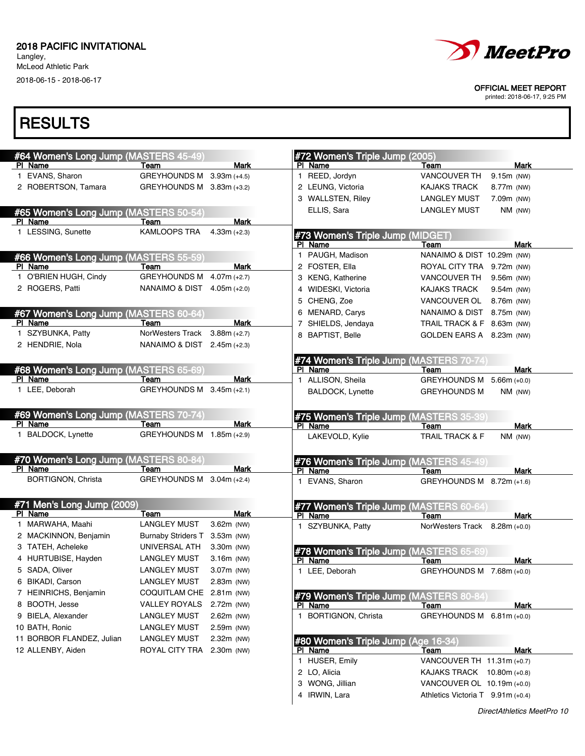2018 PACIFIC INVITATIONAL
Langley,
McLeod Athletic Park
2018-06-15 - 2018-06-17

OFFICIAL MEET REPORT
printed: 2018-06-17, 9:25 PM

# RESULTS

### #64 Women's Long Jump (MASTERS 45-49)

| Pl | Name | Team | Mark |
|---|---|---|---|
| 1 | EVANS, Sharon | GREYHOUNDS M | 3.93m (+4.5) |
| 2 | ROBERTSON, Tamara | GREYHOUNDS M | 3.83m (+3.2) |

### #65 Women's Long Jump (MASTERS 50-54)

| Pl | Name | Team | Mark |
|---|---|---|---|
| 1 | LESSING, Sunette | KAMLOOPS TRA | 4.33m (+2.3) |

### #66 Women's Long Jump (MASTERS 55-59)

| Pl | Name | Team | Mark |
|---|---|---|---|
| 1 | O'BRIEN HUGH, Cindy | GREYHOUNDS M | 4.07m (+2.7) |
| 2 | ROGERS, Patti | NANAIMO & DIST | 4.05m (+2.0) |

### #67 Women's Long Jump (MASTERS 60-64)

| Pl | Name | Team | Mark |
|---|---|---|---|
| 1 | SZYBUNKA, Patty | NorWesters Track | 3.88m (+2.7) |
| 2 | HENDRIE, Nola | NANAIMO & DIST | 2.45m (+2.3) |

### #68 Women's Long Jump (MASTERS 65-69)

| Pl | Name | Team | Mark |
|---|---|---|---|
| 1 | LEE, Deborah | GREYHOUNDS M | 3.45m (+2.1) |

### #69 Women's Long Jump (MASTERS 70-74)

| Pl | Name | Team | Mark |
|---|---|---|---|
| 1 | BALDOCK, Lynette | GREYHOUNDS M | 1.85m (+2.9) |

### #70 Women's Long Jump (MASTERS 80-84)

| Pl | Name | Team | Mark |
|---|---|---|---|
| | BORTIGNON, Christa | GREYHOUNDS M | 3.04m (+2.4) |

### #71 Men's Long Jump (2009)

| Pl | Name | Team | Mark |
|---|---|---|---|
| 1 | MARWAHA, Maahi | LANGLEY MUST | 3.62m (NW) |
| 2 | MACKINNON, Benjamin | Burnaby Striders T | 3.53m (NW) |
| 3 | TATEH, Acheleke | UNIVERSAL ATH | 3.30m (NW) |
| 4 | HURTUBISE, Hayden | LANGLEY MUST | 3.16m (NW) |
| 5 | SADA, Oliver | LANGLEY MUST | 3.07m (NW) |
| 6 | BIKADI, Carson | LANGLEY MUST | 2.83m (NW) |
| 7 | HEINRICHS, Benjamin | COQUITLAM CHE | 2.81m (NW) |
| 8 | BOOTH, Jesse | VALLEY ROYALS | 2.72m (NW) |
| 9 | BIELA, Alexander | LANGLEY MUST | 2.62m (NW) |
| 10 | BATH, Ronic | LANGLEY MUST | 2.59m (NW) |
| 11 | BORBOR FLANDEZ, Julian | LANGLEY MUST | 2.32m (NW) |
| 12 | ALLENBY, Aiden | ROYAL CITY TRA | 2.30m (NW) |

### #72 Women's Triple Jump (2005)

| Pl | Name | Team | Mark |
|---|---|---|---|
| 1 | REED, Jordyn | VANCOUVER TH | 9.15m (NW) |
| 2 | LEUNG, Victoria | KAJAKS TRACK | 8.77m (NW) |
| 3 | WALLSTEN, Riley | LANGLEY MUST | 7.09m (NW) |
| | ELLIS, Sara | LANGLEY MUST | NM (NW) |

### #73 Women's Triple Jump (MIDGET)

| Pl | Name | Team | Mark |
|---|---|---|---|
| 1 | PAUGH, Madison | NANAIMO & DIST | 10.29m (NW) |
| 2 | FOSTER, Ella | ROYAL CITY TRA | 9.72m (NW) |
| 3 | KENG, Katherine | VANCOUVER TH | 9.56m (NW) |
| 4 | WIDESKI, Victoria | KAJAKS TRACK | 9.54m (NW) |
| 5 | CHENG, Zoe | VANCOUVER OL | 8.76m (NW) |
| 6 | MENARD, Carys | NANAIMO & DIST | 8.75m (NW) |
| 7 | SHIELDS, Jendaya | TRAIL TRACK & F | 8.63m (NW) |
| 8 | BAPTIST, Belle | GOLDEN EARS A | 8.23m (NW) |

### #74 Women's Triple Jump (MASTERS 70-74)

| Pl | Name | Team | Mark |
|---|---|---|---|
| 1 | ALLISON, Sheila | GREYHOUNDS M | 5.66m (+0.0) |
| | BALDOCK, Lynette | GREYHOUNDS M | NM (NW) |

### #75 Women's Triple Jump (MASTERS 35-39)

| Pl | Name | Team | Mark |
|---|---|---|---|
| | LAKEVOLD, Kylie | TRAIL TRACK & F | NM (NW) |

### #76 Women's Triple Jump (MASTERS 45-49)

| Pl | Name | Team | Mark |
|---|---|---|---|
| 1 | EVANS, Sharon | GREYHOUNDS M | 8.72m (+1.6) |

### #77 Women's Triple Jump (MASTERS 60-64)

| Pl | Name | Team | Mark |
|---|---|---|---|
| 1 | SZYBUNKA, Patty | NorWesters Track | 8.28m (+0.0) |

### #78 Women's Triple Jump (MASTERS 65-69)

| Pl | Name | Team | Mark |
|---|---|---|---|
| 1 | LEE, Deborah | GREYHOUNDS M | 7.68m (+0.0) |

### #79 Women's Triple Jump (MASTERS 80-84)

| Pl | Name | Team | Mark |
|---|---|---|---|
| 1 | BORTIGNON, Christa | GREYHOUNDS M | 6.81m (+0.0) |

### #80 Women's Triple Jump (Age 16-34)

| Pl | Name | Team | Mark |
|---|---|---|---|
| 1 | HUSER, Emily | VANCOUVER TH | 11.31m (+0.7) |
| 2 | LO, Alicia | KAJAKS TRACK | 10.80m (+0.8) |
| 3 | WONG, Jillian | VANCOUVER OL | 10.19m (+0.0) |
| 4 | IRWIN, Lara | Athletics Victoria T | 9.91m (+0.4) |

*DirectAthletics MeetPro 10*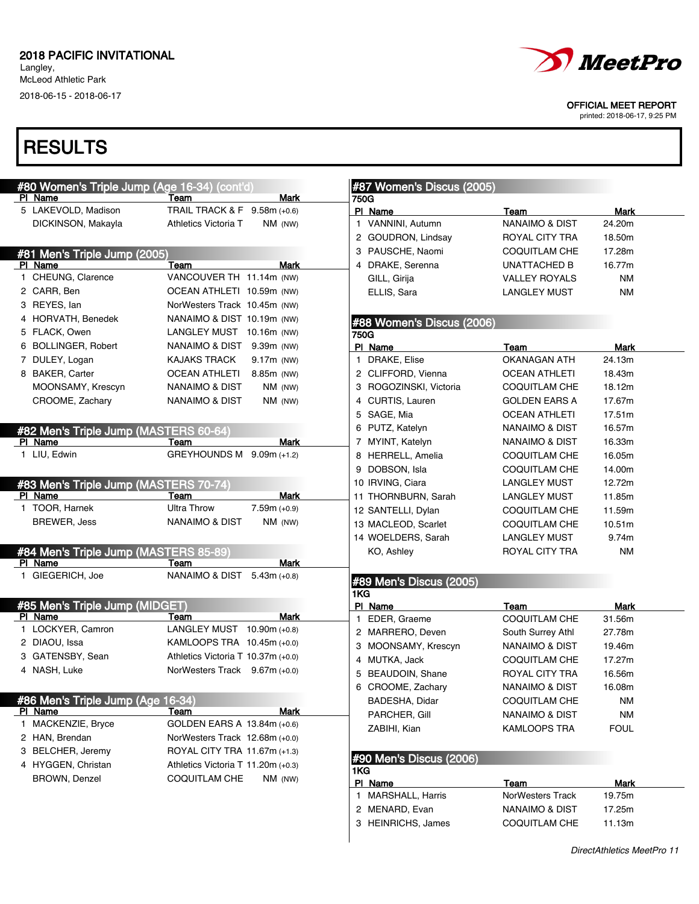2018 PACIFIC INVITATIONAL
Langley,
McLeod Athletic Park
2018-06-15 - 2018-06-17

OFFICIAL MEET REPORT
printed: 2018-06-17, 9:25 PM

# RESULTS

## #80 Women's Triple Jump (Age 16-34) (cont'd)

| Pl | Name | Team | Mark |
|---|---|---|---|
| 5 | LAKEVOLD, Madison | TRAIL TRACK & F | 9.58m (+0.6) |
| | DICKINSON, Makayla | Athletics Victoria T | NM (NW) |

## #81 Men's Triple Jump (2005)

| Pl | Name | Team | Mark |
|---|---|---|---|
| 1 | CHEUNG, Clarence | VANCOUVER TH | 11.14m (NW) |
| 2 | CARR, Ben | OCEAN ATHLETI | 10.59m (NW) |
| 3 | REYES, Ian | NorWesters Track | 10.45m (NW) |
| 4 | HORVATH, Benedek | NANAIMO & DIST | 10.19m (NW) |
| 5 | FLACK, Owen | LANGLEY MUST | 10.16m (NW) |
| 6 | BOLLINGER, Robert | NANAIMO & DIST | 9.39m (NW) |
| 7 | DULEY, Logan | KAJAKS TRACK | 9.17m (NW) |
| 8 | BAKER, Carter | OCEAN ATHLETI | 8.85m (NW) |
| | MOONSAMY, Krescyn | NANAIMO & DIST | NM (NW) |
| | CROOME, Zachary | NANAIMO & DIST | NM (NW) |

## #82 Men's Triple Jump (MASTERS 60-64)

| Pl | Name | Team | Mark |
|---|---|---|---|
| 1 | LIU, Edwin | GREYHOUNDS M | 9.09m (+1.2) |

## #83 Men's Triple Jump (MASTERS 70-74)

| Pl | Name | Team | Mark |
|---|---|---|---|
| 1 | TOOR, Harnek | Ultra Throw | 7.59m (+0.9) |
| | BREWER, Jess | NANAIMO & DIST | NM (NW) |

## #84 Men's Triple Jump (MASTERS 85-89)

| Pl | Name | Team | Mark |
|---|---|---|---|
| 1 | GIEGERICH, Joe | NANAIMO & DIST | 5.43m (+0.8) |

## #85 Men's Triple Jump (MIDGET)

| Pl | Name | Team | Mark |
|---|---|---|---|
| 1 | LOCKYER, Camron | LANGLEY MUST | 10.90m (+0.8) |
| 2 | DIAOU, Issa | KAMLOOPS TRA | 10.45m (+0.0) |
| 3 | GATENSBY, Sean | Athletics Victoria T | 10.37m (+0.0) |
| 4 | NASH, Luke | NorWesters Track | 9.67m (+0.0) |

## #86 Men's Triple Jump (Age 16-34)

| Pl | Name | Team | Mark |
|---|---|---|---|
| 1 | MACKENZIE, Bryce | GOLDEN EARS A | 13.84m (+0.6) |
| 2 | HAN, Brendan | NorWesters Track | 12.68m (+0.0) |
| 3 | BELCHER, Jeremy | ROYAL CITY TRA | 11.67m (+1.3) |
| 4 | HYGGEN, Christan | Athletics Victoria T | 11.20m (+0.3) |
| | BROWN, Denzel | COQUITLAM CHE | NM (NW) |

## #87 Women's Discus (2005)

750G

| Pl | Name | Team | Mark |
|---|---|---|---|
| 1 | VANNINI, Autumn | NANAIMO & DIST | 24.20m |
| 2 | GOUDRON, Lindsay | ROYAL CITY TRA | 18.50m |
| 3 | PAUSCHE, Naomi | COQUITLAM CHE | 17.28m |
| 4 | DRAKE, Serenna | UNATTACHED B | 16.77m |
| | GILL, Girija | VALLEY ROYALS | NM |
| | ELLIS, Sara | LANGLEY MUST | NM |

## #88 Women's Discus (2006)

750G

| Pl | Name | Team | Mark |
|---|---|---|---|
| 1 | DRAKE, Elise | OKANAGAN ATH | 24.13m |
| 2 | CLIFFORD, Vienna | OCEAN ATHLETI | 18.43m |
| 3 | ROGOZINSKI, Victoria | COQUITLAM CHE | 18.12m |
| 4 | CURTIS, Lauren | GOLDEN EARS A | 17.67m |
| 5 | SAGE, Mia | OCEAN ATHLETI | 17.51m |
| 6 | PUTZ, Katelyn | NANAIMO & DIST | 16.57m |
| 7 | MYINT, Katelyn | NANAIMO & DIST | 16.33m |
| 8 | HERRELL, Amelia | COQUITLAM CHE | 16.05m |
| 9 | DOBSON, Isla | COQUITLAM CHE | 14.00m |
| 10 | IRVING, Ciara | LANGLEY MUST | 12.72m |
| 11 | THORNBURN, Sarah | LANGLEY MUST | 11.85m |
| 12 | SANTELLI, Dylan | COQUITLAM CHE | 11.59m |
| 13 | MACLEOD, Scarlet | COQUITLAM CHE | 10.51m |
| 14 | WOELDERS, Sarah | LANGLEY MUST | 9.74m |
| | KO, Ashley | ROYAL CITY TRA | NM |

## #89 Men's Discus (2005)

1KG

| Pl | Name | Team | Mark |
|---|---|---|---|
| 1 | EDER, Graeme | COQUITLAM CHE | 31.56m |
| 2 | MARRERO, Deven | South Surrey Athl | 27.78m |
| 3 | MOONSAMY, Krescyn | NANAIMO & DIST | 19.46m |
| 4 | MUTKA, Jack | COQUITLAM CHE | 17.27m |
| 5 | BEAUDOIN, Shane | ROYAL CITY TRA | 16.56m |
| 6 | CROOME, Zachary | NANAIMO & DIST | 16.08m |
| | BADESHA, Didar | COQUITLAM CHE | NM |
| | PARCHER, Gill | NANAIMO & DIST | NM |
| | ZABIHI, Kian | KAMLOOPS TRA | FOUL |

## #90 Men's Discus (2006)

1KG

| Pl | Name | Team | Mark |
|---|---|---|---|
| 1 | MARSHALL, Harris | NorWesters Track | 19.75m |
| 2 | MENARD, Evan | NANAIMO & DIST | 17.25m |
| 3 | HEINRICHS, James | COQUITLAM CHE | 11.13m |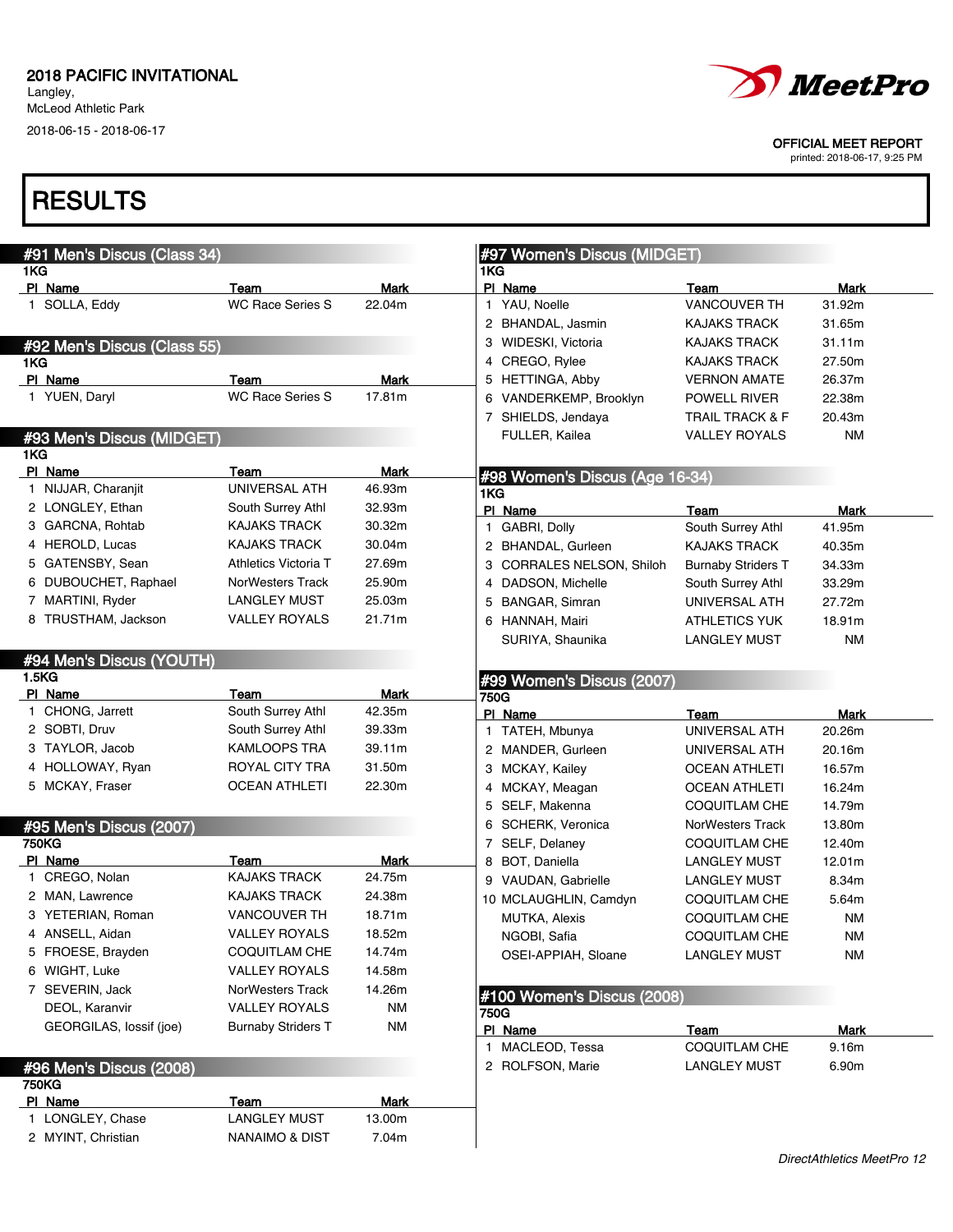2018 PACIFIC INVITATIONAL
Langley,
McLeod Athletic Park
2018-06-15 - 2018-06-17

OFFICIAL MEET REPORT
printed: 2018-06-17, 9:25 PM

# RESULTS

## #91 Men's Discus (Class 34)

1KG

| Pl | Name | Team | Mark |
|---|---|---|---|
| 1 | SOLLA, Eddy | WC Race Series S | 22.04m |

## #92 Men's Discus (Class 55)

1KG

| Pl | Name | Team | Mark |
|---|---|---|---|
| 1 | YUEN, Daryl | WC Race Series S | 17.81m |

## #93 Men's Discus (MIDGET)

1KG

| Pl | Name | Team | Mark |
|---|---|---|---|
| 1 | NIJJAR, Charanjit | UNIVERSAL ATH | 46.93m |
| 2 | LONGLEY, Ethan | South Surrey Athl | 32.93m |
| 3 | GARCNA, Rohtab | KAJAKS TRACK | 30.32m |
| 4 | HEROLD, Lucas | KAJAKS TRACK | 30.04m |
| 5 | GATENSBY, Sean | Athletics Victoria T | 27.69m |
| 6 | DUBOUCHET, Raphael | NorWesters Track | 25.90m |
| 7 | MARTINI, Ryder | LANGLEY MUST | 25.03m |
| 8 | TRUSTHAM, Jackson | VALLEY ROYALS | 21.71m |

## #94 Men's Discus (YOUTH)

1.5KG

| Pl | Name | Team | Mark |
|---|---|---|---|
| 1 | CHONG, Jarrett | South Surrey Athl | 42.35m |
| 2 | SOBTI, Druv | South Surrey Athl | 39.33m |
| 3 | TAYLOR, Jacob | KAMLOOPS TRA | 39.11m |
| 4 | HOLLOWAY, Ryan | ROYAL CITY TRA | 31.50m |
| 5 | MCKAY, Fraser | OCEAN ATHLETI | 22.30m |

## #95 Men's Discus (2007)

750KG

| Pl | Name | Team | Mark |
|---|---|---|---|
| 1 | CREGO, Nolan | KAJAKS TRACK | 24.75m |
| 2 | MAN, Lawrence | KAJAKS TRACK | 24.38m |
| 3 | YETERIAN, Roman | VANCOUVER TH | 18.71m |
| 4 | ANSELL, Aidan | VALLEY ROYALS | 18.52m |
| 5 | FROESE, Brayden | COQUITLAM CHE | 14.74m |
| 6 | WIGHT, Luke | VALLEY ROYALS | 14.58m |
| 7 | SEVERIN, Jack | NorWesters Track | 14.26m |
| | DEOL, Karanvir | VALLEY ROYALS | NM |
| | GEORGILAS, Iossif (joe) | Burnaby Striders T | NM |

## #96 Men's Discus (2008)

750KG

| Pl | Name | Team | Mark |
|---|---|---|---|
| 1 | LONGLEY, Chase | LANGLEY MUST | 13.00m |
| 2 | MYINT, Christian | NANAIMO & DIST | 7.04m |

## #97 Women's Discus (MIDGET)

1KG

| Pl | Name | Team | Mark |
|---|---|---|---|
| 1 | YAU, Noelle | VANCOUVER TH | 31.92m |
| 2 | BHANDAL, Jasmin | KAJAKS TRACK | 31.65m |
| 3 | WIDESKI, Victoria | KAJAKS TRACK | 31.11m |
| 4 | CREGO, Rylee | KAJAKS TRACK | 27.50m |
| 5 | HETTINGA, Abby | VERNON AMATE | 26.37m |
| 6 | VANDERKEMP, Brooklyn | POWELL RIVER | 22.38m |
| 7 | SHIELDS, Jendaya | TRAIL TRACK & F | 20.43m |
| | FULLER, Kailea | VALLEY ROYALS | NM |

## #98 Women's Discus (Age 16-34)

1KG

| Pl | Name | Team | Mark |
|---|---|---|---|
| 1 | GABRI, Dolly | South Surrey Athl | 41.95m |
| 2 | BHANDAL, Gurleen | KAJAKS TRACK | 40.35m |
| 3 | CORRALES NELSON, Shiloh | Burnaby Striders T | 34.33m |
| 4 | DADSON, Michelle | South Surrey Athl | 33.29m |
| 5 | BANGAR, Simran | UNIVERSAL ATH | 27.72m |
| 6 | HANNAH, Mairi | ATHLETICS YUK | 18.91m |
| | SURIYA, Shaunika | LANGLEY MUST | NM |

## #99 Women's Discus (2007)

750G

| Pl | Name | Team | Mark |
|---|---|---|---|
| 1 | TATEH, Mbunya | UNIVERSAL ATH | 20.26m |
| 2 | MANDER, Gurleen | UNIVERSAL ATH | 20.16m |
| 3 | MCKAY, Kailey | OCEAN ATHLETI | 16.57m |
| 4 | MCKAY, Meagan | OCEAN ATHLETI | 16.24m |
| 5 | SELF, Makenna | COQUITLAM CHE | 14.79m |
| 6 | SCHERK, Veronica | NorWesters Track | 13.80m |
| 7 | SELF, Delaney | COQUITLAM CHE | 12.40m |
| 8 | BOT, Daniella | LANGLEY MUST | 12.01m |
| 9 | VAUDAN, Gabrielle | LANGLEY MUST | 8.34m |
| 10 | MCLAUGHLIN, Camdyn | COQUITLAM CHE | 5.64m |
| | MUTKA, Alexis | COQUITLAM CHE | NM |
| | NGOBI, Safia | COQUITLAM CHE | NM |
| | OSEI-APPIAH, Sloane | LANGLEY MUST | NM |

## #100 Women's Discus (2008)

750G

| Pl | Name | Team | Mark |
|---|---|---|---|
| 1 | MACLEOD, Tessa | COQUITLAM CHE | 9.16m |
| 2 | ROLFSON, Marie | LANGLEY MUST | 6.90m |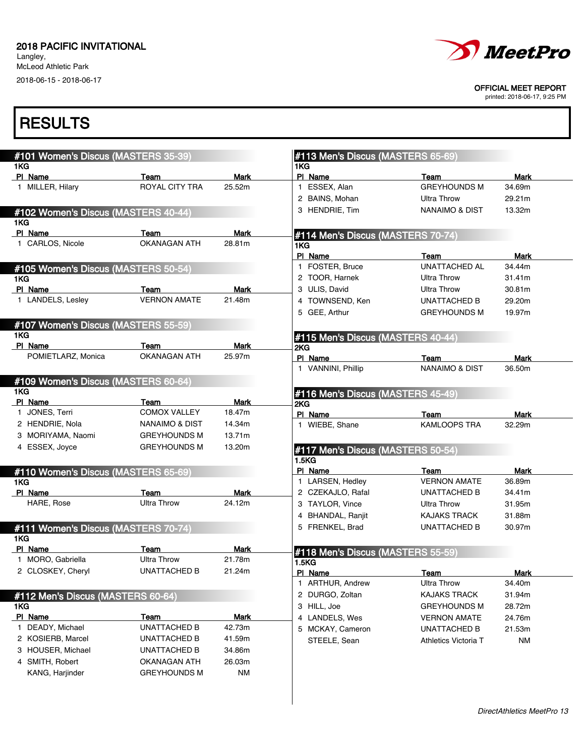2018 PACIFIC INVITATIONAL
Langley,
McLeod Athletic Park
2018-06-15 - 2018-06-17

OFFICIAL MEET REPORT
printed: 2018-06-17, 9:25 PM

# RESULTS

## #101 Women's Discus (MASTERS 35-39)

1KG

| Pl | Name | Team | Mark |
|---|---|---|---|
| 1 | MILLER, Hilary | ROYAL CITY TRA | 25.52m |

## #102 Women's Discus (MASTERS 40-44)

1KG

| Pl | Name | Team | Mark |
|---|---|---|---|
| 1 | CARLOS, Nicole | OKANAGAN ATH | 28.81m |

## #105 Women's Discus (MASTERS 50-54)

1KG

| Pl | Name | Team | Mark |
|---|---|---|---|
| 1 | LANDELS, Lesley | VERNON AMATE | 21.48m |

## #107 Women's Discus (MASTERS 55-59)

1KG

| Pl | Name | Team | Mark |
|---|---|---|---|
| | POMIETLARZ, Monica | OKANAGAN ATH | 25.97m |

## #109 Women's Discus (MASTERS 60-64)

1KG

| Pl | Name | Team | Mark |
|---|---|---|---|
| 1 | JONES, Terri | COMOX VALLEY | 18.47m |
| 2 | HENDRIE, Nola | NANAIMO & DIST | 14.34m |
| 3 | MORIYAMA, Naomi | GREYHOUNDS M | 13.71m |
| 4 | ESSEX, Joyce | GREYHOUNDS M | 13.20m |

## #110 Women's Discus (MASTERS 65-69)

1KG

| Pl | Name | Team | Mark |
|---|---|---|---|
| | HARE, Rose | Ultra Throw | 24.12m |

## #111 Women's Discus (MASTERS 70-74)

1KG

| Pl | Name | Team | Mark |
|---|---|---|---|
| 1 | MORO, Gabriella | Ultra Throw | 21.78m |
| 2 | CLOSKEY, Cheryl | UNATTACHED B | 21.24m |

## #112 Men's Discus (MASTERS 60-64)

1KG

| Pl | Name | Team | Mark |
|---|---|---|---|
| 1 | DEADY, Michael | UNATTACHED B | 42.73m |
| 2 | KOSIERB, Marcel | UNATTACHED B | 41.59m |
| 3 | HOUSER, Michael | UNATTACHED B | 34.86m |
| 4 | SMITH, Robert | OKANAGAN ATH | 26.03m |
| | KANG, Harjinder | GREYHOUNDS M | NM |

## #113 Men's Discus (MASTERS 65-69)

1KG

| Pl | Name | Team | Mark |
|---|---|---|---|
| 1 | ESSEX, Alan | GREYHOUNDS M | 34.69m |
| 2 | BAINS, Mohan | Ultra Throw | 29.21m |
| 3 | HENDRIE, Tim | NANAIMO & DIST | 13.32m |

## #114 Men's Discus (MASTERS 70-74)

1KG

| Pl | Name | Team | Mark |
|---|---|---|---|
| 1 | FOSTER, Bruce | UNATTACHED AL | 34.44m |
| 2 | TOOR, Harnek | Ultra Throw | 31.41m |
| 3 | ULIS, David | Ultra Throw | 30.81m |
| 4 | TOWNSEND, Ken | UNATTACHED B | 29.20m |
| 5 | GEE, Arthur | GREYHOUNDS M | 19.97m |

## #115 Men's Discus (MASTERS 40-44)

2KG

| Pl | Name | Team | Mark |
|---|---|---|---|
| 1 | VANNINI, Phillip | NANAIMO & DIST | 36.50m |

## #116 Men's Discus (MASTERS 45-49)

2KG

| Pl | Name | Team | Mark |
|---|---|---|---|
| 1 | WIEBE, Shane | KAMLOOPS TRA | 32.29m |

## #117 Men's Discus (MASTERS 50-54)

1.5KG

| Pl | Name | Team | Mark |
|---|---|---|---|
| 1 | LARSEN, Hedley | VERNON AMATE | 36.89m |
| 2 | CZEKAJLO, Rafal | UNATTACHED B | 34.41m |
| 3 | TAYLOR, Vince | Ultra Throw | 31.95m |
| 4 | BHANDAL, Ranjit | KAJAKS TRACK | 31.88m |
| 5 | FRENKEL, Brad | UNATTACHED B | 30.97m |

## #118 Men's Discus (MASTERS 55-59)

1.5KG

| Pl | Name | Team | Mark |
|---|---|---|---|
| 1 | ARTHUR, Andrew | Ultra Throw | 34.40m |
| 2 | DURGO, Zoltan | KAJAKS TRACK | 31.94m |
| 3 | HILL, Joe | GREYHOUNDS M | 28.72m |
| 4 | LANDELS, Wes | VERNON AMATE | 24.76m |
| 5 | MCKAY, Cameron | UNATTACHED B | 21.53m |
| | STEELE, Sean | Athletics Victoria T | NM |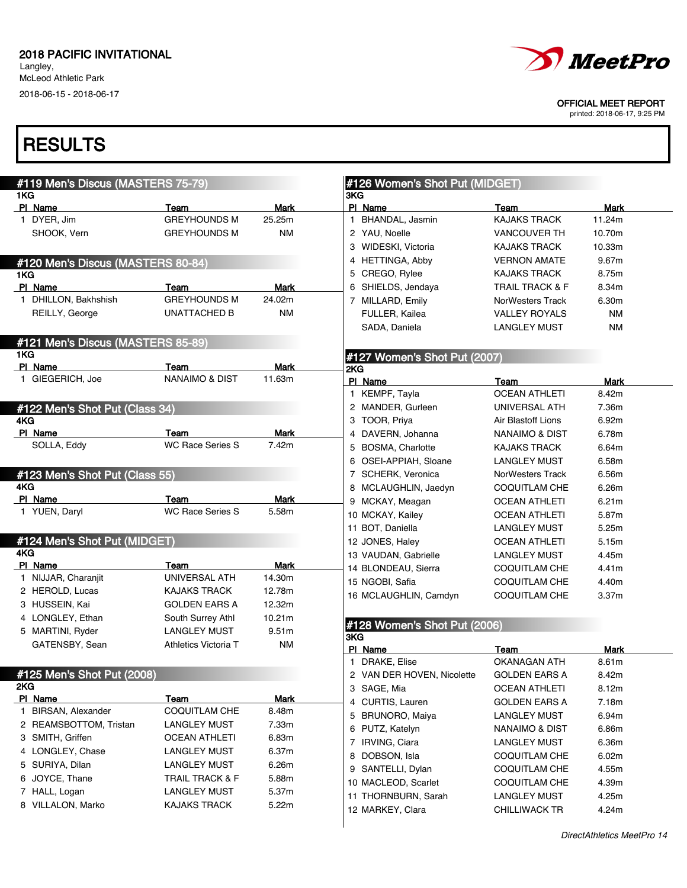2018 PACIFIC INVITATIONAL
Langley,
McLeod Athletic Park
2018-06-15 - 2018-06-17

OFFICIAL MEET REPORT
printed: 2018-06-17, 9:25 PM

# RESULTS

## #119 Men's Discus (MASTERS 75-79)
1KG

| Pl | Name | Team | Mark |
|---|---|---|---|
| 1 | DYER, Jim | GREYHOUNDS M | 25.25m |
| | SHOOK, Vern | GREYHOUNDS M | NM |

## #120 Men's Discus (MASTERS 80-84)
1KG

| Pl | Name | Team | Mark |
|---|---|---|---|
| 1 | DHILLON, Bakhshish | GREYHOUNDS M | 24.02m |
| | REILLY, George | UNATTACHED B | NM |

## #121 Men's Discus (MASTERS 85-89)
1KG

| Pl | Name | Team | Mark |
|---|---|---|---|
| 1 | GIEGERICH, Joe | NANAIMO & DIST | 11.63m |

## #122 Men's Shot Put (Class 34)
4KG

| Pl | Name | Team | Mark |
|---|---|---|---|
| | SOLLA, Eddy | WC Race Series S | 7.42m |

## #123 Men's Shot Put (Class 55)
4KG

| Pl | Name | Team | Mark |
|---|---|---|---|
| 1 | YUEN, Daryl | WC Race Series S | 5.58m |

## #124 Men's Shot Put (MIDGET)
4KG

| Pl | Name | Team | Mark |
|---|---|---|---|
| 1 | NIJJAR, Charanjit | UNIVERSAL ATH | 14.30m |
| 2 | HEROLD, Lucas | KAJAKS TRACK | 12.78m |
| 3 | HUSSEIN, Kai | GOLDEN EARS A | 12.32m |
| 4 | LONGLEY, Ethan | South Surrey Athl | 10.21m |
| 5 | MARTINI, Ryder | LANGLEY MUST | 9.51m |
| | GATENSBY, Sean | Athletics Victoria T | NM |

## #125 Men's Shot Put (2008)
2KG

| Pl | Name | Team | Mark |
|---|---|---|---|
| 1 | BIRSAN, Alexander | COQUITLAM CHE | 8.48m |
| 2 | REAMSBOTTOM, Tristan | LANGLEY MUST | 7.33m |
| 3 | SMITH, Griffen | OCEAN ATHLETI | 6.83m |
| 4 | LONGLEY, Chase | LANGLEY MUST | 6.37m |
| 5 | SURIYA, Dilan | LANGLEY MUST | 6.26m |
| 6 | JOYCE, Thane | TRAIL TRACK & F | 5.88m |
| 7 | HALL, Logan | LANGLEY MUST | 5.37m |
| 8 | VILLALON, Marko | KAJAKS TRACK | 5.22m |

## #126 Women's Shot Put (MIDGET)
3KG

| Pl | Name | Team | Mark |
|---|---|---|---|
| 1 | BHANDAL, Jasmin | KAJAKS TRACK | 11.24m |
| 2 | YAU, Noelle | VANCOUVER TH | 10.70m |
| 3 | WIDESKI, Victoria | KAJAKS TRACK | 10.33m |
| 4 | HETTINGA, Abby | VERNON AMATE | 9.67m |
| 5 | CREGO, Rylee | KAJAKS TRACK | 8.75m |
| 6 | SHIELDS, Jendaya | TRAIL TRACK & F | 8.34m |
| 7 | MILLARD, Emily | NorWesters Track | 6.30m |
| | FULLER, Kailea | VALLEY ROYALS | NM |
| | SADA, Daniela | LANGLEY MUST | NM |

## #127 Women's Shot Put (2007)
2KG

| Pl | Name | Team | Mark |
|---|---|---|---|
| 1 | KEMPF, Tayla | OCEAN ATHLETI | 8.42m |
| 2 | MANDER, Gurleen | UNIVERSAL ATH | 7.36m |
| 3 | TOOR, Priya | Air Blastoff Lions | 6.92m |
| 4 | DAVERN, Johanna | NANAIMO & DIST | 6.78m |
| 5 | BOSMA, Charlotte | KAJAKS TRACK | 6.64m |
| 6 | OSEI-APPIAH, Sloane | LANGLEY MUST | 6.58m |
| 7 | SCHERK, Veronica | NorWesters Track | 6.56m |
| 8 | MCLAUGHLIN, Jaedyn | COQUITLAM CHE | 6.26m |
| 9 | MCKAY, Meagan | OCEAN ATHLETI | 6.21m |
| 10 | MCKAY, Kailey | OCEAN ATHLETI | 5.87m |
| 11 | BOT, Daniella | LANGLEY MUST | 5.25m |
| 12 | JONES, Haley | OCEAN ATHLETI | 5.15m |
| 13 | VAUDAN, Gabrielle | LANGLEY MUST | 4.45m |
| 14 | BLONDEAU, Sierra | COQUITLAM CHE | 4.41m |
| 15 | NGOBI, Safia | COQUITLAM CHE | 4.40m |
| 16 | MCLAUGHLIN, Camdyn | COQUITLAM CHE | 3.37m |

## #128 Women's Shot Put (2006)
3KG

| Pl | Name | Team | Mark |
|---|---|---|---|
| 1 | DRAKE, Elise | OKANAGAN ATH | 8.61m |
| 2 | VAN DER HOVEN, Nicolette | GOLDEN EARS A | 8.42m |
| 3 | SAGE, Mia | OCEAN ATHLETI | 8.12m |
| 4 | CURTIS, Lauren | GOLDEN EARS A | 7.18m |
| 5 | BRUNORO, Maiya | LANGLEY MUST | 6.94m |
| 6 | PUTZ, Katelyn | NANAIMO & DIST | 6.86m |
| 7 | IRVING, Ciara | LANGLEY MUST | 6.36m |
| 8 | DOBSON, Isla | COQUITLAM CHE | 6.02m |
| 9 | SANTELLI, Dylan | COQUITLAM CHE | 4.55m |
| 10 | MACLEOD, Scarlet | COQUITLAM CHE | 4.39m |
| 11 | THORNBURN, Sarah | LANGLEY MUST | 4.25m |
| 12 | MARKEY, Clara | CHILLIWACK TR | 4.24m |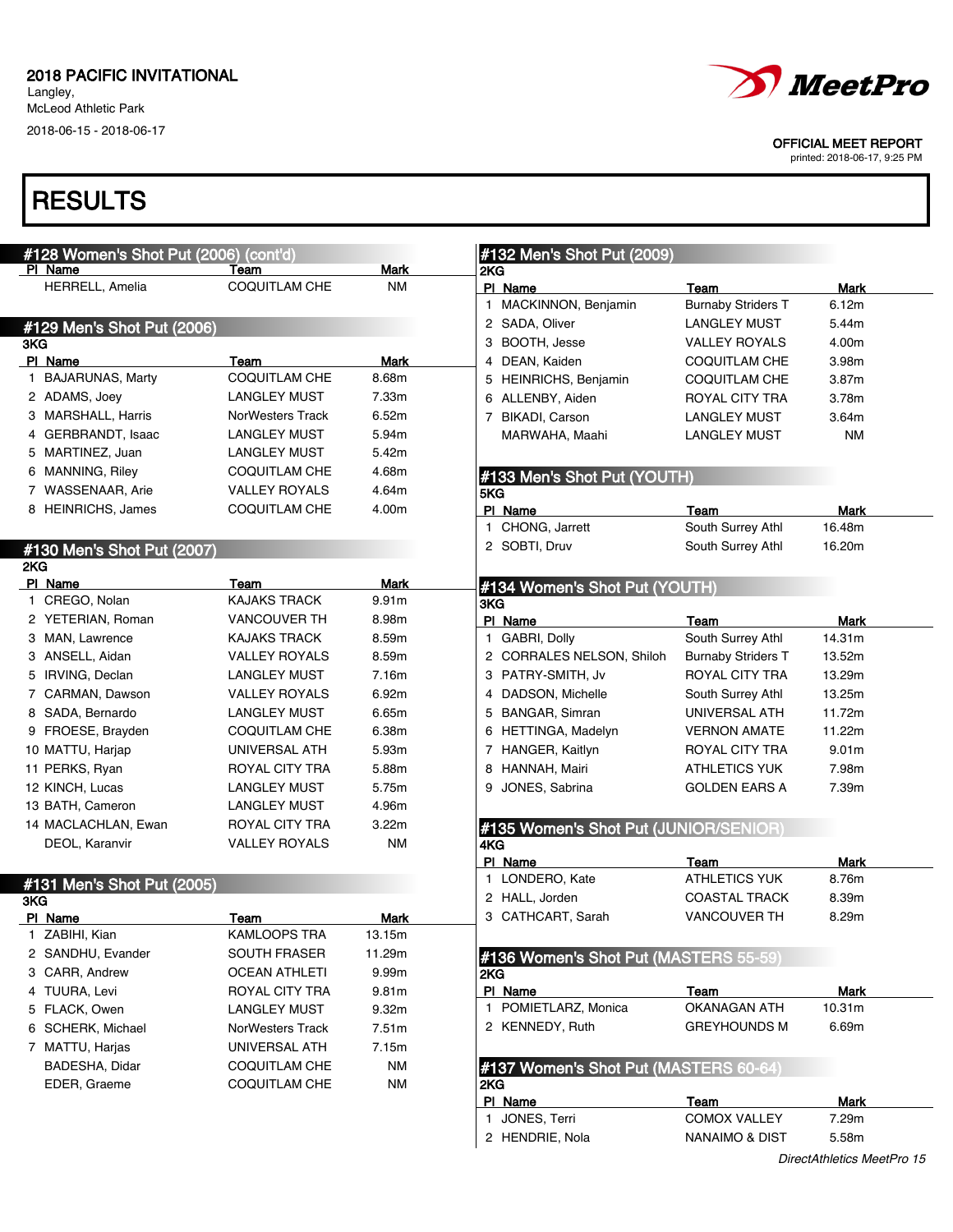2018 PACIFIC INVITATIONAL
Langley,
McLeod Athletic Park
2018-06-15 - 2018-06-17

OFFICIAL MEET REPORT
printed: 2018-06-17, 9:25 PM

# RESULTS

## #128 Women's Shot Put (2006) (cont'd)

| Pl | Name | Team | Mark |
|---|---|---|---|
| | HERRELL, Amelia | COQUITLAM CHE | NM |

## #129 Men's Shot Put (2006)

3KG

| Pl | Name | Team | Mark |
|---|---|---|---|
| 1 | BAJARUNAS, Marty | COQUITLAM CHE | 8.68m |
| 2 | ADAMS, Joey | LANGLEY MUST | 7.33m |
| 3 | MARSHALL, Harris | NorWesters Track | 6.52m |
| 4 | GERBRANDT, Isaac | LANGLEY MUST | 5.94m |
| 5 | MARTINEZ, Juan | LANGLEY MUST | 5.42m |
| 6 | MANNING, Riley | COQUITLAM CHE | 4.68m |
| 7 | WASSENAAR, Arie | VALLEY ROYALS | 4.64m |
| 8 | HEINRICHS, James | COQUITLAM CHE | 4.00m |

## #130 Men's Shot Put (2007)

2KG

| Pl | Name | Team | Mark |
|---|---|---|---|
| 1 | CREGO, Nolan | KAJAKS TRACK | 9.91m |
| 2 | YETERIAN, Roman | VANCOUVER TH | 8.98m |
| 3 | MAN, Lawrence | KAJAKS TRACK | 8.59m |
| 3 | ANSELL, Aidan | VALLEY ROYALS | 8.59m |
| 5 | IRVING, Declan | LANGLEY MUST | 7.16m |
| 7 | CARMAN, Dawson | VALLEY ROYALS | 6.92m |
| 8 | SADA, Bernardo | LANGLEY MUST | 6.65m |
| 9 | FROESE, Brayden | COQUITLAM CHE | 6.38m |
| 10 | MATTU, Harjap | UNIVERSAL ATH | 5.93m |
| 11 | PERKS, Ryan | ROYAL CITY TRA | 5.88m |
| 12 | KINCH, Lucas | LANGLEY MUST | 5.75m |
| 13 | BATH, Cameron | LANGLEY MUST | 4.96m |
| 14 | MACLACHLAN, Ewan | ROYAL CITY TRA | 3.22m |
| | DEOL, Karanvir | VALLEY ROYALS | NM |

## #131 Men's Shot Put (2005)

3KG

| Pl | Name | Team | Mark |
|---|---|---|---|
| 1 | ZABIHI, Kian | KAMLOOPS TRA | 13.15m |
| 2 | SANDHU, Evander | SOUTH FRASER | 11.29m |
| 3 | CARR, Andrew | OCEAN ATHLETI | 9.99m |
| 4 | TUURA, Levi | ROYAL CITY TRA | 9.81m |
| 5 | FLACK, Owen | LANGLEY MUST | 9.32m |
| 6 | SCHERK, Michael | NorWesters Track | 7.51m |
| 7 | MATTU, Harjas | UNIVERSAL ATH | 7.15m |
| | BADESHA, Didar | COQUITLAM CHE | NM |
| | EDER, Graeme | COQUITLAM CHE | NM |

## #132 Men's Shot Put (2009)

2KG

| Pl | Name | Team | Mark |
|---|---|---|---|
| 1 | MACKINNON, Benjamin | Burnaby Striders T | 6.12m |
| 2 | SADA, Oliver | LANGLEY MUST | 5.44m |
| 3 | BOOTH, Jesse | VALLEY ROYALS | 4.00m |
| 4 | DEAN, Kaiden | COQUITLAM CHE | 3.98m |
| 5 | HEINRICHS, Benjamin | COQUITLAM CHE | 3.87m |
| 6 | ALLENBY, Aiden | ROYAL CITY TRA | 3.78m |
| 7 | BIKADI, Carson | LANGLEY MUST | 3.64m |
| | MARWAHA, Maahi | LANGLEY MUST | NM |

## #133 Men's Shot Put (YOUTH)

5KG

| Pl | Name | Team | Mark |
|---|---|---|---|
| 1 | CHONG, Jarrett | South Surrey Athl | 16.48m |
| 2 | SOBTI, Druv | South Surrey Athl | 16.20m |

## #134 Women's Shot Put (YOUTH)

3KG

| Pl | Name | Team | Mark |
|---|---|---|---|
| 1 | GABRI, Dolly | South Surrey Athl | 14.31m |
| 2 | CORRALES NELSON, Shiloh | Burnaby Striders T | 13.52m |
| 3 | PATRY-SMITH, Jv | ROYAL CITY TRA | 13.29m |
| 4 | DADSON, Michelle | South Surrey Athl | 13.25m |
| 5 | BANGAR, Simran | UNIVERSAL ATH | 11.72m |
| 6 | HETTINGA, Madelyn | VERNON AMATE | 11.22m |
| 7 | HANGER, Kaitlyn | ROYAL CITY TRA | 9.01m |
| 8 | HANNAH, Mairi | ATHLETICS YUK | 7.98m |
| 9 | JONES, Sabrina | GOLDEN EARS A | 7.39m |

## #135 Women's Shot Put (JUNIOR/SENIOR)

4KG

| Pl | Name | Team | Mark |
|---|---|---|---|
| 1 | LONDERO, Kate | ATHLETICS YUK | 8.76m |
| 2 | HALL, Jorden | COASTAL TRACK | 8.39m |
| 3 | CATHCART, Sarah | VANCOUVER TH | 8.29m |

## #136 Women's Shot Put (MASTERS 55-59)

2KG

| Pl | Name | Team | Mark |
|---|---|---|---|
| 1 | POMIETLARZ, Monica | OKANAGAN ATH | 10.31m |
| 2 | KENNEDY, Ruth | GREYHOUNDS M | 6.69m |

## #137 Women's Shot Put (MASTERS 60-64)

2KG

| Pl | Name | Team | Mark |
|---|---|---|---|
| 1 | JONES, Terri | COMOX VALLEY | 7.29m |
| 2 | HENDRIE, Nola | NANAIMO & DIST | 5.58m |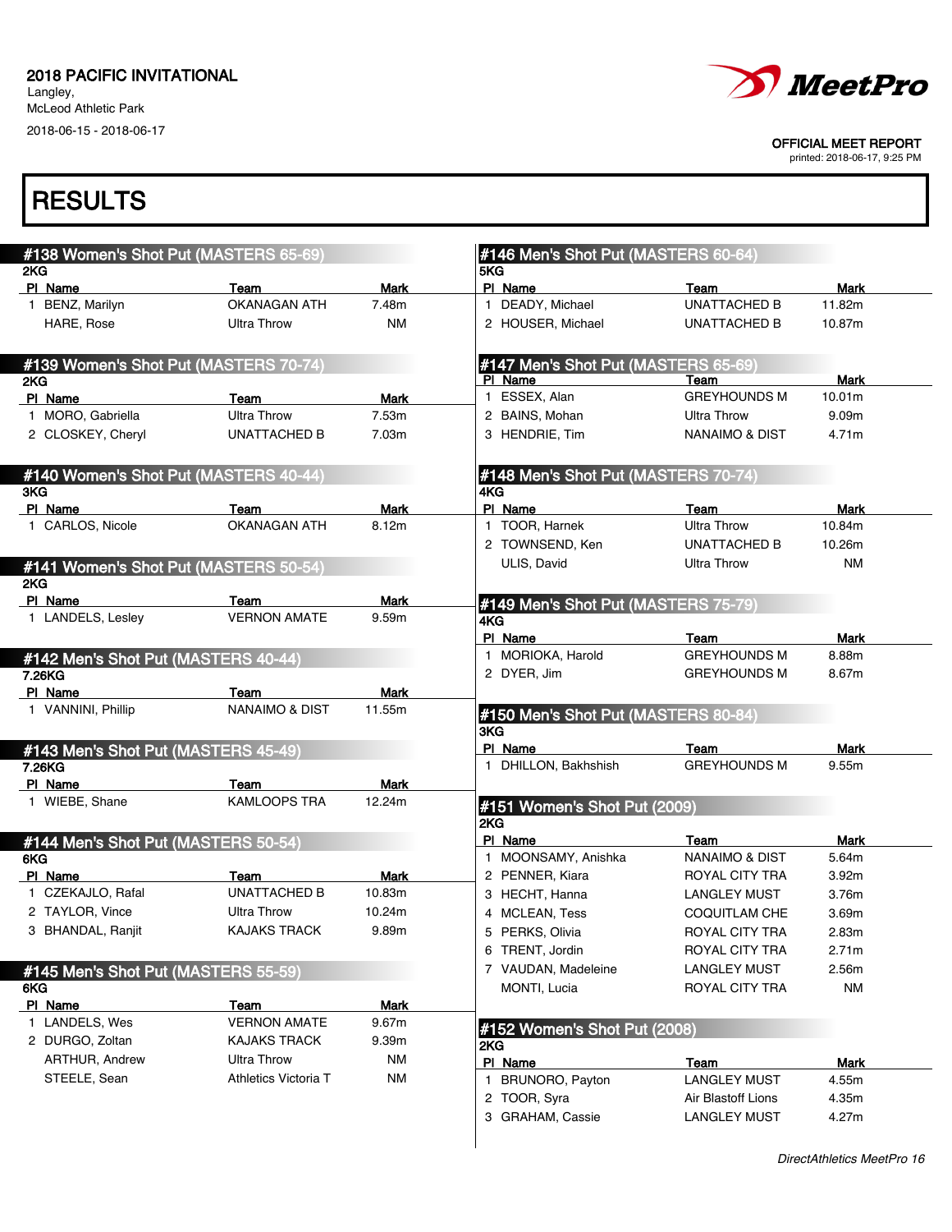2018 PACIFIC INVITATIONAL
Langley,
McLeod Athletic Park
2018-06-15 - 2018-06-17

OFFICIAL MEET REPORT
printed: 2018-06-17, 9:25 PM

# RESULTS

## #138 Women's Shot Put (MASTERS 65-69)
2KG

| Pl | Name | Team | Mark |
|---|---|---|---|
| 1 | BENZ, Marilyn | OKANAGAN ATH | 7.48m |
| | HARE, Rose | Ultra Throw | NM |

## #139 Women's Shot Put (MASTERS 70-74)
2KG

| Pl | Name | Team | Mark |
|---|---|---|---|
| 1 | MORO, Gabriella | Ultra Throw | 7.53m |
| 2 | CLOSKEY, Cheryl | UNATTACHED B | 7.03m |

## #140 Women's Shot Put (MASTERS 40-44)
3KG

| Pl | Name | Team | Mark |
|---|---|---|---|
| 1 | CARLOS, Nicole | OKANAGAN ATH | 8.12m |

## #141 Women's Shot Put (MASTERS 50-54)
2KG

| Pl | Name | Team | Mark |
|---|---|---|---|
| 1 | LANDELS, Lesley | VERNON AMATE | 9.59m |

## #142 Men's Shot Put (MASTERS 40-44)
7.26KG

| Pl | Name | Team | Mark |
|---|---|---|---|
| 1 | VANNINI, Phillip | NANAIMO & DIST | 11.55m |

## #143 Men's Shot Put (MASTERS 45-49)
7.26KG

| Pl | Name | Team | Mark |
|---|---|---|---|
| 1 | WIEBE, Shane | KAMLOOPS TRA | 12.24m |

## #144 Men's Shot Put (MASTERS 50-54)
6KG

| Pl | Name | Team | Mark |
|---|---|---|---|
| 1 | CZEKAJLO, Rafal | UNATTACHED B | 10.83m |
| 2 | TAYLOR, Vince | Ultra Throw | 10.24m |
| 3 | BHANDAL, Ranjit | KAJAKS TRACK | 9.89m |

## #145 Men's Shot Put (MASTERS 55-59)
6KG

| Pl | Name | Team | Mark |
|---|---|---|---|
| 1 | LANDELS, Wes | VERNON AMATE | 9.67m |
| 2 | DURGO, Zoltan | KAJAKS TRACK | 9.39m |
| | ARTHUR, Andrew | Ultra Throw | NM |
| | STEELE, Sean | Athletics Victoria T | NM |

## #146 Men's Shot Put (MASTERS 60-64)
5KG

| Pl | Name | Team | Mark |
|---|---|---|---|
| 1 | DEADY, Michael | UNATTACHED B | 11.82m |
| 2 | HOUSER, Michael | UNATTACHED B | 10.87m |

## #147 Men's Shot Put (MASTERS 65-69)

| Pl | Name | Team | Mark |
|---|---|---|---|
| 1 | ESSEX, Alan | GREYHOUNDS M | 10.01m |
| 2 | BAINS, Mohan | Ultra Throw | 9.09m |
| 3 | HENDRIE, Tim | NANAIMO & DIST | 4.71m |

## #148 Men's Shot Put (MASTERS 70-74)
4KG

| Pl | Name | Team | Mark |
|---|---|---|---|
| 1 | TOOR, Harnek | Ultra Throw | 10.84m |
| 2 | TOWNSEND, Ken | UNATTACHED B | 10.26m |
| | ULIS, David | Ultra Throw | NM |

## #149 Men's Shot Put (MASTERS 75-79)
4KG

| Pl | Name | Team | Mark |
|---|---|---|---|
| 1 | MORIOKA, Harold | GREYHOUNDS M | 8.88m |
| 2 | DYER, Jim | GREYHOUNDS M | 8.67m |

## #150 Men's Shot Put (MASTERS 80-84)
3KG

| Pl | Name | Team | Mark |
|---|---|---|---|
| 1 | DHILLON, Bakhshish | GREYHOUNDS M | 9.55m |

## #151 Women's Shot Put (2009)
2KG

| Pl | Name | Team | Mark |
|---|---|---|---|
| 1 | MOONSAMY, Anishka | NANAIMO & DIST | 5.64m |
| 2 | PENNER, Kiara | ROYAL CITY TRA | 3.92m |
| 3 | HECHT, Hanna | LANGLEY MUST | 3.76m |
| 4 | MCLEAN, Tess | COQUITLAM CHE | 3.69m |
| 5 | PERKS, Olivia | ROYAL CITY TRA | 2.83m |
| 6 | TRENT, Jordin | ROYAL CITY TRA | 2.71m |
| 7 | VAUDAN, Madeleine | LANGLEY MUST | 2.56m |
| | MONTI, Lucia | ROYAL CITY TRA | NM |

## #152 Women's Shot Put (2008)
2KG

| Pl | Name | Team | Mark |
|---|---|---|---|
| 1 | BRUNORO, Payton | LANGLEY MUST | 4.55m |
| 2 | TOOR, Syra | Air Blastoff Lions | 4.35m |
| 3 | GRAHAM, Cassie | LANGLEY MUST | 4.27m |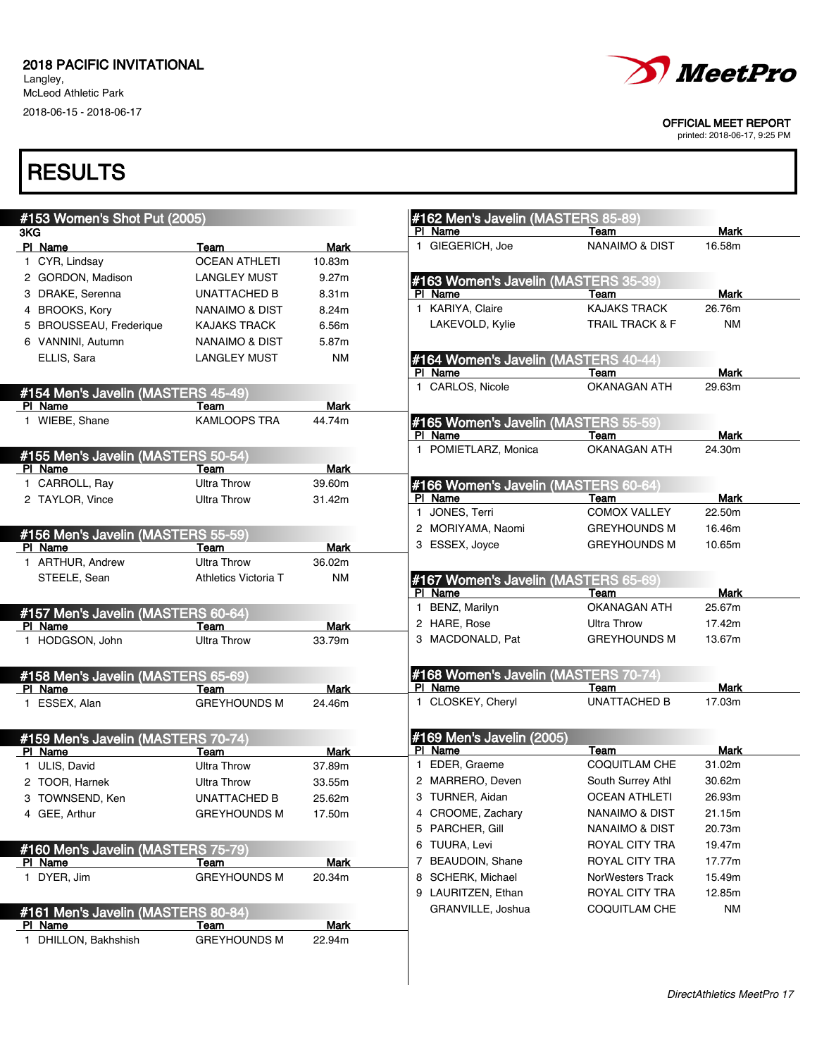2018 PACIFIC INVITATIONAL
Langley,
McLeod Athletic Park
2018-06-15 - 2018-06-17

OFFICIAL MEET REPORT
printed: 2018-06-17, 9:25 PM

# RESULTS

## #153 Women's Shot Put (2005)

3KG

| Pl | Name | Team | Mark |
|---|---|---|---|
| 1 | CYR, Lindsay | OCEAN ATHLETI | 10.83m |
| 2 | GORDON, Madison | LANGLEY MUST | 9.27m |
| 3 | DRAKE, Serenna | UNATTACHED B | 8.31m |
| 4 | BROOKS, Kory | NANAIMO & DIST | 8.24m |
| 5 | BROUSSEAU, Frederique | KAJAKS TRACK | 6.56m |
| 6 | VANNINI, Autumn | NANAIMO & DIST | 5.87m |
| | ELLIS, Sara | LANGLEY MUST | NM |

## #154 Men's Javelin (MASTERS 45-49)

| Pl | Name | Team | Mark |
|---|---|---|---|
| 1 | WIEBE, Shane | KAMLOOPS TRA | 44.74m |

## #155 Men's Javelin (MASTERS 50-54)

| Pl | Name | Team | Mark |
|---|---|---|---|
| 1 | CARROLL, Ray | Ultra Throw | 39.60m |
| 2 | TAYLOR, Vince | Ultra Throw | 31.42m |

## #156 Men's Javelin (MASTERS 55-59)

| Pl | Name | Team | Mark |
|---|---|---|---|
| 1 | ARTHUR, Andrew | Ultra Throw | 36.02m |
| | STEELE, Sean | Athletics Victoria T | NM |

## #157 Men's Javelin (MASTERS 60-64)

| Pl | Name | Team | Mark |
|---|---|---|---|
| 1 | HODGSON, John | Ultra Throw | 33.79m |

## #158 Men's Javelin (MASTERS 65-69)

| Pl | Name | Team | Mark |
|---|---|---|---|
| 1 | ESSEX, Alan | GREYHOUNDS M | 24.46m |

## #159 Men's Javelin (MASTERS 70-74)

| Pl | Name | Team | Mark |
|---|---|---|---|
| 1 | ULIS, David | Ultra Throw | 37.89m |
| 2 | TOOR, Harnek | Ultra Throw | 33.55m |
| 3 | TOWNSEND, Ken | UNATTACHED B | 25.62m |
| 4 | GEE, Arthur | GREYHOUNDS M | 17.50m |

## #160 Men's Javelin (MASTERS 75-79)

| Pl | Name | Team | Mark |
|---|---|---|---|
| 1 | DYER, Jim | GREYHOUNDS M | 20.34m |

## #161 Men's Javelin (MASTERS 80-84)

| Pl | Name | Team | Mark |
|---|---|---|---|
| 1 | DHILLON, Bakhshish | GREYHOUNDS M | 22.94m |

## #162 Men's Javelin (MASTERS 85-89)

| Pl | Name | Team | Mark |
|---|---|---|---|
| 1 | GIEGERICH, Joe | NANAIMO & DIST | 16.58m |

## #163 Women's Javelin (MASTERS 35-39)

| Pl | Name | Team | Mark |
|---|---|---|---|
| 1 | KARIYA, Claire | KAJAKS TRACK | 26.76m |
| | LAKEVOLD, Kylie | TRAIL TRACK & F | NM |

## #164 Women's Javelin (MASTERS 40-44)

| Pl | Name | Team | Mark |
|---|---|---|---|
| 1 | CARLOS, Nicole | OKANAGAN ATH | 29.63m |

## #165 Women's Javelin (MASTERS 55-59)

| Pl | Name | Team | Mark |
|---|---|---|---|
| 1 | POMIETLARZ, Monica | OKANAGAN ATH | 24.30m |

## #166 Women's Javelin (MASTERS 60-64)

| Pl | Name | Team | Mark |
|---|---|---|---|
| 1 | JONES, Terri | COMOX VALLEY | 22.50m |
| 2 | MORIYAMA, Naomi | GREYHOUNDS M | 16.46m |
| 3 | ESSEX, Joyce | GREYHOUNDS M | 10.65m |

## #167 Women's Javelin (MASTERS 65-69)

| Pl | Name | Team | Mark |
|---|---|---|---|
| 1 | BENZ, Marilyn | OKANAGAN ATH | 25.67m |
| 2 | HARE, Rose | Ultra Throw | 17.42m |
| 3 | MACDONALD, Pat | GREYHOUNDS M | 13.67m |

## #168 Women's Javelin (MASTERS 70-74)

| Pl | Name | Team | Mark |
|---|---|---|---|
| 1 | CLOSKEY, Cheryl | UNATTACHED B | 17.03m |

## #169 Men's Javelin (2005)

| Pl | Name | Team | Mark |
|---|---|---|---|
| 1 | EDER, Graeme | COQUITLAM CHE | 31.02m |
| 2 | MARRERO, Deven | South Surrey Athl | 30.62m |
| 3 | TURNER, Aidan | OCEAN ATHLETI | 26.93m |
| 4 | CROOME, Zachary | NANAIMO & DIST | 21.15m |
| 5 | PARCHER, Gill | NANAIMO & DIST | 20.73m |
| 6 | TUURA, Levi | ROYAL CITY TRA | 19.47m |
| 7 | BEAUDOIN, Shane | ROYAL CITY TRA | 17.77m |
| 8 | SCHERK, Michael | NorWesters Track | 15.49m |
| 9 | LAURITZEN, Ethan | ROYAL CITY TRA | 12.85m |
| | GRANVILLE, Joshua | COQUITLAM CHE | NM |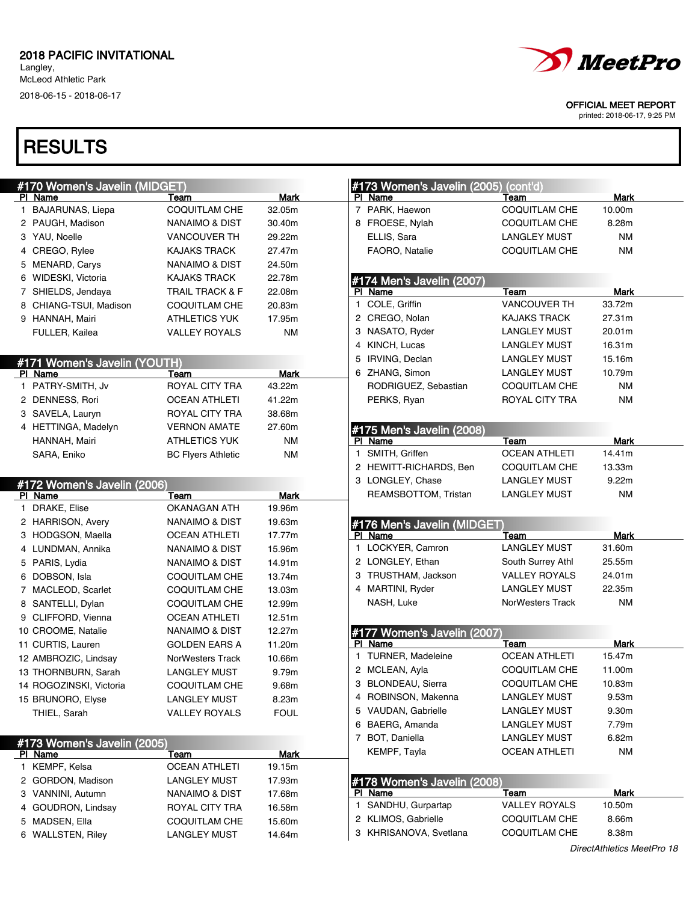# 2018 PACIFIC INVITATIONAL

Langley,
McLeod Athletic Park
2018-06-15 - 2018-06-17

OFFICIAL MEET REPORT
printed: 2018-06-17, 9:25 PM

# RESULTS

## #170 Women's Javelin (MIDGET)

| Pl | Name | Team | Mark |
|---|---|---|---|
| 1 | BAJARUNAS, Liepa | COQUITLAM CHE | 32.05m |
| 2 | PAUGH, Madison | NANAIMO & DIST | 30.40m |
| 3 | YAU, Noelle | VANCOUVER TH | 29.22m |
| 4 | CREGO, Rylee | KAJAKS TRACK | 27.47m |
| 5 | MENARD, Carys | NANAIMO & DIST | 24.50m |
| 6 | WIDESKI, Victoria | KAJAKS TRACK | 22.78m |
| 7 | SHIELDS, Jendaya | TRAIL TRACK & F | 22.08m |
| 8 | CHIANG-TSUI, Madison | COQUITLAM CHE | 20.83m |
| 9 | HANNAH, Mairi | ATHLETICS YUK | 17.95m |
| | FULLER, Kailea | VALLEY ROYALS | NM |

## #171 Women's Javelin (YOUTH)

| Pl | Name | Team | Mark |
|---|---|---|---|
| 1 | PATRY-SMITH, Jv | ROYAL CITY TRA | 43.22m |
| 2 | DENNESS, Rori | OCEAN ATHLETI | 41.22m |
| 3 | SAVELA, Lauryn | ROYAL CITY TRA | 38.68m |
| 4 | HETTINGA, Madelyn | VERNON AMATE | 27.60m |
| | HANNAH, Mairi | ATHLETICS YUK | NM |
| | SARA, Eniko | BC Flyers Athletic | NM |

## #172 Women's Javelin (2006)

| Pl | Name | Team | Mark |
|---|---|---|---|
| 1 | DRAKE, Elise | OKANAGAN ATH | 19.96m |
| 2 | HARRISON, Avery | NANAIMO & DIST | 19.63m |
| 3 | HODGSON, Maella | OCEAN ATHLETI | 17.77m |
| 4 | LUNDMAN, Annika | NANAIMO & DIST | 15.96m |
| 5 | PARIS, Lydia | NANAIMO & DIST | 14.91m |
| 6 | DOBSON, Isla | COQUITLAM CHE | 13.74m |
| 7 | MACLEOD, Scarlet | COQUITLAM CHE | 13.03m |
| 8 | SANTELLI, Dylan | COQUITLAM CHE | 12.99m |
| 9 | CLIFFORD, Vienna | OCEAN ATHLETI | 12.51m |
| 10 | CROOME, Natalie | NANAIMO & DIST | 12.27m |
| 11 | CURTIS, Lauren | GOLDEN EARS A | 11.20m |
| 12 | AMBROZIC, Lindsay | NorWesters Track | 10.66m |
| 13 | THORNBURN, Sarah | LANGLEY MUST | 9.79m |
| 14 | ROGOZINSKI, Victoria | COQUITLAM CHE | 9.68m |
| 15 | BRUNORO, Elyse | LANGLEY MUST | 8.23m |
| | THIEL, Sarah | VALLEY ROYALS | FOUL |

## #173 Women's Javelin (2005)

| Pl | Name | Team | Mark |
|---|---|---|---|
| 1 | KEMPF, Kelsa | OCEAN ATHLETI | 19.15m |
| 2 | GORDON, Madison | LANGLEY MUST | 17.93m |
| 3 | VANNINI, Autumn | NANAIMO & DIST | 17.68m |
| 4 | GOUDRON, Lindsay | ROYAL CITY TRA | 16.58m |
| 5 | MADSEN, Ella | COQUITLAM CHE | 15.60m |
| 6 | WALLSTEN, Riley | LANGLEY MUST | 14.64m |
| 7 | PARK, Haewon | COQUITLAM CHE | 10.00m |
| 8 | FROESE, Nylah | COQUITLAM CHE | 8.28m |
| | ELLIS, Sara | LANGLEY MUST | NM |
| | FAORO, Natalie | COQUITLAM CHE | NM |

## #174 Men's Javelin (2007)

| Pl | Name | Team | Mark |
|---|---|---|---|
| 1 | COLE, Griffin | VANCOUVER TH | 33.72m |
| 2 | CREGO, Nolan | KAJAKS TRACK | 27.31m |
| 3 | NASATO, Ryder | LANGLEY MUST | 20.01m |
| 4 | KINCH, Lucas | LANGLEY MUST | 16.31m |
| 5 | IRVING, Declan | LANGLEY MUST | 15.16m |
| 6 | ZHANG, Simon | LANGLEY MUST | 10.79m |
| | RODRIGUEZ, Sebastian | COQUITLAM CHE | NM |
| | PERKS, Ryan | ROYAL CITY TRA | NM |

## #175 Men's Javelin (2008)

| Pl | Name | Team | Mark |
|---|---|---|---|
| 1 | SMITH, Griffen | OCEAN ATHLETI | 14.41m |
| 2 | HEWITT-RICHARDS, Ben | COQUITLAM CHE | 13.33m |
| 3 | LONGLEY, Chase | LANGLEY MUST | 9.22m |
| | REAMSBOTTOM, Tristan | LANGLEY MUST | NM |

## #176 Men's Javelin (MIDGET)

| Pl | Name | Team | Mark |
|---|---|---|---|
| 1 | LOCKYER, Camron | LANGLEY MUST | 31.60m |
| 2 | LONGLEY, Ethan | South Surrey Athl | 25.55m |
| 3 | TRUSTHAM, Jackson | VALLEY ROYALS | 24.01m |
| 4 | MARTINI, Ryder | LANGLEY MUST | 22.35m |
| | NASH, Luke | NorWesters Track | NM |

## #177 Women's Javelin (2007)

| Pl | Name | Team | Mark |
|---|---|---|---|
| 1 | TURNER, Madeleine | OCEAN ATHLETI | 15.47m |
| 2 | MCLEAN, Ayla | COQUITLAM CHE | 11.00m |
| 3 | BLONDEAU, Sierra | COQUITLAM CHE | 10.83m |
| 4 | ROBINSON, Makenna | LANGLEY MUST | 9.53m |
| 5 | VAUDAN, Gabrielle | LANGLEY MUST | 9.30m |
| 6 | BAERG, Amanda | LANGLEY MUST | 7.79m |
| 7 | BOT, Daniella | LANGLEY MUST | 6.82m |
| | KEMPF, Tayla | OCEAN ATHLETI | NM |

## #178 Women's Javelin (2008)

| Pl | Name | Team | Mark |
|---|---|---|---|
| 1 | SANDHU, Gurpartap | VALLEY ROYALS | 10.50m |
| 2 | KLIMOS, Gabrielle | COQUITLAM CHE | 8.66m |
| 3 | KHRISANOVA, Svetlana | COQUITLAM CHE | 8.38m |

DirectAthletics MeetPro 18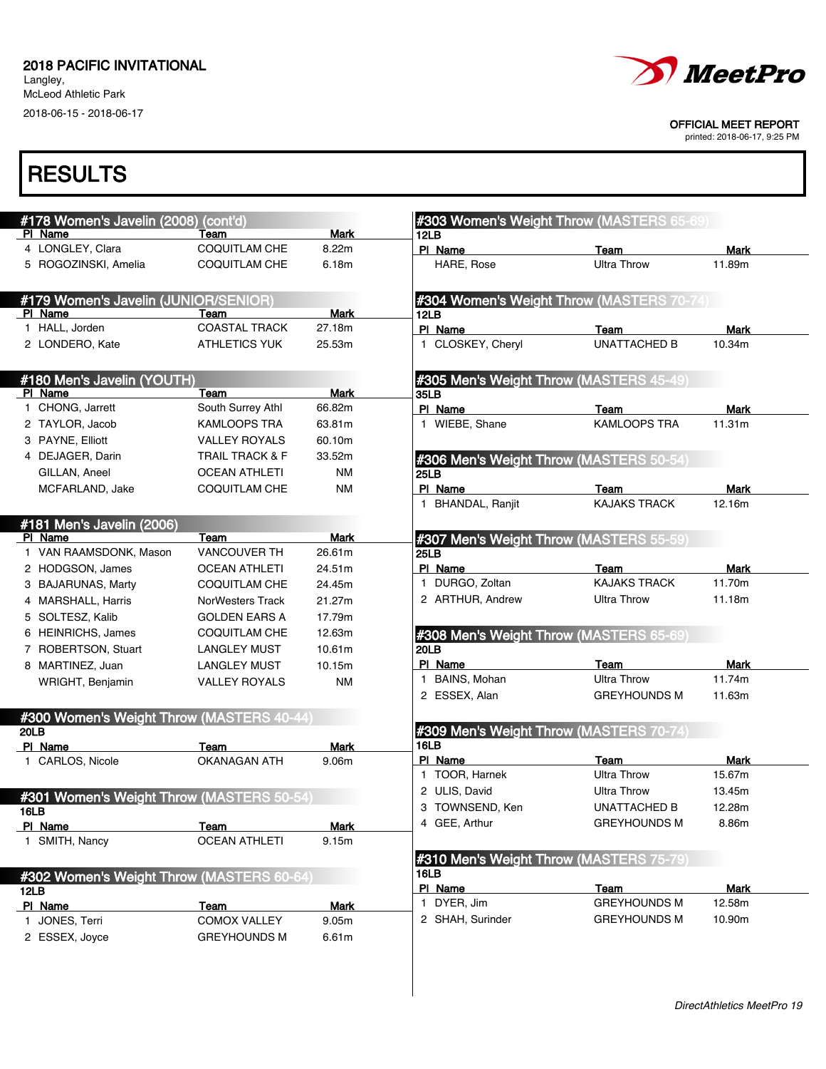# 2018 PACIFIC INVITATIONAL

Langley,
McLeod Athletic Park
2018-06-15 - 2018-06-17

OFFICIAL MEET REPORT
printed: 2018-06-17, 9:25 PM

# RESULTS

## #178 Women's Javelin (2008) (cont'd)

| Pl | Name | Team | Mark |
|---|---|---|---|
| 4 | LONGLEY, Clara | COQUITLAM CHE | 8.22m |
| 5 | ROGOZINSKI, Amelia | COQUITLAM CHE | 6.18m |

## #179 Women's Javelin (JUNIOR/SENIOR)

| Pl | Name | Team | Mark |
|---|---|---|---|
| 1 | HALL, Jorden | COASTAL TRACK | 27.18m |
| 2 | LONDERO, Kate | ATHLETICS YUK | 25.53m |

## #180 Men's Javelin (YOUTH)

| Pl | Name | Team | Mark |
|---|---|---|---|
| 1 | CHONG, Jarrett | South Surrey Athl | 66.82m |
| 2 | TAYLOR, Jacob | KAMLOOPS TRA | 63.81m |
| 3 | PAYNE, Elliott | VALLEY ROYALS | 60.10m |
| 4 | DEJAGER, Darin | TRAIL TRACK & F | 33.52m |
| | GILLAN, Aneel | OCEAN ATHLETI | NM |
| | MCFARLAND, Jake | COQUITLAM CHE | NM |

## #181 Men's Javelin (2006)

| Pl | Name | Team | Mark |
|---|---|---|---|
| 1 | VAN RAAMSDONK, Mason | VANCOUVER TH | 26.61m |
| 2 | HODGSON, James | OCEAN ATHLETI | 24.51m |
| 3 | BAJARUNAS, Marty | COQUITLAM CHE | 24.45m |
| 4 | MARSHALL, Harris | NorWesters Track | 21.27m |
| 5 | SOLTESZ, Kalib | GOLDEN EARS A | 17.79m |
| 6 | HEINRICHS, James | COQUITLAM CHE | 12.63m |
| 7 | ROBERTSON, Stuart | LANGLEY MUST | 10.61m |
| 8 | MARTINEZ, Juan | LANGLEY MUST | 10.15m |
| | WRIGHT, Benjamin | VALLEY ROYALS | NM |

## #300 Women's Weight Throw (MASTERS 40-44)

20LB

| Pl | Name | Team | Mark |
|---|---|---|---|
| 1 | CARLOS, Nicole | OKANAGAN ATH | 9.06m |

## #301 Women's Weight Throw (MASTERS 50-54)

16LB

| Pl | Name | Team | Mark |
|---|---|---|---|
| 1 | SMITH, Nancy | OCEAN ATHLETI | 9.15m |

## #302 Women's Weight Throw (MASTERS 60-64)

12LB

| Pl | Name | Team | Mark |
|---|---|---|---|
| 1 | JONES, Terri | COMOX VALLEY | 9.05m |
| 2 | ESSEX, Joyce | GREYHOUNDS M | 6.61m |

## #303 Women's Weight Throw (MASTERS 65-69)

12LB

| Pl | Name | Team | Mark |
|---|---|---|---|
| | HARE, Rose | Ultra Throw | 11.89m |

## #304 Women's Weight Throw (MASTERS 70-74)

12LB

| Pl | Name | Team | Mark |
|---|---|---|---|
| 1 | CLOSKEY, Cheryl | UNATTACHED B | 10.34m |

## #305 Men's Weight Throw (MASTERS 45-49)

35LB

| Pl | Name | Team | Mark |
|---|---|---|---|
| 1 | WIEBE, Shane | KAMLOOPS TRA | 11.31m |

## #306 Men's Weight Throw (MASTERS 50-54)

25LB

| Pl | Name | Team | Mark |
|---|---|---|---|
| 1 | BHANDAL, Ranjit | KAJAKS TRACK | 12.16m |

## #307 Men's Weight Throw (MASTERS 55-59)

25LB

| Pl | Name | Team | Mark |
|---|---|---|---|
| 1 | DURGO, Zoltan | KAJAKS TRACK | 11.70m |
| 2 | ARTHUR, Andrew | Ultra Throw | 11.18m |

## #308 Men's Weight Throw (MASTERS 65-69)

20LB

| Pl | Name | Team | Mark |
|---|---|---|---|
| 1 | BAINS, Mohan | Ultra Throw | 11.74m |
| 2 | ESSEX, Alan | GREYHOUNDS M | 11.63m |

## #309 Men's Weight Throw (MASTERS 70-74)

16LB

| Pl | Name | Team | Mark |
|---|---|---|---|
| 1 | TOOR, Harnek | Ultra Throw | 15.67m |
| 2 | ULIS, David | Ultra Throw | 13.45m |
| 3 | TOWNSEND, Ken | UNATTACHED B | 12.28m |
| 4 | GEE, Arthur | GREYHOUNDS M | 8.86m |

## #310 Men's Weight Throw (MASTERS 75-79)

16LB

| Pl | Name | Team | Mark |
|---|---|---|---|
| 1 | DYER, Jim | GREYHOUNDS M | 12.58m |
| 2 | SHAH, Surinder | GREYHOUNDS M | 10.90m |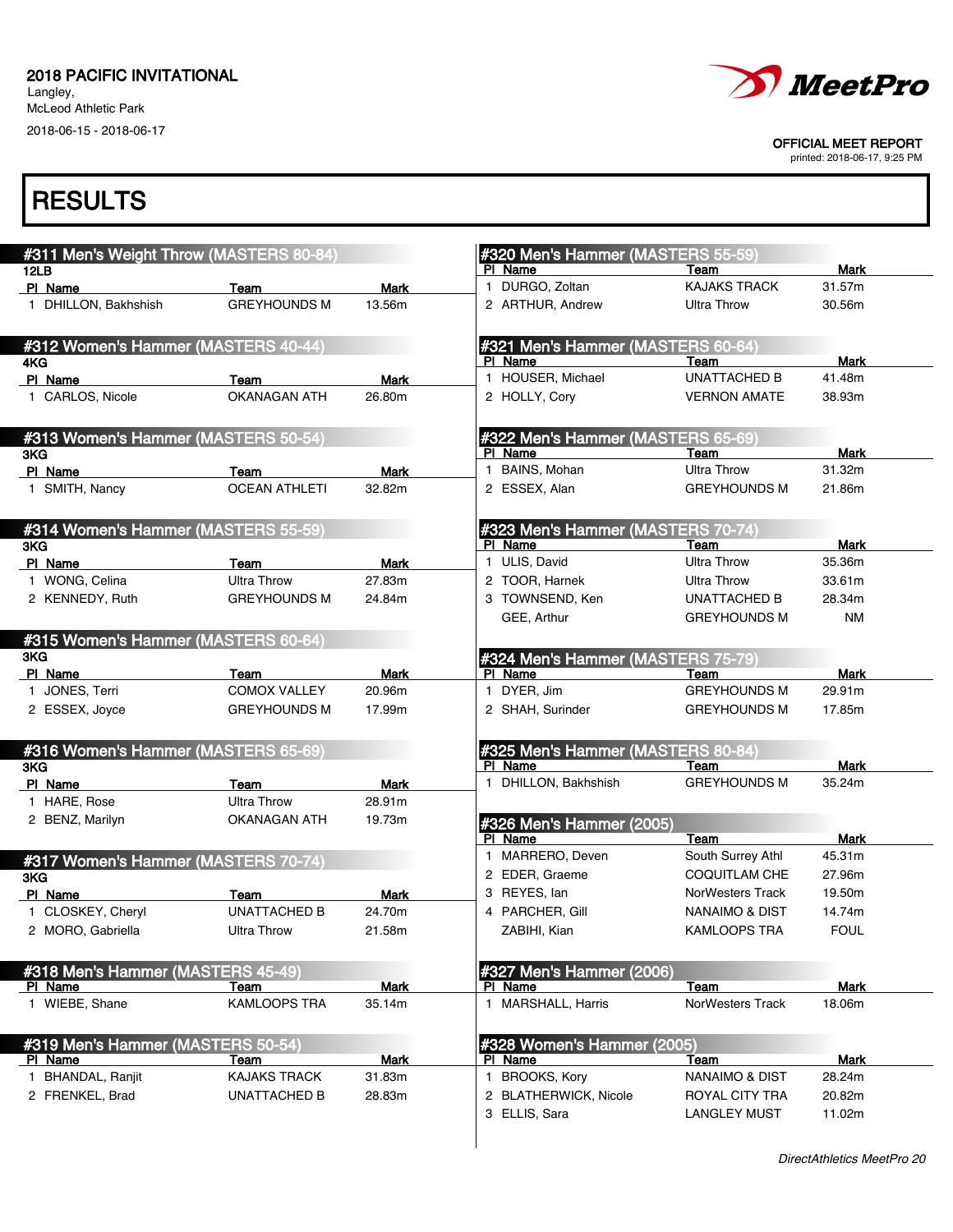2018 PACIFIC INVITATIONAL
Langley,
McLeod Athletic Park
2018-06-15 - 2018-06-17

OFFICIAL MEET REPORT
printed: 2018-06-17, 9:25 PM

# RESULTS

## #311 Men's Weight Throw (MASTERS 80-84)

12LB

| Pl | Name | Team | Mark |
|---|---|---|---|
| 1 | DHILLON, Bakhshish | GREYHOUNDS M | 13.56m |

## #312 Women's Hammer (MASTERS 40-44)

4KG

| Pl | Name | Team | Mark |
|---|---|---|---|
| 1 | CARLOS, Nicole | OKANAGAN ATH | 26.80m |

## #313 Women's Hammer (MASTERS 50-54)

3KG

| Pl | Name | Team | Mark |
|---|---|---|---|
| 1 | SMITH, Nancy | OCEAN ATHLETI | 32.82m |

## #314 Women's Hammer (MASTERS 55-59)

3KG

| Pl | Name | Team | Mark |
|---|---|---|---|
| 1 | WONG, Celina | Ultra Throw | 27.83m |
| 2 | KENNEDY, Ruth | GREYHOUNDS M | 24.84m |

## #315 Women's Hammer (MASTERS 60-64)

3KG

| Pl | Name | Team | Mark |
|---|---|---|---|
| 1 | JONES, Terri | COMOX VALLEY | 20.96m |
| 2 | ESSEX, Joyce | GREYHOUNDS M | 17.99m |

## #316 Women's Hammer (MASTERS 65-69)

3KG

| Pl | Name | Team | Mark |
|---|---|---|---|
| 1 | HARE, Rose | Ultra Throw | 28.91m |
| 2 | BENZ, Marilyn | OKANAGAN ATH | 19.73m |

## #317 Women's Hammer (MASTERS 70-74)

3KG

| Pl | Name | Team | Mark |
|---|---|---|---|
| 1 | CLOSKEY, Cheryl | UNATTACHED B | 24.70m |
| 2 | MORO, Gabriella | Ultra Throw | 21.58m |

## #318 Men's Hammer (MASTERS 45-49)

| Pl | Name | Team | Mark |
|---|---|---|---|
| 1 | WIEBE, Shane | KAMLOOPS TRA | 35.14m |

## #319 Men's Hammer (MASTERS 50-54)

| Pl | Name | Team | Mark |
|---|---|---|---|
| 1 | BHANDAL, Ranjit | KAJAKS TRACK | 31.83m |
| 2 | FRENKEL, Brad | UNATTACHED B | 28.83m |

## #320 Men's Hammer (MASTERS 55-59)

| Pl | Name | Team | Mark |
|---|---|---|---|
| 1 | DURGO, Zoltan | KAJAKS TRACK | 31.57m |
| 2 | ARTHUR, Andrew | Ultra Throw | 30.56m |

## #321 Men's Hammer (MASTERS 60-64)

| Pl | Name | Team | Mark |
|---|---|---|---|
| 1 | HOUSER, Michael | UNATTACHED B | 41.48m |
| 2 | HOLLY, Cory | VERNON AMATE | 38.93m |

## #322 Men's Hammer (MASTERS 65-69)

| Pl | Name | Team | Mark |
|---|---|---|---|
| 1 | BAINS, Mohan | Ultra Throw | 31.32m |
| 2 | ESSEX, Alan | GREYHOUNDS M | 21.86m |

## #323 Men's Hammer (MASTERS 70-74)

| Pl | Name | Team | Mark |
|---|---|---|---|
| 1 | ULIS, David | Ultra Throw | 35.36m |
| 2 | TOOR, Harnek | Ultra Throw | 33.61m |
| 3 | TOWNSEND, Ken | UNATTACHED B | 28.34m |
| | GEE, Arthur | GREYHOUNDS M | NM |

## #324 Men's Hammer (MASTERS 75-79)

| Pl | Name | Team | Mark |
|---|---|---|---|
| 1 | DYER, Jim | GREYHOUNDS M | 29.91m |
| 2 | SHAH, Surinder | GREYHOUNDS M | 17.85m |

## #325 Men's Hammer (MASTERS 80-84)

| Pl | Name | Team | Mark |
|---|---|---|---|
| 1 | DHILLON, Bakhshish | GREYHOUNDS M | 35.24m |

## #326 Men's Hammer (2005)

| Pl | Name | Team | Mark |
|---|---|---|---|
| 1 | MARRERO, Deven | South Surrey Athl | 45.31m |
| 2 | EDER, Graeme | COQUITLAM CHE | 27.96m |
| 3 | REYES, Ian | NorWesters Track | 19.50m |
| 4 | PARCHER, Gill | NANAIMO & DIST | 14.74m |
| | ZABIHI, Kian | KAMLOOPS TRA | FOUL |

## #327 Men's Hammer (2006)

| Pl | Name | Team | Mark |
|---|---|---|---|
| 1 | MARSHALL, Harris | NorWesters Track | 18.06m |

## #328 Women's Hammer (2005)

| Pl | Name | Team | Mark |
|---|---|---|---|
| 1 | BROOKS, Kory | NANAIMO & DIST | 28.24m |
| 2 | BLATHERWICK, Nicole | ROYAL CITY TRA | 20.82m |
| 3 | ELLIS, Sara | LANGLEY MUST | 11.02m |

DirectAthletics MeetPro 20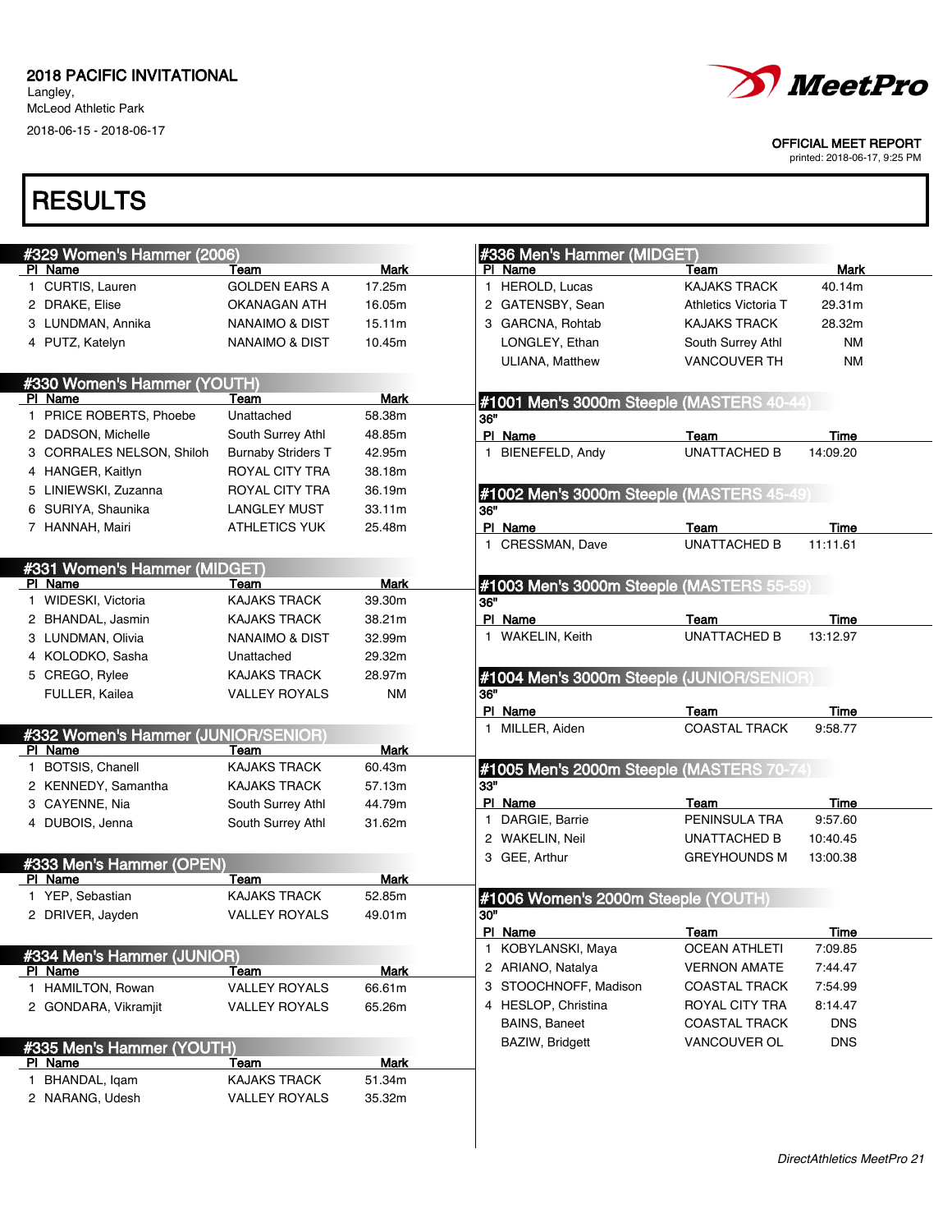2018 PACIFIC INVITATIONAL
Langley,
McLeod Athletic Park
2018-06-15 - 2018-06-17

OFFICIAL MEET REPORT
printed: 2018-06-17, 9:25 PM

# RESULTS

## #329 Women's Hammer (2006)

| Pl | Name | Team | Mark |
|---|---|---|---|
| 1 | CURTIS, Lauren | GOLDEN EARS A | 17.25m |
| 2 | DRAKE, Elise | OKANAGAN ATH | 16.05m |
| 3 | LUNDMAN, Annika | NANAIMO & DIST | 15.11m |
| 4 | PUTZ, Katelyn | NANAIMO & DIST | 10.45m |

## #330 Women's Hammer (YOUTH)

| Pl | Name | Team | Mark |
|---|---|---|---|
| 1 | PRICE ROBERTS, Phoebe | Unattached | 58.38m |
| 2 | DADSON, Michelle | South Surrey Athl | 48.85m |
| 3 | CORRALES NELSON, Shiloh | Burnaby Striders T | 42.95m |
| 4 | HANGER, Kaitlyn | ROYAL CITY TRA | 38.18m |
| 5 | LINIEWSKI, Zuzanna | ROYAL CITY TRA | 36.19m |
| 6 | SURIYA, Shaunika | LANGLEY MUST | 33.11m |
| 7 | HANNAH, Mairi | ATHLETICS YUK | 25.48m |

## #331 Women's Hammer (MIDGET)

| Pl | Name | Team | Mark |
|---|---|---|---|
| 1 | WIDESKI, Victoria | KAJAKS TRACK | 39.30m |
| 2 | BHANDAL, Jasmin | KAJAKS TRACK | 38.21m |
| 3 | LUNDMAN, Olivia | NANAIMO & DIST | 32.99m |
| 4 | KOLODKO, Sasha | Unattached | 29.32m |
| 5 | CREGO, Rylee | KAJAKS TRACK | 28.97m |
| | FULLER, Kailea | VALLEY ROYALS | NM |

## #332 Women's Hammer (JUNIOR/SENIOR)

| Pl | Name | Team | Mark |
|---|---|---|---|
| 1 | BOTSIS, Chanell | KAJAKS TRACK | 60.43m |
| 2 | KENNEDY, Samantha | KAJAKS TRACK | 57.13m |
| 3 | CAYENNE, Nia | South Surrey Athl | 44.79m |
| 4 | DUBOIS, Jenna | South Surrey Athl | 31.62m |

## #333 Men's Hammer (OPEN)

| Pl | Name | Team | Mark |
|---|---|---|---|
| 1 | YEP, Sebastian | KAJAKS TRACK | 52.85m |
| 2 | DRIVER, Jayden | VALLEY ROYALS | 49.01m |

## #334 Men's Hammer (JUNIOR)

| Pl | Name | Team | Mark |
|---|---|---|---|
| 1 | HAMILTON, Rowan | VALLEY ROYALS | 66.61m |
| 2 | GONDARA, Vikramjit | VALLEY ROYALS | 65.26m |

## #335 Men's Hammer (YOUTH)

| Pl | Name | Team | Mark |
|---|---|---|---|
| 1 | BHANDAL, Iqam | KAJAKS TRACK | 51.34m |
| 2 | NARANG, Udesh | VALLEY ROYALS | 35.32m |

## #336 Men's Hammer (MIDGET)

| Pl | Name | Team | Mark |
|---|---|---|---|
| 1 | HEROLD, Lucas | KAJAKS TRACK | 40.14m |
| 2 | GATENSBY, Sean | Athletics Victoria T | 29.31m |
| 3 | GARCNA, Rohtab | KAJAKS TRACK | 28.32m |
| | LONGLEY, Ethan | South Surrey Athl | NM |
| | ULIANA, Matthew | VANCOUVER TH | NM |

## #1001 Men's 3000m Steeple (MASTERS 40-44)

36"

| Pl | Name | Team | Time |
|---|---|---|---|
| 1 | BIENEFELD, Andy | UNATTACHED B | 14:09.20 |

## #1002 Men's 3000m Steeple (MASTERS 45-49)

36"

| Pl | Name | Team | Time |
|---|---|---|---|
| 1 | CRESSMAN, Dave | UNATTACHED B | 11:11.61 |

## #1003 Men's 3000m Steeple (MASTERS 55-59)

36"

| Pl | Name | Team | Time |
|---|---|---|---|
| 1 | WAKELIN, Keith | UNATTACHED B | 13:12.97 |

## #1004 Men's 3000m Steeple (JUNIOR/SENIOR)

36"

| Pl | Name | Team | Time |
|---|---|---|---|
| 1 | MILLER, Aiden | COASTAL TRACK | 9:58.77 |

## #1005 Men's 2000m Steeple (MASTERS 70-74)

33"

| Pl | Name | Team | Time |
|---|---|---|---|
| 1 | DARGIE, Barrie | PENINSULA TRA | 9:57.60 |
| 2 | WAKELIN, Neil | UNATTACHED B | 10:40.45 |
| 3 | GEE, Arthur | GREYHOUNDS M | 13:00.38 |

## #1006 Women's 2000m Steeple (YOUTH)

30"

| Pl | Name | Team | Time |
|---|---|---|---|
| 1 | KOBYLANSKI, Maya | OCEAN ATHLETI | 7:09.85 |
| 2 | ARIANO, Natalya | VERNON AMATE | 7:44.47 |
| 3 | STOOCHNOFF, Madison | COASTAL TRACK | 7:54.99 |
| 4 | HESLOP, Christina | ROYAL CITY TRA | 8:14.47 |
| | BAINS, Baneet | COASTAL TRACK | DNS |
| | BAZIW, Bridgett | VANCOUVER OL | DNS |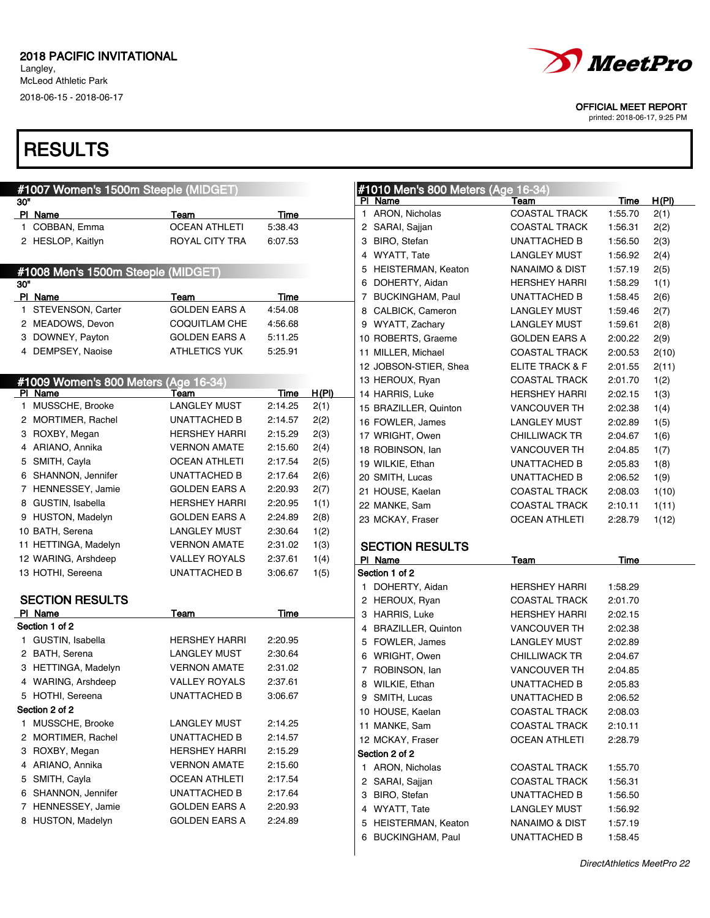2018 PACIFIC INVITATIONAL
Langley,
McLeod Athletic Park
2018-06-15 - 2018-06-17

OFFICIAL MEET REPORT
printed: 2018-06-17, 9:25 PM

# RESULTS

## #1007 Women's 1500m Steeple (MIDGET)

30"

| Pl | Name | Team | Time |
|---|---|---|---|
| 1 | COBBAN, Emma | OCEAN ATHLETI | 5:38.43 |
| 2 | HESLOP, Kaitlyn | ROYAL CITY TRA | 6:07.53 |

## #1008 Men's 1500m Steeple (MIDGET)

30"

| Pl | Name | Team | Time |
|---|---|---|---|
| 1 | STEVENSON, Carter | GOLDEN EARS A | 4:54.08 |
| 2 | MEADOWS, Devon | COQUITLAM CHE | 4:56.68 |
| 3 | DOWNEY, Payton | GOLDEN EARS A | 5:11.25 |
| 4 | DEMPSEY, Naoise | ATHLETICS YUK | 5:25.91 |

## #1009 Women's 800 Meters (Age 16-34)

| Pl | Name | Team | Time | H(Pl) |
|---|---|---|---|---|
| 1 | MUSSCHE, Brooke | LANGLEY MUST | 2:14.25 | 2(1) |
| 2 | MORTIMER, Rachel | UNATTACHED B | 2:14.57 | 2(2) |
| 3 | ROXBY, Megan | HERSHEY HARRI | 2:15.29 | 2(3) |
| 4 | ARIANO, Annika | VERNON AMATE | 2:15.60 | 2(4) |
| 5 | SMITH, Cayla | OCEAN ATHLETI | 2:17.54 | 2(5) |
| 6 | SHANNON, Jennifer | UNATTACHED B | 2:17.64 | 2(6) |
| 7 | HENNESSEY, Jamie | GOLDEN EARS A | 2:20.93 | 2(7) |
| 8 | GUSTIN, Isabella | HERSHEY HARRI | 2:20.95 | 1(1) |
| 9 | HUSTON, Madelyn | GOLDEN EARS A | 2:24.89 | 2(8) |
| 10 | BATH, Serena | LANGLEY MUST | 2:30.64 | 1(2) |
| 11 | HETTINGA, Madelyn | VERNON AMATE | 2:31.02 | 1(3) |
| 12 | WARING, Arshdeep | VALLEY ROYALS | 2:37.61 | 1(4) |
| 13 | HOTHI, Sereena | UNATTACHED B | 3:06.67 | 1(5) |

### SECTION RESULTS

| Pl | Name | Team | Time |
|---|---|---|---|
| **Section 1 of 2** | | | |
| 1 | GUSTIN, Isabella | HERSHEY HARRI | 2:20.95 |
| 2 | BATH, Serena | LANGLEY MUST | 2:30.64 |
| 3 | HETTINGA, Madelyn | VERNON AMATE | 2:31.02 |
| 4 | WARING, Arshdeep | VALLEY ROYALS | 2:37.61 |
| 5 | HOTHI, Sereena | UNATTACHED B | 3:06.67 |
| **Section 2 of 2** | | | |
| 1 | MUSSCHE, Brooke | LANGLEY MUST | 2:14.25 |
| 2 | MORTIMER, Rachel | UNATTACHED B | 2:14.57 |
| 3 | ROXBY, Megan | HERSHEY HARRI | 2:15.29 |
| 4 | ARIANO, Annika | VERNON AMATE | 2:15.60 |
| 5 | SMITH, Cayla | OCEAN ATHLETI | 2:17.54 |
| 6 | SHANNON, Jennifer | UNATTACHED B | 2:17.64 |
| 7 | HENNESSEY, Jamie | GOLDEN EARS A | 2:20.93 |
| 8 | HUSTON, Madelyn | GOLDEN EARS A | 2:24.89 |

## #1010 Men's 800 Meters (Age 16-34)

| Pl | Name | Team | Time | H(Pl) |
|---|---|---|---|---|
| 1 | ARON, Nicholas | COASTAL TRACK | 1:55.70 | 2(1) |
| 2 | SARAI, Sajjan | COASTAL TRACK | 1:56.31 | 2(2) |
| 3 | BIRO, Stefan | UNATTACHED B | 1:56.50 | 2(3) |
| 4 | WYATT, Tate | LANGLEY MUST | 1:56.92 | 2(4) |
| 5 | HEISTERMAN, Keaton | NANAIMO & DIST | 1:57.19 | 2(5) |
| 6 | DOHERTY, Aidan | HERSHEY HARRI | 1:58.29 | 1(1) |
| 7 | BUCKINGHAM, Paul | UNATTACHED B | 1:58.45 | 2(6) |
| 8 | CALBICK, Cameron | LANGLEY MUST | 1:59.46 | 2(7) |
| 9 | WYATT, Zachary | LANGLEY MUST | 1:59.61 | 2(8) |
| 10 | ROBERTS, Graeme | GOLDEN EARS A | 2:00.22 | 2(9) |
| 11 | MILLER, Michael | COASTAL TRACK | 2:00.53 | 2(10) |
| 12 | JOBSON-STIER, Shea | ELITE TRACK & F | 2:01.55 | 2(11) |
| 13 | HEROUX, Ryan | COASTAL TRACK | 2:01.70 | 1(2) |
| 14 | HARRIS, Luke | HERSHEY HARRI | 2:02.15 | 1(3) |
| 15 | BRAZILLER, Quinton | VANCOUVER TH | 2:02.38 | 1(4) |
| 16 | FOWLER, James | LANGLEY MUST | 2:02.89 | 1(5) |
| 17 | WRIGHT, Owen | CHILLIWACK TR | 2:04.67 | 1(6) |
| 18 | ROBINSON, Ian | VANCOUVER TH | 2:04.85 | 1(7) |
| 19 | WILKIE, Ethan | UNATTACHED B | 2:05.83 | 1(8) |
| 20 | SMITH, Lucas | UNATTACHED B | 2:06.52 | 1(9) |
| 21 | HOUSE, Kaelan | COASTAL TRACK | 2:08.03 | 1(10) |
| 22 | MANKE, Sam | COASTAL TRACK | 2:10.11 | 1(11) |
| 23 | MCKAY, Fraser | OCEAN ATHLETI | 2:28.79 | 1(12) |

### SECTION RESULTS

| Pl | Name | Team | Time |
|---|---|---|---|
| **Section 1 of 2** | | | |
| 1 | DOHERTY, Aidan | HERSHEY HARRI | 1:58.29 |
| 2 | HEROUX, Ryan | COASTAL TRACK | 2:01.70 |
| 3 | HARRIS, Luke | HERSHEY HARRI | 2:02.15 |
| 4 | BRAZILLER, Quinton | VANCOUVER TH | 2:02.38 |
| 5 | FOWLER, James | LANGLEY MUST | 2:02.89 |
| 6 | WRIGHT, Owen | CHILLIWACK TR | 2:04.67 |
| 7 | ROBINSON, Ian | VANCOUVER TH | 2:04.85 |
| 8 | WILKIE, Ethan | UNATTACHED B | 2:05.83 |
| 9 | SMITH, Lucas | UNATTACHED B | 2:06.52 |
| 10 | HOUSE, Kaelan | COASTAL TRACK | 2:08.03 |
| 11 | MANKE, Sam | COASTAL TRACK | 2:10.11 |
| 12 | MCKAY, Fraser | OCEAN ATHLETI | 2:28.79 |
| **Section 2 of 2** | | | |
| 1 | ARON, Nicholas | COASTAL TRACK | 1:55.70 |
| 2 | SARAI, Sajjan | COASTAL TRACK | 1:56.31 |
| 3 | BIRO, Stefan | UNATTACHED B | 1:56.50 |
| 4 | WYATT, Tate | LANGLEY MUST | 1:56.92 |
| 5 | HEISTERMAN, Keaton | NANAIMO & DIST | 1:57.19 |
| 6 | BUCKINGHAM, Paul | UNATTACHED B | 1:58.45 |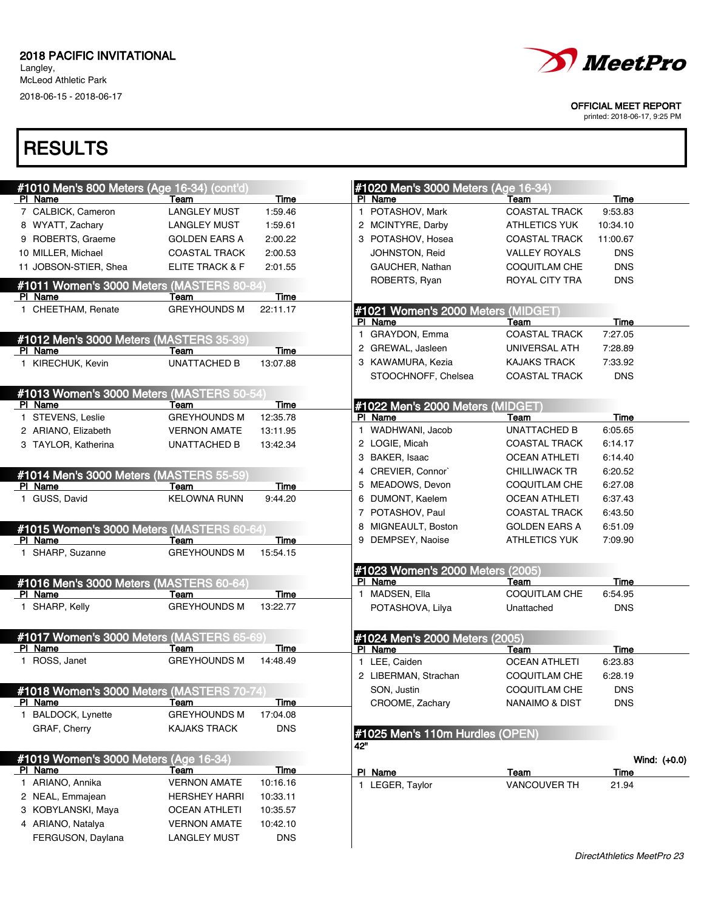# 2018 PACIFIC INVITATIONAL

Langley,
McLeod Athletic Park
2018-06-15 - 2018-06-17

OFFICIAL MEET REPORT
printed: 2018-06-17, 9:25 PM

## RESULTS

### #1010 Men's 800 Meters (Age 16-34) (cont'd)

| Pl | Name | Team | Time |
|---|---|---|---|
| 7 | CALBICK, Cameron | LANGLEY MUST | 1:59.46 |
| 8 | WYATT, Zachary | LANGLEY MUST | 1:59.61 |
| 9 | ROBERTS, Graeme | GOLDEN EARS A | 2:00.22 |
| 10 | MILLER, Michael | COASTAL TRACK | 2:00.53 |
| 11 | JOBSON-STIER, Shea | ELITE TRACK & F | 2:01.55 |

### #1011 Women's 3000 Meters (MASTERS 80-84)

| Pl | Name | Team | Time |
|---|---|---|---|
| 1 | CHEETHAM, Renate | GREYHOUNDS M | 22:11.17 |

### #1012 Men's 3000 Meters (MASTERS 35-39)

| Pl | Name | Team | Time |
|---|---|---|---|
| 1 | KIRECHUK, Kevin | UNATTACHED B | 13:07.88 |

### #1013 Women's 3000 Meters (MASTERS 50-54)

| Pl | Name | Team | Time |
|---|---|---|---|
| 1 | STEVENS, Leslie | GREYHOUNDS M | 12:35.78 |
| 2 | ARIANO, Elizabeth | VERNON AMATE | 13:11.95 |
| 3 | TAYLOR, Katherina | UNATTACHED B | 13:42.34 |

### #1014 Men's 3000 Meters (MASTERS 55-59)

| Pl | Name | Team | Time |
|---|---|---|---|
| 1 | GUSS, David | KELOWNA RUNN | 9:44.20 |

### #1015 Women's 3000 Meters (MASTERS 60-64)

| Pl | Name | Team | Time |
|---|---|---|---|
| 1 | SHARP, Suzanne | GREYHOUNDS M | 15:54.15 |

### #1016 Men's 3000 Meters (MASTERS 60-64)

| Pl | Name | Team | Time |
|---|---|---|---|
| 1 | SHARP, Kelly | GREYHOUNDS M | 13:22.77 |

### #1017 Women's 3000 Meters (MASTERS 65-69)

| Pl | Name | Team | Time |
|---|---|---|---|
| 1 | ROSS, Janet | GREYHOUNDS M | 14:48.49 |

### #1018 Women's 3000 Meters (MASTERS 70-74)

| Pl | Name | Team | Time |
|---|---|---|---|
| 1 | BALDOCK, Lynette | GREYHOUNDS M | 17:04.08 |
| | GRAF, Cherry | KAJAKS TRACK | DNS |

### #1019 Women's 3000 Meters (Age 16-34)

| Pl | Name | Team | Time |
|---|---|---|---|
| 1 | ARIANO, Annika | VERNON AMATE | 10:16.16 |
| 2 | NEAL, Emmajean | HERSHEY HARRI | 10:33.11 |
| 3 | KOBYLANSKI, Maya | OCEAN ATHLETI | 10:35.57 |
| 4 | ARIANO, Natalya | VERNON AMATE | 10:42.10 |
| | FERGUSON, Daylana | LANGLEY MUST | DNS |

### #1020 Men's 3000 Meters (Age 16-34)

| Pl | Name | Team | Time |
|---|---|---|---|
| 1 | POTASHOV, Mark | COASTAL TRACK | 9:53.83 |
| 2 | MCINTYRE, Darby | ATHLETICS YUK | 10:34.10 |
| 3 | POTASHOV, Hosea | COASTAL TRACK | 11:00.67 |
| | JOHNSTON, Reid | VALLEY ROYALS | DNS |
| | GAUCHER, Nathan | COQUITLAM CHE | DNS |
| | ROBERTS, Ryan | ROYAL CITY TRA | DNS |

### #1021 Women's 2000 Meters (MIDGET)

| Pl | Name | Team | Time |
|---|---|---|---|
| 1 | GRAYDON, Emma | COASTAL TRACK | 7:27.05 |
| 2 | GREWAL, Jasleen | UNIVERSAL ATH | 7:28.89 |
| 3 | KAWAMURA, Kezia | KAJAKS TRACK | 7:33.92 |
| | STOOCHNOFF, Chelsea | COASTAL TRACK | DNS |

### #1022 Men's 2000 Meters (MIDGET)

| Pl | Name | Team | Time |
|---|---|---|---|
| 1 | WADHWANI, Jacob | UNATTACHED B | 6:05.65 |
| 2 | LOGIE, Micah | COASTAL TRACK | 6:14.17 |
| 3 | BAKER, Isaac | OCEAN ATHLETI | 6:14.40 |
| 4 | CREVIER, Connor` | CHILLIWACK TR | 6:20.52 |
| 5 | MEADOWS, Devon | COQUITLAM CHE | 6:27.08 |
| 6 | DUMONT, Kaelem | OCEAN ATHLETI | 6:37.43 |
| 7 | POTASHOV, Paul | COASTAL TRACK | 6:43.50 |
| 8 | MIGNEAULT, Boston | GOLDEN EARS A | 6:51.09 |
| 9 | DEMPSEY, Naoise | ATHLETICS YUK | 7:09.90 |

### #1023 Women's 2000 Meters (2005)

| Pl | Name | Team | Time |
|---|---|---|---|
| 1 | MADSEN, Ella | COQUITLAM CHE | 6:54.95 |
| | POTASHOVA, Lilya | Unattached | DNS |

### #1024 Men's 2000 Meters (2005)

| Pl | Name | Team | Time |
|---|---|---|---|
| 1 | LEE, Caiden | OCEAN ATHLETI | 6:23.83 |
| 2 | LIBERMAN, Strachan | COQUITLAM CHE | 6:28.19 |
| | SON, Justin | COQUITLAM CHE | DNS |
| | CROOME, Zachary | NANAIMO & DIST | DNS |

### #1025 Men's 110m Hurdles (OPEN)

42"

Wind: (+0.0)

| Pl | Name | Team | Time |
|---|---|---|---|
| 1 | LEGER, Taylor | VANCOUVER TH | 21.94 |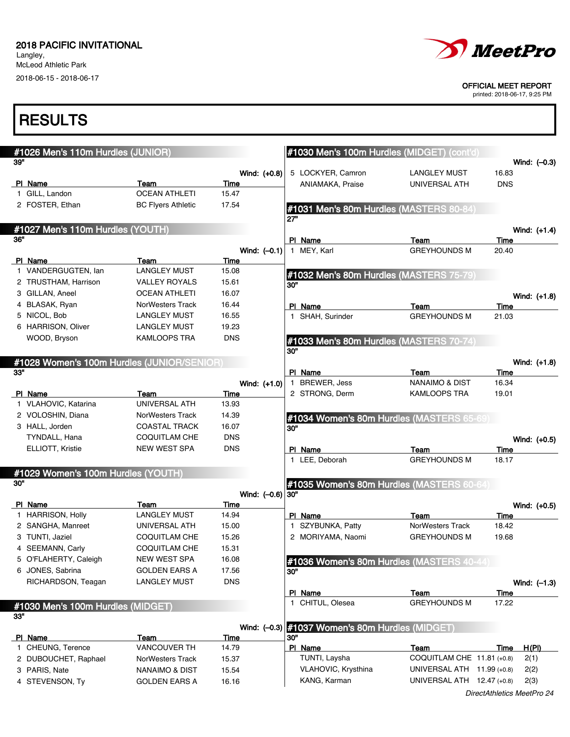2018 PACIFIC INVITATIONAL
Langley,
McLeod Athletic Park
2018-06-15 - 2018-06-17

OFFICIAL MEET REPORT
printed: 2018-06-17, 9:25 PM

# RESULTS

## #1026 Men's 110m Hurdles (JUNIOR)

39"

Wind: (+0.8)

| Pl | Name | Team | Time |
|---|---|---|---|
| 1 | GILL, Landon | OCEAN ATHLETI | 15.47 |
| 2 | FOSTER, Ethan | BC Flyers Athletic | 17.54 |

## #1027 Men's 110m Hurdles (YOUTH)

36"

Wind: (–0.1)

| Pl | Name | Team | Time |
|---|---|---|---|
| 1 | VANDERGUGTEN, Ian | LANGLEY MUST | 15.08 |
| 2 | TRUSTHAM, Harrison | VALLEY ROYALS | 15.61 |
| 3 | GILLAN, Aneel | OCEAN ATHLETI | 16.07 |
| 4 | BLASAK, Ryan | NorWesters Track | 16.44 |
| 5 | NICOL, Bob | LANGLEY MUST | 16.55 |
| 6 | HARRISON, Oliver | LANGLEY MUST | 19.23 |
| | WOOD, Bryson | KAMLOOPS TRA | DNS |

## #1028 Women's 100m Hurdles (JUNIOR/SENIOR)

33"

Wind: (+1.0)

| Pl | Name | Team | Time |
|---|---|---|---|
| 1 | VLAHOVIC, Katarina | UNIVERSAL ATH | 13.93 |
| 2 | VOLOSHIN, Diana | NorWesters Track | 14.39 |
| 3 | HALL, Jorden | COASTAL TRACK | 16.07 |
| | TYNDALL, Hana | COQUITLAM CHE | DNS |
| | ELLIOTT, Kristie | NEW WEST SPA | DNS |

## #1029 Women's 100m Hurdles (YOUTH)

30"

Wind: (–0.6)

| Pl | Name | Team | Time |
|---|---|---|---|
| 1 | HARRISON, Holly | LANGLEY MUST | 14.94 |
| 2 | SANGHA, Manreet | UNIVERSAL ATH | 15.00 |
| 3 | TUNTI, Jaziel | COQUITLAM CHE | 15.26 |
| 4 | SEEMANN, Carly | COQUITLAM CHE | 15.31 |
| 5 | O'FLAHERTY, Caleigh | NEW WEST SPA | 16.08 |
| 6 | JONES, Sabrina | GOLDEN EARS A | 17.56 |
| | RICHARDSON, Teagan | LANGLEY MUST | DNS |

## #1030 Men's 100m Hurdles (MIDGET)

33"

Wind: (–0.3)

| Pl | Name | Team | Time |
|---|---|---|---|
| 1 | CHEUNG, Terence | VANCOUVER TH | 14.79 |
| 2 | DUBOUCHET, Raphael | NorWesters Track | 15.37 |
| 3 | PARIS, Nate | NANAIMO & DIST | 15.54 |
| 4 | STEVENSON, Ty | GOLDEN EARS A | 16.16 |
| 5 | LOCKYER, Camron | LANGLEY MUST | 16.83 |
| | ANIAMAKA, Praise | UNIVERSAL ATH | DNS |

## #1031 Men's 80m Hurdles (MASTERS 80-84)

27"

Wind: (+1.4)

| Pl | Name | Team | Time |
|---|---|---|---|
| 1 | MEY, Karl | GREYHOUNDS M | 20.40 |

## #1032 Men's 80m Hurdles (MASTERS 75-79)

30"

Wind: (+1.8)

| Pl | Name | Team | Time |
|---|---|---|---|
| 1 | SHAH, Surinder | GREYHOUNDS M | 21.03 |

## #1033 Men's 80m Hurdles (MASTERS 70-74)

30"

Wind: (+1.8)

| Pl | Name | Team | Time |
|---|---|---|---|
| 1 | BREWER, Jess | NANAIMO & DIST | 16.34 |
| 2 | STRONG, Derm | KAMLOOPS TRA | 19.01 |

## #1034 Women's 80m Hurdles (MASTERS 65-69)

30"

Wind: (+0.5)

| Pl | Name | Team | Time |
|---|---|---|---|
| 1 | LEE, Deborah | GREYHOUNDS M | 18.17 |

## #1035 Women's 80m Hurdles (MASTERS 60-64)

30"

Wind: (+0.5)

| Pl | Name | Team | Time |
|---|---|---|---|
| 1 | SZYBUNKA, Patty | NorWesters Track | 18.42 |
| 2 | MORIYAMA, Naomi | GREYHOUNDS M | 19.68 |

## #1036 Women's 80m Hurdles (MASTERS 40-44)

30"

Wind: (–1.3)

| Pl | Name | Team | Time |
|---|---|---|---|
| 1 | CHITUL, Olesea | GREYHOUNDS M | 17.22 |

## #1037 Women's 80m Hurdles (MIDGET)

30"

| Pl | Name | Team | Time | H(Pl) |
|---|---|---|---|---|
| | TUNTI, Laysha | COQUITLAM CHE | 11.81 (+0.8) | 2(1) |
| | VLAHOVIC, Krysthina | UNIVERSAL ATH | 11.99 (+0.8) | 2(2) |
| | KANG, Karman | UNIVERSAL ATH | 12.47 (+0.8) | 2(3) |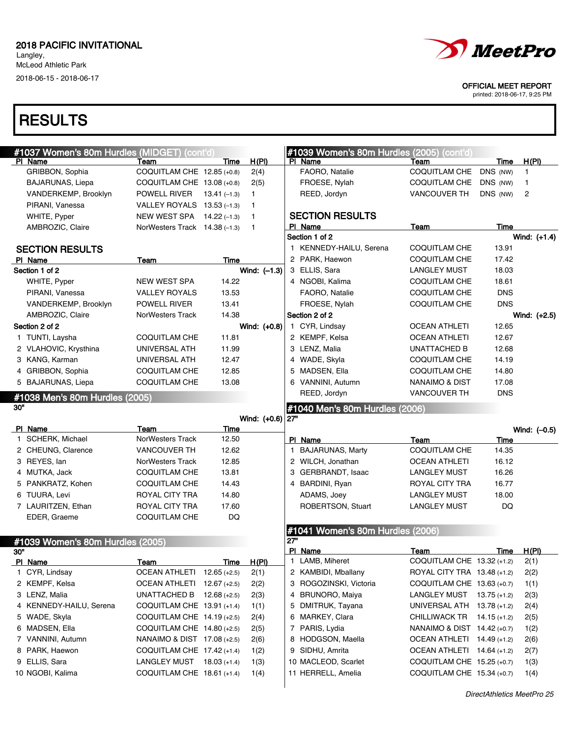2018 PACIFIC INVITATIONAL
Langley,
McLeod Athletic Park
2018-06-15 - 2018-06-17

OFFICIAL MEET REPORT
printed: 2018-06-17, 9:25 PM

# RESULTS

## #1037 Women's 80m Hurdles (MIDGET) (cont'd)

| Pl | Name | Team | Time | H(Pl) |
|---|---|---|---|---|
| | GRIBBON, Sophia | COQUITLAM CHE | 12.85 (+0.8) | 2(4) |
| | BAJARUNAS, Liepa | COQUITLAM CHE | 13.08 (+0.8) | 2(5) |
| | VANDERKEMP, Brooklyn | POWELL RIVER | 13.41 (–1.3) | 1 |
| | PIRANI, Vanessa | VALLEY ROYALS | 13.53 (–1.3) | 1 |
| | WHITE, Pyper | NEW WEST SPA | 14.22 (–1.3) | 1 |
| | AMBROZIC, Claire | NorWesters Track | 14.38 (–1.3) | 1 |

### SECTION RESULTS

| Pl | Name | Team | Time |
|---|---|---|---|
| **Section 1 of 2** | | | Wind: (–1.3) |
| | WHITE, Pyper | NEW WEST SPA | 14.22 |
| | PIRANI, Vanessa | VALLEY ROYALS | 13.53 |
| | VANDERKEMP, Brooklyn | POWELL RIVER | 13.41 |
| | AMBROZIC, Claire | NorWesters Track | 14.38 |
| **Section 2 of 2** | | | Wind: (+0.8) |
| 1 | TUNTI, Laysha | COQUITLAM CHE | 11.81 |
| 2 | VLAHOVIC, Krysthina | UNIVERSAL ATH | 11.99 |
| 3 | KANG, Karman | UNIVERSAL ATH | 12.47 |
| 4 | GRIBBON, Sophia | COQUITLAM CHE | 12.85 |
| 5 | BAJARUNAS, Liepa | COQUITLAM CHE | 13.08 |

## #1038 Men's 80m Hurdles (2005)

30"

Wind: (+0.6)

| Pl | Name | Team | Time |
|---|---|---|---|
| 1 | SCHERK, Michael | NorWesters Track | 12.50 |
| 2 | CHEUNG, Clarence | VANCOUVER TH | 12.62 |
| 3 | REYES, Ian | NorWesters Track | 12.85 |
| 4 | MUTKA, Jack | COQUITLAM CHE | 13.81 |
| 5 | PANKRATZ, Kohen | COQUITLAM CHE | 14.43 |
| 6 | TUURA, Levi | ROYAL CITY TRA | 14.80 |
| 7 | LAURITZEN, Ethan | ROYAL CITY TRA | 17.60 |
| | EDER, Graeme | COQUITLAM CHE | DQ |

## #1039 Women's 80m Hurdles (2005)

30"

| Pl | Name | Team | Time | H(Pl) |
|---|---|---|---|---|
| 1 | CYR, Lindsay | OCEAN ATHLETI | 12.65 (+2.5) | 2(1) |
| 2 | KEMPF, Kelsa | OCEAN ATHLETI | 12.67 (+2.5) | 2(2) |
| 3 | LENZ, Malia | UNATTACHED B | 12.68 (+2.5) | 2(3) |
| 4 | KENNEDY-HAILU, Serena | COQUITLAM CHE | 13.91 (+1.4) | 1(1) |
| 5 | WADE, Skyla | COQUITLAM CHE | 14.19 (+2.5) | 2(4) |
| 6 | MADSEN, Ella | COQUITLAM CHE | 14.80 (+2.5) | 2(5) |
| 7 | VANNINI, Autumn | NANAIMO & DIST | 17.08 (+2.5) | 2(6) |
| 8 | PARK, Haewon | COQUITLAM CHE | 17.42 (+1.4) | 1(2) |
| 9 | ELLIS, Sara | LANGLEY MUST | 18.03 (+1.4) | 1(3) |
| 10 | NGOBI, Kalima | COQUITLAM CHE | 18.61 (+1.4) | 1(4) |
| | FAORO, Natalie | COQUITLAM CHE | DNS (NW) | 1 |
| | FROESE, Nylah | COQUITLAM CHE | DNS (NW) | 1 |
| | REED, Jordyn | VANCOUVER TH | DNS (NW) | 2 |

### SECTION RESULTS

| Pl | Name | Team | Time |
|---|---|---|---|
| **Section 1 of 2** | | | Wind: (+1.4) |
| 1 | KENNEDY-HAILU, Serena | COQUITLAM CHE | 13.91 |
| 2 | PARK, Haewon | COQUITLAM CHE | 17.42 |
| 3 | ELLIS, Sara | LANGLEY MUST | 18.03 |
| 4 | NGOBI, Kalima | COQUITLAM CHE | 18.61 |
| | FAORO, Natalie | COQUITLAM CHE | DNS |
| | FROESE, Nylah | COQUITLAM CHE | DNS |
| **Section 2 of 2** | | | Wind: (+2.5) |
| 1 | CYR, Lindsay | OCEAN ATHLETI | 12.65 |
| 2 | KEMPF, Kelsa | OCEAN ATHLETI | 12.67 |
| 3 | LENZ, Malia | UNATTACHED B | 12.68 |
| 4 | WADE, Skyla | COQUITLAM CHE | 14.19 |
| 5 | MADSEN, Ella | COQUITLAM CHE | 14.80 |
| 6 | VANNINI, Autumn | NANAIMO & DIST | 17.08 |
| | REED, Jordyn | VANCOUVER TH | DNS |

## #1040 Men's 80m Hurdles (2006)

27"

Wind: (–0.5)

| Pl | Name | Team | Time |
|---|---|---|---|
| 1 | BAJARUNAS, Marty | COQUITLAM CHE | 14.35 |
| 2 | WILCH, Jonathan | OCEAN ATHLETI | 16.12 |
| 3 | GERBRANDT, Isaac | LANGLEY MUST | 16.26 |
| 4 | BARDINI, Ryan | ROYAL CITY TRA | 16.77 |
| | ADAMS, Joey | LANGLEY MUST | 18.00 |
| | ROBERTSON, Stuart | LANGLEY MUST | DQ |

## #1041 Women's 80m Hurdles (2006)

27"

| Pl | Name | Team | Time | H(Pl) |
|---|---|---|---|---|
| 1 | LAMB, Miheret | COQUITLAM CHE | 13.32 (+1.2) | 2(1) |
| 2 | KAMBIDI, Mballany | ROYAL CITY TRA | 13.48 (+1.2) | 2(2) |
| 3 | ROGOZINSKI, Victoria | COQUITLAM CHE | 13.63 (+0.7) | 1(1) |
| 4 | BRUNORO, Maiya | LANGLEY MUST | 13.75 (+1.2) | 2(3) |
| 5 | DMITRUK, Tayana | UNIVERSAL ATH | 13.78 (+1.2) | 2(4) |
| 6 | MARKEY, Clara | CHILLIWACK TR | 14.15 (+1.2) | 2(5) |
| 7 | PARIS, Lydia | NANAIMO & DIST | 14.42 (+0.7) | 1(2) |
| 8 | HODGSON, Maella | OCEAN ATHLETI | 14.49 (+1.2) | 2(6) |
| 9 | SIDHU, Amrita | OCEAN ATHLETI | 14.64 (+1.2) | 2(7) |
| 10 | MACLEOD, Scarlet | COQUITLAM CHE | 15.25 (+0.7) | 1(3) |
| 11 | HERRELL, Amelia | COQUITLAM CHE | 15.34 (+0.7) | 1(4) |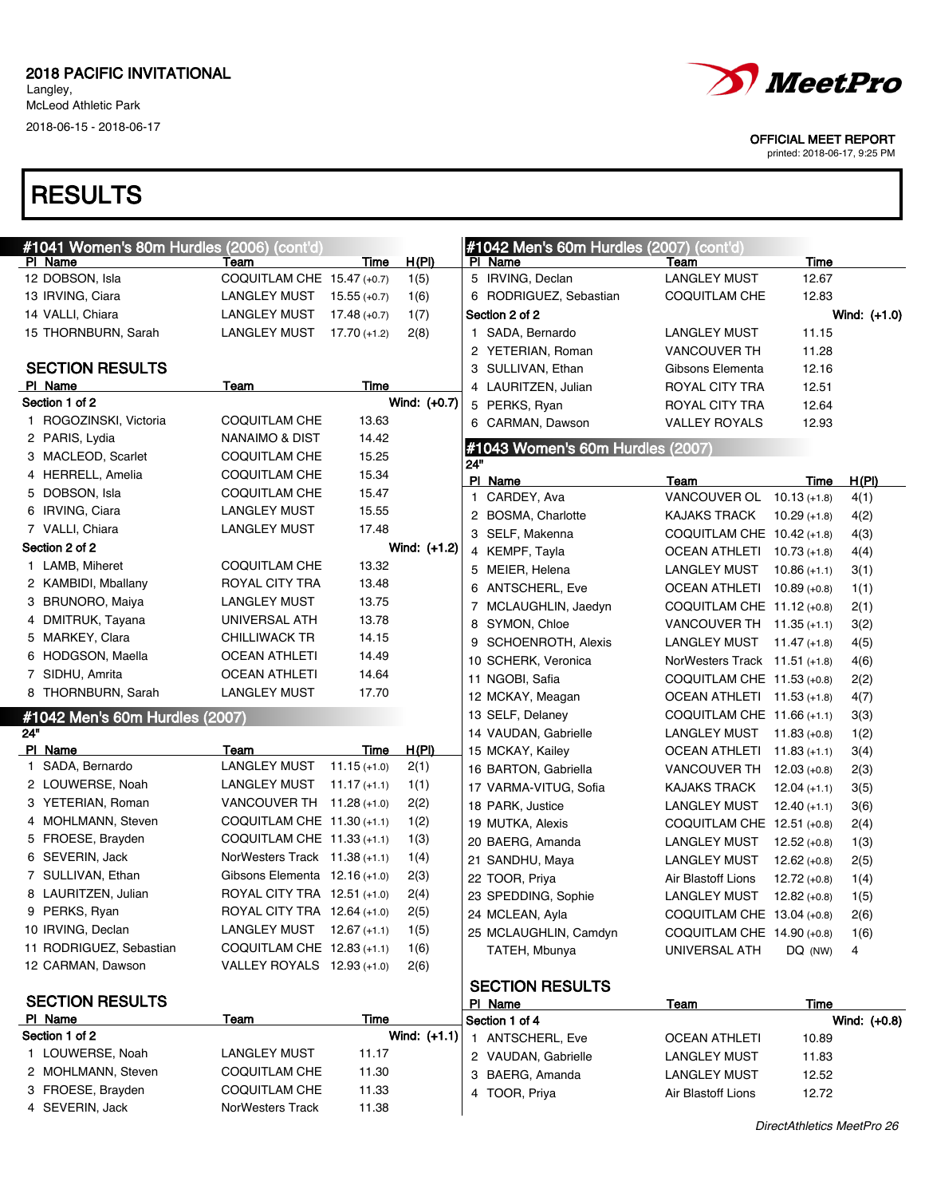2018 PACIFIC INVITATIONAL
Langley,
McLeod Athletic Park
2018-06-15 - 2018-06-17

OFFICIAL MEET REPORT
printed: 2018-06-17, 9:25 PM

# RESULTS

## #1041 Women's 80m Hurdles (2006) (cont'd)

| Pl | Name | Team | Time | H(Pl) |
|---|---|---|---|---|
| 12 | DOBSON, Isla | COQUITLAM CHE | 15.47 (+0.7) | 1(5) |
| 13 | IRVING, Ciara | LANGLEY MUST | 15.55 (+0.7) | 1(6) |
| 14 | VALLI, Chiara | LANGLEY MUST | 17.48 (+0.7) | 1(7) |
| 15 | THORNBURN, Sarah | LANGLEY MUST | 17.70 (+1.2) | 2(8) |

### SECTION RESULTS

| Pl | Name | Team | Time |
|---|---|---|---|
| Section 1 of 2 | | | Wind: (+0.7) |
| 1 | ROGOZINSKI, Victoria | COQUITLAM CHE | 13.63 |
| 2 | PARIS, Lydia | NANAIMO & DIST | 14.42 |
| 3 | MACLEOD, Scarlet | COQUITLAM CHE | 15.25 |
| 4 | HERRELL, Amelia | COQUITLAM CHE | 15.34 |
| 5 | DOBSON, Isla | COQUITLAM CHE | 15.47 |
| 6 | IRVING, Ciara | LANGLEY MUST | 15.55 |
| 7 | VALLI, Chiara | LANGLEY MUST | 17.48 |
| Section 2 of 2 | | | Wind: (+1.2) |
| 1 | LAMB, Miheret | COQUITLAM CHE | 13.32 |
| 2 | KAMBIDI, Mballany | ROYAL CITY TRA | 13.48 |
| 3 | BRUNORO, Maiya | LANGLEY MUST | 13.75 |
| 4 | DMITRUK, Tayana | UNIVERSAL ATH | 13.78 |
| 5 | MARKEY, Clara | CHILLIWACK TR | 14.15 |
| 6 | HODGSON, Maella | OCEAN ATHLETI | 14.49 |
| 7 | SIDHU, Amrita | OCEAN ATHLETI | 14.64 |
| 8 | THORNBURN, Sarah | LANGLEY MUST | 17.70 |

## #1042 Men's 60m Hurdles (2007)

24"

| Pl | Name | Team | Time | H(Pl) |
|---|---|---|---|---|
| 1 | SADA, Bernardo | LANGLEY MUST | 11.15 (+1.0) | 2(1) |
| 2 | LOUWERSE, Noah | LANGLEY MUST | 11.17 (+1.1) | 1(1) |
| 3 | YETERIAN, Roman | VANCOUVER TH | 11.28 (+1.0) | 2(2) |
| 4 | MOHLMANN, Steven | COQUITLAM CHE | 11.30 (+1.1) | 1(2) |
| 5 | FROESE, Brayden | COQUITLAM CHE | 11.33 (+1.1) | 1(3) |
| 6 | SEVERIN, Jack | NorWesters Track | 11.38 (+1.1) | 1(4) |
| 7 | SULLIVAN, Ethan | Gibsons Elementa | 12.16 (+1.0) | 2(3) |
| 8 | LAURITZEN, Julian | ROYAL CITY TRA | 12.51 (+1.0) | 2(4) |
| 9 | PERKS, Ryan | ROYAL CITY TRA | 12.64 (+1.0) | 2(5) |
| 10 | IRVING, Declan | LANGLEY MUST | 12.67 (+1.1) | 1(5) |
| 11 | RODRIGUEZ, Sebastian | COQUITLAM CHE | 12.83 (+1.1) | 1(6) |
| 12 | CARMAN, Dawson | VALLEY ROYALS | 12.93 (+1.0) | 2(6) |

### SECTION RESULTS

| Pl | Name | Team | Time |
|---|---|---|---|
| Section 1 of 2 | | | Wind: (+1.1) |
| 1 | LOUWERSE, Noah | LANGLEY MUST | 11.17 |
| 2 | MOHLMANN, Steven | COQUITLAM CHE | 11.30 |
| 3 | FROESE, Brayden | COQUITLAM CHE | 11.33 |
| 4 | SEVERIN, Jack | NorWesters Track | 11.38 |
| 5 | IRVING, Declan | LANGLEY MUST | 12.67 |
| 6 | RODRIGUEZ, Sebastian | COQUITLAM CHE | 12.83 |
| Section 2 of 2 | | | Wind: (+1.0) |
| 1 | SADA, Bernardo | LANGLEY MUST | 11.15 |
| 2 | YETERIAN, Roman | VANCOUVER TH | 11.28 |
| 3 | SULLIVAN, Ethan | Gibsons Elementa | 12.16 |
| 4 | LAURITZEN, Julian | ROYAL CITY TRA | 12.51 |
| 5 | PERKS, Ryan | ROYAL CITY TRA | 12.64 |
| 6 | CARMAN, Dawson | VALLEY ROYALS | 12.93 |

## #1043 Women's 60m Hurdles (2007)

24"

| Pl | Name | Team | Time | H(Pl) |
|---|---|---|---|---|
| 1 | CARDEY, Ava | VANCOUVER OL | 10.13 (+1.8) | 4(1) |
| 2 | BOSMA, Charlotte | KAJAKS TRACK | 10.29 (+1.8) | 4(2) |
| 3 | SELF, Makenna | COQUITLAM CHE | 10.42 (+1.8) | 4(3) |
| 4 | KEMPF, Tayla | OCEAN ATHLETI | 10.73 (+1.8) | 4(4) |
| 5 | MEIER, Helena | LANGLEY MUST | 10.86 (+1.1) | 3(1) |
| 6 | ANTSCHERL, Eve | OCEAN ATHLETI | 10.89 (+0.8) | 1(1) |
| 7 | MCLAUGHLIN, Jaedyn | COQUITLAM CHE | 11.12 (+0.8) | 2(1) |
| 8 | SYMON, Chloe | VANCOUVER TH | 11.35 (+1.1) | 3(2) |
| 9 | SCHOENROTH, Alexis | LANGLEY MUST | 11.47 (+1.8) | 4(5) |
| 10 | SCHERK, Veronica | NorWesters Track | 11.51 (+1.8) | 4(6) |
| 11 | NGOBI, Safia | COQUITLAM CHE | 11.53 (+0.8) | 2(2) |
| 12 | MCKAY, Meagan | OCEAN ATHLETI | 11.53 (+1.8) | 4(7) |
| 13 | SELF, Delaney | COQUITLAM CHE | 11.66 (+1.1) | 3(3) |
| 14 | VAUDAN, Gabrielle | LANGLEY MUST | 11.83 (+0.8) | 1(2) |
| 15 | MCKAY, Kailey | OCEAN ATHLETI | 11.83 (+1.1) | 3(4) |
| 16 | BARTON, Gabriella | VANCOUVER TH | 12.03 (+0.8) | 2(3) |
| 17 | VARMA-VITUG, Sofia | KAJAKS TRACK | 12.04 (+1.1) | 3(5) |
| 18 | PARK, Justice | LANGLEY MUST | 12.40 (+1.1) | 3(6) |
| 19 | MUTKA, Alexis | COQUITLAM CHE | 12.51 (+0.8) | 2(4) |
| 20 | BAERG, Amanda | LANGLEY MUST | 12.52 (+0.8) | 1(3) |
| 21 | SANDHU, Maya | LANGLEY MUST | 12.62 (+0.8) | 2(5) |
| 22 | TOOR, Priya | Air Blastoff Lions | 12.72 (+0.8) | 1(4) |
| 23 | SPEDDING, Sophie | LANGLEY MUST | 12.82 (+0.8) | 1(5) |
| 24 | MCLEAN, Ayla | COQUITLAM CHE | 13.04 (+0.8) | 2(6) |
| 25 | MCLAUGHLIN, Camdyn | COQUITLAM CHE | 14.90 (+0.8) | 1(6) |
| | TATEH, Mbunya | UNIVERSAL ATH | DQ (NW) | 4 |

### SECTION RESULTS

| Pl | Name | Team | Time |
|---|---|---|---|
| Section 1 of 4 | | | Wind: (+0.8) |
| 1 | ANTSCHERL, Eve | OCEAN ATHLETI | 10.89 |
| 2 | VAUDAN, Gabrielle | LANGLEY MUST | 11.83 |
| 3 | BAERG, Amanda | LANGLEY MUST | 12.52 |
| 4 | TOOR, Priya | Air Blastoff Lions | 12.72 |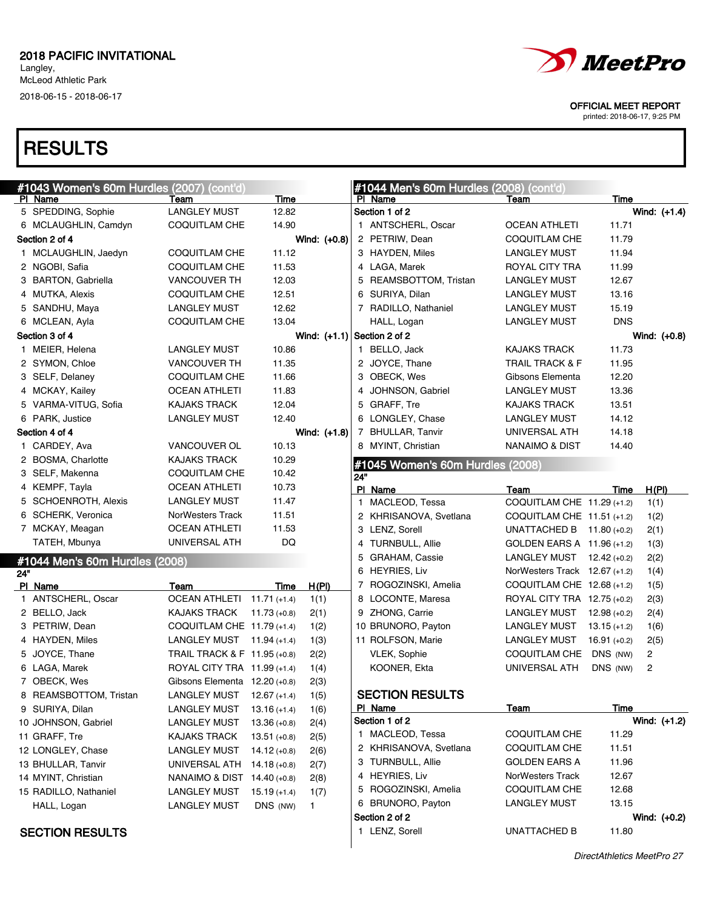# 2018 PACIFIC INVITATIONAL

Langley,
McLeod Athletic Park
2018-06-15 - 2018-06-17

OFFICIAL MEET REPORT
printed: 2018-06-17, 9:25 PM

# RESULTS

## #1043 Women's 60m Hurdles (2007) (cont'd)

| Pl | Name | Team | Time |
|---|---|---|---|
| 5 | SPEDDING, Sophie | LANGLEY MUST | 12.82 |
| 6 | MCLAUGHLIN, Camdyn | COQUITLAM CHE | 14.90 |

**Section 2 of 4** Wind: (+0.8)

| Pl | Name | Team | Time |
|---|---|---|---|
| 1 | MCLAUGHLIN, Jaedyn | COQUITLAM CHE | 11.12 |
| 2 | NGOBI, Safia | COQUITLAM CHE | 11.53 |
| 3 | BARTON, Gabriella | VANCOUVER TH | 12.03 |
| 4 | MUTKA, Alexis | COQUITLAM CHE | 12.51 |
| 5 | SANDHU, Maya | LANGLEY MUST | 12.62 |
| 6 | MCLEAN, Ayla | COQUITLAM CHE | 13.04 |

**Section 3 of 4** Wind: (+1.1)

| Pl | Name | Team | Time |
|---|---|---|---|
| 1 | MEIER, Helena | LANGLEY MUST | 10.86 |
| 2 | SYMON, Chloe | VANCOUVER TH | 11.35 |
| 3 | SELF, Delaney | COQUITLAM CHE | 11.66 |
| 4 | MCKAY, Kailey | OCEAN ATHLETI | 11.83 |
| 5 | VARMA-VITUG, Sofia | KAJAKS TRACK | 12.04 |
| 6 | PARK, Justice | LANGLEY MUST | 12.40 |

**Section 4 of 4** Wind: (+1.8)

| Pl | Name | Team | Time |
|---|---|---|---|
| 1 | CARDEY, Ava | VANCOUVER OL | 10.13 |
| 2 | BOSMA, Charlotte | KAJAKS TRACK | 10.29 |
| 3 | SELF, Makenna | COQUITLAM CHE | 10.42 |
| 4 | KEMPF, Tayla | OCEAN ATHLETI | 10.73 |
| 5 | SCHOENROTH, Alexis | LANGLEY MUST | 11.47 |
| 6 | SCHERK, Veronica | NorWesters Track | 11.51 |
| 7 | MCKAY, Meagan | OCEAN ATHLETI | 11.53 |
| | TATEH, Mbunya | UNIVERSAL ATH | DQ |

## #1044 Men's 60m Hurdles (2008)

24"

| Pl | Name | Team | Time | H(Pl) |
|---|---|---|---|---|
| 1 | ANTSCHERL, Oscar | OCEAN ATHLETI | 11.71 (+1.4) | 1(1) |
| 2 | BELLO, Jack | KAJAKS TRACK | 11.73 (+0.8) | 2(1) |
| 3 | PETRIW, Dean | COQUITLAM CHE | 11.79 (+1.4) | 1(2) |
| 4 | HAYDEN, Miles | LANGLEY MUST | 11.94 (+1.4) | 1(3) |
| 5 | JOYCE, Thane | TRAIL TRACK & F | 11.95 (+0.8) | 2(2) |
| 6 | LAGA, Marek | ROYAL CITY TRA | 11.99 (+1.4) | 1(4) |
| 7 | OBECK, Wes | Gibsons Elementa | 12.20 (+0.8) | 2(3) |
| 8 | REAMSBOTTOM, Tristan | LANGLEY MUST | 12.67 (+1.4) | 1(5) |
| 9 | SURIYA, Dilan | LANGLEY MUST | 13.16 (+1.4) | 1(6) |
| 10 | JOHNSON, Gabriel | LANGLEY MUST | 13.36 (+0.8) | 2(4) |
| 11 | GRAFF, Tre | KAJAKS TRACK | 13.51 (+0.8) | 2(5) |
| 12 | LONGLEY, Chase | LANGLEY MUST | 14.12 (+0.8) | 2(6) |
| 13 | BHULLAR, Tanvir | UNIVERSAL ATH | 14.18 (+0.8) | 2(7) |
| 14 | MYINT, Christian | NANAIMO & DIST | 14.40 (+0.8) | 2(8) |
| 15 | RADILLO, Nathaniel | LANGLEY MUST | 15.19 (+1.4) | 1(7) |
| | HALL, Logan | LANGLEY MUST | DNS (NW) | 1 |

### SECTION RESULTS

## #1044 Men's 60m Hurdles (2008) (cont'd)

**Section 1 of 2** Wind: (+1.4)

| Pl | Name | Team | Time |
|---|---|---|---|
| 1 | ANTSCHERL, Oscar | OCEAN ATHLETI | 11.71 |
| 2 | PETRIW, Dean | COQUITLAM CHE | 11.79 |
| 3 | HAYDEN, Miles | LANGLEY MUST | 11.94 |
| 4 | LAGA, Marek | ROYAL CITY TRA | 11.99 |
| 5 | REAMSBOTTOM, Tristan | LANGLEY MUST | 12.67 |
| 6 | SURIYA, Dilan | LANGLEY MUST | 13.16 |
| 7 | RADILLO, Nathaniel | LANGLEY MUST | 15.19 |
| | HALL, Logan | LANGLEY MUST | DNS |

**Section 2 of 2** Wind: (+0.8)

| Pl | Name | Team | Time |
|---|---|---|---|
| 1 | BELLO, Jack | KAJAKS TRACK | 11.73 |
| 2 | JOYCE, Thane | TRAIL TRACK & F | 11.95 |
| 3 | OBECK, Wes | Gibsons Elementa | 12.20 |
| 4 | JOHNSON, Gabriel | LANGLEY MUST | 13.36 |
| 5 | GRAFF, Tre | KAJAKS TRACK | 13.51 |
| 6 | LONGLEY, Chase | LANGLEY MUST | 14.12 |
| 7 | BHULLAR, Tanvir | UNIVERSAL ATH | 14.18 |
| 8 | MYINT, Christian | NANAIMO & DIST | 14.40 |

## #1045 Women's 60m Hurdles (2008)

24"

| Pl | Name | Team | Time | H(Pl) |
|---|---|---|---|---|
| 1 | MACLEOD, Tessa | COQUITLAM CHE | 11.29 (+1.2) | 1(1) |
| 2 | KHRISANOVA, Svetlana | COQUITLAM CHE | 11.51 (+1.2) | 1(2) |
| 3 | LENZ, Sorell | UNATTACHED B | 11.80 (+0.2) | 2(1) |
| 4 | TURNBULL, Allie | GOLDEN EARS A | 11.96 (+1.2) | 1(3) |
| 5 | GRAHAM, Cassie | LANGLEY MUST | 12.42 (+0.2) | 2(2) |
| 6 | HEYRIES, Liv | NorWesters Track | 12.67 (+1.2) | 1(4) |
| 7 | ROGOZINSKI, Amelia | COQUITLAM CHE | 12.68 (+1.2) | 1(5) |
| 8 | LOCONTE, Maresa | ROYAL CITY TRA | 12.75 (+0.2) | 2(3) |
| 9 | ZHONG, Carrie | LANGLEY MUST | 12.98 (+0.2) | 2(4) |
| 10 | BRUNORO, Payton | LANGLEY MUST | 13.15 (+1.2) | 1(6) |
| 11 | ROLFSON, Marie | LANGLEY MUST | 16.91 (+0.2) | 2(5) |
| | VLEK, Sophie | COQUITLAM CHE | DNS (NW) | 2 |
| | KOONER, Ekta | UNIVERSAL ATH | DNS (NW) | 2 |

### SECTION RESULTS

**Section 1 of 2** Wind: (+1.2)

| Pl | Name | Team | Time |
|---|---|---|---|
| 1 | MACLEOD, Tessa | COQUITLAM CHE | 11.29 |
| 2 | KHRISANOVA, Svetlana | COQUITLAM CHE | 11.51 |
| 3 | TURNBULL, Allie | GOLDEN EARS A | 11.96 |
| 4 | HEYRIES, Liv | NorWesters Track | 12.67 |
| 5 | ROGOZINSKI, Amelia | COQUITLAM CHE | 12.68 |
| 6 | BRUNORO, Payton | LANGLEY MUST | 13.15 |

**Section 2 of 2** Wind: (+0.2)

| Pl | Name | Team | Time |
|---|---|---|---|
| 1 | LENZ, Sorell | UNATTACHED B | 11.80 |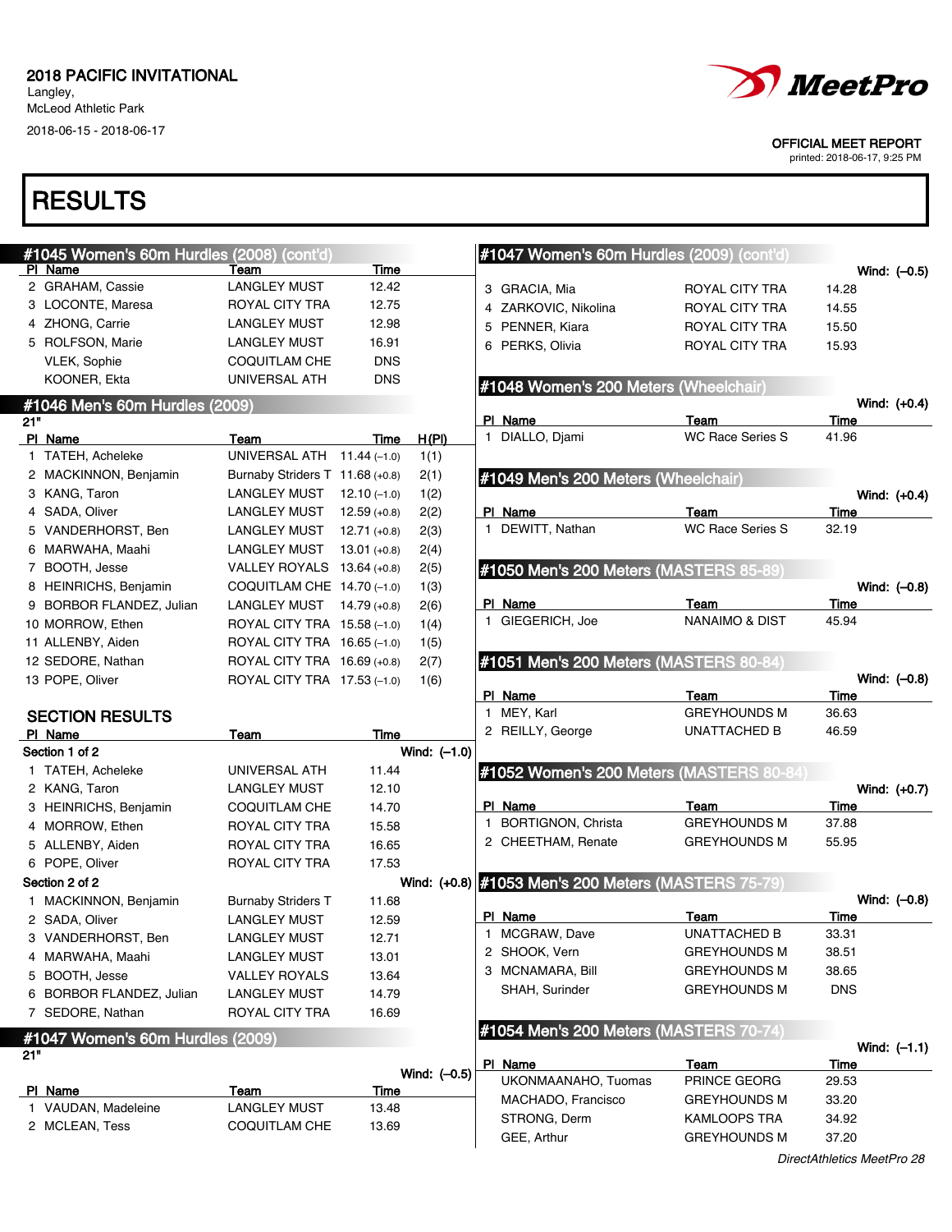2018 PACIFIC INVITATIONAL
Langley,
McLeod Athletic Park
2018-06-15 - 2018-06-17

OFFICIAL MEET REPORT
printed: 2018-06-17, 9:25 PM

# RESULTS

## #1045 Women's 60m Hurdles (2008) (cont'd)

| Pl | Name | Team | Time |
|---|---|---|---|
| 2 | GRAHAM, Cassie | LANGLEY MUST | 12.42 |
| 3 | LOCONTE, Maresa | ROYAL CITY TRA | 12.75 |
| 4 | ZHONG, Carrie | LANGLEY MUST | 12.98 |
| 5 | ROLFSON, Marie | LANGLEY MUST | 16.91 |
|  | VLEK, Sophie | COQUITLAM CHE | DNS |
|  | KOONER, Ekta | UNIVERSAL ATH | DNS |

## #1046 Men's 60m Hurdles (2009)

21"

| Pl | Name | Team | Time | H(Pl) |
|---|---|---|---|---|
| 1 | TATEH, Acheleke | UNIVERSAL ATH | 11.44 (–1.0) | 1(1) |
| 2 | MACKINNON, Benjamin | Burnaby Striders T | 11.68 (+0.8) | 2(1) |
| 3 | KANG, Taron | LANGLEY MUST | 12.10 (–1.0) | 1(2) |
| 4 | SADA, Oliver | LANGLEY MUST | 12.59 (+0.8) | 2(2) |
| 5 | VANDERHORST, Ben | LANGLEY MUST | 12.71 (+0.8) | 2(3) |
| 6 | MARWAHA, Maahi | LANGLEY MUST | 13.01 (+0.8) | 2(4) |
| 7 | BOOTH, Jesse | VALLEY ROYALS | 13.64 (+0.8) | 2(5) |
| 8 | HEINRICHS, Benjamin | COQUITLAM CHE | 14.70 (–1.0) | 1(3) |
| 9 | BORBOR FLANDEZ, Julian | LANGLEY MUST | 14.79 (+0.8) | 2(6) |
| 10 | MORROW, Ethen | ROYAL CITY TRA | 15.58 (–1.0) | 1(4) |
| 11 | ALLENBY, Aiden | ROYAL CITY TRA | 16.65 (–1.0) | 1(5) |
| 12 | SEDORE, Nathan | ROYAL CITY TRA | 16.69 (+0.8) | 2(7) |
| 13 | POPE, Oliver | ROYAL CITY TRA | 17.53 (–1.0) | 1(6) |

### SECTION RESULTS

Section 1 of 2 — Wind: (–1.0)

| Pl | Name | Team | Time |
|---|---|---|---|
| 1 | TATEH, Acheleke | UNIVERSAL ATH | 11.44 |
| 2 | KANG, Taron | LANGLEY MUST | 12.10 |
| 3 | HEINRICHS, Benjamin | COQUITLAM CHE | 14.70 |
| 4 | MORROW, Ethen | ROYAL CITY TRA | 15.58 |
| 5 | ALLENBY, Aiden | ROYAL CITY TRA | 16.65 |
| 6 | POPE, Oliver | ROYAL CITY TRA | 17.53 |

Section 2 of 2 — Wind: (+0.8)

| Pl | Name | Team | Time |
|---|---|---|---|
| 1 | MACKINNON, Benjamin | Burnaby Striders T | 11.68 |
| 2 | SADA, Oliver | LANGLEY MUST | 12.59 |
| 3 | VANDERHORST, Ben | LANGLEY MUST | 12.71 |
| 4 | MARWAHA, Maahi | LANGLEY MUST | 13.01 |
| 5 | BOOTH, Jesse | VALLEY ROYALS | 13.64 |
| 6 | BORBOR FLANDEZ, Julian | LANGLEY MUST | 14.79 |
| 7 | SEDORE, Nathan | ROYAL CITY TRA | 16.69 |

## #1047 Women's 60m Hurdles (2009)

21"

Wind: (–0.5)

| Pl | Name | Team | Time |
|---|---|---|---|
| 1 | VAUDAN, Madeleine | LANGLEY MUST | 13.48 |
| 2 | MCLEAN, Tess | COQUITLAM CHE | 13.69 |
| 3 | GRACIA, Mia | ROYAL CITY TRA | 14.28 |
| 4 | ZARKOVIC, Nikolina | ROYAL CITY TRA | 14.55 |
| 5 | PENNER, Kiara | ROYAL CITY TRA | 15.50 |
| 6 | PERKS, Olivia | ROYAL CITY TRA | 15.93 |

## #1048 Women's 200 Meters (Wheelchair)

Wind: (+0.4)

| Pl | Name | Team | Time |
|---|---|---|---|
| 1 | DIALLO, Djami | WC Race Series S | 41.96 |

## #1049 Men's 200 Meters (Wheelchair)

Wind: (+0.4)

| Pl | Name | Team | Time |
|---|---|---|---|
| 1 | DEWITT, Nathan | WC Race Series S | 32.19 |

## #1050 Men's 200 Meters (MASTERS 85-89)

Wind: (–0.8)

| Pl | Name | Team | Time |
|---|---|---|---|
| 1 | GIEGERICH, Joe | NANAIMO & DIST | 45.94 |

## #1051 Men's 200 Meters (MASTERS 80-84)

Wind: (–0.8)

| Pl | Name | Team | Time |
|---|---|---|---|
| 1 | MEY, Karl | GREYHOUNDS M | 36.63 |
| 2 | REILLY, George | UNATTACHED B | 46.59 |

## #1052 Women's 200 Meters (MASTERS 80-84)

Wind: (+0.7)

| Pl | Name | Team | Time |
|---|---|---|---|
| 1 | BORTIGNON, Christa | GREYHOUNDS M | 37.88 |
| 2 | CHEETHAM, Renate | GREYHOUNDS M | 55.95 |

## #1053 Men's 200 Meters (MASTERS 75-79)

Wind: (–0.8)

| Pl | Name | Team | Time |
|---|---|---|---|
| 1 | MCGRAW, Dave | UNATTACHED B | 33.31 |
| 2 | SHOOK, Vern | GREYHOUNDS M | 38.51 |
| 3 | MCNAMARA, Bill | GREYHOUNDS M | 38.65 |
|  | SHAH, Surinder | GREYHOUNDS M | DNS |

## #1054 Men's 200 Meters (MASTERS 70-74)

Wind: (–1.1)

| Pl | Name | Team | Time |
|---|---|---|---|
|  | UKONMAANAHO, Tuomas | PRINCE GEORG | 29.53 |
|  | MACHADO, Francisco | GREYHOUNDS M | 33.20 |
|  | STRONG, Derm | KAMLOOPS TRA | 34.92 |
|  | GEE, Arthur | GREYHOUNDS M | 37.20 |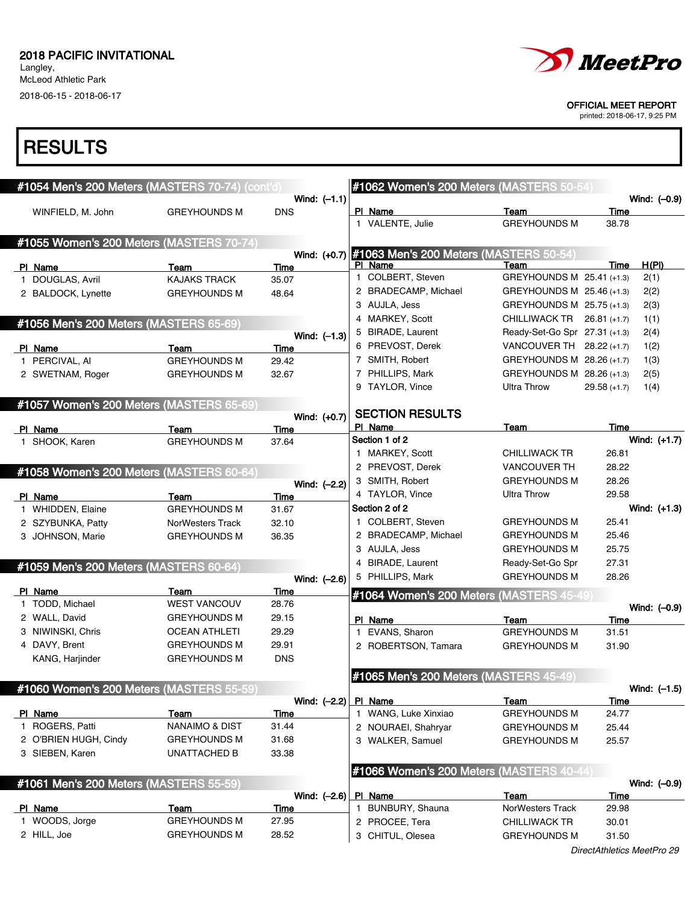2018 PACIFIC INVITATIONAL
Langley,
McLeod Athletic Park
2018-06-15 - 2018-06-17

OFFICIAL MEET REPORT
printed: 2018-06-17, 9:25 PM

# RESULTS

### #1054 Men's 200 Meters (MASTERS 70-74) (cont'd)

Wind: (–1.1)

| Pl | Name | Team | Time |
|---|---|---|---|
| | WINFIELD, M. John | GREYHOUNDS M | DNS |

### #1055 Women's 200 Meters (MASTERS 70-74)

Wind: (+0.7)

| Pl | Name | Team | Time |
|---|---|---|---|
| 1 | DOUGLAS, Avril | KAJAKS TRACK | 35.07 |
| 2 | BALDOCK, Lynette | GREYHOUNDS M | 48.64 |

### #1056 Men's 200 Meters (MASTERS 65-69)

Wind: (–1.3)

| Pl | Name | Team | Time |
|---|---|---|---|
| 1 | PERCIVAL, Al | GREYHOUNDS M | 29.42 |
| 2 | SWETNAM, Roger | GREYHOUNDS M | 32.67 |

### #1057 Women's 200 Meters (MASTERS 65-69)

Wind: (+0.7)

| Pl | Name | Team | Time |
|---|---|---|---|
| 1 | SHOOK, Karen | GREYHOUNDS M | 37.64 |

### #1058 Women's 200 Meters (MASTERS 60-64)

Wind: (–2.2)

| Pl | Name | Team | Time |
|---|---|---|---|
| 1 | WHIDDEN, Elaine | GREYHOUNDS M | 31.67 |
| 2 | SZYBUNKA, Patty | NorWesters Track | 32.10 |
| 3 | JOHNSON, Marie | GREYHOUNDS M | 36.35 |

### #1059 Men's 200 Meters (MASTERS 60-64)

Wind: (–2.6)

| Pl | Name | Team | Time |
|---|---|---|---|
| 1 | TODD, Michael | WEST VANCOUV | 28.76 |
| 2 | WALL, David | GREYHOUNDS M | 29.15 |
| 3 | NIWINSKI, Chris | OCEAN ATHLETI | 29.29 |
| 4 | DAVY, Brent | GREYHOUNDS M | 29.91 |
| | KANG, Harjinder | GREYHOUNDS M | DNS |

### #1060 Women's 200 Meters (MASTERS 55-59)

Wind: (–2.2)

| Pl | Name | Team | Time |
|---|---|---|---|
| 1 | ROGERS, Patti | NANAIMO & DIST | 31.44 |
| 2 | O'BRIEN HUGH, Cindy | GREYHOUNDS M | 31.68 |
| 3 | SIEBEN, Karen | UNATTACHED B | 33.38 |

### #1061 Men's 200 Meters (MASTERS 55-59)

Wind: (–2.6)

| Pl | Name | Team | Time |
|---|---|---|---|
| 1 | WOODS, Jorge | GREYHOUNDS M | 27.95 |
| 2 | HILL, Joe | GREYHOUNDS M | 28.52 |

### #1062 Women's 200 Meters (MASTERS 50-54)

Wind: (–0.9)

| Pl | Name | Team | Time |
|---|---|---|---|
| 1 | VALENTE, Julie | GREYHOUNDS M | 38.78 |

### #1063 Men's 200 Meters (MASTERS 50-54)

| Pl | Name | Team | Time | H(Pl) |
|---|---|---|---|---|
| 1 | COLBERT, Steven | GREYHOUNDS M | 25.41 (+1.3) | 2(1) |
| 2 | BRADECAMP, Michael | GREYHOUNDS M | 25.46 (+1.3) | 2(2) |
| 3 | AUJLA, Jess | GREYHOUNDS M | 25.75 (+1.3) | 2(3) |
| 4 | MARKEY, Scott | CHILLIWACK TR | 26.81 (+1.7) | 1(1) |
| 5 | BIRADE, Laurent | Ready-Set-Go Spr | 27.31 (+1.3) | 2(4) |
| 6 | PREVOST, Derek | VANCOUVER TH | 28.22 (+1.7) | 1(2) |
| 7 | SMITH, Robert | GREYHOUNDS M | 28.26 (+1.7) | 1(3) |
| 7 | PHILLIPS, Mark | GREYHOUNDS M | 28.26 (+1.3) | 2(5) |
| 9 | TAYLOR, Vince | Ultra Throw | 29.58 (+1.7) | 1(4) |

#### SECTION RESULTS

**Section 1 of 2** — Wind: (+1.7)

| Pl | Name | Team | Time |
|---|---|---|---|
| 1 | MARKEY, Scott | CHILLIWACK TR | 26.81 |
| 2 | PREVOST, Derek | VANCOUVER TH | 28.22 |
| 3 | SMITH, Robert | GREYHOUNDS M | 28.26 |
| 4 | TAYLOR, Vince | Ultra Throw | 29.58 |

**Section 2 of 2** — Wind: (+1.3)

| Pl | Name | Team | Time |
|---|---|---|---|
| 1 | COLBERT, Steven | GREYHOUNDS M | 25.41 |
| 2 | BRADECAMP, Michael | GREYHOUNDS M | 25.46 |
| 3 | AUJLA, Jess | GREYHOUNDS M | 25.75 |
| 4 | BIRADE, Laurent | Ready-Set-Go Spr | 27.31 |
| 5 | PHILLIPS, Mark | GREYHOUNDS M | 28.26 |

### #1064 Women's 200 Meters (MASTERS 45-49)

Wind: (–0.9)

| Pl | Name | Team | Time |
|---|---|---|---|
| 1 | EVANS, Sharon | GREYHOUNDS M | 31.51 |
| 2 | ROBERTSON, Tamara | GREYHOUNDS M | 31.90 |

### #1065 Men's 200 Meters (MASTERS 45-49)

Wind: (–1.5)

| Pl | Name | Team | Time |
|---|---|---|---|
| 1 | WANG, Luke Xinxiao | GREYHOUNDS M | 24.77 |
| 2 | NOURAEI, Shahryar | GREYHOUNDS M | 25.44 |
| 3 | WALKER, Samuel | GREYHOUNDS M | 25.57 |

### #1066 Women's 200 Meters (MASTERS 40-44)

Wind: (–0.9)

| Pl | Name | Team | Time |
|---|---|---|---|
| 1 | BUNBURY, Shauna | NorWesters Track | 29.98 |
| 2 | PROCEE, Tera | CHILLIWACK TR | 30.01 |
| 3 | CHITUL, Olesea | GREYHOUNDS M | 31.50 |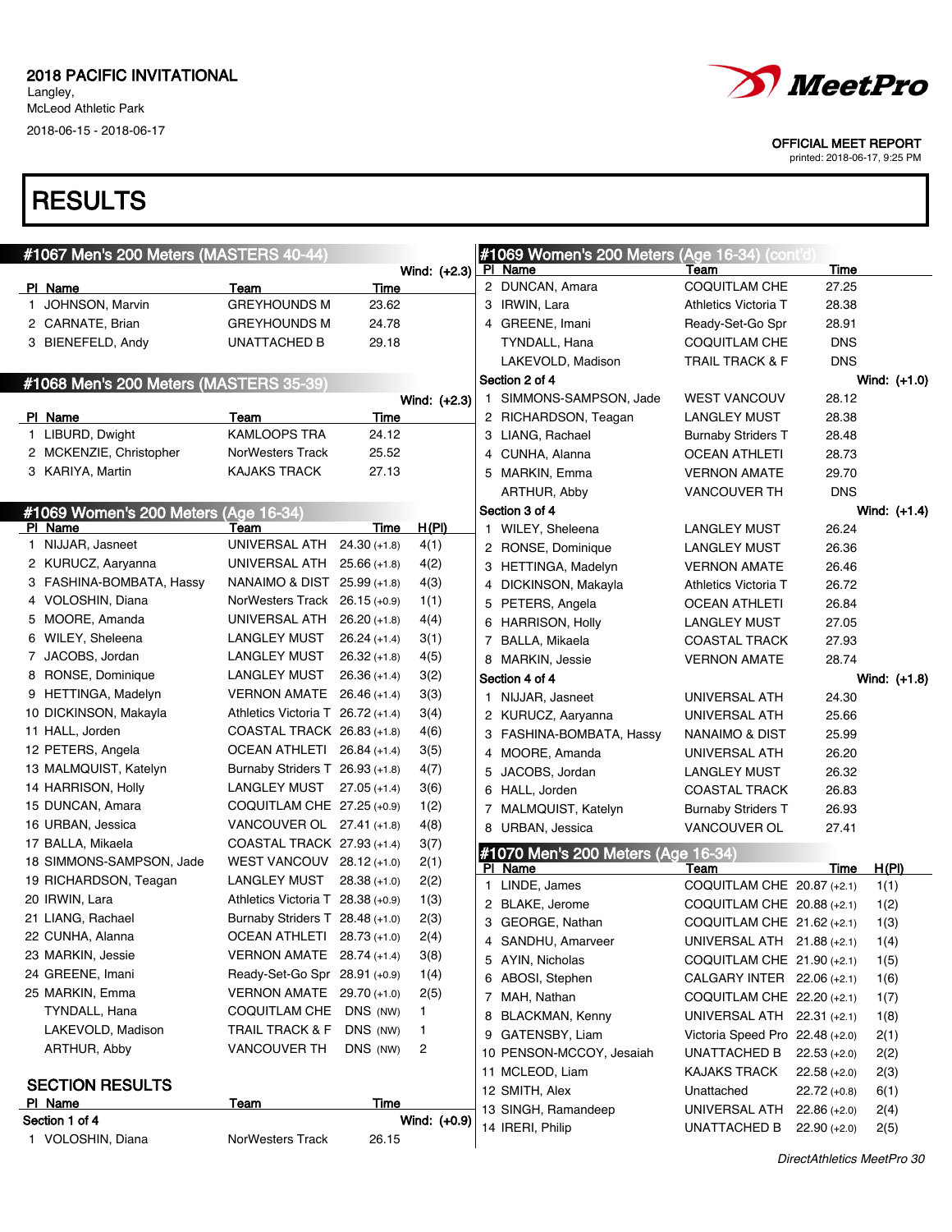2018 PACIFIC INVITATIONAL
Langley,
McLeod Athletic Park
2018-06-15 - 2018-06-17

OFFICIAL MEET REPORT
printed: 2018-06-17, 9:25 PM

# RESULTS

## #1067 Men's 200 Meters (MASTERS 40-44)

Wind: (+2.3)

| Pl | Name | Team | Time |
|---|---|---|---|
| 1 | JOHNSON, Marvin | GREYHOUNDS M | 23.62 |
| 2 | CARNATE, Brian | GREYHOUNDS M | 24.78 |
| 3 | BIENEFELD, Andy | UNATTACHED B | 29.18 |

## #1068 Men's 200 Meters (MASTERS 35-39)

Wind: (+2.3)

| Pl | Name | Team | Time |
|---|---|---|---|
| 1 | LIBURD, Dwight | KAMLOOPS TRA | 24.12 |
| 2 | MCKENZIE, Christopher | NorWesters Track | 25.52 |
| 3 | KARIYA, Martin | KAJAKS TRACK | 27.13 |

## #1069 Women's 200 Meters (Age 16-34)

| Pl | Name | Team | Time | H(Pl) |
|---|---|---|---|---|
| 1 | NIJJAR, Jasneet | UNIVERSAL ATH | 24.30 (+1.8) | 4(1) |
| 2 | KURUCZ, Aaryanna | UNIVERSAL ATH | 25.66 (+1.8) | 4(2) |
| 3 | FASHINA-BOMBATA, Hassy | NANAIMO & DIST | 25.99 (+1.8) | 4(3) |
| 4 | VOLOSHIN, Diana | NorWesters Track | 26.15 (+0.9) | 1(1) |
| 5 | MOORE, Amanda | UNIVERSAL ATH | 26.20 (+1.8) | 4(4) |
| 6 | WILEY, Sheleena | LANGLEY MUST | 26.24 (+1.4) | 3(1) |
| 7 | JACOBS, Jordan | LANGLEY MUST | 26.32 (+1.8) | 4(5) |
| 8 | RONSE, Dominique | LANGLEY MUST | 26.36 (+1.4) | 3(2) |
| 9 | HETTINGA, Madelyn | VERNON AMATE | 26.46 (+1.4) | 3(3) |
| 10 | DICKINSON, Makayla | Athletics Victoria T | 26.72 (+1.4) | 3(4) |
| 11 | HALL, Jorden | COASTAL TRACK | 26.83 (+1.8) | 4(6) |
| 12 | PETERS, Angela | OCEAN ATHLETI | 26.84 (+1.4) | 3(5) |
| 13 | MALMQUIST, Katelyn | Burnaby Striders T | 26.93 (+1.8) | 4(7) |
| 14 | HARRISON, Holly | LANGLEY MUST | 27.05 (+1.4) | 3(6) |
| 15 | DUNCAN, Amara | COQUITLAM CHE | 27.25 (+0.9) | 1(2) |
| 16 | URBAN, Jessica | VANCOUVER OL | 27.41 (+1.8) | 4(8) |
| 17 | BALLA, Mikaela | COASTAL TRACK | 27.93 (+1.4) | 3(7) |
| 18 | SIMMONS-SAMPSON, Jade | WEST VANCOUV | 28.12 (+1.0) | 2(1) |
| 19 | RICHARDSON, Teagan | LANGLEY MUST | 28.38 (+1.0) | 2(2) |
| 20 | IRWIN, Lara | Athletics Victoria T | 28.38 (+0.9) | 1(3) |
| 21 | LIANG, Rachael | Burnaby Striders T | 28.48 (+1.0) | 2(3) |
| 22 | CUNHA, Alanna | OCEAN ATHLETI | 28.73 (+1.0) | 2(4) |
| 23 | MARKIN, Jessie | VERNON AMATE | 28.74 (+1.4) | 3(8) |
| 24 | GREENE, Imani | Ready-Set-Go Spr | 28.91 (+0.9) | 1(4) |
| 25 | MARKIN, Emma | VERNON AMATE | 29.70 (+1.0) | 2(5) |
| | TYNDALL, Hana | COQUITLAM CHE | DNS (NW) | 1 |
| | LAKEVOLD, Madison | TRAIL TRACK & F | DNS (NW) | 1 |
| | ARTHUR, Abby | VANCOUVER TH | DNS (NW) | 2 |

### SECTION RESULTS

**Section 1 of 4** — Wind: (+0.9)

| Pl | Name | Team | Time |
|---|---|---|---|
| 1 | VOLOSHIN, Diana | NorWesters Track | 26.15 |
| 2 | DUNCAN, Amara | COQUITLAM CHE | 27.25 |
| 3 | IRWIN, Lara | Athletics Victoria T | 28.38 |
| 4 | GREENE, Imani | Ready-Set-Go Spr | 28.91 |
| | TYNDALL, Hana | COQUITLAM CHE | DNS |
| | LAKEVOLD, Madison | TRAIL TRACK & F | DNS |

**Section 2 of 4** — Wind: (+1.0)

| Pl | Name | Team | Time |
|---|---|---|---|
| 1 | SIMMONS-SAMPSON, Jade | WEST VANCOUV | 28.12 |
| 2 | RICHARDSON, Teagan | LANGLEY MUST | 28.38 |
| 3 | LIANG, Rachael | Burnaby Striders T | 28.48 |
| 4 | CUNHA, Alanna | OCEAN ATHLETI | 28.73 |
| 5 | MARKIN, Emma | VERNON AMATE | 29.70 |
| | ARTHUR, Abby | VANCOUVER TH | DNS |

**Section 3 of 4** — Wind: (+1.4)

| Pl | Name | Team | Time |
|---|---|---|---|
| 1 | WILEY, Sheleena | LANGLEY MUST | 26.24 |
| 2 | RONSE, Dominique | LANGLEY MUST | 26.36 |
| 3 | HETTINGA, Madelyn | VERNON AMATE | 26.46 |
| 4 | DICKINSON, Makayla | Athletics Victoria T | 26.72 |
| 5 | PETERS, Angela | OCEAN ATHLETI | 26.84 |
| 6 | HARRISON, Holly | LANGLEY MUST | 27.05 |
| 7 | BALLA, Mikaela | COASTAL TRACK | 27.93 |
| 8 | MARKIN, Jessie | VERNON AMATE | 28.74 |

**Section 4 of 4** — Wind: (+1.8)

| Pl | Name | Team | Time |
|---|---|---|---|
| 1 | NIJJAR, Jasneet | UNIVERSAL ATH | 24.30 |
| 2 | KURUCZ, Aaryanna | UNIVERSAL ATH | 25.66 |
| 3 | FASHINA-BOMBATA, Hassy | NANAIMO & DIST | 25.99 |
| 4 | MOORE, Amanda | UNIVERSAL ATH | 26.20 |
| 5 | JACOBS, Jordan | LANGLEY MUST | 26.32 |
| 6 | HALL, Jorden | COASTAL TRACK | 26.83 |
| 7 | MALMQUIST, Katelyn | Burnaby Striders T | 26.93 |
| 8 | URBAN, Jessica | VANCOUVER OL | 27.41 |

## #1070 Men's 200 Meters (Age 16-34)

| Pl | Name | Team | Time | H(Pl) |
|---|---|---|---|---|
| 1 | LINDE, James | COQUITLAM CHE | 20.87 (+2.1) | 1(1) |
| 2 | BLAKE, Jerome | COQUITLAM CHE | 20.88 (+2.1) | 1(2) |
| 3 | GEORGE, Nathan | COQUITLAM CHE | 21.62 (+2.1) | 1(3) |
| 4 | SANDHU, Amarveer | UNIVERSAL ATH | 21.88 (+2.1) | 1(4) |
| 5 | AYIN, Nicholas | COQUITLAM CHE | 21.90 (+2.1) | 1(5) |
| 6 | ABOSI, Stephen | CALGARY INTER | 22.06 (+2.1) | 1(6) |
| 7 | MAH, Nathan | COQUITLAM CHE | 22.20 (+2.1) | 1(7) |
| 8 | BLACKMAN, Kenny | UNIVERSAL ATH | 22.31 (+2.1) | 1(8) |
| 9 | GATENSBY, Liam | Victoria Speed Pro | 22.48 (+2.0) | 2(1) |
| 10 | PENSON-MCCOY, Jesaiah | UNATTACHED B | 22.53 (+2.0) | 2(2) |
| 11 | MCLEOD, Liam | KAJAKS TRACK | 22.58 (+2.0) | 2(3) |
| 12 | SMITH, Alex | Unattached | 22.72 (+0.8) | 6(1) |
| 13 | SINGH, Ramandeep | UNIVERSAL ATH | 22.86 (+2.0) | 2(4) |
| 14 | IRERI, Philip | UNATTACHED B | 22.90 (+2.0) | 2(5) |

DirectAthletics MeetPro 30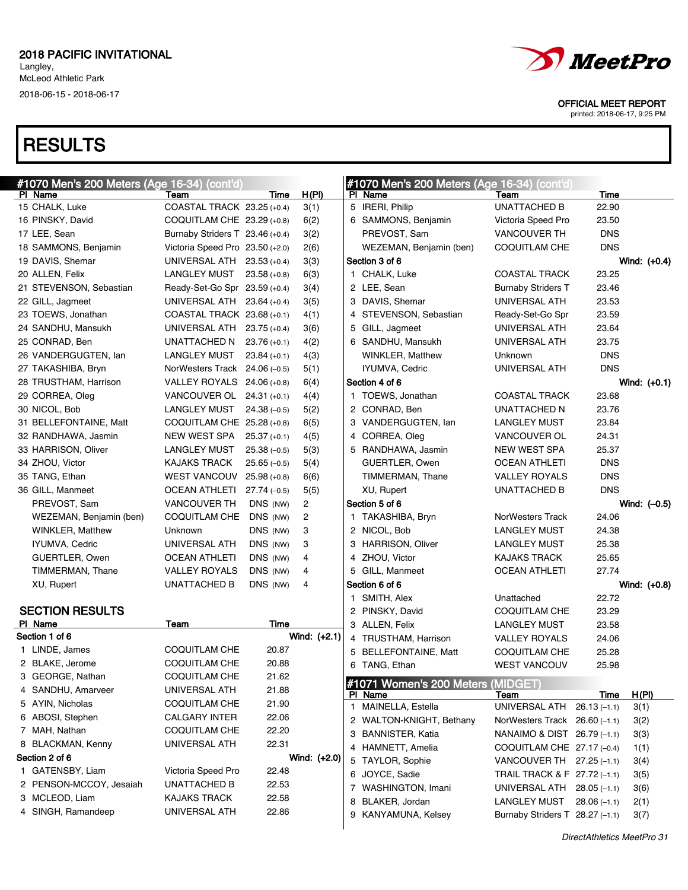2018 PACIFIC INVITATIONAL
Langley,
McLeod Athletic Park
2018-06-15 - 2018-06-17

OFFICIAL MEET REPORT
printed: 2018-06-17, 9:25 PM

# RESULTS

## #1070 Men's 200 Meters (Age 16-34) (cont'd)

| Pl | Name | Team | Time | H(Pl) |
|---|---|---|---|---|
| 15 | CHALK, Luke | COASTAL TRACK | 23.25 (+0.4) | 3(1) |
| 16 | PINSKY, David | COQUITLAM CHE | 23.29 (+0.8) | 6(2) |
| 17 | LEE, Sean | Burnaby Striders T | 23.46 (+0.4) | 3(2) |
| 18 | SAMMONS, Benjamin | Victoria Speed Pro | 23.50 (+2.0) | 2(6) |
| 19 | DAVIS, Shemar | UNIVERSAL ATH | 23.53 (+0.4) | 3(3) |
| 20 | ALLEN, Felix | LANGLEY MUST | 23.58 (+0.8) | 6(3) |
| 21 | STEVENSON, Sebastian | Ready-Set-Go Spr | 23.59 (+0.4) | 3(4) |
| 22 | GILL, Jagmeet | UNIVERSAL ATH | 23.64 (+0.4) | 3(5) |
| 23 | TOEWS, Jonathan | COASTAL TRACK | 23.68 (+0.1) | 4(1) |
| 24 | SANDHU, Mansukh | UNIVERSAL ATH | 23.75 (+0.4) | 3(6) |
| 25 | CONRAD, Ben | UNATTACHED N | 23.76 (+0.1) | 4(2) |
| 26 | VANDERGUGTEN, Ian | LANGLEY MUST | 23.84 (+0.1) | 4(3) |
| 27 | TAKASHIBA, Bryn | NorWesters Track | 24.06 (–0.5) | 5(1) |
| 28 | TRUSTHAM, Harrison | VALLEY ROYALS | 24.06 (+0.8) | 6(4) |
| 29 | CORREA, Oleg | VANCOUVER OL | 24.31 (+0.1) | 4(4) |
| 30 | NICOL, Bob | LANGLEY MUST | 24.38 (–0.5) | 5(2) |
| 31 | BELLEFONTAINE, Matt | COQUITLAM CHE | 25.28 (+0.8) | 6(5) |
| 32 | RANDHAWA, Jasmin | NEW WEST SPA | 25.37 (+0.1) | 4(5) |
| 33 | HARRISON, Oliver | LANGLEY MUST | 25.38 (–0.5) | 5(3) |
| 34 | ZHOU, Victor | KAJAKS TRACK | 25.65 (–0.5) | 5(4) |
| 35 | TANG, Ethan | WEST VANCOUV | 25.98 (+0.8) | 6(6) |
| 36 | GILL, Manmeet | OCEAN ATHLETI | 27.74 (–0.5) | 5(5) |
| | PREVOST, Sam | VANCOUVER TH | DNS (NW) | 2 |
| | WEZEMAN, Benjamin (ben) | COQUITLAM CHE | DNS (NW) | 2 |
| | WINKLER, Matthew | Unknown | DNS (NW) | 3 |
| | IYUMVA, Cedric | UNIVERSAL ATH | DNS (NW) | 3 |
| | GUERTLER, Owen | OCEAN ATHLETI | DNS (NW) | 4 |
| | TIMMERMAN, Thane | VALLEY ROYALS | DNS (NW) | 4 |
| | XU, Rupert | UNATTACHED B | DNS (NW) | 4 |

### SECTION RESULTS

| Pl | Name | Team | Time |
|---|---|---|---|
| **Section 1 of 6** | | | **Wind: (+2.1)** |
| 1 | LINDE, James | COQUITLAM CHE | 20.87 |
| 2 | BLAKE, Jerome | COQUITLAM CHE | 20.88 |
| 3 | GEORGE, Nathan | COQUITLAM CHE | 21.62 |
| 4 | SANDHU, Amarveer | UNIVERSAL ATH | 21.88 |
| 5 | AYIN, Nicholas | COQUITLAM CHE | 21.90 |
| 6 | ABOSI, Stephen | CALGARY INTER | 22.06 |
| 7 | MAH, Nathan | COQUITLAM CHE | 22.20 |
| 8 | BLACKMAN, Kenny | UNIVERSAL ATH | 22.31 |
| **Section 2 of 6** | | | **Wind: (+2.0)** |
| 1 | GATENSBY, Liam | Victoria Speed Pro | 22.48 |
| 2 | PENSON-MCCOY, Jesaiah | UNATTACHED B | 22.53 |
| 3 | MCLEOD, Liam | KAJAKS TRACK | 22.58 |
| 4 | SINGH, Ramandeep | UNIVERSAL ATH | 22.86 |
| 5 | IRERI, Philip | UNATTACHED B | 22.90 |
| 6 | SAMMONS, Benjamin | Victoria Speed Pro | 23.50 |
| | PREVOST, Sam | VANCOUVER TH | DNS |
| | WEZEMAN, Benjamin (ben) | COQUITLAM CHE | DNS |
| **Section 3 of 6** | | | **Wind: (+0.4)** |
| 1 | CHALK, Luke | COASTAL TRACK | 23.25 |
| 2 | LEE, Sean | Burnaby Striders T | 23.46 |
| 3 | DAVIS, Shemar | UNIVERSAL ATH | 23.53 |
| 4 | STEVENSON, Sebastian | Ready-Set-Go Spr | 23.59 |
| 5 | GILL, Jagmeet | UNIVERSAL ATH | 23.64 |
| 6 | SANDHU, Mansukh | UNIVERSAL ATH | 23.75 |
| | WINKLER, Matthew | Unknown | DNS |
| | IYUMVA, Cedric | UNIVERSAL ATH | DNS |
| **Section 4 of 6** | | | **Wind: (+0.1)** |
| 1 | TOEWS, Jonathan | COASTAL TRACK | 23.68 |
| 2 | CONRAD, Ben | UNATTACHED N | 23.76 |
| 3 | VANDERGUGTEN, Ian | LANGLEY MUST | 23.84 |
| 4 | CORREA, Oleg | VANCOUVER OL | 24.31 |
| 5 | RANDHAWA, Jasmin | NEW WEST SPA | 25.37 |
| | GUERTLER, Owen | OCEAN ATHLETI | DNS |
| | TIMMERMAN, Thane | VALLEY ROYALS | DNS |
| | XU, Rupert | UNATTACHED B | DNS |
| **Section 5 of 6** | | | **Wind: (–0.5)** |
| 1 | TAKASHIBA, Bryn | NorWesters Track | 24.06 |
| 2 | NICOL, Bob | LANGLEY MUST | 24.38 |
| 3 | HARRISON, Oliver | LANGLEY MUST | 25.38 |
| 4 | ZHOU, Victor | KAJAKS TRACK | 25.65 |
| 5 | GILL, Manmeet | OCEAN ATHLETI | 27.74 |
| **Section 6 of 6** | | | **Wind: (+0.8)** |
| 1 | SMITH, Alex | Unattached | 22.72 |
| 2 | PINSKY, David | COQUITLAM CHE | 23.29 |
| 3 | ALLEN, Felix | LANGLEY MUST | 23.58 |
| 4 | TRUSTHAM, Harrison | VALLEY ROYALS | 24.06 |
| 5 | BELLEFONTAINE, Matt | COQUITLAM CHE | 25.28 |
| 6 | TANG, Ethan | WEST VANCOUV | 25.98 |

## #1071 Women's 200 Meters (MIDGET)

| Pl | Name | Team | Time | H(Pl) |
|---|---|---|---|---|
| 1 | MAINELLA, Estella | UNIVERSAL ATH | 26.13 (–1.1) | 3(1) |
| 2 | WALTON-KNIGHT, Bethany | NorWesters Track | 26.60 (–1.1) | 3(2) |
| 3 | BANNISTER, Katia | NANAIMO & DIST | 26.79 (–1.1) | 3(3) |
| 4 | HAMNETT, Amelia | COQUITLAM CHE | 27.17 (–0.4) | 1(1) |
| 5 | TAYLOR, Sophie | VANCOUVER TH | 27.25 (–1.1) | 3(4) |
| 6 | JOYCE, Sadie | TRAIL TRACK & F | 27.72 (–1.1) | 3(5) |
| 7 | WASHINGTON, Imani | UNIVERSAL ATH | 28.05 (–1.1) | 3(6) |
| 8 | BLAKER, Jordan | LANGLEY MUST | 28.06 (–1.1) | 2(1) |
| 9 | KANYAMUNA, Kelsey | Burnaby Striders T | 28.27 (–1.1) | 3(7) |

DirectAthletics MeetPro 31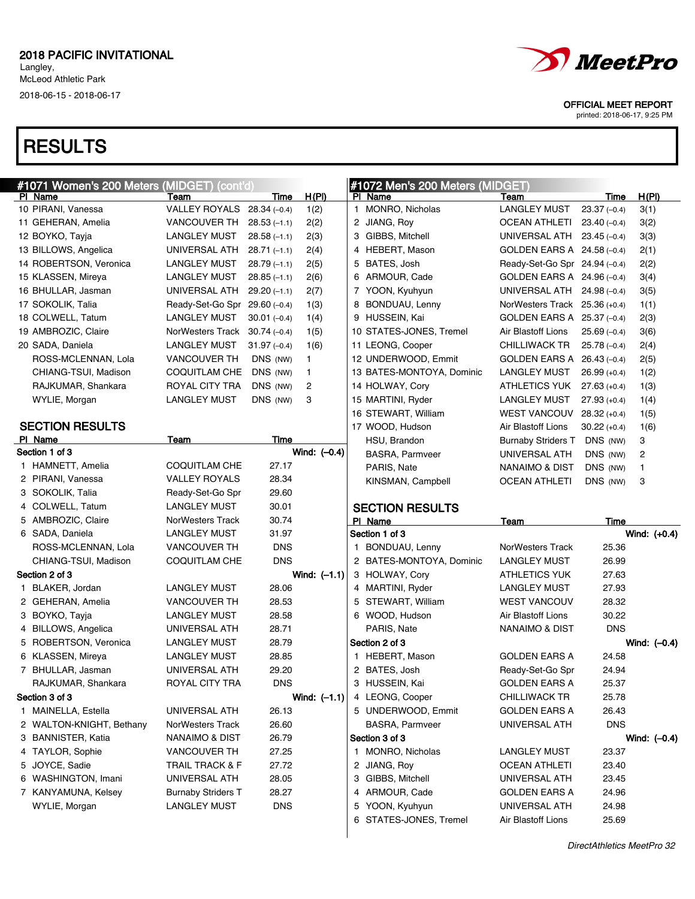2018 PACIFIC INVITATIONAL
Langley,
McLeod Athletic Park
2018-06-15 - 2018-06-17

OFFICIAL MEET REPORT
printed: 2018-06-17, 9:25 PM

# RESULTS

## #1071 Women's 200 Meters (MIDGET) (cont'd)

| Pl | Name | Team | Time | H(Pl) |
|---|---|---|---|---|
| 10 | PIRANI, Vanessa | VALLEY ROYALS | 28.34 (–0.4) | 1(2) |
| 11 | GEHERAN, Amelia | VANCOUVER TH | 28.53 (–1.1) | 2(2) |
| 12 | BOYKO, Tayja | LANGLEY MUST | 28.58 (–1.1) | 2(3) |
| 13 | BILLOWS, Angelica | UNIVERSAL ATH | 28.71 (–1.1) | 2(4) |
| 14 | ROBERTSON, Veronica | LANGLEY MUST | 28.79 (–1.1) | 2(5) |
| 15 | KLASSEN, Mireya | LANGLEY MUST | 28.85 (–1.1) | 2(6) |
| 16 | BHULLAR, Jasman | UNIVERSAL ATH | 29.20 (–1.1) | 2(7) |
| 17 | SOKOLIK, Talia | Ready-Set-Go Spr | 29.60 (–0.4) | 1(3) |
| 18 | COLWELL, Tatum | LANGLEY MUST | 30.01 (–0.4) | 1(4) |
| 19 | AMBROZIC, Claire | NorWesters Track | 30.74 (–0.4) | 1(5) |
| 20 | SADA, Daniela | LANGLEY MUST | 31.97 (–0.4) | 1(6) |
| | ROSS-MCLENNAN, Lola | VANCOUVER TH | DNS (NW) | 1 |
| | CHIANG-TSUI, Madison | COQUITLAM CHE | DNS (NW) | 1 |
| | RAJKUMAR, Shankara | ROYAL CITY TRA | DNS (NW) | 2 |
| | WYLIE, Morgan | LANGLEY MUST | DNS (NW) | 3 |

### SECTION RESULTS

| Pl | Name | Team | Time |
|---|---|---|---|
| **Section 1 of 3** | | | **Wind: (–0.4)** |
| 1 | HAMNETT, Amelia | COQUITLAM CHE | 27.17 |
| 2 | PIRANI, Vanessa | VALLEY ROYALS | 28.34 |
| 3 | SOKOLIK, Talia | Ready-Set-Go Spr | 29.60 |
| 4 | COLWELL, Tatum | LANGLEY MUST | 30.01 |
| 5 | AMBROZIC, Claire | NorWesters Track | 30.74 |
| 6 | SADA, Daniela | LANGLEY MUST | 31.97 |
| | ROSS-MCLENNAN, Lola | VANCOUVER TH | DNS |
| | CHIANG-TSUI, Madison | COQUITLAM CHE | DNS |
| **Section 2 of 3** | | | **Wind: (–1.1)** |
| 1 | BLAKER, Jordan | LANGLEY MUST | 28.06 |
| 2 | GEHERAN, Amelia | VANCOUVER TH | 28.53 |
| 3 | BOYKO, Tayja | LANGLEY MUST | 28.58 |
| 4 | BILLOWS, Angelica | UNIVERSAL ATH | 28.71 |
| 5 | ROBERTSON, Veronica | LANGLEY MUST | 28.79 |
| 6 | KLASSEN, Mireya | LANGLEY MUST | 28.85 |
| 7 | BHULLAR, Jasman | UNIVERSAL ATH | 29.20 |
| | RAJKUMAR, Shankara | ROYAL CITY TRA | DNS |
| **Section 3 of 3** | | | **Wind: (–1.1)** |
| 1 | MAINELLA, Estella | UNIVERSAL ATH | 26.13 |
| 2 | WALTON-KNIGHT, Bethany | NorWesters Track | 26.60 |
| 3 | BANNISTER, Katia | NANAIMO & DIST | 26.79 |
| 4 | TAYLOR, Sophie | VANCOUVER TH | 27.25 |
| 5 | JOYCE, Sadie | TRAIL TRACK & F | 27.72 |
| 6 | WASHINGTON, Imani | UNIVERSAL ATH | 28.05 |
| 7 | KANYAMUNA, Kelsey | Burnaby Striders T | 28.27 |
| | WYLIE, Morgan | LANGLEY MUST | DNS |

## #1072 Men's 200 Meters (MIDGET)

| Pl | Name | Team | Time | H(Pl) |
|---|---|---|---|---|
| 1 | MONRO, Nicholas | LANGLEY MUST | 23.37 (–0.4) | 3(1) |
| 2 | JIANG, Roy | OCEAN ATHLETI | 23.40 (–0.4) | 3(2) |
| 3 | GIBBS, Mitchell | UNIVERSAL ATH | 23.45 (–0.4) | 3(3) |
| 4 | HEBERT, Mason | GOLDEN EARS A | 24.58 (–0.4) | 2(1) |
| 5 | BATES, Josh | Ready-Set-Go Spr | 24.94 (–0.4) | 2(2) |
| 6 | ARMOUR, Cade | GOLDEN EARS A | 24.96 (–0.4) | 3(4) |
| 7 | YOON, Kyuhyun | UNIVERSAL ATH | 24.98 (–0.4) | 3(5) |
| 8 | BONDUAU, Lenny | NorWesters Track | 25.36 (+0.4) | 1(1) |
| 9 | HUSSEIN, Kai | GOLDEN EARS A | 25.37 (–0.4) | 2(3) |
| 10 | STATES-JONES, Tremel | Air Blastoff Lions | 25.69 (–0.4) | 3(6) |
| 11 | LEONG, Cooper | CHILLIWACK TR | 25.78 (–0.4) | 2(4) |
| 12 | UNDERWOOD, Emmit | GOLDEN EARS A | 26.43 (–0.4) | 2(5) |
| 13 | BATES-MONTOYA, Dominic | LANGLEY MUST | 26.99 (+0.4) | 1(2) |
| 14 | HOLWAY, Cory | ATHLETICS YUK | 27.63 (+0.4) | 1(3) |
| 15 | MARTINI, Ryder | LANGLEY MUST | 27.93 (+0.4) | 1(4) |
| 16 | STEWART, William | WEST VANCOUV | 28.32 (+0.4) | 1(5) |
| 17 | WOOD, Hudson | Air Blastoff Lions | 30.22 (+0.4) | 1(6) |
| | HSU, Brandon | Burnaby Striders T | DNS (NW) | 3 |
| | BASRA, Parmveer | UNIVERSAL ATH | DNS (NW) | 2 |
| | PARIS, Nate | NANAIMO & DIST | DNS (NW) | 1 |
| | KINSMAN, Campbell | OCEAN ATHLETI | DNS (NW) | 3 |

### SECTION RESULTS

| Pl | Name | Team | Time |
|---|---|---|---|
| **Section 1 of 3** | | | **Wind: (+0.4)** |
| 1 | BONDUAU, Lenny | NorWesters Track | 25.36 |
| 2 | BATES-MONTOYA, Dominic | LANGLEY MUST | 26.99 |
| 3 | HOLWAY, Cory | ATHLETICS YUK | 27.63 |
| 4 | MARTINI, Ryder | LANGLEY MUST | 27.93 |
| 5 | STEWART, William | WEST VANCOUV | 28.32 |
| 6 | WOOD, Hudson | Air Blastoff Lions | 30.22 |
| | PARIS, Nate | NANAIMO & DIST | DNS |
| **Section 2 of 3** | | | **Wind: (–0.4)** |
| 1 | HEBERT, Mason | GOLDEN EARS A | 24.58 |
| 2 | BATES, Josh | Ready-Set-Go Spr | 24.94 |
| 3 | HUSSEIN, Kai | GOLDEN EARS A | 25.37 |
| 4 | LEONG, Cooper | CHILLIWACK TR | 25.78 |
| 5 | UNDERWOOD, Emmit | GOLDEN EARS A | 26.43 |
| | BASRA, Parmveer | UNIVERSAL ATH | DNS |
| **Section 3 of 3** | | | **Wind: (–0.4)** |
| 1 | MONRO, Nicholas | LANGLEY MUST | 23.37 |
| 2 | JIANG, Roy | OCEAN ATHLETI | 23.40 |
| 3 | GIBBS, Mitchell | UNIVERSAL ATH | 23.45 |
| 4 | ARMOUR, Cade | GOLDEN EARS A | 24.96 |
| 5 | YOON, Kyuhyun | UNIVERSAL ATH | 24.98 |
| 6 | STATES-JONES, Tremel | Air Blastoff Lions | 25.69 |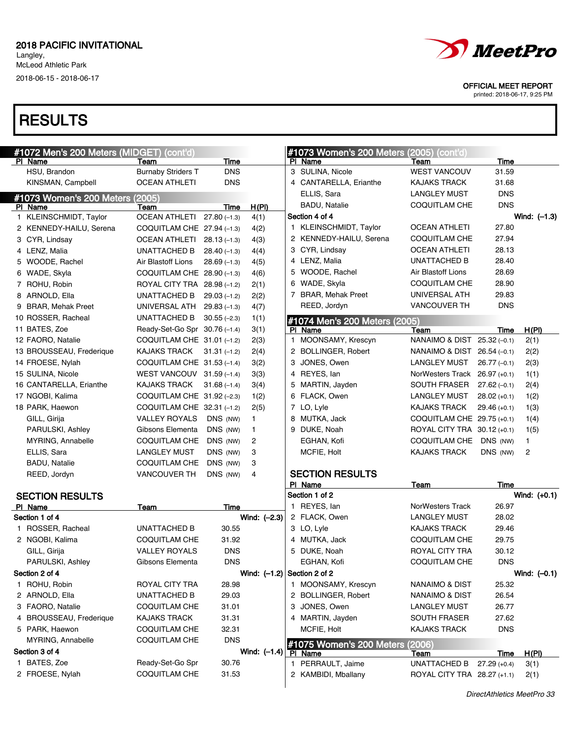2018 PACIFIC INVITATIONAL
Langley,
McLeod Athletic Park
2018-06-15 - 2018-06-17

OFFICIAL MEET REPORT
printed: 2018-06-17, 9:25 PM

# RESULTS

## #1072 Men's 200 Meters (MIDGET) (cont'd)

| Pl | Name | Team | Time |
|---|---|---|---|
| | HSU, Brandon | Burnaby Striders T | DNS |
| | KINSMAN, Campbell | OCEAN ATHLETI | DNS |

## #1073 Women's 200 Meters (2005)

| Pl | Name | Team | Time | H(Pl) |
|---|---|---|---|---|
| 1 | KLEINSCHMIDT, Taylor | OCEAN ATHLETI | 27.80 (–1.3) | 4(1) |
| 2 | KENNEDY-HAILU, Serena | COQUITLAM CHE | 27.94 (–1.3) | 4(2) |
| 3 | CYR, Lindsay | OCEAN ATHLETI | 28.13 (–1.3) | 4(3) |
| 4 | LENZ, Malia | UNATTACHED B | 28.40 (–1.3) | 4(4) |
| 5 | WOODE, Rachel | Air Blastoff Lions | 28.69 (–1.3) | 4(5) |
| 6 | WADE, Skyla | COQUITLAM CHE | 28.90 (–1.3) | 4(6) |
| 7 | ROHU, Robin | ROYAL CITY TRA | 28.98 (–1.2) | 2(1) |
| 8 | ARNOLD, Ella | UNATTACHED B | 29.03 (–1.2) | 2(2) |
| 9 | BRAR, Mehak Preet | UNIVERSAL ATH | 29.83 (–1.3) | 4(7) |
| 10 | ROSSER, Racheal | UNATTACHED B | 30.55 (–2.3) | 1(1) |
| 11 | BATES, Zoe | Ready-Set-Go Spr | 30.76 (–1.4) | 3(1) |
| 12 | FAORO, Natalie | COQUITLAM CHE | 31.01 (–1.2) | 2(3) |
| 13 | BROUSSEAU, Frederique | KAJAKS TRACK | 31.31 (–1.2) | 2(4) |
| 14 | FROESE, Nylah | COQUITLAM CHE | 31.53 (–1.4) | 3(2) |
| 15 | SULINA, Nicole | WEST VANCOUV | 31.59 (–1.4) | 3(3) |
| 16 | CANTARELLA, Erianthe | KAJAKS TRACK | 31.68 (–1.4) | 3(4) |
| 17 | NGOBI, Kalima | COQUITLAM CHE | 31.92 (–2.3) | 1(2) |
| 18 | PARK, Haewon | COQUITLAM CHE | 32.31 (–1.2) | 2(5) |
| | GILL, Girija | VALLEY ROYALS | DNS (NW) | 1 |
| | PARULSKI, Ashley | Gibsons Elementa | DNS (NW) | 1 |
| | MYRING, Annabelle | COQUITLAM CHE | DNS (NW) | 2 |
| | ELLIS, Sara | LANGLEY MUST | DNS (NW) | 3 |
| | BADU, Natalie | COQUITLAM CHE | DNS (NW) | 3 |
| | REED, Jordyn | VANCOUVER TH | DNS (NW) | 4 |

### SECTION RESULTS

| Pl | Name | Team | Time |
|---|---|---|---|
| **Section 1 of 4** | | | **Wind: (–2.3)** |
| 1 | ROSSER, Racheal | UNATTACHED B | 30.55 |
| 2 | NGOBI, Kalima | COQUITLAM CHE | 31.92 |
| | GILL, Girija | VALLEY ROYALS | DNS |
| | PARULSKI, Ashley | Gibsons Elementa | DNS |
| **Section 2 of 4** | | | **Wind: (–1.2)** |
| 1 | ROHU, Robin | ROYAL CITY TRA | 28.98 |
| 2 | ARNOLD, Ella | UNATTACHED B | 29.03 |
| 3 | FAORO, Natalie | COQUITLAM CHE | 31.01 |
| 4 | BROUSSEAU, Frederique | KAJAKS TRACK | 31.31 |
| 5 | PARK, Haewon | COQUITLAM CHE | 32.31 |
| | MYRING, Annabelle | COQUITLAM CHE | DNS |
| **Section 3 of 4** | | | **Wind: (–1.4)** |
| 1 | BATES, Zoe | Ready-Set-Go Spr | 30.76 |
| 2 | FROESE, Nylah | COQUITLAM CHE | 31.53 |
| 3 | SULINA, Nicole | WEST VANCOUV | 31.59 |
| 4 | CANTARELLA, Erianthe | KAJAKS TRACK | 31.68 |
| | ELLIS, Sara | LANGLEY MUST | DNS |
| | BADU, Natalie | COQUITLAM CHE | DNS |
| **Section 4 of 4** | | | **Wind: (–1.3)** |
| 1 | KLEINSCHMIDT, Taylor | OCEAN ATHLETI | 27.80 |
| 2 | KENNEDY-HAILU, Serena | COQUITLAM CHE | 27.94 |
| 3 | CYR, Lindsay | OCEAN ATHLETI | 28.13 |
| 4 | LENZ, Malia | UNATTACHED B | 28.40 |
| 5 | WOODE, Rachel | Air Blastoff Lions | 28.69 |
| 6 | WADE, Skyla | COQUITLAM CHE | 28.90 |
| 7 | BRAR, Mehak Preet | UNIVERSAL ATH | 29.83 |
| | REED, Jordyn | VANCOUVER TH | DNS |

## #1074 Men's 200 Meters (2005)

| Pl | Name | Team | Time | H(Pl) |
|---|---|---|---|---|
| 1 | MOONSAMY, Krescyn | NANAIMO & DIST | 25.32 (–0.1) | 2(1) |
| 2 | BOLLINGER, Robert | NANAIMO & DIST | 26.54 (–0.1) | 2(2) |
| 3 | JONES, Owen | LANGLEY MUST | 26.77 (–0.1) | 2(3) |
| 4 | REYES, Ian | NorWesters Track | 26.97 (+0.1) | 1(1) |
| 5 | MARTIN, Jayden | SOUTH FRASER | 27.62 (–0.1) | 2(4) |
| 6 | FLACK, Owen | LANGLEY MUST | 28.02 (+0.1) | 1(2) |
| 7 | LO, Lyle | KAJAKS TRACK | 29.46 (+0.1) | 1(3) |
| 8 | MUTKA, Jack | COQUITLAM CHE | 29.75 (+0.1) | 1(4) |
| 9 | DUKE, Noah | ROYAL CITY TRA | 30.12 (+0.1) | 1(5) |
| | EGHAN, Kofi | COQUITLAM CHE | DNS (NW) | 1 |
| | MCFIE, Holt | KAJAKS TRACK | DNS (NW) | 2 |

### SECTION RESULTS

| Pl | Name | Team | Time |
|---|---|---|---|
| **Section 1 of 2** | | | **Wind: (+0.1)** |
| 1 | REYES, Ian | NorWesters Track | 26.97 |
| 2 | FLACK, Owen | LANGLEY MUST | 28.02 |
| 3 | LO, Lyle | KAJAKS TRACK | 29.46 |
| 4 | MUTKA, Jack | COQUITLAM CHE | 29.75 |
| 5 | DUKE, Noah | ROYAL CITY TRA | 30.12 |
| | EGHAN, Kofi | COQUITLAM CHE | DNS |
| **Section 2 of 2** | | | **Wind: (–0.1)** |
| 1 | MOONSAMY, Krescyn | NANAIMO & DIST | 25.32 |
| 2 | BOLLINGER, Robert | NANAIMO & DIST | 26.54 |
| 3 | JONES, Owen | LANGLEY MUST | 26.77 |
| 4 | MARTIN, Jayden | SOUTH FRASER | 27.62 |
| | MCFIE, Holt | KAJAKS TRACK | DNS |

## #1075 Women's 200 Meters (2006)

| Pl | Name | Team | Time | H(Pl) |
|---|---|---|---|---|
| 1 | PERRAULT, Jaime | UNATTACHED B | 27.29 (+0.4) | 3(1) |
| 2 | KAMBIDI, Mballany | ROYAL CITY TRA | 28.27 (+1.1) | 2(1) |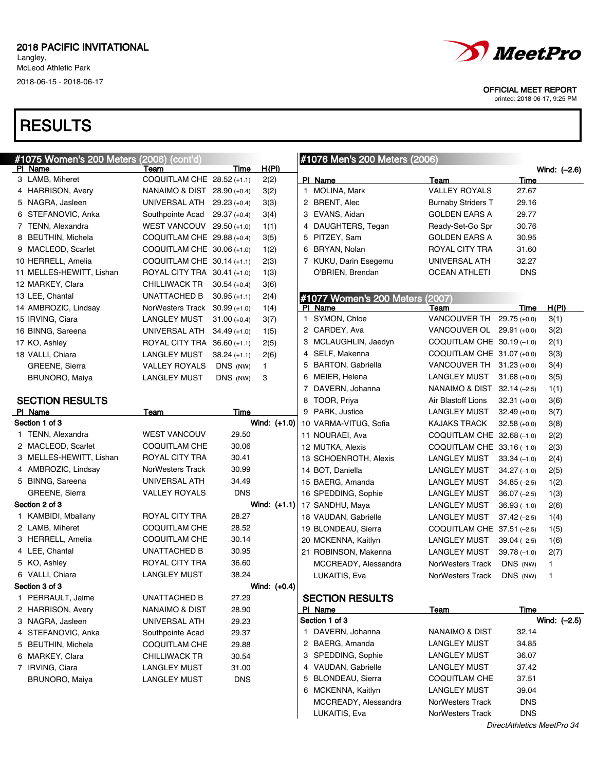2018 PACIFIC INVITATIONAL
Langley,
McLeod Athletic Park
2018-06-15 - 2018-06-17

OFFICIAL MEET REPORT
printed: 2018-06-17, 9:25 PM

# RESULTS

## #1075 Women's 200 Meters (2006) (cont'd)

| Pl | Name | Team | Time | H(Pl) |
|---|---|---|---|---|
| 3 | LAMB, Miheret | COQUITLAM CHE | 28.52 (+1.1) | 2(2) |
| 4 | HARRISON, Avery | NANAIMO & DIST | 28.90 (+0.4) | 3(2) |
| 5 | NAGRA, Jasleen | UNIVERSAL ATH | 29.23 (+0.4) | 3(3) |
| 6 | STEFANOVIC, Anka | Southpointe Acad | 29.37 (+0.4) | 3(4) |
| 7 | TENN, Alexandra | WEST VANCOUV | 29.50 (+1.0) | 1(1) |
| 8 | BEUTHIN, Michela | COQUITLAM CHE | 29.88 (+0.4) | 3(5) |
| 9 | MACLEOD, Scarlet | COQUITLAM CHE | 30.06 (+1.0) | 1(2) |
| 10 | HERRELL, Amelia | COQUITLAM CHE | 30.14 (+1.1) | 2(3) |
| 11 | MELLES-HEWITT, Lishan | ROYAL CITY TRA | 30.41 (+1.0) | 1(3) |
| 12 | MARKEY, Clara | CHILLIWACK TR | 30.54 (+0.4) | 3(6) |
| 13 | LEE, Chantal | UNATTACHED B | 30.95 (+1.1) | 2(4) |
| 14 | AMBROZIC, Lindsay | NorWesters Track | 30.99 (+1.0) | 1(4) |
| 15 | IRVING, Ciara | LANGLEY MUST | 31.00 (+0.4) | 3(7) |
| 16 | BINNG, Sareena | UNIVERSAL ATH | 34.49 (+1.0) | 1(5) |
| 17 | KO, Ashley | ROYAL CITY TRA | 36.60 (+1.1) | 2(5) |
| 18 | VALLI, Chiara | LANGLEY MUST | 38.24 (+1.1) | 2(6) |
| | GREENE, Sierra | VALLEY ROYALS | DNS (NW) | 1 |
| | BRUNORO, Maiya | LANGLEY MUST | DNS (NW) | 3 |

### SECTION RESULTS

| Pl | Name | Team | Time |
|---|---|---|---|
| **Section 1 of 3** | | | Wind: (+1.0) |
| 1 | TENN, Alexandra | WEST VANCOUV | 29.50 |
| 2 | MACLEOD, Scarlet | COQUITLAM CHE | 30.06 |
| 3 | MELLES-HEWITT, Lishan | ROYAL CITY TRA | 30.41 |
| 4 | AMBROZIC, Lindsay | NorWesters Track | 30.99 |
| 5 | BINNG, Sareena | UNIVERSAL ATH | 34.49 |
| | GREENE, Sierra | VALLEY ROYALS | DNS |
| **Section 2 of 3** | | | Wind: (+1.1) |
| 1 | KAMBIDI, Mballany | ROYAL CITY TRA | 28.27 |
| 2 | LAMB, Miheret | COQUITLAM CHE | 28.52 |
| 3 | HERRELL, Amelia | COQUITLAM CHE | 30.14 |
| 4 | LEE, Chantal | UNATTACHED B | 30.95 |
| 5 | KO, Ashley | ROYAL CITY TRA | 36.60 |
| 6 | VALLI, Chiara | LANGLEY MUST | 38.24 |
| **Section 3 of 3** | | | Wind: (+0.4) |
| 1 | PERRAULT, Jaime | UNATTACHED B | 27.29 |
| 2 | HARRISON, Avery | NANAIMO & DIST | 28.90 |
| 3 | NAGRA, Jasleen | UNIVERSAL ATH | 29.23 |
| 4 | STEFANOVIC, Anka | Southpointe Acad | 29.37 |
| 5 | BEUTHIN, Michela | COQUITLAM CHE | 29.88 |
| 6 | MARKEY, Clara | CHILLIWACK TR | 30.54 |
| 7 | IRVING, Ciara | LANGLEY MUST | 31.00 |
| | BRUNORO, Maiya | LANGLEY MUST | DNS |

## #1076 Men's 200 Meters (2006)

Wind: (–2.6)

| Pl | Name | Team | Time |
|---|---|---|---|
| 1 | MOLINA, Mark | VALLEY ROYALS | 27.67 |
| 2 | BRENT, Alec | Burnaby Striders T | 29.16 |
| 3 | EVANS, Aidan | GOLDEN EARS A | 29.77 |
| 4 | DAUGHTERS, Tegan | Ready-Set-Go Spr | 30.76 |
| 5 | PITZEY, Sam | GOLDEN EARS A | 30.95 |
| 6 | BRYAN, Nolan | ROYAL CITY TRA | 31.60 |
| 7 | KUKU, Darin Esegemu | UNIVERSAL ATH | 32.27 |
| | O'BRIEN, Brendan | OCEAN ATHLETI | DNS |

## #1077 Women's 200 Meters (2007)

| Pl | Name | Team | Time | H(Pl) |
|---|---|---|---|---|
| 1 | SYMON, Chloe | VANCOUVER TH | 29.75 (+0.0) | 3(1) |
| 2 | CARDEY, Ava | VANCOUVER OL | 29.91 (+0.0) | 3(2) |
| 3 | MCLAUGHLIN, Jaedyn | COQUITLAM CHE | 30.19 (–1.0) | 2(1) |
| 4 | SELF, Makenna | COQUITLAM CHE | 31.07 (+0.0) | 3(3) |
| 5 | BARTON, Gabriella | VANCOUVER TH | 31.23 (+0.0) | 3(4) |
| 6 | MEIER, Helena | LANGLEY MUST | 31.68 (+0.0) | 3(5) |
| 7 | DAVERN, Johanna | NANAIMO & DIST | 32.14 (–2.5) | 1(1) |
| 8 | TOOR, Priya | Air Blastoff Lions | 32.31 (+0.0) | 3(6) |
| 9 | PARK, Justice | LANGLEY MUST | 32.49 (+0.0) | 3(7) |
| 10 | VARMA-VITUG, Sofia | KAJAKS TRACK | 32.58 (+0.0) | 3(8) |
| 11 | NOURAEI, Ava | COQUITLAM CHE | 32.68 (–1.0) | 2(2) |
| 12 | MUTKA, Alexis | COQUITLAM CHE | 33.16 (–1.0) | 2(3) |
| 13 | SCHOENROTH, Alexis | LANGLEY MUST | 33.34 (–1.0) | 2(4) |
| 14 | BOT, Daniella | LANGLEY MUST | 34.27 (–1.0) | 2(5) |
| 15 | BAERG, Amanda | LANGLEY MUST | 34.85 (–2.5) | 1(2) |
| 16 | SPEDDING, Sophie | LANGLEY MUST | 36.07 (–2.5) | 1(3) |
| 17 | SANDHU, Maya | LANGLEY MUST | 36.93 (–1.0) | 2(6) |
| 18 | VAUDAN, Gabrielle | LANGLEY MUST | 37.42 (–2.5) | 1(4) |
| 19 | BLONDEAU, Sierra | COQUITLAM CHE | 37.51 (–2.5) | 1(5) |
| 20 | MCKENNA, Kaitlyn | LANGLEY MUST | 39.04 (–2.5) | 1(6) |
| 21 | ROBINSON, Makenna | LANGLEY MUST | 39.78 (–1.0) | 2(7) |
| | MCCREADY, Alessandra | NorWesters Track | DNS (NW) | 1 |
| | LUKAITIS, Eva | NorWesters Track | DNS (NW) | 1 |

### SECTION RESULTS

| Pl | Name | Team | Time |
|---|---|---|---|
| **Section 1 of 3** | | | Wind: (–2.5) |
| 1 | DAVERN, Johanna | NANAIMO & DIST | 32.14 |
| 2 | BAERG, Amanda | LANGLEY MUST | 34.85 |
| 3 | SPEDDING, Sophie | LANGLEY MUST | 36.07 |
| 4 | VAUDAN, Gabrielle | LANGLEY MUST | 37.42 |
| 5 | BLONDEAU, Sierra | COQUITLAM CHE | 37.51 |
| 6 | MCKENNA, Kaitlyn | LANGLEY MUST | 39.04 |
| | MCCREADY, Alessandra | NorWesters Track | DNS |
| | LUKAITIS, Eva | NorWesters Track | DNS |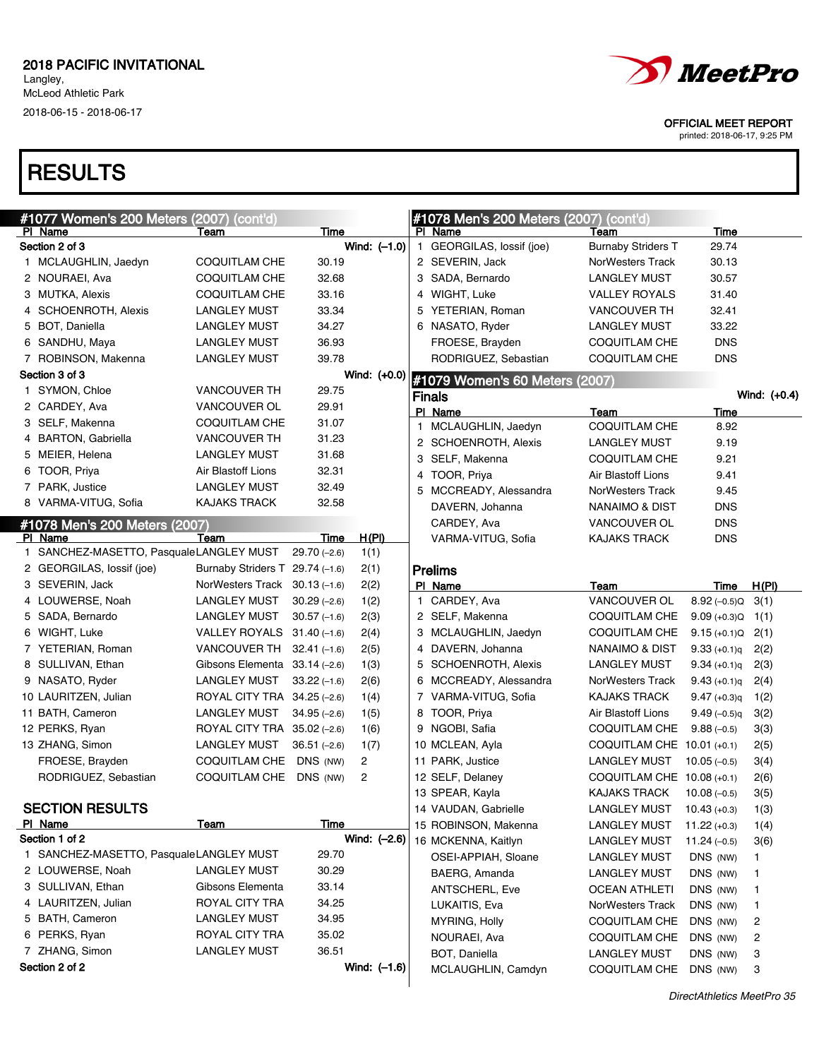**2018 PACIFIC INVITATIONAL**
Langley,
McLeod Athletic Park
2018-06-15 - 2018-06-17

OFFICIAL MEET REPORT
printed: 2018-06-17, 9:25 PM

# RESULTS

## #1077 Women's 200 Meters (2007) (cont'd)

**Section 2 of 3** Wind: (–1.0)

| Pl | Name | Team | Time |
|---|---|---|---|
| 1 | MCLAUGHLIN, Jaedyn | COQUITLAM CHE | 30.19 |
| 2 | NOURAEI, Ava | COQUITLAM CHE | 32.68 |
| 3 | MUTKA, Alexis | COQUITLAM CHE | 33.16 |
| 4 | SCHOENROTH, Alexis | LANGLEY MUST | 33.34 |
| 5 | BOT, Daniella | LANGLEY MUST | 34.27 |
| 6 | SANDHU, Maya | LANGLEY MUST | 36.93 |
| 7 | ROBINSON, Makenna | LANGLEY MUST | 39.78 |

**Section 3 of 3** Wind: (+0.0)

| Pl | Name | Team | Time |
|---|---|---|---|
| 1 | SYMON, Chloe | VANCOUVER TH | 29.75 |
| 2 | CARDEY, Ava | VANCOUVER OL | 29.91 |
| 3 | SELF, Makenna | COQUITLAM CHE | 31.07 |
| 4 | BARTON, Gabriella | VANCOUVER TH | 31.23 |
| 5 | MEIER, Helena | LANGLEY MUST | 31.68 |
| 6 | TOOR, Priya | Air Blastoff Lions | 32.31 |
| 7 | PARK, Justice | LANGLEY MUST | 32.49 |
| 8 | VARMA-VITUG, Sofia | KAJAKS TRACK | 32.58 |

## #1078 Men's 200 Meters (2007)

| Pl | Name | Team | Time | H(Pl) |
|---|---|---|---|---|
| 1 | SANCHEZ-MASETTO, Pasquale | LANGLEY MUST | 29.70 (–2.6) | 1(1) |
| 2 | GEORGILAS, Iossif (joe) | Burnaby Striders T | 29.74 (–1.6) | 2(1) |
| 3 | SEVERIN, Jack | NorWesters Track | 30.13 (–1.6) | 2(2) |
| 4 | LOUWERSE, Noah | LANGLEY MUST | 30.29 (–2.6) | 1(2) |
| 5 | SADA, Bernardo | LANGLEY MUST | 30.57 (–1.6) | 2(3) |
| 6 | WIGHT, Luke | VALLEY ROYALS | 31.40 (–1.6) | 2(4) |
| 7 | YETERIAN, Roman | VANCOUVER TH | 32.41 (–1.6) | 2(5) |
| 8 | SULLIVAN, Ethan | Gibsons Elementa | 33.14 (–2.6) | 1(3) |
| 9 | NASATO, Ryder | LANGLEY MUST | 33.22 (–1.6) | 2(6) |
| 10 | LAURITZEN, Julian | ROYAL CITY TRA | 34.25 (–2.6) | 1(4) |
| 11 | BATH, Cameron | LANGLEY MUST | 34.95 (–2.6) | 1(5) |
| 12 | PERKS, Ryan | ROYAL CITY TRA | 35.02 (–2.6) | 1(6) |
| 13 | ZHANG, Simon | LANGLEY MUST | 36.51 (–2.6) | 1(7) |
| | FROESE, Brayden | COQUITLAM CHE | DNS (NW) | 2 |
| | RODRIGUEZ, Sebastian | COQUITLAM CHE | DNS (NW) | 2 |

### SECTION RESULTS

**Section 1 of 2** Wind: (–2.6)

| Pl | Name | Team | Time |
|---|---|---|---|
| 1 | SANCHEZ-MASETTO, Pasquale | LANGLEY MUST | 29.70 |
| 2 | LOUWERSE, Noah | LANGLEY MUST | 30.29 |
| 3 | SULLIVAN, Ethan | Gibsons Elementa | 33.14 |
| 4 | LAURITZEN, Julian | ROYAL CITY TRA | 34.25 |
| 5 | BATH, Cameron | LANGLEY MUST | 34.95 |
| 6 | PERKS, Ryan | ROYAL CITY TRA | 35.02 |
| 7 | ZHANG, Simon | LANGLEY MUST | 36.51 |

**Section 2 of 2** Wind: (–1.6)

| Pl | Name | Team | Time |
|---|---|---|---|
| 1 | GEORGILAS, Iossif (joe) | Burnaby Striders T | 29.74 |
| 2 | SEVERIN, Jack | NorWesters Track | 30.13 |
| 3 | SADA, Bernardo | LANGLEY MUST | 30.57 |
| 4 | WIGHT, Luke | VALLEY ROYALS | 31.40 |
| 5 | YETERIAN, Roman | VANCOUVER TH | 32.41 |
| 6 | NASATO, Ryder | LANGLEY MUST | 33.22 |
| | FROESE, Brayden | COQUITLAM CHE | DNS |
| | RODRIGUEZ, Sebastian | COQUITLAM CHE | DNS |

## #1079 Women's 60 Meters (2007)

### Finals
Wind: (+0.4)

| Pl | Name | Team | Time |
|---|---|---|---|
| 1 | MCLAUGHLIN, Jaedyn | COQUITLAM CHE | 8.92 |
| 2 | SCHOENROTH, Alexis | LANGLEY MUST | 9.19 |
| 3 | SELF, Makenna | COQUITLAM CHE | 9.21 |
| 4 | TOOR, Priya | Air Blastoff Lions | 9.41 |
| 5 | MCCREADY, Alessandra | NorWesters Track | 9.45 |
| | DAVERN, Johanna | NANAIMO & DIST | DNS |
| | CARDEY, Ava | VANCOUVER OL | DNS |
| | VARMA-VITUG, Sofia | KAJAKS TRACK | DNS |

### Prelims

| Pl | Name | Team | Time | H(Pl) |
|---|---|---|---|---|
| 1 | CARDEY, Ava | VANCOUVER OL | 8.92 (–0.5)Q | 3(1) |
| 2 | SELF, Makenna | COQUITLAM CHE | 9.09 (+0.3)Q | 1(1) |
| 3 | MCLAUGHLIN, Jaedyn | COQUITLAM CHE | 9.15 (+0.1)Q | 2(1) |
| 4 | DAVERN, Johanna | NANAIMO & DIST | 9.33 (+0.1)q | 2(2) |
| 5 | SCHOENROTH, Alexis | LANGLEY MUST | 9.34 (+0.1)q | 2(3) |
| 6 | MCCREADY, Alessandra | NorWesters Track | 9.43 (+0.1)q | 2(4) |
| 7 | VARMA-VITUG, Sofia | KAJAKS TRACK | 9.47 (+0.3)q | 1(2) |
| 8 | TOOR, Priya | Air Blastoff Lions | 9.49 (–0.5)q | 3(2) |
| 9 | NGOBI, Safia | COQUITLAM CHE | 9.88 (–0.5) | 3(3) |
| 10 | MCLEAN, Ayla | COQUITLAM CHE | 10.01 (+0.1) | 2(5) |
| 11 | PARK, Justice | LANGLEY MUST | 10.05 (–0.5) | 3(4) |
| 12 | SELF, Delaney | COQUITLAM CHE | 10.08 (+0.1) | 2(6) |
| 13 | SPEAR, Kayla | KAJAKS TRACK | 10.08 (–0.5) | 3(5) |
| 14 | VAUDAN, Gabrielle | LANGLEY MUST | 10.43 (+0.3) | 1(3) |
| 15 | ROBINSON, Makenna | LANGLEY MUST | 11.22 (+0.3) | 1(4) |
| 16 | MCKENNA, Kaitlyn | LANGLEY MUST | 11.24 (–0.5) | 3(6) |
| | OSEI-APPIAH, Sloane | LANGLEY MUST | DNS (NW) | 1 |
| | BAERG, Amanda | LANGLEY MUST | DNS (NW) | 1 |
| | ANTSCHERL, Eve | OCEAN ATHLETI | DNS (NW) | 1 |
| | LUKAITIS, Eva | NorWesters Track | DNS (NW) | 1 |
| | MYRING, Holly | COQUITLAM CHE | DNS (NW) | 2 |
| | NOURAEI, Ava | COQUITLAM CHE | DNS (NW) | 2 |
| | BOT, Daniella | LANGLEY MUST | DNS (NW) | 3 |
| | MCLAUGHLIN, Camdyn | COQUITLAM CHE | DNS (NW) | 3 |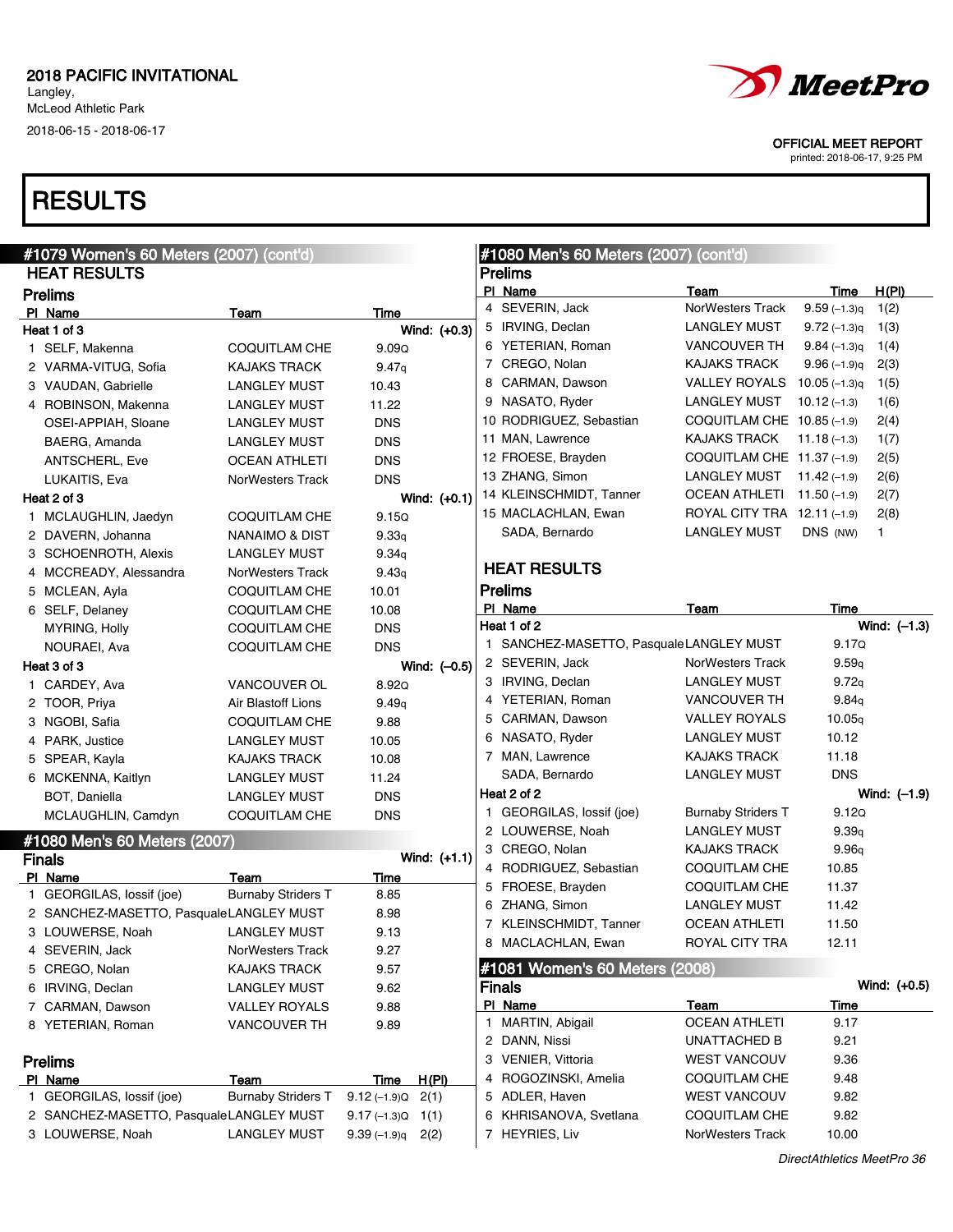2018 PACIFIC INVITATIONAL
Langley,
McLeod Athletic Park
2018-06-15 - 2018-06-17

OFFICIAL MEET REPORT
printed: 2018-06-17, 9:25 PM

# RESULTS

## #1079 Women's 60 Meters (2007) (cont'd)

### HEAT RESULTS

### Prelims

**Heat 1 of 3** — Wind: (+0.3)

| Pl | Name | Team | Time |
|---|---|---|---|
| 1 | SELF, Makenna | COQUITLAM CHE | 9.09Q |
| 2 | VARMA-VITUG, Sofia | KAJAKS TRACK | 9.47q |
| 3 | VAUDAN, Gabrielle | LANGLEY MUST | 10.43 |
| 4 | ROBINSON, Makenna | LANGLEY MUST | 11.22 |
| | OSEI-APPIAH, Sloane | LANGLEY MUST | DNS |
| | BAERG, Amanda | LANGLEY MUST | DNS |
| | ANTSCHERL, Eve | OCEAN ATHLETI | DNS |
| | LUKAITIS, Eva | NorWesters Track | DNS |

**Heat 2 of 3** — Wind: (+0.1)

| Pl | Name | Team | Time |
|---|---|---|---|
| 1 | MCLAUGHLIN, Jaedyn | COQUITLAM CHE | 9.15Q |
| 2 | DAVERN, Johanna | NANAIMO & DIST | 9.33q |
| 3 | SCHOENROTH, Alexis | LANGLEY MUST | 9.34q |
| 4 | MCCREADY, Alessandra | NorWesters Track | 9.43q |
| 5 | MCLEAN, Ayla | COQUITLAM CHE | 10.01 |
| 6 | SELF, Delaney | COQUITLAM CHE | 10.08 |
| | MYRING, Holly | COQUITLAM CHE | DNS |
| | NOURAEI, Ava | COQUITLAM CHE | DNS |

**Heat 3 of 3** — Wind: (–0.5)

| Pl | Name | Team | Time |
|---|---|---|---|
| 1 | CARDEY, Ava | VANCOUVER OL | 8.92Q |
| 2 | TOOR, Priya | Air Blastoff Lions | 9.49q |
| 3 | NGOBI, Safia | COQUITLAM CHE | 9.88 |
| 4 | PARK, Justice | LANGLEY MUST | 10.05 |
| 5 | SPEAR, Kayla | KAJAKS TRACK | 10.08 |
| 6 | MCKENNA, Kaitlyn | LANGLEY MUST | 11.24 |
| | BOT, Daniella | LANGLEY MUST | DNS |
| | MCLAUGHLIN, Camdyn | COQUITLAM CHE | DNS |

## #1080 Men's 60 Meters (2007)

### Finals

Wind: (+1.1)

| Pl | Name | Team | Time |
|---|---|---|---|
| 1 | GEORGILAS, Iossif (joe) | Burnaby Striders T | 8.85 |
| 2 | SANCHEZ-MASETTO, Pasquale | LANGLEY MUST | 8.98 |
| 3 | LOUWERSE, Noah | LANGLEY MUST | 9.13 |
| 4 | SEVERIN, Jack | NorWesters Track | 9.27 |
| 5 | CREGO, Nolan | KAJAKS TRACK | 9.57 |
| 6 | IRVING, Declan | LANGLEY MUST | 9.62 |
| 7 | CARMAN, Dawson | VALLEY ROYALS | 9.88 |
| 8 | YETERIAN, Roman | VANCOUVER TH | 9.89 |

### Prelims

| Pl | Name | Team | Time | H(Pl) |
|---|---|---|---|---|
| 1 | GEORGILAS, Iossif (joe) | Burnaby Striders T | 9.12 (–1.9)Q | 2(1) |
| 2 | SANCHEZ-MASETTO, Pasquale | LANGLEY MUST | 9.17 (–1.3)Q | 1(1) |
| 3 | LOUWERSE, Noah | LANGLEY MUST | 9.39 (–1.9)q | 2(2) |
| 4 | SEVERIN, Jack | NorWesters Track | 9.59 (–1.3)q | 1(2) |
| 5 | IRVING, Declan | LANGLEY MUST | 9.72 (–1.3)q | 1(3) |
| 6 | YETERIAN, Roman | VANCOUVER TH | 9.84 (–1.3)q | 1(4) |
| 7 | CREGO, Nolan | KAJAKS TRACK | 9.96 (–1.9)q | 2(3) |
| 8 | CARMAN, Dawson | VALLEY ROYALS | 10.05 (–1.3)q | 1(5) |
| 9 | NASATO, Ryder | LANGLEY MUST | 10.12 (–1.3) | 1(6) |
| 10 | RODRIGUEZ, Sebastian | COQUITLAM CHE | 10.85 (–1.9) | 2(4) |
| 11 | MAN, Lawrence | KAJAKS TRACK | 11.18 (–1.3) | 1(7) |
| 12 | FROESE, Brayden | COQUITLAM CHE | 11.37 (–1.9) | 2(5) |
| 13 | ZHANG, Simon | LANGLEY MUST | 11.42 (–1.9) | 2(6) |
| 14 | KLEINSCHMIDT, Tanner | OCEAN ATHLETI | 11.50 (–1.9) | 2(7) |
| 15 | MACLACHLAN, Ewan | ROYAL CITY TRA | 12.11 (–1.9) | 2(8) |
| | SADA, Bernardo | LANGLEY MUST | DNS (NW) | 1 |

### HEAT RESULTS

### Prelims

**Heat 1 of 2** — Wind: (–1.3)

| Pl | Name | Team | Time |
|---|---|---|---|
| 1 | SANCHEZ-MASETTO, Pasquale | LANGLEY MUST | 9.17Q |
| 2 | SEVERIN, Jack | NorWesters Track | 9.59q |
| 3 | IRVING, Declan | LANGLEY MUST | 9.72q |
| 4 | YETERIAN, Roman | VANCOUVER TH | 9.84q |
| 5 | CARMAN, Dawson | VALLEY ROYALS | 10.05q |
| 6 | NASATO, Ryder | LANGLEY MUST | 10.12 |
| 7 | MAN, Lawrence | KAJAKS TRACK | 11.18 |
| | SADA, Bernardo | LANGLEY MUST | DNS |

**Heat 2 of 2** — Wind: (–1.9)

| Pl | Name | Team | Time |
|---|---|---|---|
| 1 | GEORGILAS, Iossif (joe) | Burnaby Striders T | 9.12Q |
| 2 | LOUWERSE, Noah | LANGLEY MUST | 9.39q |
| 3 | CREGO, Nolan | KAJAKS TRACK | 9.96q |
| 4 | RODRIGUEZ, Sebastian | COQUITLAM CHE | 10.85 |
| 5 | FROESE, Brayden | COQUITLAM CHE | 11.37 |
| 6 | ZHANG, Simon | LANGLEY MUST | 11.42 |
| 7 | KLEINSCHMIDT, Tanner | OCEAN ATHLETI | 11.50 |
| 8 | MACLACHLAN, Ewan | ROYAL CITY TRA | 12.11 |

## #1081 Women's 60 Meters (2008)

### Finals

Wind: (+0.5)

| Pl | Name | Team | Time |
|---|---|---|---|
| 1 | MARTIN, Abigail | OCEAN ATHLETI | 9.17 |
| 2 | DANN, Nissi | UNATTACHED B | 9.21 |
| 3 | VENIER, Vittoria | WEST VANCOUV | 9.36 |
| 4 | ROGOZINSKI, Amelia | COQUITLAM CHE | 9.48 |
| 5 | ADLER, Haven | WEST VANCOUV | 9.82 |
| 6 | KHRISANOVA, Svetlana | COQUITLAM CHE | 9.82 |
| 7 | HEYRIES, Liv | NorWesters Track | 10.00 |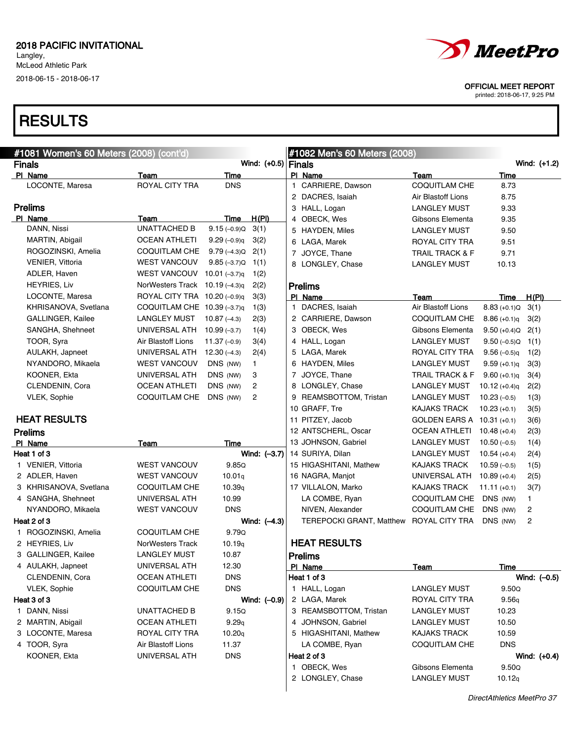2018 PACIFIC INVITATIONAL
Langley,
McLeod Athletic Park
2018-06-15 - 2018-06-17

OFFICIAL MEET REPORT
printed: 2018-06-17, 9:25 PM

# RESULTS

## #1081 Women's 60 Meters (2008) (cont'd)

### Finals

Wind: (+0.5)

| Pl | Name | Team | Time |
|---|---|---|---|
| | LOCONTE, Maresa | ROYAL CITY TRA | DNS |

### Prelims

| Pl | Name | Team | Time | H(Pl) |
|---|---|---|---|---|
| | DANN, Nissi | UNATTACHED B | 9.15 (–0.9)Q | 3(1) |
| | MARTIN, Abigail | OCEAN ATHLETI | 9.29 (–0.9)q | 3(2) |
| | ROGOZINSKI, Amelia | COQUITLAM CHE | 9.79 (–4.3)Q | 2(1) |
| | VENIER, Vittoria | WEST VANCOUV | 9.85 (–3.7)Q | 1(1) |
| | ADLER, Haven | WEST VANCOUV | 10.01 (–3.7)q | 1(2) |
| | HEYRIES, Liv | NorWesters Track | 10.19 (–4.3)q | 2(2) |
| | LOCONTE, Maresa | ROYAL CITY TRA | 10.20 (–0.9)q | 3(3) |
| | KHRISANOVA, Svetlana | COQUITLAM CHE | 10.39 (–3.7)q | 1(3) |
| | GALLINGER, Kailee | LANGLEY MUST | 10.87 (–4.3) | 2(3) |
| | SANGHA, Shehneet | UNIVERSAL ATH | 10.99 (–3.7) | 1(4) |
| | TOOR, Syra | Air Blastoff Lions | 11.37 (–0.9) | 3(4) |
| | AULAKH, Japneet | UNIVERSAL ATH | 12.30 (–4.3) | 2(4) |
| | NYANDORO, Mikaela | WEST VANCOUV | DNS (NW) | 1 |
| | KOONER, Ekta | UNIVERSAL ATH | DNS (NW) | 3 |
| | CLENDENIN, Cora | OCEAN ATHLETI | DNS (NW) | 2 |
| | VLEK, Sophie | COQUITLAM CHE | DNS (NW) | 2 |

### HEAT RESULTS

### Prelims

**Heat 1 of 3** — Wind: (–3.7)

| Pl | Name | Team | Time |
|---|---|---|---|
| 1 | VENIER, Vittoria | WEST VANCOUV | 9.85Q |
| 2 | ADLER, Haven | WEST VANCOUV | 10.01q |
| 3 | KHRISANOVA, Svetlana | COQUITLAM CHE | 10.39q |
| 4 | SANGHA, Shehneet | UNIVERSAL ATH | 10.99 |
| | NYANDORO, Mikaela | WEST VANCOUV | DNS |

**Heat 2 of 3** — Wind: (–4.3)

| Pl | Name | Team | Time |
|---|---|---|---|
| 1 | ROGOZINSKI, Amelia | COQUITLAM CHE | 9.79Q |
| 2 | HEYRIES, Liv | NorWesters Track | 10.19q |
| 3 | GALLINGER, Kailee | LANGLEY MUST | 10.87 |
| 4 | AULAKH, Japneet | UNIVERSAL ATH | 12.30 |
| | CLENDENIN, Cora | OCEAN ATHLETI | DNS |
| | VLEK, Sophie | COQUITLAM CHE | DNS |

**Heat 3 of 3** — Wind: (–0.9)

| Pl | Name | Team | Time |
|---|---|---|---|
| 1 | DANN, Nissi | UNATTACHED B | 9.15Q |
| 2 | MARTIN, Abigail | OCEAN ATHLETI | 9.29q |
| 3 | LOCONTE, Maresa | ROYAL CITY TRA | 10.20q |
| 4 | TOOR, Syra | Air Blastoff Lions | 11.37 |
| | KOONER, Ekta | UNIVERSAL ATH | DNS |

## #1082 Men's 60 Meters (2008)

### Finals

Wind: (+1.2)

| Pl | Name | Team | Time |
|---|---|---|---|
| 1 | CARRIERE, Dawson | COQUITLAM CHE | 8.73 |
| 2 | DACRES, Isaiah | Air Blastoff Lions | 8.75 |
| 3 | HALL, Logan | LANGLEY MUST | 9.33 |
| 4 | OBECK, Wes | Gibsons Elementa | 9.35 |
| 5 | HAYDEN, Miles | LANGLEY MUST | 9.50 |
| 6 | LAGA, Marek | ROYAL CITY TRA | 9.51 |
| 7 | JOYCE, Thane | TRAIL TRACK & F | 9.71 |
| 8 | LONGLEY, Chase | LANGLEY MUST | 10.13 |

### Prelims

| Pl | Name | Team | Time | H(Pl) |
|---|---|---|---|---|
| 1 | DACRES, Isaiah | Air Blastoff Lions | 8.83 (+0.1)Q | 3(1) |
| 2 | CARRIERE, Dawson | COQUITLAM CHE | 8.86 (+0.1)q | 3(2) |
| 3 | OBECK, Wes | Gibsons Elementa | 9.50 (+0.4)Q | 2(1) |
| 4 | HALL, Logan | LANGLEY MUST | 9.50 (–0.5)Q | 1(1) |
| 5 | LAGA, Marek | ROYAL CITY TRA | 9.56 (–0.5)q | 1(2) |
| 6 | HAYDEN, Miles | LANGLEY MUST | 9.59 (+0.1)q | 3(3) |
| 7 | JOYCE, Thane | TRAIL TRACK & F | 9.60 (+0.1)q | 3(4) |
| 8 | LONGLEY, Chase | LANGLEY MUST | 10.12 (+0.4)q | 2(2) |
| 9 | REAMSBOTTOM, Tristan | LANGLEY MUST | 10.23 (–0.5) | 1(3) |
| 10 | GRAFF, Tre | KAJAKS TRACK | 10.23 (+0.1) | 3(5) |
| 11 | PITZEY, Jacob | GOLDEN EARS A | 10.31 (+0.1) | 3(6) |
| 12 | ANTSCHERL, Oscar | OCEAN ATHLETI | 10.48 (+0.4) | 2(3) |
| 13 | JOHNSON, Gabriel | LANGLEY MUST | 10.50 (–0.5) | 1(4) |
| 14 | SURIYA, Dilan | LANGLEY MUST | 10.54 (+0.4) | 2(4) |
| 15 | HIGASHITANI, Mathew | KAJAKS TRACK | 10.59 (–0.5) | 1(5) |
| 16 | NAGRA, Manjot | UNIVERSAL ATH | 10.89 (+0.4) | 2(5) |
| 17 | VILLALON, Marko | KAJAKS TRACK | 11.11 (+0.1) | 3(7) |
| | LA COMBE, Ryan | COQUITLAM CHE | DNS (NW) | 1 |
| | NIVEN, Alexander | COQUITLAM CHE | DNS (NW) | 2 |
| | TEREPOCKI GRANT, Matthew | ROYAL CITY TRA | DNS (NW) | 2 |

### HEAT RESULTS

### Prelims

**Heat 1 of 3** — Wind: (–0.5)

| Pl | Name | Team | Time |
|---|---|---|---|
| 1 | HALL, Logan | LANGLEY MUST | 9.50Q |
| 2 | LAGA, Marek | ROYAL CITY TRA | 9.56q |
| 3 | REAMSBOTTOM, Tristan | LANGLEY MUST | 10.23 |
| 4 | JOHNSON, Gabriel | LANGLEY MUST | 10.50 |
| 5 | HIGASHITANI, Mathew | KAJAKS TRACK | 10.59 |
| | LA COMBE, Ryan | COQUITLAM CHE | DNS |

**Heat 2 of 3** — Wind: (+0.4)

| Pl | Name | Team | Time |
|---|---|---|---|
| 1 | OBECK, Wes | Gibsons Elementa | 9.50Q |
| 2 | LONGLEY, Chase | LANGLEY MUST | 10.12q |

DirectAthletics MeetPro 37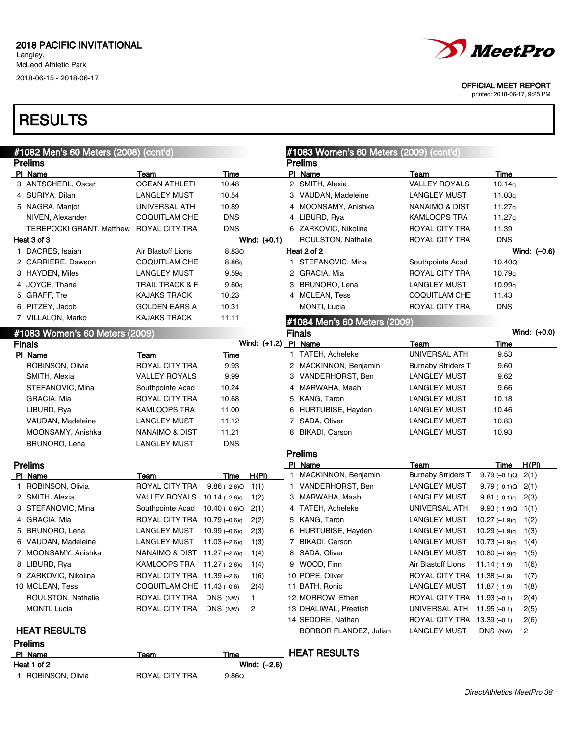2018 PACIFIC INVITATIONAL
Langley,
McLeod Athletic Park
2018-06-15 - 2018-06-17

OFFICIAL MEET REPORT
printed: 2018-06-17, 9:25 PM

# RESULTS

## #1082 Men's 60 Meters (2008) (cont'd)

### Prelims

| Pl | Name | Team | Time |
|---|---|---|---|
| 3 | ANTSCHERL, Oscar | OCEAN ATHLETI | 10.48 |
| 4 | SURIYA, Dilan | LANGLEY MUST | 10.54 |
| 5 | NAGRA, Manjot | UNIVERSAL ATH | 10.89 |
| | NIVEN, Alexander | COQUITLAM CHE | DNS |
| | TEREPOCKI GRANT, Matthew | ROYAL CITY TRA | DNS |

Heat 3 of 3 — Wind: (+0.1)

| Pl | Name | Team | Time |
|---|---|---|---|
| 1 | DACRES, Isaiah | Air Blastoff Lions | 8.83Q |
| 2 | CARRIERE, Dawson | COQUITLAM CHE | 8.86q |
| 3 | HAYDEN, Miles | LANGLEY MUST | 9.59q |
| 4 | JOYCE, Thane | TRAIL TRACK & F | 9.60q |
| 5 | GRAFF, Tre | KAJAKS TRACK | 10.23 |
| 6 | PITZEY, Jacob | GOLDEN EARS A | 10.31 |
| 7 | VILLALON, Marko | KAJAKS TRACK | 11.11 |

## #1083 Women's 60 Meters (2009)

### Finals

Wind: (+1.2)

| Pl | Name | Team | Time |
|---|---|---|---|
| | ROBINSON, Olivia | ROYAL CITY TRA | 9.93 |
| | SMITH, Alexia | VALLEY ROYALS | 9.99 |
| | STEFANOVIC, Mina | Southpointe Acad | 10.24 |
| | GRACIA, Mia | ROYAL CITY TRA | 10.68 |
| | LIBURD, Rya | KAMLOOPS TRA | 11.00 |
| | VAUDAN, Madeleine | LANGLEY MUST | 11.12 |
| | MOONSAMY, Anishka | NANAIMO & DIST | 11.21 |
| | BRUNORO, Lena | LANGLEY MUST | DNS |

### Prelims

| Pl | Name | Team | Time | H(Pl) |
|---|---|---|---|---|
| 1 | ROBINSON, Olivia | ROYAL CITY TRA | 9.86 (–2.6)Q | 1(1) |
| 2 | SMITH, Alexia | VALLEY ROYALS | 10.14 (–2.6)q | 1(2) |
| 3 | STEFANOVIC, Mina | Southpointe Acad | 10.40 (–0.6)Q | 2(1) |
| 4 | GRACIA, Mia | ROYAL CITY TRA | 10.79 (–0.6)q | 2(2) |
| 5 | BRUNORO, Lena | LANGLEY MUST | 10.99 (–0.6)q | 2(3) |
| 6 | VAUDAN, Madeleine | LANGLEY MUST | 11.03 (–2.6)q | 1(3) |
| 7 | MOONSAMY, Anishka | NANAIMO & DIST | 11.27 (–2.6)q | 1(4) |
| 8 | LIBURD, Rya | KAMLOOPS TRA | 11.27 (–2.6)q | 1(4) |
| 9 | ZARKOVIC, Nikolina | ROYAL CITY TRA | 11.39 (–2.6) | 1(6) |
| 10 | MCLEAN, Tess | COQUITLAM CHE | 11.43 (–0.6) | 2(4) |
| | ROULSTON, Nathalie | ROYAL CITY TRA | DNS (NW) | 1 |
| | MONTI, Lucia | ROYAL CITY TRA | DNS (NW) | 2 |

### HEAT RESULTS

#### Prelims

Heat 1 of 2 — Wind: (–2.6)

| Pl | Name | Team | Time |
|---|---|---|---|
| 1 | ROBINSON, Olivia | ROYAL CITY TRA | 9.86Q |
| 2 | SMITH, Alexia | VALLEY ROYALS | 10.14q |
| 3 | VAUDAN, Madeleine | LANGLEY MUST | 11.03q |
| 4 | MOONSAMY, Anishka | NANAIMO & DIST | 11.27q |
| 4 | LIBURD, Rya | KAMLOOPS TRA | 11.27q |
| 6 | ZARKOVIC, Nikolina | ROYAL CITY TRA | 11.39 |
| | ROULSTON, Nathalie | ROYAL CITY TRA | DNS |

Heat 2 of 2 — Wind: (–0.6)

| Pl | Name | Team | Time |
|---|---|---|---|
| 1 | STEFANOVIC, Mina | Southpointe Acad | 10.40Q |
| 2 | GRACIA, Mia | ROYAL CITY TRA | 10.79q |
| 3 | BRUNORO, Lena | LANGLEY MUST | 10.99q |
| 4 | MCLEAN, Tess | COQUITLAM CHE | 11.43 |
| | MONTI, Lucia | ROYAL CITY TRA | DNS |

## #1084 Men's 60 Meters (2009)

### Finals

Wind: (+0.0)

| Pl | Name | Team | Time |
|---|---|---|---|
| 1 | TATEH, Acheleke | UNIVERSAL ATH | 9.53 |
| 2 | MACKINNON, Benjamin | Burnaby Striders T | 9.60 |
| 3 | VANDERHORST, Ben | LANGLEY MUST | 9.62 |
| 4 | MARWAHA, Maahi | LANGLEY MUST | 9.66 |
| 5 | KANG, Taron | LANGLEY MUST | 10.18 |
| 6 | HURTUBISE, Hayden | LANGLEY MUST | 10.46 |
| 7 | SADA, Oliver | LANGLEY MUST | 10.83 |
| 8 | BIKADI, Carson | LANGLEY MUST | 10.93 |

### Prelims

| Pl | Name | Team | Time | H(Pl) |
|---|---|---|---|---|
| 1 | MACKINNON, Benjamin | Burnaby Striders T | 9.79 (–0.1)Q | 2(1) |
| 1 | VANDERHORST, Ben | LANGLEY MUST | 9.79 (–0.1)Q | 2(1) |
| 3 | MARWAHA, Maahi | LANGLEY MUST | 9.81 (–0.1)q | 2(3) |
| 4 | TATEH, Acheleke | UNIVERSAL ATH | 9.93 (–1.9)Q | 1(1) |
| 5 | KANG, Taron | LANGLEY MUST | 10.27 (–1.9)q | 1(2) |
| 6 | HURTUBISE, Hayden | LANGLEY MUST | 10.29 (–1.9)q | 1(3) |
| 7 | BIKADI, Carson | LANGLEY MUST | 10.73 (–1.9)q | 1(4) |
| 8 | SADA, Oliver | LANGLEY MUST | 10.80 (–1.9)q | 1(5) |
| 9 | WOOD, Finn | Air Blastoff Lions | 11.14 (–1.9) | 1(6) |
| 10 | POPE, Oliver | ROYAL CITY TRA | 11.38 (–1.9) | 1(7) |
| 11 | BATH, Ronic | LANGLEY MUST | 11.87 (–1.9) | 1(8) |
| 12 | MORROW, Ethen | ROYAL CITY TRA | 11.93 (–0.1) | 2(4) |
| 13 | DHALIWAL, Preetish | UNIVERSAL ATH | 11.95 (–0.1) | 2(5) |
| 14 | SEDORE, Nathan | ROYAL CITY TRA | 13.39 (–0.1) | 2(6) |
| | BORBOR FLANDEZ, Julian | LANGLEY MUST | DNS (NW) | 2 |

### HEAT RESULTS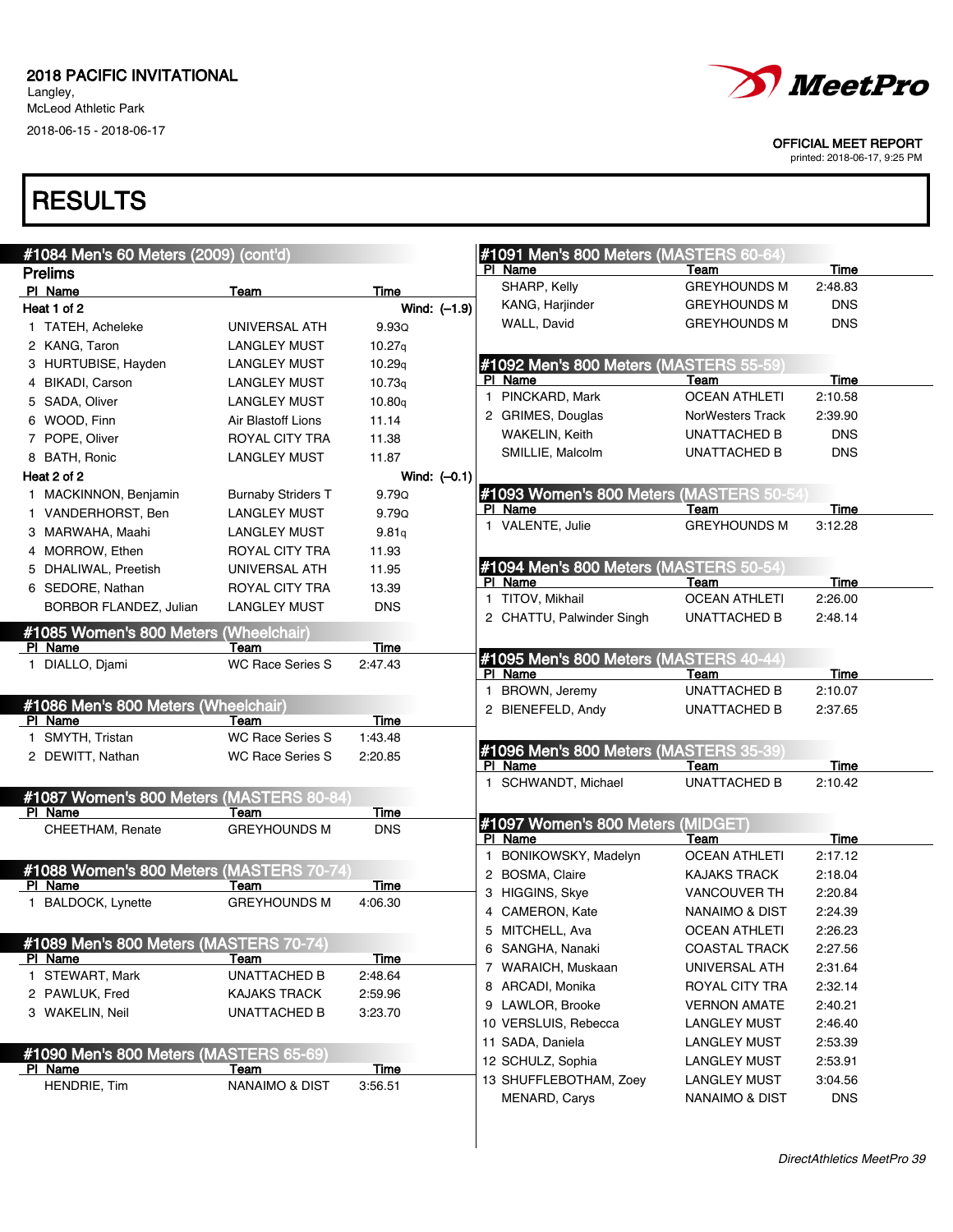2018 PACIFIC INVITATIONAL
Langley,
McLeod Athletic Park
2018-06-15 - 2018-06-17

OFFICIAL MEET REPORT
printed: 2018-06-17, 9:25 PM

# RESULTS

## #1084 Men's 60 Meters (2009) (cont'd)

### Prelims

**Heat 1 of 2** Wind: (–1.9)

| Pl | Name | Team | Time |
|---|---|---|---|
| 1 | TATEH, Acheleke | UNIVERSAL ATH | 9.93Q |
| 2 | KANG, Taron | LANGLEY MUST | 10.27q |
| 3 | HURTUBISE, Hayden | LANGLEY MUST | 10.29q |
| 4 | BIKADI, Carson | LANGLEY MUST | 10.73q |
| 5 | SADA, Oliver | LANGLEY MUST | 10.80q |
| 6 | WOOD, Finn | Air Blastoff Lions | 11.14 |
| 7 | POPE, Oliver | ROYAL CITY TRA | 11.38 |
| 8 | BATH, Ronic | LANGLEY MUST | 11.87 |

**Heat 2 of 2** Wind: (–0.1)

| Pl | Name | Team | Time |
|---|---|---|---|
| 1 | MACKINNON, Benjamin | Burnaby Striders T | 9.79Q |
| 1 | VANDERHORST, Ben | LANGLEY MUST | 9.79Q |
| 3 | MARWAHA, Maahi | LANGLEY MUST | 9.81q |
| 4 | MORROW, Ethen | ROYAL CITY TRA | 11.93 |
| 5 | DHALIWAL, Preetish | UNIVERSAL ATH | 11.95 |
| 6 | SEDORE, Nathan | ROYAL CITY TRA | 13.39 |
| | BORBOR FLANDEZ, Julian | LANGLEY MUST | DNS |

## #1085 Women's 800 Meters (Wheelchair)

| Pl | Name | Team | Time |
|---|---|---|---|
| 1 | DIALLO, Djami | WC Race Series S | 2:47.43 |

## #1086 Men's 800 Meters (Wheelchair)

| Pl | Name | Team | Time |
|---|---|---|---|
| 1 | SMYTH, Tristan | WC Race Series S | 1:43.48 |
| 2 | DEWITT, Nathan | WC Race Series S | 2:20.85 |

## #1087 Women's 800 Meters (MASTERS 80-84)

| Pl | Name | Team | Time |
|---|---|---|---|
| | CHEETHAM, Renate | GREYHOUNDS M | DNS |

## #1088 Women's 800 Meters (MASTERS 70-74)

| Pl | Name | Team | Time |
|---|---|---|---|
| 1 | BALDOCK, Lynette | GREYHOUNDS M | 4:06.30 |

## #1089 Men's 800 Meters (MASTERS 70-74)

| Pl | Name | Team | Time |
|---|---|---|---|
| 1 | STEWART, Mark | UNATTACHED B | 2:48.64 |
| 2 | PAWLUK, Fred | KAJAKS TRACK | 2:59.96 |
| 3 | WAKELIN, Neil | UNATTACHED B | 3:23.70 |

## #1090 Men's 800 Meters (MASTERS 65-69)

| Pl | Name | Team | Time |
|---|---|---|---|
| | HENDRIE, Tim | NANAIMO & DIST | 3:56.51 |

## #1091 Men's 800 Meters (MASTERS 60-64)

| Pl | Name | Team | Time |
|---|---|---|---|
| | SHARP, Kelly | GREYHOUNDS M | 2:48.83 |
| | KANG, Harjinder | GREYHOUNDS M | DNS |
| | WALL, David | GREYHOUNDS M | DNS |

## #1092 Men's 800 Meters (MASTERS 55-59)

| Pl | Name | Team | Time |
|---|---|---|---|
| 1 | PINCKARD, Mark | OCEAN ATHLETI | 2:10.58 |
| 2 | GRIMES, Douglas | NorWesters Track | 2:39.90 |
| | WAKELIN, Keith | UNATTACHED B | DNS |
| | SMILLIE, Malcolm | UNATTACHED B | DNS |

## #1093 Women's 800 Meters (MASTERS 50-54)

| Pl | Name | Team | Time |
|---|---|---|---|
| 1 | VALENTE, Julie | GREYHOUNDS M | 3:12.28 |

## #1094 Men's 800 Meters (MASTERS 50-54)

| Pl | Name | Team | Time |
|---|---|---|---|
| 1 | TITOV, Mikhail | OCEAN ATHLETI | 2:26.00 |
| 2 | CHATTU, Palwinder Singh | UNATTACHED B | 2:48.14 |

## #1095 Men's 800 Meters (MASTERS 40-44)

| Pl | Name | Team | Time |
|---|---|---|---|
| 1 | BROWN, Jeremy | UNATTACHED B | 2:10.07 |
| 2 | BIENEFELD, Andy | UNATTACHED B | 2:37.65 |

## #1096 Men's 800 Meters (MASTERS 35-39)

| Pl | Name | Team | Time |
|---|---|---|---|
| 1 | SCHWANDT, Michael | UNATTACHED B | 2:10.42 |

## #1097 Women's 800 Meters (MIDGET)

| Pl | Name | Team | Time |
|---|---|---|---|
| 1 | BONIKOWSKY, Madelyn | OCEAN ATHLETI | 2:17.12 |
| 2 | BOSMA, Claire | KAJAKS TRACK | 2:18.04 |
| 3 | HIGGINS, Skye | VANCOUVER TH | 2:20.84 |
| 4 | CAMERON, Kate | NANAIMO & DIST | 2:24.39 |
| 5 | MITCHELL, Ava | OCEAN ATHLETI | 2:26.23 |
| 6 | SANGHA, Nanaki | COASTAL TRACK | 2:27.56 |
| 7 | WARAICH, Muskaan | UNIVERSAL ATH | 2:31.64 |
| 8 | ARCADI, Monika | ROYAL CITY TRA | 2:32.14 |
| 9 | LAWLOR, Brooke | VERNON AMATE | 2:40.21 |
| 10 | VERSLUIS, Rebecca | LANGLEY MUST | 2:46.40 |
| 11 | SADA, Daniela | LANGLEY MUST | 2:53.39 |
| 12 | SCHULZ, Sophia | LANGLEY MUST | 2:53.91 |
| 13 | SHUFFLEBOTHAM, Zoey | LANGLEY MUST | 3:04.56 |
| | MENARD, Carys | NANAIMO & DIST | DNS |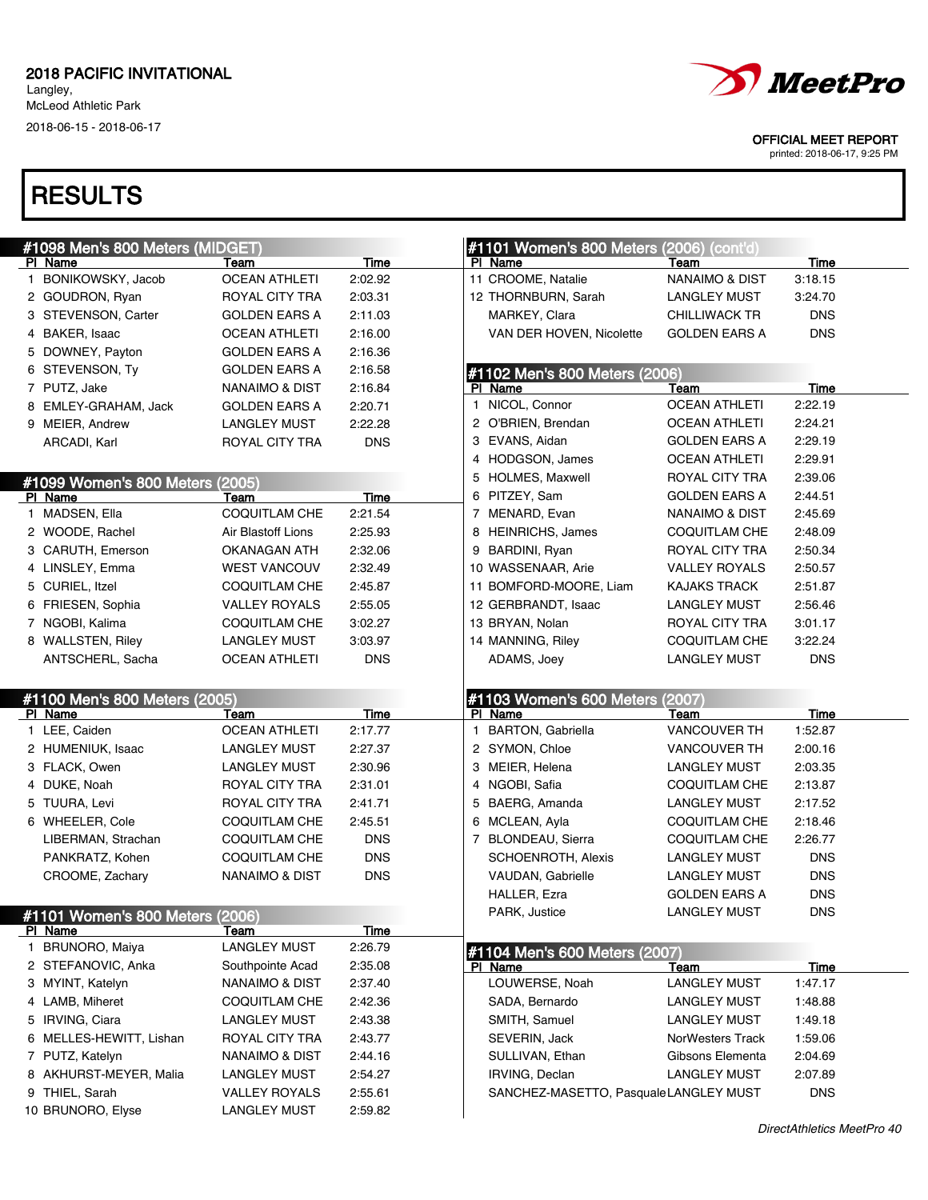2018 PACIFIC INVITATIONAL
Langley,
McLeod Athletic Park
2018-06-15 - 2018-06-17

OFFICIAL MEET REPORT
printed: 2018-06-17, 9:25 PM

# RESULTS

## #1098 Men's 800 Meters (MIDGET)

| Pl | Name | Team | Time |
|---|---|---|---|
| 1 | BONIKOWSKY, Jacob | OCEAN ATHLETI | 2:02.92 |
| 2 | GOUDRON, Ryan | ROYAL CITY TRA | 2:03.31 |
| 3 | STEVENSON, Carter | GOLDEN EARS A | 2:11.03 |
| 4 | BAKER, Isaac | OCEAN ATHLETI | 2:16.00 |
| 5 | DOWNEY, Payton | GOLDEN EARS A | 2:16.36 |
| 6 | STEVENSON, Ty | GOLDEN EARS A | 2:16.58 |
| 7 | PUTZ, Jake | NANAIMO & DIST | 2:16.84 |
| 8 | EMLEY-GRAHAM, Jack | GOLDEN EARS A | 2:20.71 |
| 9 | MEIER, Andrew | LANGLEY MUST | 2:22.28 |
| | ARCADI, Karl | ROYAL CITY TRA | DNS |

## #1099 Women's 800 Meters (2005)

| Pl | Name | Team | Time |
|---|---|---|---|
| 1 | MADSEN, Ella | COQUITLAM CHE | 2:21.54 |
| 2 | WOODE, Rachel | Air Blastoff Lions | 2:25.93 |
| 3 | CARUTH, Emerson | OKANAGAN ATH | 2:32.06 |
| 4 | LINSLEY, Emma | WEST VANCOUV | 2:32.49 |
| 5 | CURIEL, Itzel | COQUITLAM CHE | 2:45.87 |
| 6 | FRIESEN, Sophia | VALLEY ROYALS | 2:55.05 |
| 7 | NGOBI, Kalima | COQUITLAM CHE | 3:02.27 |
| 8 | WALLSTEN, Riley | LANGLEY MUST | 3:03.97 |
| | ANTSCHERL, Sacha | OCEAN ATHLETI | DNS |

## #1100 Men's 800 Meters (2005)

| Pl | Name | Team | Time |
|---|---|---|---|
| 1 | LEE, Caiden | OCEAN ATHLETI | 2:17.77 |
| 2 | HUMENIUK, Isaac | LANGLEY MUST | 2:27.37 |
| 3 | FLACK, Owen | LANGLEY MUST | 2:30.96 |
| 4 | DUKE, Noah | ROYAL CITY TRA | 2:31.01 |
| 5 | TUURA, Levi | ROYAL CITY TRA | 2:41.71 |
| 6 | WHEELER, Cole | COQUITLAM CHE | 2:45.51 |
| | LIBERMAN, Strachan | COQUITLAM CHE | DNS |
| | PANKRATZ, Kohen | COQUITLAM CHE | DNS |
| | CROOME, Zachary | NANAIMO & DIST | DNS |

## #1101 Women's 800 Meters (2006)

| Pl | Name | Team | Time |
|---|---|---|---|
| 1 | BRUNORO, Maiya | LANGLEY MUST | 2:26.79 |
| 2 | STEFANOVIC, Anka | Southpointe Acad | 2:35.08 |
| 3 | MYINT, Katelyn | NANAIMO & DIST | 2:37.40 |
| 4 | LAMB, Miheret | COQUITLAM CHE | 2:42.36 |
| 5 | IRVING, Ciara | LANGLEY MUST | 2:43.38 |
| 6 | MELLES-HEWITT, Lishan | ROYAL CITY TRA | 2:43.77 |
| 7 | PUTZ, Katelyn | NANAIMO & DIST | 2:44.16 |
| 8 | AKHURST-MEYER, Malia | LANGLEY MUST | 2:54.27 |
| 9 | THIEL, Sarah | VALLEY ROYALS | 2:55.61 |
| 10 | BRUNORO, Elyse | LANGLEY MUST | 2:59.82 |
| 11 | CROOME, Natalie | NANAIMO & DIST | 3:18.15 |
| 12 | THORNBURN, Sarah | LANGLEY MUST | 3:24.70 |
| | MARKEY, Clara | CHILLIWACK TR | DNS |
| | VAN DER HOVEN, Nicolette | GOLDEN EARS A | DNS |

## #1102 Men's 800 Meters (2006)

| Pl | Name | Team | Time |
|---|---|---|---|
| 1 | NICOL, Connor | OCEAN ATHLETI | 2:22.19 |
| 2 | O'BRIEN, Brendan | OCEAN ATHLETI | 2:24.21 |
| 3 | EVANS, Aidan | GOLDEN EARS A | 2:29.19 |
| 4 | HODGSON, James | OCEAN ATHLETI | 2:29.91 |
| 5 | HOLMES, Maxwell | ROYAL CITY TRA | 2:39.06 |
| 6 | PITZEY, Sam | GOLDEN EARS A | 2:44.51 |
| 7 | MENARD, Evan | NANAIMO & DIST | 2:45.69 |
| 8 | HEINRICHS, James | COQUITLAM CHE | 2:48.09 |
| 9 | BARDINI, Ryan | ROYAL CITY TRA | 2:50.34 |
| 10 | WASSENAAR, Arie | VALLEY ROYALS | 2:50.57 |
| 11 | BOMFORD-MOORE, Liam | KAJAKS TRACK | 2:51.87 |
| 12 | GERBRANDT, Isaac | LANGLEY MUST | 2:56.46 |
| 13 | BRYAN, Nolan | ROYAL CITY TRA | 3:01.17 |
| 14 | MANNING, Riley | COQUITLAM CHE | 3:22.24 |
| | ADAMS, Joey | LANGLEY MUST | DNS |

## #1103 Women's 600 Meters (2007)

| Pl | Name | Team | Time |
|---|---|---|---|
| 1 | BARTON, Gabriella | VANCOUVER TH | 1:52.87 |
| 2 | SYMON, Chloe | VANCOUVER TH | 2:00.16 |
| 3 | MEIER, Helena | LANGLEY MUST | 2:03.35 |
| 4 | NGOBI, Safia | COQUITLAM CHE | 2:13.87 |
| 5 | BAERG, Amanda | LANGLEY MUST | 2:17.52 |
| 6 | MCLEAN, Ayla | COQUITLAM CHE | 2:18.46 |
| 7 | BLONDEAU, Sierra | COQUITLAM CHE | 2:26.77 |
| | SCHOENROTH, Alexis | LANGLEY MUST | DNS |
| | VAUDAN, Gabrielle | LANGLEY MUST | DNS |
| | HALLER, Ezra | GOLDEN EARS A | DNS |
| | PARK, Justice | LANGLEY MUST | DNS |

## #1104 Men's 600 Meters (2007)

| Pl | Name | Team | Time |
|---|---|---|---|
| | LOUWERSE, Noah | LANGLEY MUST | 1:47.17 |
| | SADA, Bernardo | LANGLEY MUST | 1:48.88 |
| | SMITH, Samuel | LANGLEY MUST | 1:49.18 |
| | SEVERIN, Jack | NorWesters Track | 1:59.06 |
| | SULLIVAN, Ethan | Gibsons Elementa | 2:04.69 |
| | IRVING, Declan | LANGLEY MUST | 2:07.89 |
| | SANCHEZ-MASETTO, Pasquale | LANGLEY MUST | DNS |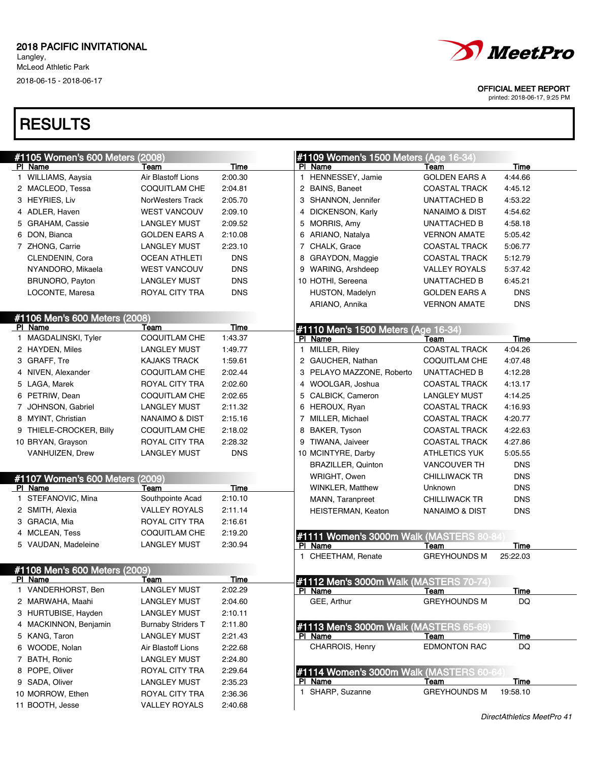2018 PACIFIC INVITATIONAL
Langley,
McLeod Athletic Park
2018-06-15 - 2018-06-17

OFFICIAL MEET REPORT
printed: 2018-06-17, 9:25 PM

# RESULTS

## #1105 Women's 600 Meters (2008)

| Pl | Name | Team | Time |
|---|---|---|---|
| 1 | WILLIAMS, Aaysia | Air Blastoff Lions | 2:00.30 |
| 2 | MACLEOD, Tessa | COQUITLAM CHE | 2:04.81 |
| 3 | HEYRIES, Liv | NorWesters Track | 2:05.70 |
| 4 | ADLER, Haven | WEST VANCOUV | 2:09.10 |
| 5 | GRAHAM, Cassie | LANGLEY MUST | 2:09.52 |
| 6 | DON, Bianca | GOLDEN EARS A | 2:10.08 |
| 7 | ZHONG, Carrie | LANGLEY MUST | 2:23.10 |
| | CLENDENIN, Cora | OCEAN ATHLETI | DNS |
| | NYANDORO, Mikaela | WEST VANCOUV | DNS |
| | BRUNORO, Payton | LANGLEY MUST | DNS |
| | LOCONTE, Maresa | ROYAL CITY TRA | DNS |

## #1106 Men's 600 Meters (2008)

| Pl | Name | Team | Time |
|---|---|---|---|
| 1 | MAGDALINSKI, Tyler | COQUITLAM CHE | 1:43.37 |
| 2 | HAYDEN, Miles | LANGLEY MUST | 1:49.77 |
| 3 | GRAFF, Tre | KAJAKS TRACK | 1:59.61 |
| 4 | NIVEN, Alexander | COQUITLAM CHE | 2:02.44 |
| 5 | LAGA, Marek | ROYAL CITY TRA | 2:02.60 |
| 6 | PETRIW, Dean | COQUITLAM CHE | 2:02.65 |
| 7 | JOHNSON, Gabriel | LANGLEY MUST | 2:11.32 |
| 8 | MYINT, Christian | NANAIMO & DIST | 2:15.16 |
| 9 | THIELE-CROCKER, Billy | COQUITLAM CHE | 2:18.02 |
| 10 | BRYAN, Grayson | ROYAL CITY TRA | 2:28.32 |
| | VANHUIZEN, Drew | LANGLEY MUST | DNS |

## #1107 Women's 600 Meters (2009)

| Pl | Name | Team | Time |
|---|---|---|---|
| 1 | STEFANOVIC, Mina | Southpointe Acad | 2:10.10 |
| 2 | SMITH, Alexia | VALLEY ROYALS | 2:11.14 |
| 3 | GRACIA, Mia | ROYAL CITY TRA | 2:16.61 |
| 4 | MCLEAN, Tess | COQUITLAM CHE | 2:19.20 |
| 5 | VAUDAN, Madeleine | LANGLEY MUST | 2:30.94 |

## #1108 Men's 600 Meters (2009)

| Pl | Name | Team | Time |
|---|---|---|---|
| 1 | VANDERHORST, Ben | LANGLEY MUST | 2:02.29 |
| 2 | MARWAHA, Maahi | LANGLEY MUST | 2:04.60 |
| 3 | HURTUBISE, Hayden | LANGLEY MUST | 2:10.11 |
| 4 | MACKINNON, Benjamin | Burnaby Striders T | 2:11.80 |
| 5 | KANG, Taron | LANGLEY MUST | 2:21.43 |
| 6 | WOODE, Nolan | Air Blastoff Lions | 2:22.68 |
| 7 | BATH, Ronic | LANGLEY MUST | 2:24.80 |
| 8 | POPE, Oliver | ROYAL CITY TRA | 2:29.64 |
| 9 | SADA, Oliver | LANGLEY MUST | 2:35.23 |
| 10 | MORROW, Ethen | ROYAL CITY TRA | 2:36.36 |
| 11 | BOOTH, Jesse | VALLEY ROYALS | 2:40.68 |

## #1109 Women's 1500 Meters (Age 16-34)

| Pl | Name | Team | Time |
|---|---|---|---|
| 1 | HENNESSEY, Jamie | GOLDEN EARS A | 4:44.66 |
| 2 | BAINS, Baneet | COASTAL TRACK | 4:45.12 |
| 3 | SHANNON, Jennifer | UNATTACHED B | 4:53.22 |
| 4 | DICKENSON, Karly | NANAIMO & DIST | 4:54.62 |
| 5 | MORRIS, Amy | UNATTACHED B | 4:58.18 |
| 6 | ARIANO, Natalya | VERNON AMATE | 5:05.42 |
| 7 | CHALK, Grace | COASTAL TRACK | 5:06.77 |
| 8 | GRAYDON, Maggie | COASTAL TRACK | 5:12.79 |
| 9 | WARING, Arshdeep | VALLEY ROYALS | 5:37.42 |
| 10 | HOTHI, Sereena | UNATTACHED B | 6:45.21 |
| | HUSTON, Madelyn | GOLDEN EARS A | DNS |
| | ARIANO, Annika | VERNON AMATE | DNS |

## #1110 Men's 1500 Meters (Age 16-34)

| Pl | Name | Team | Time |
|---|---|---|---|
| 1 | MILLER, Riley | COASTAL TRACK | 4:04.26 |
| 2 | GAUCHER, Nathan | COQUITLAM CHE | 4:07.48 |
| 3 | PELAYO MAZZONE, Roberto | UNATTACHED B | 4:12.28 |
| 4 | WOOLGAR, Joshua | COASTAL TRACK | 4:13.17 |
| 5 | CALBICK, Cameron | LANGLEY MUST | 4:14.25 |
| 6 | HEROUX, Ryan | COASTAL TRACK | 4:16.93 |
| 7 | MILLER, Michael | COASTAL TRACK | 4:20.77 |
| 8 | BAKER, Tyson | COASTAL TRACK | 4:22.63 |
| 9 | TIWANA, Jaiveer | COASTAL TRACK | 4:27.86 |
| 10 | MCINTYRE, Darby | ATHLETICS YUK | 5:05.55 |
| | BRAZILLER, Quinton | VANCOUVER TH | DNS |
| | WRIGHT, Owen | CHILLIWACK TR | DNS |
| | WINKLER, Matthew | Unknown | DNS |
| | MANN, Taranpreet | CHILLIWACK TR | DNS |
| | HEISTERMAN, Keaton | NANAIMO & DIST | DNS |

## #1111 Women's 3000m Walk (MASTERS 80-84)

| Pl | Name | Team | Time |
|---|---|---|---|
| 1 | CHEETHAM, Renate | GREYHOUNDS M | 25:22.03 |

## #1112 Men's 3000m Walk (MASTERS 70-74)

| Pl | Name | Team | Time |
|---|---|---|---|
| | GEE, Arthur | GREYHOUNDS M | DQ |

## #1113 Men's 3000m Walk (MASTERS 65-69)

| Pl | Name | Team | Time |
|---|---|---|---|
| | CHARROIS, Henry | EDMONTON RAC | DQ |

## #1114 Women's 3000m Walk (MASTERS 60-64)

| Pl | Name | Team | Time |
|---|---|---|---|
| 1 | SHARP, Suzanne | GREYHOUNDS M | 19:58.10 |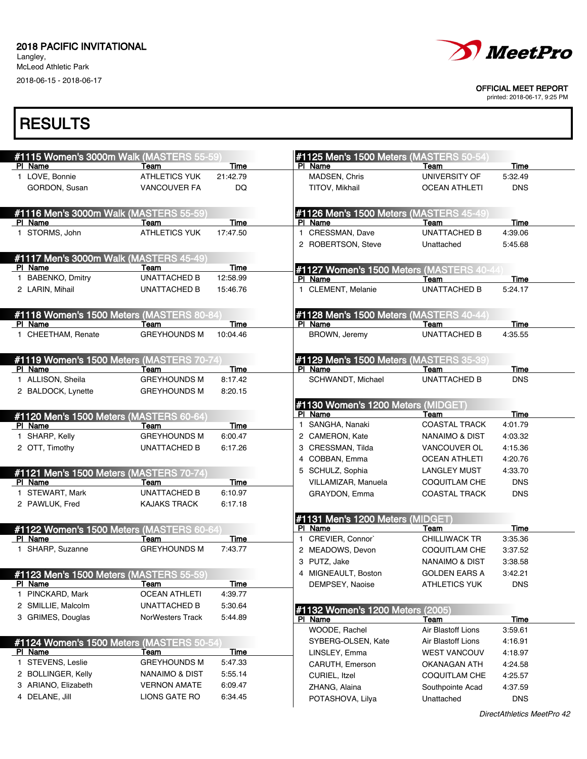2018 PACIFIC INVITATIONAL
Langley,
McLeod Athletic Park
2018-06-15 - 2018-06-17

OFFICIAL MEET REPORT
printed: 2018-06-17, 9:25 PM

# RESULTS

## #1115 Women's 3000m Walk (MASTERS 55-59)

| Pl | Name | Team | Time |
|---|---|---|---|
| 1 | LOVE, Bonnie | ATHLETICS YUK | 21:42.79 |
| | GORDON, Susan | VANCOUVER FA | DQ |

## #1116 Men's 3000m Walk (MASTERS 55-59)

| Pl | Name | Team | Time |
|---|---|---|---|
| 1 | STORMS, John | ATHLETICS YUK | 17:47.50 |

## #1117 Men's 3000m Walk (MASTERS 45-49)

| Pl | Name | Team | Time |
|---|---|---|---|
| 1 | BABENKO, Dmitry | UNATTACHED B | 12:58.99 |
| 2 | LARIN, Mihail | UNATTACHED B | 15:46.76 |

## #1118 Women's 1500 Meters (MASTERS 80-84)

| Pl | Name | Team | Time |
|---|---|---|---|
| 1 | CHEETHAM, Renate | GREYHOUNDS M | 10:04.46 |

## #1119 Women's 1500 Meters (MASTERS 70-74)

| Pl | Name | Team | Time |
|---|---|---|---|
| 1 | ALLISON, Sheila | GREYHOUNDS M | 8:17.42 |
| 2 | BALDOCK, Lynette | GREYHOUNDS M | 8:20.15 |

## #1120 Men's 1500 Meters (MASTERS 60-64)

| Pl | Name | Team | Time |
|---|---|---|---|
| 1 | SHARP, Kelly | GREYHOUNDS M | 6:00.47 |
| 2 | OTT, Timothy | UNATTACHED B | 6:17.26 |

## #1121 Men's 1500 Meters (MASTERS 70-74)

| Pl | Name | Team | Time |
|---|---|---|---|
| 1 | STEWART, Mark | UNATTACHED B | 6:10.97 |
| 2 | PAWLUK, Fred | KAJAKS TRACK | 6:17.18 |

## #1122 Women's 1500 Meters (MASTERS 60-64)

| Pl | Name | Team | Time |
|---|---|---|---|
| 1 | SHARP, Suzanne | GREYHOUNDS M | 7:43.77 |

## #1123 Men's 1500 Meters (MASTERS 55-59)

| Pl | Name | Team | Time |
|---|---|---|---|
| 1 | PINCKARD, Mark | OCEAN ATHLETI | 4:39.77 |
| 2 | SMILLIE, Malcolm | UNATTACHED B | 5:30.64 |
| 3 | GRIMES, Douglas | NorWesters Track | 5:44.89 |

## #1124 Women's 1500 Meters (MASTERS 50-54)

| Pl | Name | Team | Time |
|---|---|---|---|
| 1 | STEVENS, Leslie | GREYHOUNDS M | 5:47.33 |
| 2 | BOLLINGER, Kelly | NANAIMO & DIST | 5:55.14 |
| 3 | ARIANO, Elizabeth | VERNON AMATE | 6:09.47 |
| 4 | DELANE, Jill | LIONS GATE RO | 6:34.45 |

## #1125 Men's 1500 Meters (MASTERS 50-54)

| Pl | Name | Team | Time |
|---|---|---|---|
| | MADSEN, Chris | UNIVERSITY OF | 5:32.49 |
| | TITOV, Mikhail | OCEAN ATHLETI | DNS |

## #1126 Men's 1500 Meters (MASTERS 45-49)

| Pl | Name | Team | Time |
|---|---|---|---|
| 1 | CRESSMAN, Dave | UNATTACHED B | 4:39.06 |
| 2 | ROBERTSON, Steve | Unattached | 5:45.68 |

## #1127 Women's 1500 Meters (MASTERS 40-44)

| Pl | Name | Team | Time |
|---|---|---|---|
| 1 | CLEMENT, Melanie | UNATTACHED B | 5:24.17 |

## #1128 Men's 1500 Meters (MASTERS 40-44)

| Pl | Name | Team | Time |
|---|---|---|---|
| | BROWN, Jeremy | UNATTACHED B | 4:35.55 |

## #1129 Men's 1500 Meters (MASTERS 35-39)

| Pl | Name | Team | Time |
|---|---|---|---|
| | SCHWANDT, Michael | UNATTACHED B | DNS |

## #1130 Women's 1200 Meters (MIDGET)

| Pl | Name | Team | Time |
|---|---|---|---|
| 1 | SANGHA, Nanaki | COASTAL TRACK | 4:01.79 |
| 2 | CAMERON, Kate | NANAIMO & DIST | 4:03.32 |
| 3 | CRESSMAN, Tilda | VANCOUVER OL | 4:15.36 |
| 4 | COBBAN, Emma | OCEAN ATHLETI | 4:20.76 |
| 5 | SCHULZ, Sophia | LANGLEY MUST | 4:33.70 |
| | VILLAMIZAR, Manuela | COQUITLAM CHE | DNS |
| | GRAYDON, Emma | COASTAL TRACK | DNS |

## #1131 Men's 1200 Meters (MIDGET)

| Pl | Name | Team | Time |
|---|---|---|---|
| 1 | CREVIER, Connor` | CHILLIWACK TR | 3:35.36 |
| 2 | MEADOWS, Devon | COQUITLAM CHE | 3:37.52 |
| 3 | PUTZ, Jake | NANAIMO & DIST | 3:38.58 |
| 4 | MIGNEAULT, Boston | GOLDEN EARS A | 3:42.21 |
| | DEMPSEY, Naoise | ATHLETICS YUK | DNS |

## #1132 Women's 1200 Meters (2005)

| Pl | Name | Team | Time |
|---|---|---|---|
| | WOODE, Rachel | Air Blastoff Lions | 3:59.61 |
| | SYBERG-OLSEN, Kate | Air Blastoff Lions | 4:16.91 |
| | LINSLEY, Emma | WEST VANCOUV | 4:18.97 |
| | CARUTH, Emerson | OKANAGAN ATH | 4:24.58 |
| | CURIEL, Itzel | COQUITLAM CHE | 4:25.57 |
| | ZHANG, Alaina | Southpointe Acad | 4:37.59 |
| | POTASHOVA, Lilya | Unattached | DNS |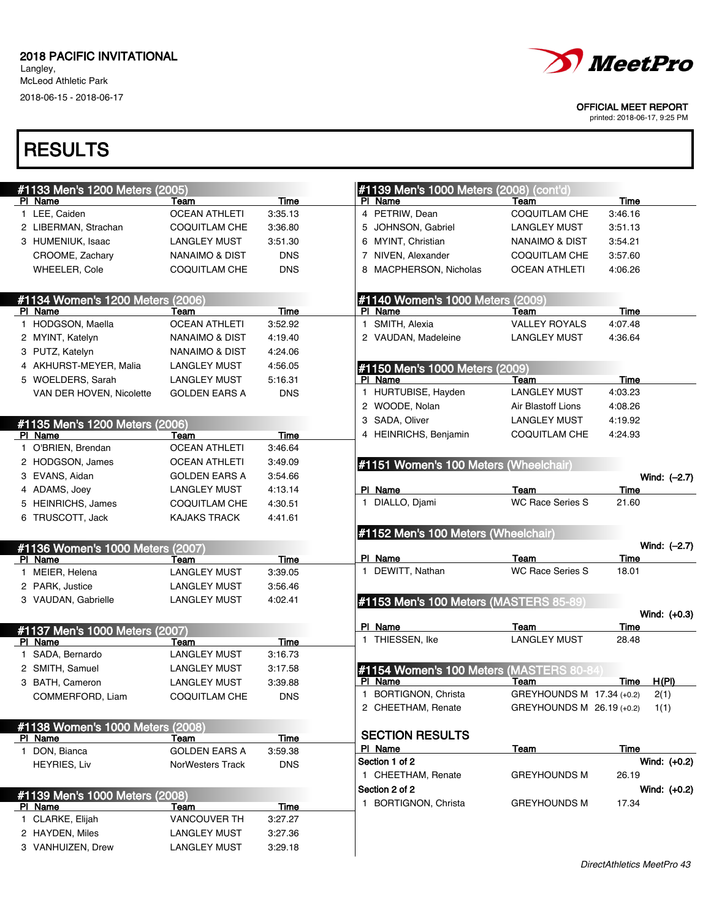2018 PACIFIC INVITATIONAL
Langley,
McLeod Athletic Park
2018-06-15 - 2018-06-17

OFFICIAL MEET REPORT
printed: 2018-06-17, 9:25 PM

# RESULTS

## #1133 Men's 1200 Meters (2005)

| Pl | Name | Team | Time |
|---|---|---|---|
| 1 | LEE, Caiden | OCEAN ATHLETI | 3:35.13 |
| 2 | LIBERMAN, Strachan | COQUITLAM CHE | 3:36.80 |
| 3 | HUMENIUK, Isaac | LANGLEY MUST | 3:51.30 |
| | CROOME, Zachary | NANAIMO & DIST | DNS |
| | WHEELER, Cole | COQUITLAM CHE | DNS |

## #1134 Women's 1200 Meters (2006)

| Pl | Name | Team | Time |
|---|---|---|---|
| 1 | HODGSON, Maella | OCEAN ATHLETI | 3:52.92 |
| 2 | MYINT, Katelyn | NANAIMO & DIST | 4:19.40 |
| 3 | PUTZ, Katelyn | NANAIMO & DIST | 4:24.06 |
| 4 | AKHURST-MEYER, Malia | LANGLEY MUST | 4:56.05 |
| 5 | WOELDERS, Sarah | LANGLEY MUST | 5:16.31 |
| | VAN DER HOVEN, Nicolette | GOLDEN EARS A | DNS |

## #1135 Men's 1200 Meters (2006)

| Pl | Name | Team | Time |
|---|---|---|---|
| 1 | O'BRIEN, Brendan | OCEAN ATHLETI | 3:46.64 |
| 2 | HODGSON, James | OCEAN ATHLETI | 3:49.09 |
| 3 | EVANS, Aidan | GOLDEN EARS A | 3:54.66 |
| 4 | ADAMS, Joey | LANGLEY MUST | 4:13.14 |
| 5 | HEINRICHS, James | COQUITLAM CHE | 4:30.51 |
| 6 | TRUSCOTT, Jack | KAJAKS TRACK | 4:41.61 |

## #1136 Women's 1000 Meters (2007)

| Pl | Name | Team | Time |
|---|---|---|---|
| 1 | MEIER, Helena | LANGLEY MUST | 3:39.05 |
| 2 | PARK, Justice | LANGLEY MUST | 3:56.46 |
| 3 | VAUDAN, Gabrielle | LANGLEY MUST | 4:02.41 |

## #1137 Men's 1000 Meters (2007)

| Pl | Name | Team | Time |
|---|---|---|---|
| 1 | SADA, Bernardo | LANGLEY MUST | 3:16.73 |
| 2 | SMITH, Samuel | LANGLEY MUST | 3:17.58 |
| 3 | BATH, Cameron | LANGLEY MUST | 3:39.88 |
| | COMMERFORD, Liam | COQUITLAM CHE | DNS |

## #1138 Women's 1000 Meters (2008)

| Pl | Name | Team | Time |
|---|---|---|---|
| 1 | DON, Bianca | GOLDEN EARS A | 3:59.38 |
| | HEYRIES, Liv | NorWesters Track | DNS |

## #1139 Men's 1000 Meters (2008)

| Pl | Name | Team | Time |
|---|---|---|---|
| 1 | CLARKE, Elijah | VANCOUVER TH | 3:27.27 |
| 2 | HAYDEN, Miles | LANGLEY MUST | 3:27.36 |
| 3 | VANHUIZEN, Drew | LANGLEY MUST | 3:29.18 |
| 4 | PETRIW, Dean | COQUITLAM CHE | 3:46.16 |
| 5 | JOHNSON, Gabriel | LANGLEY MUST | 3:51.13 |
| 6 | MYINT, Christian | NANAIMO & DIST | 3:54.21 |
| 7 | NIVEN, Alexander | COQUITLAM CHE | 3:57.60 |
| 8 | MACPHERSON, Nicholas | OCEAN ATHLETI | 4:06.26 |

## #1140 Women's 1000 Meters (2009)

| Pl | Name | Team | Time |
|---|---|---|---|
| 1 | SMITH, Alexia | VALLEY ROYALS | 4:07.48 |
| 2 | VAUDAN, Madeleine | LANGLEY MUST | 4:36.64 |

## #1150 Men's 1000 Meters (2009)

| Pl | Name | Team | Time |
|---|---|---|---|
| 1 | HURTUBISE, Hayden | LANGLEY MUST | 4:03.23 |
| 2 | WOODE, Nolan | Air Blastoff Lions | 4:08.26 |
| 3 | SADA, Oliver | LANGLEY MUST | 4:19.92 |
| 4 | HEINRICHS, Benjamin | COQUITLAM CHE | 4:24.93 |

## #1151 Women's 100 Meters (Wheelchair)

Wind: (–2.7)

| Pl | Name | Team | Time |
|---|---|---|---|
| 1 | DIALLO, Djami | WC Race Series S | 21.60 |

## #1152 Men's 100 Meters (Wheelchair)

Wind: (–2.7)

| Pl | Name | Team | Time |
|---|---|---|---|
| 1 | DEWITT, Nathan | WC Race Series S | 18.01 |

## #1153 Men's 100 Meters (MASTERS 85-89)

Wind: (+0.3)

| Pl | Name | Team | Time |
|---|---|---|---|
| 1 | THIESSEN, Ike | LANGLEY MUST | 28.48 |

## #1154 Women's 100 Meters (MASTERS 80-84)

| Pl | Name | Team | Time | H(Pl) |
|---|---|---|---|---|
| 1 | BORTIGNON, Christa | GREYHOUNDS M | 17.34 (+0.2) | 2(1) |
| 2 | CHEETHAM, Renate | GREYHOUNDS M | 26.19 (+0.2) | 1(1) |

### SECTION RESULTS

| Pl | Name | Team | Time |
|---|---|---|---|
| **Section 1 of 2** | | | Wind: (+0.2) |
| 1 | CHEETHAM, Renate | GREYHOUNDS M | 26.19 |
| **Section 2 of 2** | | | Wind: (+0.2) |
| 1 | BORTIGNON, Christa | GREYHOUNDS M | 17.34 |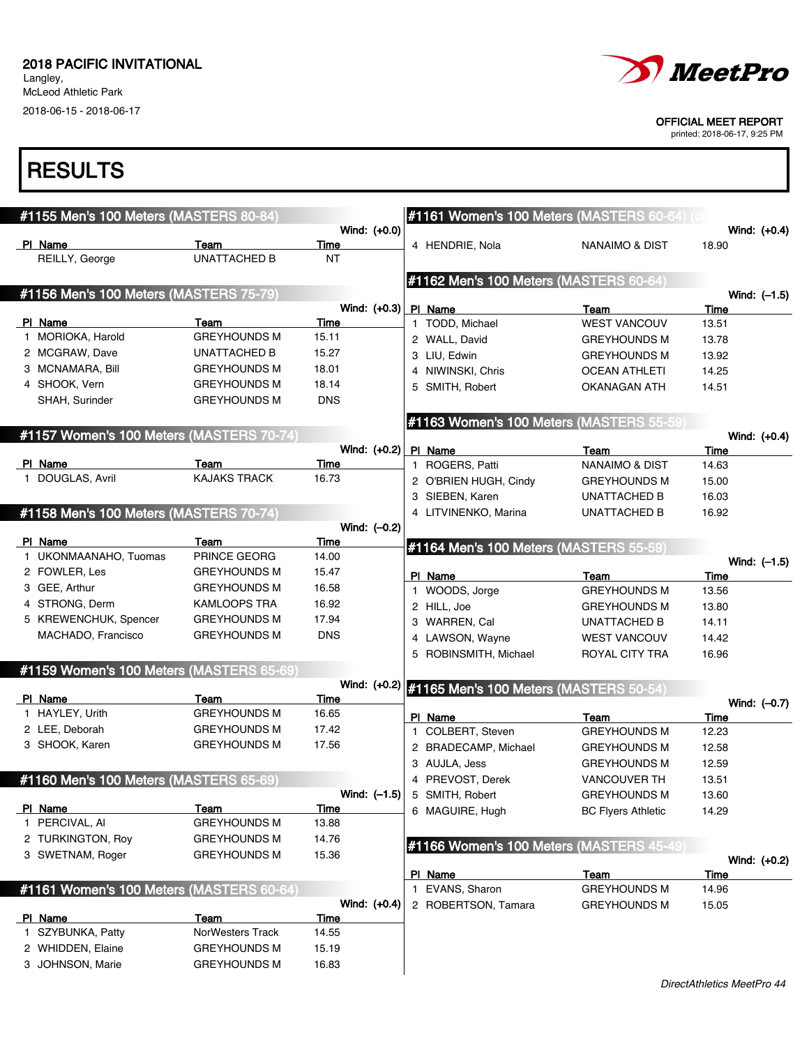2018 PACIFIC INVITATIONAL
Langley,
McLeod Athletic Park
2018-06-15 - 2018-06-17

OFFICIAL MEET REPORT
printed: 2018-06-17, 9:25 PM

# RESULTS

## #1155 Men's 100 Meters (MASTERS 80-84)

Wind: (+0.0)

| Pl | Name | Team | Time |
|---|---|---|---|
| | REILLY, George | UNATTACHED B | NT |

## #1156 Men's 100 Meters (MASTERS 75-79)

Wind: (+0.3)

| Pl | Name | Team | Time |
|---|---|---|---|
| 1 | MORIOKA, Harold | GREYHOUNDS M | 15.11 |
| 2 | MCGRAW, Dave | UNATTACHED B | 15.27 |
| 3 | MCNAMARA, Bill | GREYHOUNDS M | 18.01 |
| 4 | SHOOK, Vern | GREYHOUNDS M | 18.14 |
| | SHAH, Surinder | GREYHOUNDS M | DNS |

## #1157 Women's 100 Meters (MASTERS 70-74)

Wind: (+0.2)

| Pl | Name | Team | Time |
|---|---|---|---|
| 1 | DOUGLAS, Avril | KAJAKS TRACK | 16.73 |

## #1158 Men's 100 Meters (MASTERS 70-74)

Wind: (–0.2)

| Pl | Name | Team | Time |
|---|---|---|---|
| 1 | UKONMAANAHO, Tuomas | PRINCE GEORG | 14.00 |
| 2 | FOWLER, Les | GREYHOUNDS M | 15.47 |
| 3 | GEE, Arthur | GREYHOUNDS M | 16.58 |
| 4 | STRONG, Derm | KAMLOOPS TRA | 16.92 |
| 5 | KREWENCHUK, Spencer | GREYHOUNDS M | 17.94 |
| | MACHADO, Francisco | GREYHOUNDS M | DNS |

## #1159 Women's 100 Meters (MASTERS 65-69)

Wind: (+0.2)

| Pl | Name | Team | Time |
|---|---|---|---|
| 1 | HAYLEY, Urith | GREYHOUNDS M | 16.65 |
| 2 | LEE, Deborah | GREYHOUNDS M | 17.42 |
| 3 | SHOOK, Karen | GREYHOUNDS M | 17.56 |

## #1160 Men's 100 Meters (MASTERS 65-69)

Wind: (–1.5)

| Pl | Name | Team | Time |
|---|---|---|---|
| 1 | PERCIVAL, Al | GREYHOUNDS M | 13.88 |
| 2 | TURKINGTON, Roy | GREYHOUNDS M | 14.76 |
| 3 | SWETNAM, Roger | GREYHOUNDS M | 15.36 |

## #1161 Women's 100 Meters (MASTERS 60-64)

Wind: (+0.4)

| Pl | Name | Team | Time |
|---|---|---|---|
| 1 | SZYBUNKA, Patty | NorWesters Track | 14.55 |
| 2 | WHIDDEN, Elaine | GREYHOUNDS M | 15.19 |
| 3 | JOHNSON, Marie | GREYHOUNDS M | 16.83 |
| 4 | HENDRIE, Nola | NANAIMO & DIST | 18.90 |

## #1162 Men's 100 Meters (MASTERS 60-64)

Wind: (–1.5)

| Pl | Name | Team | Time |
|---|---|---|---|
| 1 | TODD, Michael | WEST VANCOUV | 13.51 |
| 2 | WALL, David | GREYHOUNDS M | 13.78 |
| 3 | LIU, Edwin | GREYHOUNDS M | 13.92 |
| 4 | NIWINSKI, Chris | OCEAN ATHLETI | 14.25 |
| 5 | SMITH, Robert | OKANAGAN ATH | 14.51 |

## #1163 Women's 100 Meters (MASTERS 55-59)

Wind: (+0.4)

| Pl | Name | Team | Time |
|---|---|---|---|
| 1 | ROGERS, Patti | NANAIMO & DIST | 14.63 |
| 2 | O'BRIEN HUGH, Cindy | GREYHOUNDS M | 15.00 |
| 3 | SIEBEN, Karen | UNATTACHED B | 16.03 |
| 4 | LITVINENKO, Marina | UNATTACHED B | 16.92 |

## #1164 Men's 100 Meters (MASTERS 55-59)

Wind: (–1.5)

| Pl | Name | Team | Time |
|---|---|---|---|
| 1 | WOODS, Jorge | GREYHOUNDS M | 13.56 |
| 2 | HILL, Joe | GREYHOUNDS M | 13.80 |
| 3 | WARREN, Cal | UNATTACHED B | 14.11 |
| 4 | LAWSON, Wayne | WEST VANCOUV | 14.42 |
| 5 | ROBINSMITH, Michael | ROYAL CITY TRA | 16.96 |

## #1165 Men's 100 Meters (MASTERS 50-54)

Wind: (–0.7)

| Pl | Name | Team | Time |
|---|---|---|---|
| 1 | COLBERT, Steven | GREYHOUNDS M | 12.23 |
| 2 | BRADECAMP, Michael | GREYHOUNDS M | 12.58 |
| 3 | AUJLA, Jess | GREYHOUNDS M | 12.59 |
| 4 | PREVOST, Derek | VANCOUVER TH | 13.51 |
| 5 | SMITH, Robert | GREYHOUNDS M | 13.60 |
| 6 | MAGUIRE, Hugh | BC Flyers Athletic | 14.29 |

## #1166 Women's 100 Meters (MASTERS 45-49)

Wind: (+0.2)

| Pl | Name | Team | Time |
|---|---|---|---|
| 1 | EVANS, Sharon | GREYHOUNDS M | 14.96 |
| 2 | ROBERTSON, Tamara | GREYHOUNDS M | 15.05 |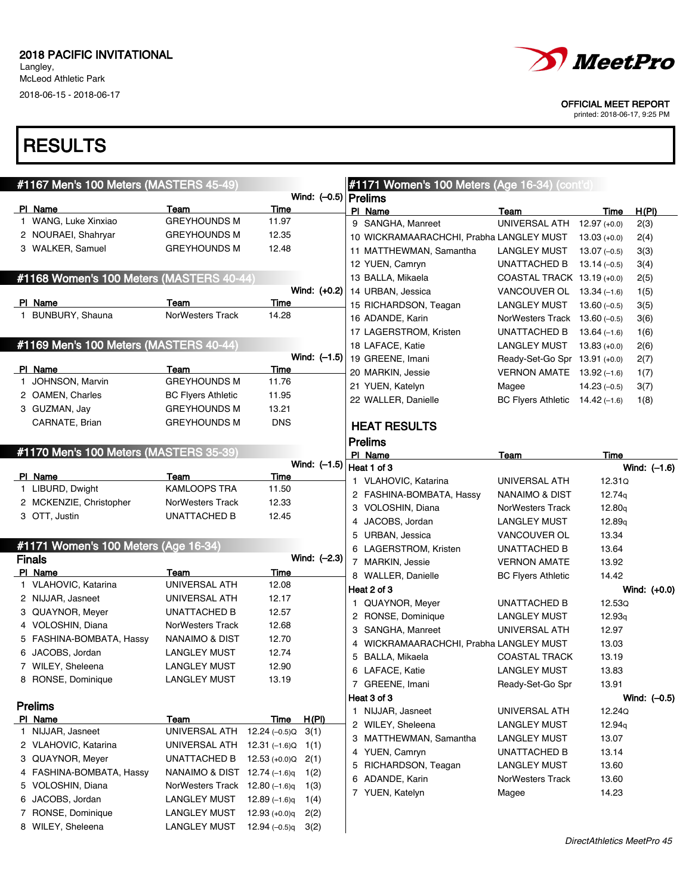2018 PACIFIC INVITATIONAL
Langley,
McLeod Athletic Park
2018-06-15 - 2018-06-17

OFFICIAL MEET REPORT
printed: 2018-06-17, 9:25 PM

# RESULTS

## #1167 Men's 100 Meters (MASTERS 45-49)

Wind: (–0.5)

| Pl | Name | Team | Time |
|---|---|---|---|
| 1 | WANG, Luke Xinxiao | GREYHOUNDS M | 11.97 |
| 2 | NOURAEI, Shahryar | GREYHOUNDS M | 12.35 |
| 3 | WALKER, Samuel | GREYHOUNDS M | 12.48 |

## #1168 Women's 100 Meters (MASTERS 40-44)

Wind: (+0.2)

| Pl | Name | Team | Time |
|---|---|---|---|
| 1 | BUNBURY, Shauna | NorWesters Track | 14.28 |

## #1169 Men's 100 Meters (MASTERS 40-44)

Wind: (–1.5)

| Pl | Name | Team | Time |
|---|---|---|---|
| 1 | JOHNSON, Marvin | GREYHOUNDS M | 11.76 |
| 2 | OAMEN, Charles | BC Flyers Athletic | 11.95 |
| 3 | GUZMAN, Jay | GREYHOUNDS M | 13.21 |
| | CARNATE, Brian | GREYHOUNDS M | DNS |

## #1170 Men's 100 Meters (MASTERS 35-39)

Wind: (–1.5)

| Pl | Name | Team | Time |
|---|---|---|---|
| 1 | LIBURD, Dwight | KAMLOOPS TRA | 11.50 |
| 2 | MCKENZIE, Christopher | NorWesters Track | 12.33 |
| 3 | OTT, Justin | UNATTACHED B | 12.45 |

## #1171 Women's 100 Meters (Age 16-34)

### Finals

Wind: (–2.3)

| Pl | Name | Team | Time |
|---|---|---|---|
| 1 | VLAHOVIC, Katarina | UNIVERSAL ATH | 12.08 |
| 2 | NIJJAR, Jasneet | UNIVERSAL ATH | 12.17 |
| 3 | QUAYNOR, Meyer | UNATTACHED B | 12.57 |
| 4 | VOLOSHIN, Diana | NorWesters Track | 12.68 |
| 5 | FASHINA-BOMBATA, Hassy | NANAIMO & DIST | 12.70 |
| 6 | JACOBS, Jordan | LANGLEY MUST | 12.74 |
| 7 | WILEY, Sheleena | LANGLEY MUST | 12.90 |
| 8 | RONSE, Dominique | LANGLEY MUST | 13.19 |

### Prelims

| Pl | Name | Team | Time | H(Pl) |
|---|---|---|---|---|
| 1 | NIJJAR, Jasneet | UNIVERSAL ATH | 12.24 (–0.5)Q | 3(1) |
| 2 | VLAHOVIC, Katarina | UNIVERSAL ATH | 12.31 (–1.6)Q | 1(1) |
| 3 | QUAYNOR, Meyer | UNATTACHED B | 12.53 (+0.0)Q | 2(1) |
| 4 | FASHINA-BOMBATA, Hassy | NANAIMO & DIST | 12.74 (–1.6)q | 1(2) |
| 5 | VOLOSHIN, Diana | NorWesters Track | 12.80 (–1.6)q | 1(3) |
| 6 | JACOBS, Jordan | LANGLEY MUST | 12.89 (–1.6)q | 1(4) |
| 7 | RONSE, Dominique | LANGLEY MUST | 12.93 (+0.0)q | 2(2) |
| 8 | WILEY, Sheleena | LANGLEY MUST | 12.94 (–0.5)q | 3(2) |
| 9 | SANGHA, Manreet | UNIVERSAL ATH | 12.97 (+0.0) | 2(3) |
| 10 | WICKRAMAARACHCHI, Prabha | LANGLEY MUST | 13.03 (+0.0) | 2(4) |
| 11 | MATTHEWMAN, Samantha | LANGLEY MUST | 13.07 (–0.5) | 3(3) |
| 12 | YUEN, Camryn | UNATTACHED B | 13.14 (–0.5) | 3(4) |
| 13 | BALLA, Mikaela | COASTAL TRACK | 13.19 (+0.0) | 2(5) |
| 14 | URBAN, Jessica | VANCOUVER OL | 13.34 (–1.6) | 1(5) |
| 15 | RICHARDSON, Teagan | LANGLEY MUST | 13.60 (–0.5) | 3(5) |
| 16 | ADANDE, Karin | NorWesters Track | 13.60 (–0.5) | 3(6) |
| 17 | LAGERSTROM, Kristen | UNATTACHED B | 13.64 (–1.6) | 1(6) |
| 18 | LAFACE, Katie | LANGLEY MUST | 13.83 (+0.0) | 2(6) |
| 19 | GREENE, Imani | Ready-Set-Go Spr | 13.91 (+0.0) | 2(7) |
| 20 | MARKIN, Jessie | VERNON AMATE | 13.92 (–1.6) | 1(7) |
| 21 | YUEN, Katelyn | Magee | 14.23 (–0.5) | 3(7) |
| 22 | WALLER, Danielle | BC Flyers Athletic | 14.42 (–1.6) | 1(8) |

### HEAT RESULTS

#### Prelims

**Heat 1 of 3** — Wind: (–1.6)

| Pl | Name | Team | Time |
|---|---|---|---|
| 1 | VLAHOVIC, Katarina | UNIVERSAL ATH | 12.31Q |
| 2 | FASHINA-BOMBATA, Hassy | NANAIMO & DIST | 12.74q |
| 3 | VOLOSHIN, Diana | NorWesters Track | 12.80q |
| 4 | JACOBS, Jordan | LANGLEY MUST | 12.89q |
| 5 | URBAN, Jessica | VANCOUVER OL | 13.34 |
| 6 | LAGERSTROM, Kristen | UNATTACHED B | 13.64 |
| 7 | MARKIN, Jessie | VERNON AMATE | 13.92 |
| 8 | WALLER, Danielle | BC Flyers Athletic | 14.42 |

**Heat 2 of 3** — Wind: (+0.0)

| Pl | Name | Team | Time |
|---|---|---|---|
| 1 | QUAYNOR, Meyer | UNATTACHED B | 12.53Q |
| 2 | RONSE, Dominique | LANGLEY MUST | 12.93q |
| 3 | SANGHA, Manreet | UNIVERSAL ATH | 12.97 |
| 4 | WICKRAMAARACHCHI, Prabha | LANGLEY MUST | 13.03 |
| 5 | BALLA, Mikaela | COASTAL TRACK | 13.19 |
| 6 | LAFACE, Katie | LANGLEY MUST | 13.83 |
| 7 | GREENE, Imani | Ready-Set-Go Spr | 13.91 |

**Heat 3 of 3** — Wind: (–0.5)

| Pl | Name | Team | Time |
|---|---|---|---|
| 1 | NIJJAR, Jasneet | UNIVERSAL ATH | 12.24Q |
| 2 | WILEY, Sheleena | LANGLEY MUST | 12.94q |
| 3 | MATTHEWMAN, Samantha | LANGLEY MUST | 13.07 |
| 4 | YUEN, Camryn | UNATTACHED B | 13.14 |
| 5 | RICHARDSON, Teagan | LANGLEY MUST | 13.60 |
| 6 | ADANDE, Karin | NorWesters Track | 13.60 |
| 7 | YUEN, Katelyn | Magee | 14.23 |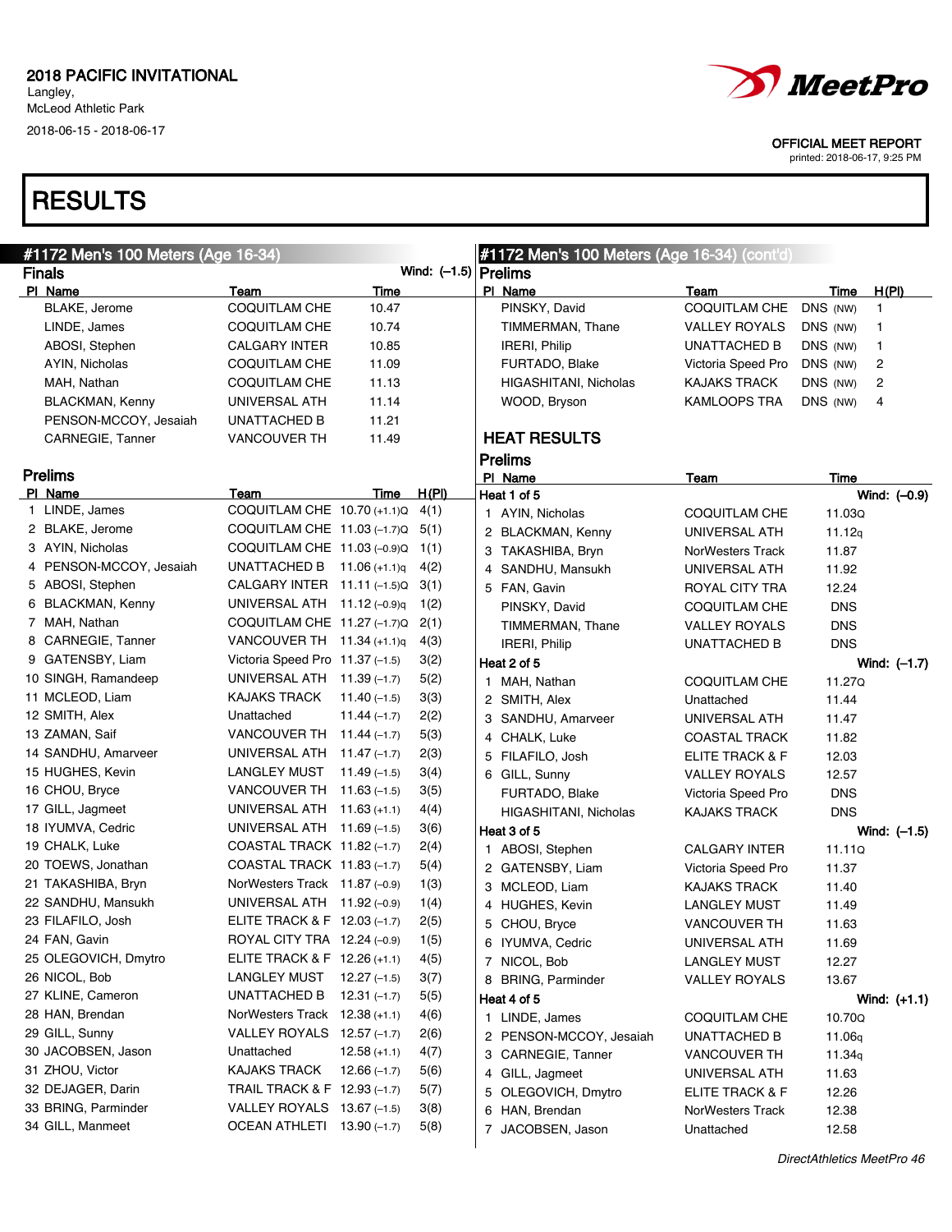2018 PACIFIC INVITATIONAL
Langley,
McLeod Athletic Park
2018-06-15 - 2018-06-17

OFFICIAL MEET REPORT
printed: 2018-06-17, 9:25 PM

# RESULTS

## #1172 Men's 100 Meters (Age 16-34)

### Finals

Wind: (–1.5)

| Pl | Name | Team | Time |
|---|---|---|---|
| | BLAKE, Jerome | COQUITLAM CHE | 10.47 |
| | LINDE, James | COQUITLAM CHE | 10.74 |
| | ABOSI, Stephen | CALGARY INTER | 10.85 |
| | AYIN, Nicholas | COQUITLAM CHE | 11.09 |
| | MAH, Nathan | COQUITLAM CHE | 11.13 |
| | BLACKMAN, Kenny | UNIVERSAL ATH | 11.14 |
| | PENSON-MCCOY, Jesaiah | UNATTACHED B | 11.21 |
| | CARNEGIE, Tanner | VANCOUVER TH | 11.49 |

### Prelims

| Pl | Name | Team | Time | H(Pl) |
|---|---|---|---|---|
| 1 | LINDE, James | COQUITLAM CHE | 10.70 (+1.1)Q | 4(1) |
| 2 | BLAKE, Jerome | COQUITLAM CHE | 11.03 (–1.7)Q | 5(1) |
| 3 | AYIN, Nicholas | COQUITLAM CHE | 11.03 (–0.9)Q | 1(1) |
| 4 | PENSON-MCCOY, Jesaiah | UNATTACHED B | 11.06 (+1.1)q | 4(2) |
| 5 | ABOSI, Stephen | CALGARY INTER | 11.11 (–1.5)Q | 3(1) |
| 6 | BLACKMAN, Kenny | UNIVERSAL ATH | 11.12 (–0.9)q | 1(2) |
| 7 | MAH, Nathan | COQUITLAM CHE | 11.27 (–1.7)Q | 2(1) |
| 8 | CARNEGIE, Tanner | VANCOUVER TH | 11.34 (+1.1)q | 4(3) |
| 9 | GATENSBY, Liam | Victoria Speed Pro | 11.37 (–1.5) | 3(2) |
| 10 | SINGH, Ramandeep | UNIVERSAL ATH | 11.39 (–1.7) | 5(2) |
| 11 | MCLEOD, Liam | KAJAKS TRACK | 11.40 (–1.5) | 3(3) |
| 12 | SMITH, Alex | Unattached | 11.44 (–1.7) | 2(2) |
| 13 | ZAMAN, Saif | VANCOUVER TH | 11.44 (–1.7) | 5(3) |
| 14 | SANDHU, Amarveer | UNIVERSAL ATH | 11.47 (–1.7) | 2(3) |
| 15 | HUGHES, Kevin | LANGLEY MUST | 11.49 (–1.5) | 3(4) |
| 16 | CHOU, Bryce | VANCOUVER TH | 11.63 (–1.5) | 3(5) |
| 17 | GILL, Jagmeet | UNIVERSAL ATH | 11.63 (+1.1) | 4(4) |
| 18 | IYUMVA, Cedric | UNIVERSAL ATH | 11.69 (–1.5) | 3(6) |
| 19 | CHALK, Luke | COASTAL TRACK | 11.82 (–1.7) | 2(4) |
| 20 | TOEWS, Jonathan | COASTAL TRACK | 11.83 (–1.7) | 5(4) |
| 21 | TAKASHIBA, Bryn | NorWesters Track | 11.87 (–0.9) | 1(3) |
| 22 | SANDHU, Mansukh | UNIVERSAL ATH | 11.92 (–0.9) | 1(4) |
| 23 | FILAFILO, Josh | ELITE TRACK & F | 12.03 (–1.7) | 2(5) |
| 24 | FAN, Gavin | ROYAL CITY TRA | 12.24 (–0.9) | 1(5) |
| 25 | OLEGOVICH, Dmytro | ELITE TRACK & F | 12.26 (+1.1) | 4(5) |
| 26 | NICOL, Bob | LANGLEY MUST | 12.27 (–1.5) | 3(7) |
| 27 | KLINE, Cameron | UNATTACHED B | 12.31 (–1.7) | 5(5) |
| 28 | HAN, Brendan | NorWesters Track | 12.38 (+1.1) | 4(6) |
| 29 | GILL, Sunny | VALLEY ROYALS | 12.57 (–1.7) | 2(6) |
| 30 | JACOBSEN, Jason | Unattached | 12.58 (+1.1) | 4(7) |
| 31 | ZHOU, Victor | KAJAKS TRACK | 12.66 (–1.7) | 5(6) |
| 32 | DEJAGER, Darin | TRAIL TRACK & F | 12.93 (–1.7) | 5(7) |
| 33 | BRING, Parminder | VALLEY ROYALS | 13.67 (–1.5) | 3(8) |
| 34 | GILL, Manmeet | OCEAN ATHLETI | 13.90 (–1.7) | 5(8) |
| | PINSKY, David | COQUITLAM CHE | DNS (NW) | 1 |
| | TIMMERMAN, Thane | VALLEY ROYALS | DNS (NW) | 1 |
| | IRERI, Philip | UNATTACHED B | DNS (NW) | 1 |
| | FURTADO, Blake | Victoria Speed Pro | DNS (NW) | 2 |
| | HIGASHITANI, Nicholas | KAJAKS TRACK | DNS (NW) | 2 |
| | WOOD, Bryson | KAMLOOPS TRA | DNS (NW) | 4 |

## HEAT RESULTS

### Prelims

**Heat 1 of 5** — Wind: (–0.9)

| Pl | Name | Team | Time |
|---|---|---|---|
| 1 | AYIN, Nicholas | COQUITLAM CHE | 11.03Q |
| 2 | BLACKMAN, Kenny | UNIVERSAL ATH | 11.12q |
| 3 | TAKASHIBA, Bryn | NorWesters Track | 11.87 |
| 4 | SANDHU, Mansukh | UNIVERSAL ATH | 11.92 |
| 5 | FAN, Gavin | ROYAL CITY TRA | 12.24 |
| | PINSKY, David | COQUITLAM CHE | DNS |
| | TIMMERMAN, Thane | VALLEY ROYALS | DNS |
| | IRERI, Philip | UNATTACHED B | DNS |

**Heat 2 of 5** — Wind: (–1.7)

| Pl | Name | Team | Time |
|---|---|---|---|
| 1 | MAH, Nathan | COQUITLAM CHE | 11.27Q |
| 2 | SMITH, Alex | Unattached | 11.44 |
| 3 | SANDHU, Amarveer | UNIVERSAL ATH | 11.47 |
| 4 | CHALK, Luke | COASTAL TRACK | 11.82 |
| 5 | FILAFILO, Josh | ELITE TRACK & F | 12.03 |
| 6 | GILL, Sunny | VALLEY ROYALS | 12.57 |
| | FURTADO, Blake | Victoria Speed Pro | DNS |
| | HIGASHITANI, Nicholas | KAJAKS TRACK | DNS |

**Heat 3 of 5** — Wind: (–1.5)

| Pl | Name | Team | Time |
|---|---|---|---|
| 1 | ABOSI, Stephen | CALGARY INTER | 11.11Q |
| 2 | GATENSBY, Liam | Victoria Speed Pro | 11.37 |
| 3 | MCLEOD, Liam | KAJAKS TRACK | 11.40 |
| 4 | HUGHES, Kevin | LANGLEY MUST | 11.49 |
| 5 | CHOU, Bryce | VANCOUVER TH | 11.63 |
| 6 | IYUMVA, Cedric | UNIVERSAL ATH | 11.69 |
| 7 | NICOL, Bob | LANGLEY MUST | 12.27 |
| 8 | BRING, Parminder | VALLEY ROYALS | 13.67 |

**Heat 4 of 5** — Wind: (+1.1)

| Pl | Name | Team | Time |
|---|---|---|---|
| 1 | LINDE, James | COQUITLAM CHE | 10.70Q |
| 2 | PENSON-MCCOY, Jesaiah | UNATTACHED B | 11.06q |
| 3 | CARNEGIE, Tanner | VANCOUVER TH | 11.34q |
| 4 | GILL, Jagmeet | UNIVERSAL ATH | 11.63 |
| 5 | OLEGOVICH, Dmytro | ELITE TRACK & F | 12.26 |
| 6 | HAN, Brendan | NorWesters Track | 12.38 |
| 7 | JACOBSEN, Jason | Unattached | 12.58 |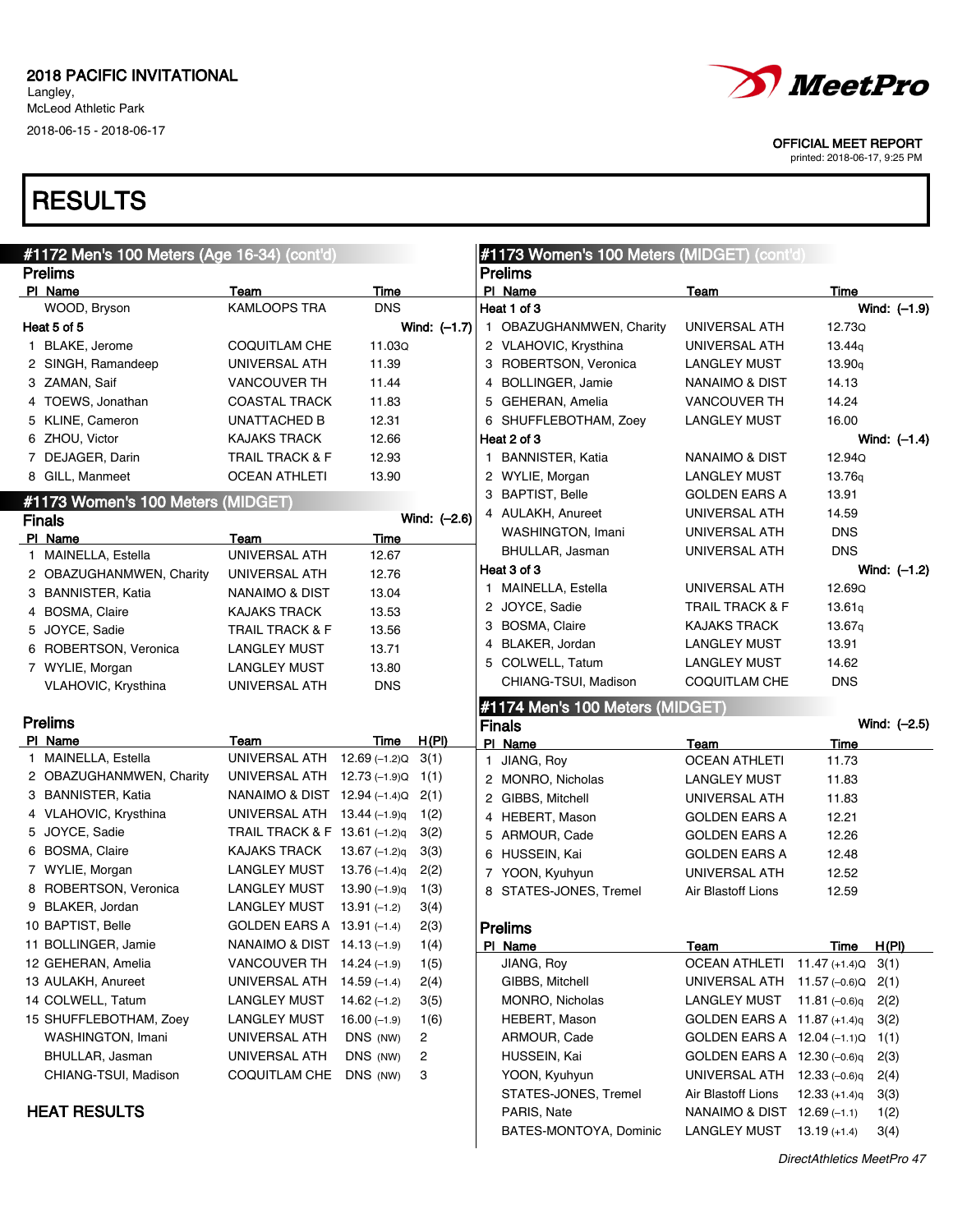2018 PACIFIC INVITATIONAL
Langley,
McLeod Athletic Park
2018-06-15 - 2018-06-17

OFFICIAL MEET REPORT
printed: 2018-06-17, 9:25 PM

# RESULTS

## #1172 Men's 100 Meters (Age 16-34) (cont'd)

### Prelims

| Pl | Name | Team | Time |
|---|---|---|---|
| | WOOD, Bryson | KAMLOOPS TRA | DNS |

**Heat 5 of 5** Wind: (-1.7)

| Pl | Name | Team | Time |
|---|---|---|---|
| 1 | BLAKE, Jerome | COQUITLAM CHE | 11.03Q |
| 2 | SINGH, Ramandeep | UNIVERSAL ATH | 11.39 |
| 3 | ZAMAN, Saif | VANCOUVER TH | 11.44 |
| 4 | TOEWS, Jonathan | COASTAL TRACK | 11.83 |
| 5 | KLINE, Cameron | UNATTACHED B | 12.31 |
| 6 | ZHOU, Victor | KAJAKS TRACK | 12.66 |
| 7 | DEJAGER, Darin | TRAIL TRACK & F | 12.93 |
| 8 | GILL, Manmeet | OCEAN ATHLETI | 13.90 |

## #1173 Women's 100 Meters (MIDGET)

### Finals

Wind: (-2.6)

| Pl | Name | Team | Time |
|---|---|---|---|
| 1 | MAINELLA, Estella | UNIVERSAL ATH | 12.67 |
| 2 | OBAZUGHANMWEN, Charity | UNIVERSAL ATH | 12.76 |
| 3 | BANNISTER, Katia | NANAIMO & DIST | 13.04 |
| 4 | BOSMA, Claire | KAJAKS TRACK | 13.53 |
| 5 | JOYCE, Sadie | TRAIL TRACK & F | 13.56 |
| 6 | ROBERTSON, Veronica | LANGLEY MUST | 13.71 |
| 7 | WYLIE, Morgan | LANGLEY MUST | 13.80 |
| | VLAHOVIC, Krysthina | UNIVERSAL ATH | DNS |

### Prelims

| Pl | Name | Team | Time | H(Pl) |
|---|---|---|---|---|
| 1 | MAINELLA, Estella | UNIVERSAL ATH | 12.69 (-1.2)Q | 3(1) |
| 2 | OBAZUGHANMWEN, Charity | UNIVERSAL ATH | 12.73 (-1.9)Q | 1(1) |
| 3 | BANNISTER, Katia | NANAIMO & DIST | 12.94 (-1.4)Q | 2(1) |
| 4 | VLAHOVIC, Krysthina | UNIVERSAL ATH | 13.44 (-1.9)q | 1(2) |
| 5 | JOYCE, Sadie | TRAIL TRACK & F | 13.61 (-1.2)q | 3(2) |
| 6 | BOSMA, Claire | KAJAKS TRACK | 13.67 (-1.2)q | 3(3) |
| 7 | WYLIE, Morgan | LANGLEY MUST | 13.76 (-1.4)q | 2(2) |
| 8 | ROBERTSON, Veronica | LANGLEY MUST | 13.90 (-1.9)q | 1(3) |
| 9 | BLAKER, Jordan | LANGLEY MUST | 13.91 (-1.2) | 3(4) |
| 10 | BAPTIST, Belle | GOLDEN EARS A | 13.91 (-1.4) | 2(3) |
| 11 | BOLLINGER, Jamie | NANAIMO & DIST | 14.13 (-1.9) | 1(4) |
| 12 | GEHERAN, Amelia | VANCOUVER TH | 14.24 (-1.9) | 1(5) |
| 13 | AULAKH, Anureet | UNIVERSAL ATH | 14.59 (-1.4) | 2(4) |
| 14 | COLWELL, Tatum | LANGLEY MUST | 14.62 (-1.2) | 3(5) |
| 15 | SHUFFLEBOTHAM, Zoey | LANGLEY MUST | 16.00 (-1.9) | 1(6) |
| | WASHINGTON, Imani | UNIVERSAL ATH | DNS (NW) | 2 |
| | BHULLAR, Jasman | UNIVERSAL ATH | DNS (NW) | 2 |
| | CHIANG-TSUI, Madison | COQUITLAM CHE | DNS (NW) | 3 |

### HEAT RESULTS

## #1173 Women's 100 Meters (MIDGET) (cont'd)

### Prelims

**Heat 1 of 3** Wind: (-1.9)

| Pl | Name | Team | Time |
|---|---|---|---|
| 1 | OBAZUGHANMWEN, Charity | UNIVERSAL ATH | 12.73Q |
| 2 | VLAHOVIC, Krysthina | UNIVERSAL ATH | 13.44q |
| 3 | ROBERTSON, Veronica | LANGLEY MUST | 13.90q |
| 4 | BOLLINGER, Jamie | NANAIMO & DIST | 14.13 |
| 5 | GEHERAN, Amelia | VANCOUVER TH | 14.24 |
| 6 | SHUFFLEBOTHAM, Zoey | LANGLEY MUST | 16.00 |

**Heat 2 of 3** Wind: (-1.4)

| Pl | Name | Team | Time |
|---|---|---|---|
| 1 | BANNISTER, Katia | NANAIMO & DIST | 12.94Q |
| 2 | WYLIE, Morgan | LANGLEY MUST | 13.76q |
| 3 | BAPTIST, Belle | GOLDEN EARS A | 13.91 |
| 4 | AULAKH, Anureet | UNIVERSAL ATH | 14.59 |
| | WASHINGTON, Imani | UNIVERSAL ATH | DNS |
| | BHULLAR, Jasman | UNIVERSAL ATH | DNS |

**Heat 3 of 3** Wind: (-1.2)

| Pl | Name | Team | Time |
|---|---|---|---|
| 1 | MAINELLA, Estella | UNIVERSAL ATH | 12.69Q |
| 2 | JOYCE, Sadie | TRAIL TRACK & F | 13.61q |
| 3 | BOSMA, Claire | KAJAKS TRACK | 13.67q |
| 4 | BLAKER, Jordan | LANGLEY MUST | 13.91 |
| 5 | COLWELL, Tatum | LANGLEY MUST | 14.62 |
| | CHIANG-TSUI, Madison | COQUITLAM CHE | DNS |

## #1174 Men's 100 Meters (MIDGET)

### Finals

Wind: (-2.5)

| Pl | Name | Team | Time |
|---|---|---|---|
| 1 | JIANG, Roy | OCEAN ATHLETI | 11.73 |
| 2 | MONRO, Nicholas | LANGLEY MUST | 11.83 |
| 2 | GIBBS, Mitchell | UNIVERSAL ATH | 11.83 |
| 4 | HEBERT, Mason | GOLDEN EARS A | 12.21 |
| 5 | ARMOUR, Cade | GOLDEN EARS A | 12.26 |
| 6 | HUSSEIN, Kai | GOLDEN EARS A | 12.48 |
| 7 | YOON, Kyuhyun | UNIVERSAL ATH | 12.52 |
| 8 | STATES-JONES, Tremel | Air Blastoff Lions | 12.59 |

### Prelims

| Pl | Name | Team | Time | H(Pl) |
|---|---|---|---|---|
| | JIANG, Roy | OCEAN ATHLETI | 11.47 (+1.4)Q | 3(1) |
| | GIBBS, Mitchell | UNIVERSAL ATH | 11.57 (-0.6)Q | 2(1) |
| | MONRO, Nicholas | LANGLEY MUST | 11.81 (-0.6)q | 2(2) |
| | HEBERT, Mason | GOLDEN EARS A | 11.87 (+1.4)q | 3(2) |
| | ARMOUR, Cade | GOLDEN EARS A | 12.04 (-1.1)Q | 1(1) |
| | HUSSEIN, Kai | GOLDEN EARS A | 12.30 (-0.6)q | 2(3) |
| | YOON, Kyuhyun | UNIVERSAL ATH | 12.33 (-0.6)q | 2(4) |
| | STATES-JONES, Tremel | Air Blastoff Lions | 12.33 (+1.4)q | 3(3) |
| | PARIS, Nate | NANAIMO & DIST | 12.69 (-1.1) | 1(2) |
| | BATES-MONTOYA, Dominic | LANGLEY MUST | 13.19 (+1.4) | 3(4) |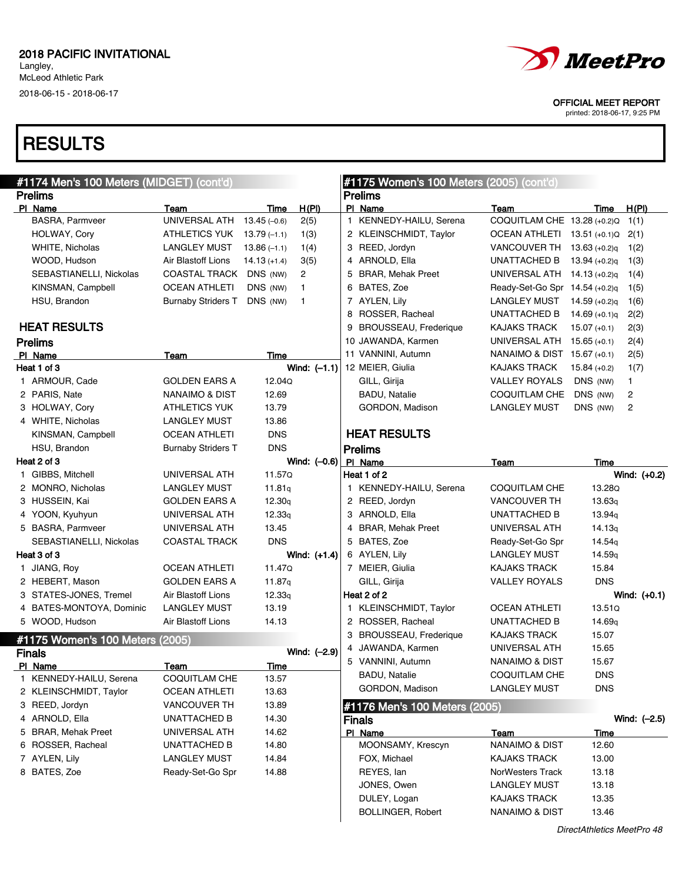2018 PACIFIC INVITATIONAL
Langley,
McLeod Athletic Park
2018-06-15 - 2018-06-17

OFFICIAL MEET REPORT
printed: 2018-06-17, 9:25 PM

# RESULTS

## #1174 Men's 100 Meters (MIDGET) (cont'd)

### Prelims

| Pl | Name | Team | Time | H(Pl) |
|---|---|---|---|---|
| | BASRA, Parmveer | UNIVERSAL ATH | 13.45 (–0.6) | 2(5) |
| | HOLWAY, Cory | ATHLETICS YUK | 13.79 (–1.1) | 1(3) |
| | WHITE, Nicholas | LANGLEY MUST | 13.86 (–1.1) | 1(4) |
| | WOOD, Hudson | Air Blastoff Lions | 14.13 (+1.4) | 3(5) |
| | SEBASTIANELLI, Nickolas | COASTAL TRACK | DNS (NW) | 2 |
| | KINSMAN, Campbell | OCEAN ATHLETI | DNS (NW) | 1 |
| | HSU, Brandon | Burnaby Striders T | DNS (NW) | 1 |

## HEAT RESULTS

### Prelims

**Heat 1 of 3** Wind: (–1.1)

| Pl | Name | Team | Time |
|---|---|---|---|
| 1 | ARMOUR, Cade | GOLDEN EARS A | 12.04Q |
| 2 | PARIS, Nate | NANAIMO & DIST | 12.69 |
| 3 | HOLWAY, Cory | ATHLETICS YUK | 13.79 |
| 4 | WHITE, Nicholas | LANGLEY MUST | 13.86 |
| | KINSMAN, Campbell | OCEAN ATHLETI | DNS |
| | HSU, Brandon | Burnaby Striders T | DNS |

**Heat 2 of 3** Wind: (–0.6)

| Pl | Name | Team | Time |
|---|---|---|---|
| 1 | GIBBS, Mitchell | UNIVERSAL ATH | 11.57Q |
| 2 | MONRO, Nicholas | LANGLEY MUST | 11.81q |
| 3 | HUSSEIN, Kai | GOLDEN EARS A | 12.30q |
| 4 | YOON, Kyuhyun | UNIVERSAL ATH | 12.33q |
| 5 | BASRA, Parmveer | UNIVERSAL ATH | 13.45 |
| | SEBASTIANELLI, Nickolas | COASTAL TRACK | DNS |

**Heat 3 of 3** Wind: (+1.4)

| Pl | Name | Team | Time |
|---|---|---|---|
| 1 | JIANG, Roy | OCEAN ATHLETI | 11.47Q |
| 2 | HEBERT, Mason | GOLDEN EARS A | 11.87q |
| 3 | STATES-JONES, Tremel | Air Blastoff Lions | 12.33q |
| 4 | BATES-MONTOYA, Dominic | LANGLEY MUST | 13.19 |
| 5 | WOOD, Hudson | Air Blastoff Lions | 14.13 |

## #1175 Women's 100 Meters (2005)

### Finals

Wind: (–2.9)

| Pl | Name | Team | Time |
|---|---|---|---|
| 1 | KENNEDY-HAILU, Serena | COQUITLAM CHE | 13.57 |
| 2 | KLEINSCHMIDT, Taylor | OCEAN ATHLETI | 13.63 |
| 3 | REED, Jordyn | VANCOUVER TH | 13.89 |
| 4 | ARNOLD, Ella | UNATTACHED B | 14.30 |
| 5 | BRAR, Mehak Preet | UNIVERSAL ATH | 14.62 |
| 6 | ROSSER, Racheal | UNATTACHED B | 14.80 |
| 7 | AYLEN, Lily | LANGLEY MUST | 14.84 |
| 8 | BATES, Zoe | Ready-Set-Go Spr | 14.88 |

## #1175 Women's 100 Meters (2005) (cont'd)

### Prelims

| Pl | Name | Team | Time | H(Pl) |
|---|---|---|---|---|
| 1 | KENNEDY-HAILU, Serena | COQUITLAM CHE | 13.28 (+0.2)Q | 1(1) |
| 2 | KLEINSCHMIDT, Taylor | OCEAN ATHLETI | 13.51 (+0.1)Q | 2(1) |
| 3 | REED, Jordyn | VANCOUVER TH | 13.63 (+0.2)q | 1(2) |
| 4 | ARNOLD, Ella | UNATTACHED B | 13.94 (+0.2)q | 1(3) |
| 5 | BRAR, Mehak Preet | UNIVERSAL ATH | 14.13 (+0.2)q | 1(4) |
| 6 | BATES, Zoe | Ready-Set-Go Spr | 14.54 (+0.2)q | 1(5) |
| 7 | AYLEN, Lily | LANGLEY MUST | 14.59 (+0.2)q | 1(6) |
| 8 | ROSSER, Racheal | UNATTACHED B | 14.69 (+0.1)q | 2(2) |
| 9 | BROUSSEAU, Frederique | KAJAKS TRACK | 15.07 (+0.1) | 2(3) |
| 10 | JAWANDA, Karmen | UNIVERSAL ATH | 15.65 (+0.1) | 2(4) |
| 11 | VANNINI, Autumn | NANAIMO & DIST | 15.67 (+0.1) | 2(5) |
| 12 | MEIER, Giulia | KAJAKS TRACK | 15.84 (+0.2) | 1(7) |
| | GILL, Girija | VALLEY ROYALS | DNS (NW) | 1 |
| | BADU, Natalie | COQUITLAM CHE | DNS (NW) | 2 |
| | GORDON, Madison | LANGLEY MUST | DNS (NW) | 2 |

## HEAT RESULTS

### Prelims

**Heat 1 of 2** Wind: (+0.2)

| Pl | Name | Team | Time |
|---|---|---|---|
| 1 | KENNEDY-HAILU, Serena | COQUITLAM CHE | 13.28Q |
| 2 | REED, Jordyn | VANCOUVER TH | 13.63q |
| 3 | ARNOLD, Ella | UNATTACHED B | 13.94q |
| 4 | BRAR, Mehak Preet | UNIVERSAL ATH | 14.13q |
| 5 | BATES, Zoe | Ready-Set-Go Spr | 14.54q |
| 6 | AYLEN, Lily | LANGLEY MUST | 14.59q |
| 7 | MEIER, Giulia | KAJAKS TRACK | 15.84 |
| | GILL, Girija | VALLEY ROYALS | DNS |

**Heat 2 of 2** Wind: (+0.1)

| Pl | Name | Team | Time |
|---|---|---|---|
| 1 | KLEINSCHMIDT, Taylor | OCEAN ATHLETI | 13.51Q |
| 2 | ROSSER, Racheal | UNATTACHED B | 14.69q |
| 3 | BROUSSEAU, Frederique | KAJAKS TRACK | 15.07 |
| 4 | JAWANDA, Karmen | UNIVERSAL ATH | 15.65 |
| 5 | VANNINI, Autumn | NANAIMO & DIST | 15.67 |
| | BADU, Natalie | COQUITLAM CHE | DNS |
| | GORDON, Madison | LANGLEY MUST | DNS |

## #1176 Men's 100 Meters (2005)

### Finals

Wind: (–2.5)

| Pl | Name | Team | Time |
|---|---|---|---|
| | MOONSAMY, Krescyn | NANAIMO & DIST | 12.60 |
| | FOX, Michael | KAJAKS TRACK | 13.00 |
| | REYES, Ian | NorWesters Track | 13.18 |
| | JONES, Owen | LANGLEY MUST | 13.18 |
| | DULEY, Logan | KAJAKS TRACK | 13.35 |
| | BOLLINGER, Robert | NANAIMO & DIST | 13.46 |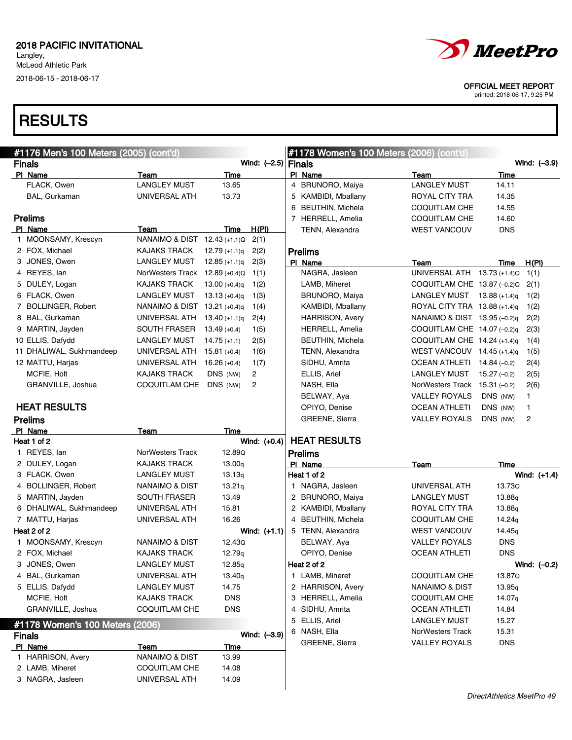2018 PACIFIC INVITATIONAL
Langley,
McLeod Athletic Park
2018-06-15 - 2018-06-17

OFFICIAL MEET REPORT
printed: 2018-06-17, 9:25 PM

# RESULTS

## #1176 Men's 100 Meters (2005) (cont'd)

### Finals

Wind: (–2.5)

| Pl | Name | Team | Time |
|---|---|---|---|
| | FLACK, Owen | LANGLEY MUST | 13.65 |
| | BAL, Gurkaman | UNIVERSAL ATH | 13.73 |

### Prelims

| Pl | Name | Team | Time | H(Pl) |
|---|---|---|---|---|
| 1 | MOONSAMY, Krescyn | NANAIMO & DIST | 12.43 (+1.1)Q | 2(1) |
| 2 | FOX, Michael | KAJAKS TRACK | 12.79 (+1.1)q | 2(2) |
| 3 | JONES, Owen | LANGLEY MUST | 12.85 (+1.1)q | 2(3) |
| 4 | REYES, Ian | NorWesters Track | 12.89 (+0.4)Q | 1(1) |
| 5 | DULEY, Logan | KAJAKS TRACK | 13.00 (+0.4)q | 1(2) |
| 6 | FLACK, Owen | LANGLEY MUST | 13.13 (+0.4)q | 1(3) |
| 7 | BOLLINGER, Robert | NANAIMO & DIST | 13.21 (+0.4)q | 1(4) |
| 8 | BAL, Gurkaman | UNIVERSAL ATH | 13.40 (+1.1)q | 2(4) |
| 9 | MARTIN, Jayden | SOUTH FRASER | 13.49 (+0.4) | 1(5) |
| 10 | ELLIS, Dafydd | LANGLEY MUST | 14.75 (+1.1) | 2(5) |
| 11 | DHALIWAL, Sukhmandeep | UNIVERSAL ATH | 15.81 (+0.4) | 1(6) |
| 12 | MATTU, Harjas | UNIVERSAL ATH | 16.26 (+0.4) | 1(7) |
| | MCFIE, Holt | KAJAKS TRACK | DNS (NW) | 2 |
| | GRANVILLE, Joshua | COQUITLAM CHE | DNS (NW) | 2 |

### HEAT RESULTS

### Prelims

| Pl | Name | Team | Time |
|---|---|---|---|
| **Heat 1 of 2** | | | **Wind: (+0.4)** |
| 1 | REYES, Ian | NorWesters Track | 12.89Q |
| 2 | DULEY, Logan | KAJAKS TRACK | 13.00q |
| 3 | FLACK, Owen | LANGLEY MUST | 13.13q |
| 4 | BOLLINGER, Robert | NANAIMO & DIST | 13.21q |
| 5 | MARTIN, Jayden | SOUTH FRASER | 13.49 |
| 6 | DHALIWAL, Sukhmandeep | UNIVERSAL ATH | 15.81 |
| 7 | MATTU, Harjas | UNIVERSAL ATH | 16.26 |
| **Heat 2 of 2** | | | **Wind: (+1.1)** |
| 1 | MOONSAMY, Krescyn | NANAIMO & DIST | 12.43Q |
| 2 | FOX, Michael | KAJAKS TRACK | 12.79q |
| 3 | JONES, Owen | LANGLEY MUST | 12.85q |
| 4 | BAL, Gurkaman | UNIVERSAL ATH | 13.40q |
| 5 | ELLIS, Dafydd | LANGLEY MUST | 14.75 |
| | MCFIE, Holt | KAJAKS TRACK | DNS |
| | GRANVILLE, Joshua | COQUITLAM CHE | DNS |

## #1178 Women's 100 Meters (2006)

### Finals

Wind: (–3.9)

| Pl | Name | Team | Time |
|---|---|---|---|
| 1 | HARRISON, Avery | NANAIMO & DIST | 13.99 |
| 2 | LAMB, Miheret | COQUITLAM CHE | 14.08 |
| 3 | NAGRA, Jasleen | UNIVERSAL ATH | 14.09 |
| 4 | BRUNORO, Maiya | LANGLEY MUST | 14.11 |
| 5 | KAMBIDI, Mballany | ROYAL CITY TRA | 14.35 |
| 6 | BEUTHIN, Michela | COQUITLAM CHE | 14.55 |
| 7 | HERRELL, Amelia | COQUITLAM CHE | 14.60 |
| | TENN, Alexandra | WEST VANCOUV | DNS |

### Prelims

| Pl | Name | Team | Time | H(Pl) |
|---|---|---|---|---|
| | NAGRA, Jasleen | UNIVERSAL ATH | 13.73 (+1.4)Q | 1(1) |
| | LAMB, Miheret | COQUITLAM CHE | 13.87 (–0.2)Q | 2(1) |
| | BRUNORO, Maiya | LANGLEY MUST | 13.88 (+1.4)q | 1(2) |
| | KAMBIDI, Mballany | ROYAL CITY TRA | 13.88 (+1.4)q | 1(2) |
| | HARRISON, Avery | NANAIMO & DIST | 13.95 (–0.2)q | 2(2) |
| | HERRELL, Amelia | COQUITLAM CHE | 14.07 (–0.2)q | 2(3) |
| | BEUTHIN, Michela | COQUITLAM CHE | 14.24 (+1.4)q | 1(4) |
| | TENN, Alexandra | WEST VANCOUV | 14.45 (+1.4)q | 1(5) |
| | SIDHU, Amrita | OCEAN ATHLETI | 14.84 (–0.2) | 2(4) |
| | ELLIS, Ariel | LANGLEY MUST | 15.27 (–0.2) | 2(5) |
| | NASH, Ella | NorWesters Track | 15.31 (–0.2) | 2(6) |
| | BELWAY, Aya | VALLEY ROYALS | DNS (NW) | 1 |
| | OPIYO, Denise | OCEAN ATHLETI | DNS (NW) | 1 |
| | GREENE, Sierra | VALLEY ROYALS | DNS (NW) | 2 |

### HEAT RESULTS

### Prelims

| Pl | Name | Team | Time |
|---|---|---|---|
| **Heat 1 of 2** | | | **Wind: (+1.4)** |
| 1 | NAGRA, Jasleen | UNIVERSAL ATH | 13.73Q |
| 2 | BRUNORO, Maiya | LANGLEY MUST | 13.88q |
| 2 | KAMBIDI, Mballany | ROYAL CITY TRA | 13.88q |
| 4 | BEUTHIN, Michela | COQUITLAM CHE | 14.24q |
| 5 | TENN, Alexandra | WEST VANCOUV | 14.45q |
| | BELWAY, Aya | VALLEY ROYALS | DNS |
| | OPIYO, Denise | OCEAN ATHLETI | DNS |
| **Heat 2 of 2** | | | **Wind: (–0.2)** |
| 1 | LAMB, Miheret | COQUITLAM CHE | 13.87Q |
| 2 | HARRISON, Avery | NANAIMO & DIST | 13.95q |
| 3 | HERRELL, Amelia | COQUITLAM CHE | 14.07q |
| 4 | SIDHU, Amrita | OCEAN ATHLETI | 14.84 |
| 5 | ELLIS, Ariel | LANGLEY MUST | 15.27 |
| 6 | NASH, Ella | NorWesters Track | 15.31 |
| | GREENE, Sierra | VALLEY ROYALS | DNS |

*DirectAthletics MeetPro 49*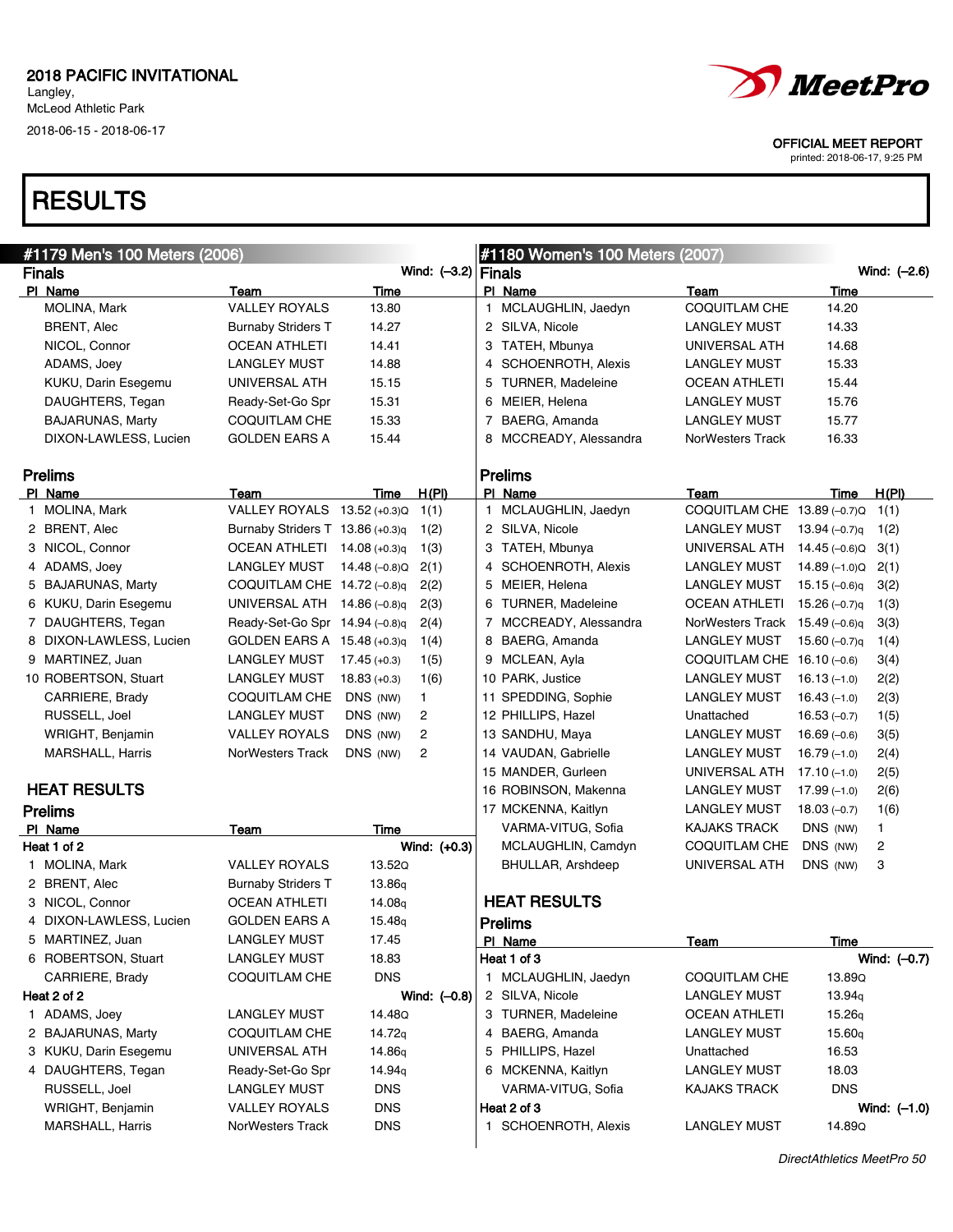# 2018 PACIFIC INVITATIONAL

Langley,
McLeod Athletic Park
2018-06-15 - 2018-06-17

OFFICIAL MEET REPORT
printed: 2018-06-17, 9:25 PM

# RESULTS

## #1179 Men's 100 Meters (2006)

### Finals

Wind: (–3.2)

| Pl | Name | Team | Time |
|---|---|---|---|
| | MOLINA, Mark | VALLEY ROYALS | 13.80 |
| | BRENT, Alec | Burnaby Striders T | 14.27 |
| | NICOL, Connor | OCEAN ATHLETI | 14.41 |
| | ADAMS, Joey | LANGLEY MUST | 14.88 |
| | KUKU, Darin Esegemu | UNIVERSAL ATH | 15.15 |
| | DAUGHTERS, Tegan | Ready-Set-Go Spr | 15.31 |
| | BAJARUNAS, Marty | COQUITLAM CHE | 15.33 |
| | DIXON-LAWLESS, Lucien | GOLDEN EARS A | 15.44 |

### Prelims

| Pl | Name | Team | Time | H(Pl) |
|---|---|---|---|---|
| 1 | MOLINA, Mark | VALLEY ROYALS | 13.52 (+0.3)Q | 1(1) |
| 2 | BRENT, Alec | Burnaby Striders T | 13.86 (+0.3)q | 1(2) |
| 3 | NICOL, Connor | OCEAN ATHLETI | 14.08 (+0.3)q | 1(3) |
| 4 | ADAMS, Joey | LANGLEY MUST | 14.48 (–0.8)Q | 2(1) |
| 5 | BAJARUNAS, Marty | COQUITLAM CHE | 14.72 (–0.8)q | 2(2) |
| 6 | KUKU, Darin Esegemu | UNIVERSAL ATH | 14.86 (–0.8)q | 2(3) |
| 7 | DAUGHTERS, Tegan | Ready-Set-Go Spr | 14.94 (–0.8)q | 2(4) |
| 8 | DIXON-LAWLESS, Lucien | GOLDEN EARS A | 15.48 (+0.3)q | 1(4) |
| 9 | MARTINEZ, Juan | LANGLEY MUST | 17.45 (+0.3) | 1(5) |
| 10 | ROBERTSON, Stuart | LANGLEY MUST | 18.83 (+0.3) | 1(6) |
| | CARRIERE, Brady | COQUITLAM CHE | DNS (NW) | 1 |
| | RUSSELL, Joel | LANGLEY MUST | DNS (NW) | 2 |
| | WRIGHT, Benjamin | VALLEY ROYALS | DNS (NW) | 2 |
| | MARSHALL, Harris | NorWesters Track | DNS (NW) | 2 |

### HEAT RESULTS

### Prelims

| Pl | Name | Team | Time |
|---|---|---|---|
| **Heat 1 of 2** | | | Wind: (+0.3) |
| 1 | MOLINA, Mark | VALLEY ROYALS | 13.52Q |
| 2 | BRENT, Alec | Burnaby Striders T | 13.86q |
| 3 | NICOL, Connor | OCEAN ATHLETI | 14.08q |
| 4 | DIXON-LAWLESS, Lucien | GOLDEN EARS A | 15.48q |
| 5 | MARTINEZ, Juan | LANGLEY MUST | 17.45 |
| 6 | ROBERTSON, Stuart | LANGLEY MUST | 18.83 |
| | CARRIERE, Brady | COQUITLAM CHE | DNS |
| **Heat 2 of 2** | | | Wind: (–0.8) |
| 1 | ADAMS, Joey | LANGLEY MUST | 14.48Q |
| 2 | BAJARUNAS, Marty | COQUITLAM CHE | 14.72q |
| 3 | KUKU, Darin Esegemu | UNIVERSAL ATH | 14.86q |
| 4 | DAUGHTERS, Tegan | Ready-Set-Go Spr | 14.94q |
| | RUSSELL, Joel | LANGLEY MUST | DNS |
| | WRIGHT, Benjamin | VALLEY ROYALS | DNS |
| | MARSHALL, Harris | NorWesters Track | DNS |

## #1180 Women's 100 Meters (2007)

### Finals

Wind: (–2.6)

| Pl | Name | Team | Time |
|---|---|---|---|
| 1 | MCLAUGHLIN, Jaedyn | COQUITLAM CHE | 14.20 |
| 2 | SILVA, Nicole | LANGLEY MUST | 14.33 |
| 3 | TATEH, Mbunya | UNIVERSAL ATH | 14.68 |
| 4 | SCHOENROTH, Alexis | LANGLEY MUST | 15.33 |
| 5 | TURNER, Madeleine | OCEAN ATHLETI | 15.44 |
| 6 | MEIER, Helena | LANGLEY MUST | 15.76 |
| 7 | BAERG, Amanda | LANGLEY MUST | 15.77 |
| 8 | MCCREADY, Alessandra | NorWesters Track | 16.33 |

### Prelims

| Pl | Name | Team | Time | H(Pl) |
|---|---|---|---|---|
| 1 | MCLAUGHLIN, Jaedyn | COQUITLAM CHE | 13.89 (–0.7)Q | 1(1) |
| 2 | SILVA, Nicole | LANGLEY MUST | 13.94 (–0.7)q | 1(2) |
| 3 | TATEH, Mbunya | UNIVERSAL ATH | 14.45 (–0.6)Q | 3(1) |
| 4 | SCHOENROTH, Alexis | LANGLEY MUST | 14.89 (–1.0)Q | 2(1) |
| 5 | MEIER, Helena | LANGLEY MUST | 15.15 (–0.6)q | 3(2) |
| 6 | TURNER, Madeleine | OCEAN ATHLETI | 15.26 (–0.7)q | 1(3) |
| 7 | MCCREADY, Alessandra | NorWesters Track | 15.49 (–0.6)q | 3(3) |
| 8 | BAERG, Amanda | LANGLEY MUST | 15.60 (–0.7)q | 1(4) |
| 9 | MCLEAN, Ayla | COQUITLAM CHE | 16.10 (–0.6) | 3(4) |
| 10 | PARK, Justice | LANGLEY MUST | 16.13 (–1.0) | 2(2) |
| 11 | SPEDDING, Sophie | LANGLEY MUST | 16.43 (–1.0) | 2(3) |
| 12 | PHILLIPS, Hazel | Unattached | 16.53 (–0.7) | 1(5) |
| 13 | SANDHU, Maya | LANGLEY MUST | 16.69 (–0.6) | 3(5) |
| 14 | VAUDAN, Gabrielle | LANGLEY MUST | 16.79 (–1.0) | 2(4) |
| 15 | MANDER, Gurleen | UNIVERSAL ATH | 17.10 (–1.0) | 2(5) |
| 16 | ROBINSON, Makenna | LANGLEY MUST | 17.99 (–1.0) | 2(6) |
| 17 | MCKENNA, Kaitlyn | LANGLEY MUST | 18.03 (–0.7) | 1(6) |
| | VARMA-VITUG, Sofia | KAJAKS TRACK | DNS (NW) | 1 |
| | MCLAUGHLIN, Camdyn | COQUITLAM CHE | DNS (NW) | 2 |
| | BHULLAR, Arshdeep | UNIVERSAL ATH | DNS (NW) | 3 |

### HEAT RESULTS

### Prelims

| Pl | Name | Team | Time |
|---|---|---|---|
| **Heat 1 of 3** | | | Wind: (–0.7) |
| 1 | MCLAUGHLIN, Jaedyn | COQUITLAM CHE | 13.89Q |
| 2 | SILVA, Nicole | LANGLEY MUST | 13.94q |
| 3 | TURNER, Madeleine | OCEAN ATHLETI | 15.26q |
| 4 | BAERG, Amanda | LANGLEY MUST | 15.60q |
| 5 | PHILLIPS, Hazel | Unattached | 16.53 |
| 6 | MCKENNA, Kaitlyn | LANGLEY MUST | 18.03 |
| | VARMA-VITUG, Sofia | KAJAKS TRACK | DNS |
| **Heat 2 of 3** | | | Wind: (–1.0) |
| 1 | SCHOENROTH, Alexis | LANGLEY MUST | 14.89Q |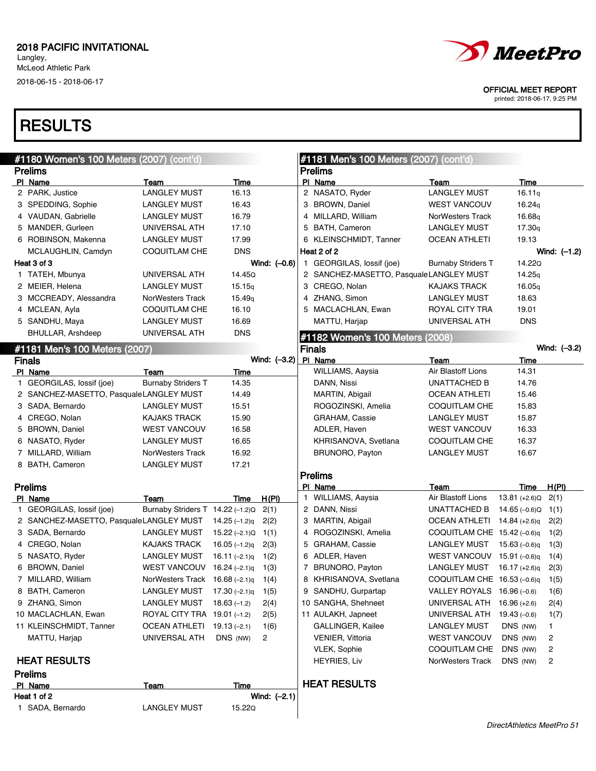# 2018 PACIFIC INVITATIONAL

Langley,
McLeod Athletic Park
2018-06-15 - 2018-06-17

OFFICIAL MEET REPORT
printed: 2018-06-17, 9:25 PM

# RESULTS

## #1180 Women's 100 Meters (2007) (cont'd)

### Prelims

| Pl | Name | Team | Time |
|---|---|---|---|
| 2 | PARK, Justice | LANGLEY MUST | 16.13 |
| 3 | SPEDDING, Sophie | LANGLEY MUST | 16.43 |
| 4 | VAUDAN, Gabrielle | LANGLEY MUST | 16.79 |
| 5 | MANDER, Gurleen | UNIVERSAL ATH | 17.10 |
| 6 | ROBINSON, Makenna | LANGLEY MUST | 17.99 |
| | MCLAUGHLIN, Camdyn | COQUITLAM CHE | DNS |

**Heat 3 of 3** Wind: (–0.6)

| Pl | Name | Team | Time |
|---|---|---|---|
| 1 | TATEH, Mbunya | UNIVERSAL ATH | 14.45Q |
| 2 | MEIER, Helena | LANGLEY MUST | 15.15q |
| 3 | MCCREADY, Alessandra | NorWesters Track | 15.49q |
| 4 | MCLEAN, Ayla | COQUITLAM CHE | 16.10 |
| 5 | SANDHU, Maya | LANGLEY MUST | 16.69 |
| | BHULLAR, Arshdeep | UNIVERSAL ATH | DNS |

## #1181 Men's 100 Meters (2007)

### Finals

Wind: (–3.2)

| Pl | Name | Team | Time |
|---|---|---|---|
| 1 | GEORGILAS, Iossif (joe) | Burnaby Striders T | 14.35 |
| 2 | SANCHEZ-MASETTO, Pasquale | LANGLEY MUST | 14.49 |
| 3 | SADA, Bernardo | LANGLEY MUST | 15.51 |
| 4 | CREGO, Nolan | KAJAKS TRACK | 15.90 |
| 5 | BROWN, Daniel | WEST VANCOUV | 16.58 |
| 6 | NASATO, Ryder | LANGLEY MUST | 16.65 |
| 7 | MILLARD, William | NorWesters Track | 16.92 |
| 8 | BATH, Cameron | LANGLEY MUST | 17.21 |

### Prelims

| Pl | Name | Team | Time | H(Pl) |
|---|---|---|---|---|
| 1 | GEORGILAS, Iossif (joe) | Burnaby Striders T | 14.22 (–1.2)Q | 2(1) |
| 2 | SANCHEZ-MASETTO, Pasquale | LANGLEY MUST | 14.25 (–1.2)q | 2(2) |
| 3 | SADA, Bernardo | LANGLEY MUST | 15.22 (–2.1)Q | 1(1) |
| 4 | CREGO, Nolan | KAJAKS TRACK | 16.05 (–1.2)q | 2(3) |
| 5 | NASATO, Ryder | LANGLEY MUST | 16.11 (–2.1)q | 1(2) |
| 6 | BROWN, Daniel | WEST VANCOUV | 16.24 (–2.1)q | 1(3) |
| 7 | MILLARD, William | NorWesters Track | 16.68 (–2.1)q | 1(4) |
| 8 | BATH, Cameron | LANGLEY MUST | 17.30 (–2.1)q | 1(5) |
| 9 | ZHANG, Simon | LANGLEY MUST | 18.63 (–1.2) | 2(4) |
| 10 | MACLACHLAN, Ewan | ROYAL CITY TRA | 19.01 (–1.2) | 2(5) |
| 11 | KLEINSCHMIDT, Tanner | OCEAN ATHLETI | 19.13 (–2.1) | 1(6) |
| | MATTU, Harjap | UNIVERSAL ATH | DNS (NW) | 2 |

### HEAT RESULTS

### Prelims

**Heat 1 of 2** Wind: (–2.1)

| Pl | Name | Team | Time |
|---|---|---|---|
| 1 | SADA, Bernardo | LANGLEY MUST | 15.22Q |
| 2 | NASATO, Ryder | LANGLEY MUST | 16.11q |
| 3 | BROWN, Daniel | WEST VANCOUV | 16.24q |
| 4 | MILLARD, William | NorWesters Track | 16.68q |
| 5 | BATH, Cameron | LANGLEY MUST | 17.30q |
| 6 | KLEINSCHMIDT, Tanner | OCEAN ATHLETI | 19.13 |

**Heat 2 of 2** Wind: (–1.2)

| Pl | Name | Team | Time |
|---|---|---|---|
| 1 | GEORGILAS, Iossif (joe) | Burnaby Striders T | 14.22Q |
| 2 | SANCHEZ-MASETTO, Pasquale | LANGLEY MUST | 14.25q |
| 3 | CREGO, Nolan | KAJAKS TRACK | 16.05q |
| 4 | ZHANG, Simon | LANGLEY MUST | 18.63 |
| 5 | MACLACHLAN, Ewan | ROYAL CITY TRA | 19.01 |
| | MATTU, Harjap | UNIVERSAL ATH | DNS |

## #1182 Women's 100 Meters (2008)

### Finals

Wind: (–3.2)

| Pl | Name | Team | Time |
|---|---|---|---|
| | WILLIAMS, Aaysia | Air Blastoff Lions | 14.31 |
| | DANN, Nissi | UNATTACHED B | 14.76 |
| | MARTIN, Abigail | OCEAN ATHLETI | 15.46 |
| | ROGOZINSKI, Amelia | COQUITLAM CHE | 15.83 |
| | GRAHAM, Cassie | LANGLEY MUST | 15.87 |
| | ADLER, Haven | WEST VANCOUV | 16.33 |
| | KHRISANOVA, Svetlana | COQUITLAM CHE | 16.37 |
| | BRUNORO, Payton | LANGLEY MUST | 16.67 |

### Prelims

| Pl | Name | Team | Time | H(Pl) |
|---|---|---|---|---|
| 1 | WILLIAMS, Aaysia | Air Blastoff Lions | 13.81 (+2.6)Q | 2(1) |
| 2 | DANN, Nissi | UNATTACHED B | 14.65 (–0.6)Q | 1(1) |
| 3 | MARTIN, Abigail | OCEAN ATHLETI | 14.84 (+2.6)q | 2(2) |
| 4 | ROGOZINSKI, Amelia | COQUITLAM CHE | 15.42 (–0.6)q | 1(2) |
| 5 | GRAHAM, Cassie | LANGLEY MUST | 15.63 (–0.6)q | 1(3) |
| 6 | ADLER, Haven | WEST VANCOUV | 15.91 (–0.6)q | 1(4) |
| 7 | BRUNORO, Payton | LANGLEY MUST | 16.17 (+2.6)q | 2(3) |
| 8 | KHRISANOVA, Svetlana | COQUITLAM CHE | 16.53 (–0.6)q | 1(5) |
| 9 | SANDHU, Gurpartap | VALLEY ROYALS | 16.96 (–0.6) | 1(6) |
| 10 | SANGHA, Shehneet | UNIVERSAL ATH | 16.96 (+2.6) | 2(4) |
| 11 | AULAKH, Japneet | UNIVERSAL ATH | 19.43 (–0.6) | 1(7) |
| | GALLINGER, Kailee | LANGLEY MUST | DNS (NW) | 1 |
| | VENIER, Vittoria | WEST VANCOUV | DNS (NW) | 2 |
| | VLEK, Sophie | COQUITLAM CHE | DNS (NW) | 2 |
| | HEYRIES, Liv | NorWesters Track | DNS (NW) | 2 |

### HEAT RESULTS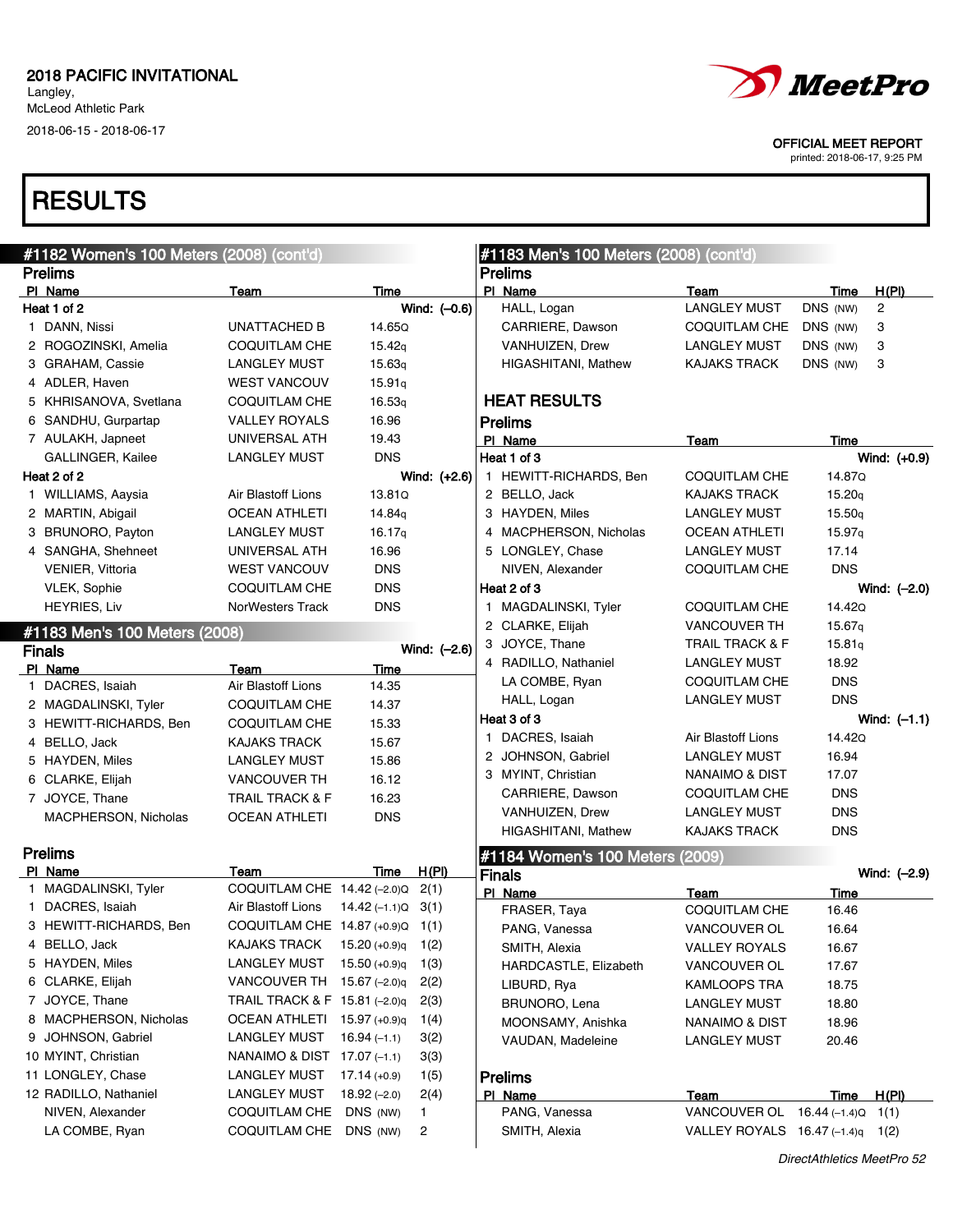# 2018 PACIFIC INVITATIONAL

Langley,
McLeod Athletic Park
2018-06-15 - 2018-06-17

OFFICIAL MEET REPORT
printed: 2018-06-17, 9:25 PM

# RESULTS

## #1182 Women's 100 Meters (2008) (cont'd)

### Prelims

**Heat 1 of 2** — Wind: (–0.6)

| Pl | Name | Team | Time |
|---|---|---|---|
| 1 | DANN, Nissi | UNATTACHED B | 14.65Q |
| 2 | ROGOZINSKI, Amelia | COQUITLAM CHE | 15.42q |
| 3 | GRAHAM, Cassie | LANGLEY MUST | 15.63q |
| 4 | ADLER, Haven | WEST VANCOUV | 15.91q |
| 5 | KHRISANOVA, Svetlana | COQUITLAM CHE | 16.53q |
| 6 | SANDHU, Gurpartap | VALLEY ROYALS | 16.96 |
| 7 | AULAKH, Japneet | UNIVERSAL ATH | 19.43 |
| | GALLINGER, Kailee | LANGLEY MUST | DNS |

**Heat 2 of 2** — Wind: (+2.6)

| Pl | Name | Team | Time |
|---|---|---|---|
| 1 | WILLIAMS, Aaysia | Air Blastoff Lions | 13.81Q |
| 2 | MARTIN, Abigail | OCEAN ATHLETI | 14.84q |
| 3 | BRUNORO, Payton | LANGLEY MUST | 16.17q |
| 4 | SANGHA, Shehneet | UNIVERSAL ATH | 16.96 |
| | VENIER, Vittoria | WEST VANCOUV | DNS |
| | VLEK, Sophie | COQUITLAM CHE | DNS |
| | HEYRIES, Liv | NorWesters Track | DNS |

## #1183 Men's 100 Meters (2008)

### Finals

Wind: (–2.6)

| Pl | Name | Team | Time |
|---|---|---|---|
| 1 | DACRES, Isaiah | Air Blastoff Lions | 14.35 |
| 2 | MAGDALINSKI, Tyler | COQUITLAM CHE | 14.37 |
| 3 | HEWITT-RICHARDS, Ben | COQUITLAM CHE | 15.33 |
| 4 | BELLO, Jack | KAJAKS TRACK | 15.67 |
| 5 | HAYDEN, Miles | LANGLEY MUST | 15.86 |
| 6 | CLARKE, Elijah | VANCOUVER TH | 16.12 |
| 7 | JOYCE, Thane | TRAIL TRACK & F | 16.23 |
| | MACPHERSON, Nicholas | OCEAN ATHLETI | DNS |

### Prelims

| Pl | Name | Team | Time | H(Pl) |
|---|---|---|---|---|
| 1 | MAGDALINSKI, Tyler | COQUITLAM CHE | 14.42 (–2.0)Q | 2(1) |
| 1 | DACRES, Isaiah | Air Blastoff Lions | 14.42 (–1.1)Q | 3(1) |
| 3 | HEWITT-RICHARDS, Ben | COQUITLAM CHE | 14.87 (+0.9)Q | 1(1) |
| 4 | BELLO, Jack | KAJAKS TRACK | 15.20 (+0.9)q | 1(2) |
| 5 | HAYDEN, Miles | LANGLEY MUST | 15.50 (+0.9)q | 1(3) |
| 6 | CLARKE, Elijah | VANCOUVER TH | 15.67 (–2.0)q | 2(2) |
| 7 | JOYCE, Thane | TRAIL TRACK & F | 15.81 (–2.0)q | 2(3) |
| 8 | MACPHERSON, Nicholas | OCEAN ATHLETI | 15.97 (+0.9)q | 1(4) |
| 9 | JOHNSON, Gabriel | LANGLEY MUST | 16.94 (–1.1) | 3(2) |
| 10 | MYINT, Christian | NANAIMO & DIST | 17.07 (–1.1) | 3(3) |
| 11 | LONGLEY, Chase | LANGLEY MUST | 17.14 (+0.9) | 1(5) |
| 12 | RADILLO, Nathaniel | LANGLEY MUST | 18.92 (–2.0) | 2(4) |
| | NIVEN, Alexander | COQUITLAM CHE | DNS (NW) | 1 |
| | LA COMBE, Ryan | COQUITLAM CHE | DNS (NW) | 2 |
| | HALL, Logan | LANGLEY MUST | DNS (NW) | 2 |
| | CARRIERE, Dawson | COQUITLAM CHE | DNS (NW) | 3 |
| | VANHUIZEN, Drew | LANGLEY MUST | DNS (NW) | 3 |
| | HIGASHITANI, Mathew | KAJAKS TRACK | DNS (NW) | 3 |

### HEAT RESULTS

### Prelims

**Heat 1 of 3** — Wind: (+0.9)

| Pl | Name | Team | Time |
|---|---|---|---|
| 1 | HEWITT-RICHARDS, Ben | COQUITLAM CHE | 14.87Q |
| 2 | BELLO, Jack | KAJAKS TRACK | 15.20q |
| 3 | HAYDEN, Miles | LANGLEY MUST | 15.50q |
| 4 | MACPHERSON, Nicholas | OCEAN ATHLETI | 15.97q |
| 5 | LONGLEY, Chase | LANGLEY MUST | 17.14 |
| | NIVEN, Alexander | COQUITLAM CHE | DNS |

**Heat 2 of 3** — Wind: (–2.0)

| Pl | Name | Team | Time |
|---|---|---|---|
| 1 | MAGDALINSKI, Tyler | COQUITLAM CHE | 14.42Q |
| 2 | CLARKE, Elijah | VANCOUVER TH | 15.67q |
| 3 | JOYCE, Thane | TRAIL TRACK & F | 15.81q |
| 4 | RADILLO, Nathaniel | LANGLEY MUST | 18.92 |
| | LA COMBE, Ryan | COQUITLAM CHE | DNS |
| | HALL, Logan | LANGLEY MUST | DNS |

**Heat 3 of 3** — Wind: (–1.1)

| Pl | Name | Team | Time |
|---|---|---|---|
| 1 | DACRES, Isaiah | Air Blastoff Lions | 14.42Q |
| 2 | JOHNSON, Gabriel | LANGLEY MUST | 16.94 |
| 3 | MYINT, Christian | NANAIMO & DIST | 17.07 |
| | CARRIERE, Dawson | COQUITLAM CHE | DNS |
| | VANHUIZEN, Drew | LANGLEY MUST | DNS |
| | HIGASHITANI, Mathew | KAJAKS TRACK | DNS |

## #1184 Women's 100 Meters (2009)

### Finals

Wind: (–2.9)

| Pl | Name | Team | Time |
|---|---|---|---|
| | FRASER, Taya | COQUITLAM CHE | 16.46 |
| | PANG, Vanessa | VANCOUVER OL | 16.64 |
| | SMITH, Alexia | VALLEY ROYALS | 16.67 |
| | HARDCASTLE, Elizabeth | VANCOUVER OL | 17.67 |
| | LIBURD, Rya | KAMLOOPS TRA | 18.75 |
| | BRUNORO, Lena | LANGLEY MUST | 18.80 |
| | MOONSAMY, Anishka | NANAIMO & DIST | 18.96 |
| | VAUDAN, Madeleine | LANGLEY MUST | 20.46 |

### Prelims

| Pl | Name | Team | Time | H(Pl) |
|---|---|---|---|---|
| | PANG, Vanessa | VANCOUVER OL | 16.44 (–1.4)Q | 1(1) |
| | SMITH, Alexia | VALLEY ROYALS | 16.47 (–1.4)q | 1(2) |

*DirectAthletics MeetPro 52*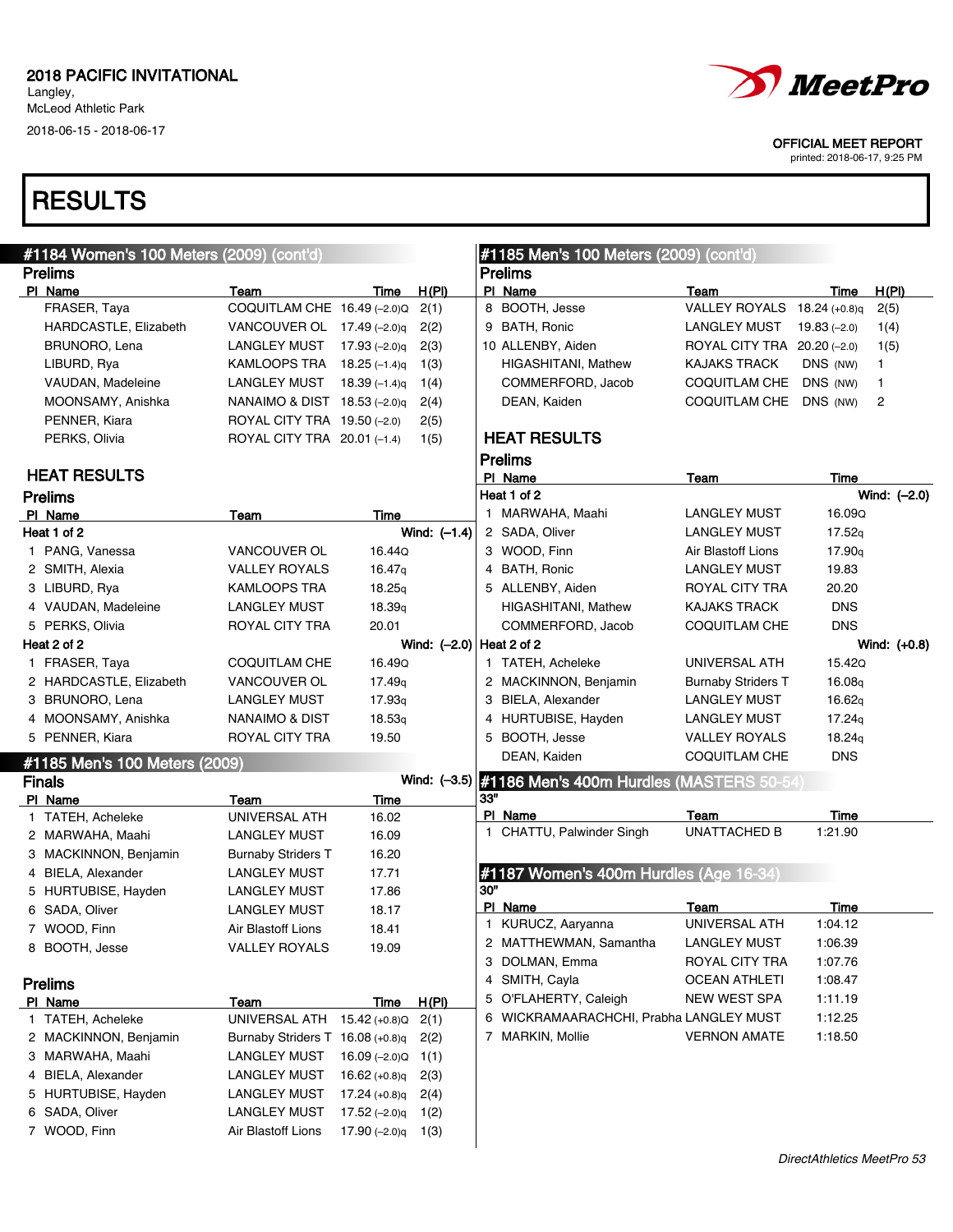2018 PACIFIC INVITATIONAL
Langley,
McLeod Athletic Park
2018-06-15 - 2018-06-17

OFFICIAL MEET REPORT
printed: 2018-06-17, 9:25 PM

# RESULTS

## #1184 Women's 100 Meters (2009) (cont'd)

### Prelims

| Pl | Name | Team | Time | H(Pl) |
|---|---|---|---|---|
| | FRASER, Taya | COQUITLAM CHE | 16.49 (-2.0)Q | 2(1) |
| | HARDCASTLE, Elizabeth | VANCOUVER OL | 17.49 (-2.0)q | 2(2) |
| | BRUNORO, Lena | LANGLEY MUST | 17.93 (-2.0)q | 2(3) |
| | LIBURD, Rya | KAMLOOPS TRA | 18.25 (-1.4)q | 1(3) |
| | VAUDAN, Madeleine | LANGLEY MUST | 18.39 (-1.4)q | 1(4) |
| | MOONSAMY, Anishka | NANAIMO & DIST | 18.53 (-2.0)q | 2(4) |
| | PENNER, Kiara | ROYAL CITY TRA | 19.50 (-2.0) | 2(5) |
| | PERKS, Olivia | ROYAL CITY TRA | 20.01 (-1.4) | 1(5) |

### HEAT RESULTS

### Prelims

| Pl | Name | Team | Time |
|---|---|---|---|
| **Heat 1 of 2** | | | **Wind: (-1.4)** |
| 1 | PANG, Vanessa | VANCOUVER OL | 16.44Q |
| 2 | SMITH, Alexia | VALLEY ROYALS | 16.47q |
| 3 | LIBURD, Rya | KAMLOOPS TRA | 18.25q |
| 4 | VAUDAN, Madeleine | LANGLEY MUST | 18.39q |
| 5 | PERKS, Olivia | ROYAL CITY TRA | 20.01 |
| **Heat 2 of 2** | | | **Wind: (-2.0)** |
| 1 | FRASER, Taya | COQUITLAM CHE | 16.49Q |
| 2 | HARDCASTLE, Elizabeth | VANCOUVER OL | 17.49q |
| 3 | BRUNORO, Lena | LANGLEY MUST | 17.93q |
| 4 | MOONSAMY, Anishka | NANAIMO & DIST | 18.53q |
| 5 | PENNER, Kiara | ROYAL CITY TRA | 19.50 |

## #1185 Men's 100 Meters (2009)

### Finals

Wind: (-3.5)

| Pl | Name | Team | Time |
|---|---|---|---|
| 1 | TATEH, Acheleke | UNIVERSAL ATH | 16.02 |
| 2 | MARWAHA, Maahi | LANGLEY MUST | 16.09 |
| 3 | MACKINNON, Benjamin | Burnaby Striders T | 16.20 |
| 4 | BIELA, Alexander | LANGLEY MUST | 17.71 |
| 5 | HURTUBISE, Hayden | LANGLEY MUST | 17.86 |
| 6 | SADA, Oliver | LANGLEY MUST | 18.17 |
| 7 | WOOD, Finn | Air Blastoff Lions | 18.41 |
| 8 | BOOTH, Jesse | VALLEY ROYALS | 19.09 |

### Prelims

| Pl | Name | Team | Time | H(Pl) |
|---|---|---|---|---|
| 1 | TATEH, Acheleke | UNIVERSAL ATH | 15.42 (+0.8)Q | 2(1) |
| 2 | MACKINNON, Benjamin | Burnaby Striders T | 16.08 (+0.8)q | 2(2) |
| 3 | MARWAHA, Maahi | LANGLEY MUST | 16.09 (-2.0)Q | 1(1) |
| 4 | BIELA, Alexander | LANGLEY MUST | 16.62 (+0.8)q | 2(3) |
| 5 | HURTUBISE, Hayden | LANGLEY MUST | 17.24 (+0.8)q | 2(4) |
| 6 | SADA, Oliver | LANGLEY MUST | 17.52 (-2.0)q | 1(2) |
| 7 | WOOD, Finn | Air Blastoff Lions | 17.90 (-2.0)q | 1(3) |
| 8 | BOOTH, Jesse | VALLEY ROYALS | 18.24 (+0.8)q | 2(5) |
| 9 | BATH, Ronic | LANGLEY MUST | 19.83 (-2.0) | 1(4) |
| 10 | ALLENBY, Aiden | ROYAL CITY TRA | 20.20 (-2.0) | 1(5) |
| | HIGASHITANI, Mathew | KAJAKS TRACK | DNS (NW) | 1 |
| | COMMERFORD, Jacob | COQUITLAM CHE | DNS (NW) | 1 |
| | DEAN, Kaiden | COQUITLAM CHE | DNS (NW) | 2 |

### HEAT RESULTS

### Prelims

| Pl | Name | Team | Time |
|---|---|---|---|
| **Heat 1 of 2** | | | **Wind: (-2.0)** |
| 1 | MARWAHA, Maahi | LANGLEY MUST | 16.09Q |
| 2 | SADA, Oliver | LANGLEY MUST | 17.52q |
| 3 | WOOD, Finn | Air Blastoff Lions | 17.90q |
| 4 | BATH, Ronic | LANGLEY MUST | 19.83 |
| 5 | ALLENBY, Aiden | ROYAL CITY TRA | 20.20 |
| | HIGASHITANI, Mathew | KAJAKS TRACK | DNS |
| | COMMERFORD, Jacob | COQUITLAM CHE | DNS |
| **Heat 2 of 2** | | | **Wind: (+0.8)** |
| 1 | TATEH, Acheleke | UNIVERSAL ATH | 15.42Q |
| 2 | MACKINNON, Benjamin | Burnaby Striders T | 16.08q |
| 3 | BIELA, Alexander | LANGLEY MUST | 16.62q |
| 4 | HURTUBISE, Hayden | LANGLEY MUST | 17.24q |
| 5 | BOOTH, Jesse | VALLEY ROYALS | 18.24q |
| | DEAN, Kaiden | COQUITLAM CHE | DNS |

## #1186 Men's 400m Hurdles (MASTERS 50-54)

33"

| Pl | Name | Team | Time |
|---|---|---|---|
| 1 | CHATTU, Palwinder Singh | UNATTACHED B | 1:21.90 |

## #1187 Women's 400m Hurdles (Age 16-34)

30"

| Pl | Name | Team | Time |
|---|---|---|---|
| 1 | KURUCZ, Aaryanna | UNIVERSAL ATH | 1:04.12 |
| 2 | MATTHEWMAN, Samantha | LANGLEY MUST | 1:06.39 |
| 3 | DOLMAN, Emma | ROYAL CITY TRA | 1:07.76 |
| 4 | SMITH, Cayla | OCEAN ATHLETI | 1:08.47 |
| 5 | O'FLAHERTY, Caleigh | NEW WEST SPA | 1:11.19 |
| 6 | WICKRAMAARACHCHI, Prabha | LANGLEY MUST | 1:12.25 |
| 7 | MARKIN, Mollie | VERNON AMATE | 1:18.50 |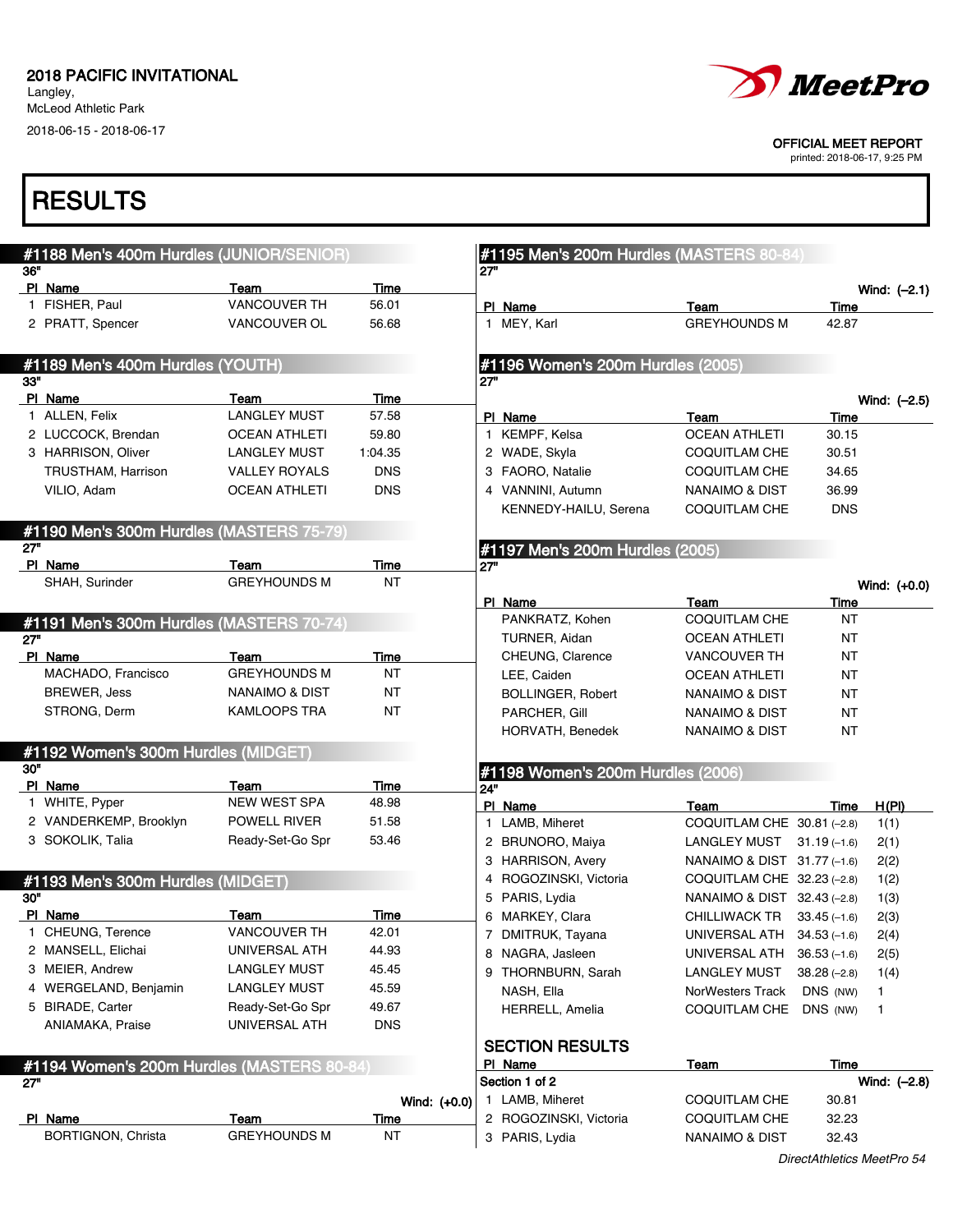2018 PACIFIC INVITATIONAL
Langley,
McLeod Athletic Park
2018-06-15 - 2018-06-17

OFFICIAL MEET REPORT
printed: 2018-06-17, 9:25 PM

# RESULTS

## #1188 Men's 400m Hurdles (JUNIOR/SENIOR)

36"

| Pl | Name | Team | Time |
|---|---|---|---|
| 1 | FISHER, Paul | VANCOUVER TH | 56.01 |
| 2 | PRATT, Spencer | VANCOUVER OL | 56.68 |

## #1189 Men's 400m Hurdles (YOUTH)

33"

| Pl | Name | Team | Time |
|---|---|---|---|
| 1 | ALLEN, Felix | LANGLEY MUST | 57.58 |
| 2 | LUCCOCK, Brendan | OCEAN ATHLETI | 59.80 |
| 3 | HARRISON, Oliver | LANGLEY MUST | 1:04.35 |
| | TRUSTHAM, Harrison | VALLEY ROYALS | DNS |
| | VILIO, Adam | OCEAN ATHLETI | DNS |

## #1190 Men's 300m Hurdles (MASTERS 75-79)

27"

| Pl | Name | Team | Time |
|---|---|---|---|
| | SHAH, Surinder | GREYHOUNDS M | NT |

## #1191 Men's 300m Hurdles (MASTERS 70-74)

27"

| Pl | Name | Team | Time |
|---|---|---|---|
| | MACHADO, Francisco | GREYHOUNDS M | NT |
| | BREWER, Jess | NANAIMO & DIST | NT |
| | STRONG, Derm | KAMLOOPS TRA | NT |

## #1192 Women's 300m Hurdles (MIDGET)

30"

| Pl | Name | Team | Time |
|---|---|---|---|
| 1 | WHITE, Pyper | NEW WEST SPA | 48.98 |
| 2 | VANDERKEMP, Brooklyn | POWELL RIVER | 51.58 |
| 3 | SOKOLIK, Talia | Ready-Set-Go Spr | 53.46 |

## #1193 Men's 300m Hurdles (MIDGET)

30"

| Pl | Name | Team | Time |
|---|---|---|---|
| 1 | CHEUNG, Terence | VANCOUVER TH | 42.01 |
| 2 | MANSELL, Elichai | UNIVERSAL ATH | 44.93 |
| 3 | MEIER, Andrew | LANGLEY MUST | 45.45 |
| 4 | WERGELAND, Benjamin | LANGLEY MUST | 45.59 |
| 5 | BIRADE, Carter | Ready-Set-Go Spr | 49.67 |
| | ANIAMAKA, Praise | UNIVERSAL ATH | DNS |

## #1194 Women's 200m Hurdles (MASTERS 80-84)

27"

Wind: (+0.0)

| Pl | Name | Team | Time |
|---|---|---|---|
| | BORTIGNON, Christa | GREYHOUNDS M | NT |

## #1195 Men's 200m Hurdles (MASTERS 80-84)

27"

Wind: (–2.1)

| Pl | Name | Team | Time |
|---|---|---|---|
| 1 | MEY, Karl | GREYHOUNDS M | 42.87 |

## #1196 Women's 200m Hurdles (2005)

27"

Wind: (–2.5)

| Pl | Name | Team | Time |
|---|---|---|---|
| 1 | KEMPF, Kelsa | OCEAN ATHLETI | 30.15 |
| 2 | WADE, Skyla | COQUITLAM CHE | 30.51 |
| 3 | FAORO, Natalie | COQUITLAM CHE | 34.65 |
| 4 | VANNINI, Autumn | NANAIMO & DIST | 36.99 |
| | KENNEDY-HAILU, Serena | COQUITLAM CHE | DNS |

## #1197 Men's 200m Hurdles (2005)

27"

Wind: (+0.0)

| Pl | Name | Team | Time |
|---|---|---|---|
| | PANKRATZ, Kohen | COQUITLAM CHE | NT |
| | TURNER, Aidan | OCEAN ATHLETI | NT |
| | CHEUNG, Clarence | VANCOUVER TH | NT |
| | LEE, Caiden | OCEAN ATHLETI | NT |
| | BOLLINGER, Robert | NANAIMO & DIST | NT |
| | PARCHER, Gill | NANAIMO & DIST | NT |
| | HORVATH, Benedek | NANAIMO & DIST | NT |

## #1198 Women's 200m Hurdles (2006)

24"

| Pl | Name | Team | Time | H(Pl) |
|---|---|---|---|---|
| 1 | LAMB, Miherett | COQUITLAM CHE | 30.81 (–2.8) | 1(1) |
| 2 | BRUNORO, Maiya | LANGLEY MUST | 31.19 (–1.6) | 2(1) |
| 3 | HARRISON, Avery | NANAIMO & DIST | 31.77 (–1.6) | 2(2) |
| 4 | ROGOZINSKI, Victoria | COQUITLAM CHE | 32.23 (–2.8) | 1(2) |
| 5 | PARIS, Lydia | NANAIMO & DIST | 32.43 (–2.8) | 1(3) |
| 6 | MARKEY, Clara | CHILLIWACK TR | 33.45 (–1.6) | 2(3) |
| 7 | DMITRUK, Tayana | UNIVERSAL ATH | 34.53 (–1.6) | 2(4) |
| 8 | NAGRA, Jasleen | UNIVERSAL ATH | 36.53 (–1.6) | 2(5) |
| 9 | THORNBURN, Sarah | LANGLEY MUST | 38.28 (–2.8) | 1(4) |
| | NASH, Ella | NorWesters Track | DNS (NW) | 1 |
| | HERRELL, Amelia | COQUITLAM CHE | DNS (NW) | 1 |

### SECTION RESULTS

Section 1 of 2 — Wind: (–2.8)

| Pl | Name | Team | Time |
|---|---|---|---|
| 1 | LAMB, Miherett | COQUITLAM CHE | 30.81 |
| 2 | ROGOZINSKI, Victoria | COQUITLAM CHE | 32.23 |
| 3 | PARIS, Lydia | NANAIMO & DIST | 32.43 |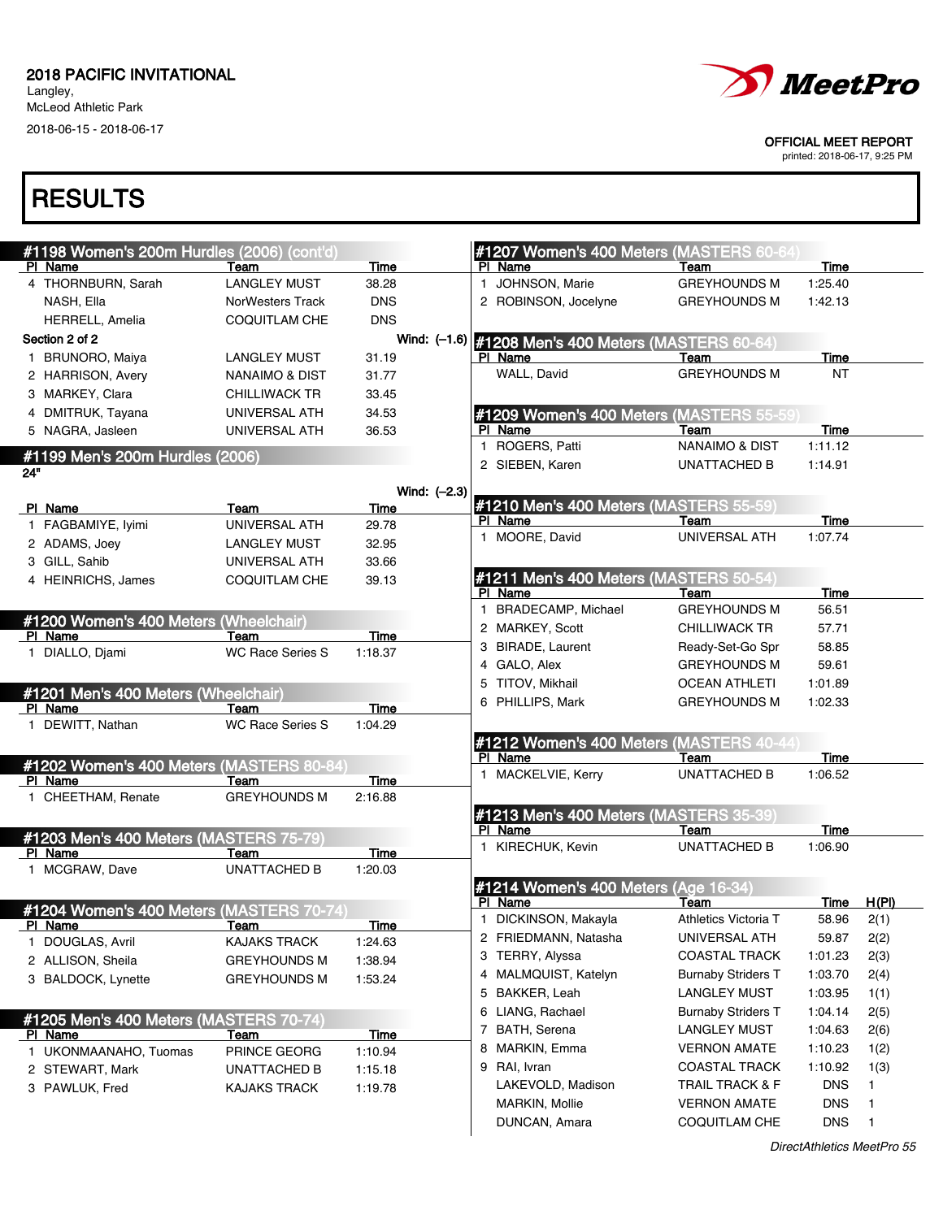2018 PACIFIC INVITATIONAL
Langley,
McLeod Athletic Park
2018-06-15 - 2018-06-17

OFFICIAL MEET REPORT
printed: 2018-06-17, 9:25 PM

# RESULTS

## #1198 Women's 200m Hurdles (2006) (cont'd)

| Pl | Name | Team | Time |
|---|---|---|---|
| 4 | THORNBURN, Sarah | LANGLEY MUST | 38.28 |
| | NASH, Ella | NorWesters Track | DNS |
| | HERRELL, Amelia | COQUITLAM CHE | DNS |

Section 2 of 2 — Wind: (–1.6)

| Pl | Name | Team | Time |
|---|---|---|---|
| 1 | BRUNORO, Maiya | LANGLEY MUST | 31.19 |
| 2 | HARRISON, Avery | NANAIMO & DIST | 31.77 |
| 3 | MARKEY, Clara | CHILLIWACK TR | 33.45 |
| 4 | DMITRUK, Tayana | UNIVERSAL ATH | 34.53 |
| 5 | NAGRA, Jasleen | UNIVERSAL ATH | 36.53 |

## #1199 Men's 200m Hurdles (2006)

24"

Wind: (–2.3)

| Pl | Name | Team | Time |
|---|---|---|---|
| 1 | FAGBAMIYE, Iyimi | UNIVERSAL ATH | 29.78 |
| 2 | ADAMS, Joey | LANGLEY MUST | 32.95 |
| 3 | GILL, Sahib | UNIVERSAL ATH | 33.66 |
| 4 | HEINRICHS, James | COQUITLAM CHE | 39.13 |

## #1200 Women's 400 Meters (Wheelchair)

| Pl | Name | Team | Time |
|---|---|---|---|
| 1 | DIALLO, Djami | WC Race Series S | 1:18.37 |

## #1201 Men's 400 Meters (Wheelchair)

| Pl | Name | Team | Time |
|---|---|---|---|
| 1 | DEWITT, Nathan | WC Race Series S | 1:04.29 |

## #1202 Women's 400 Meters (MASTERS 80-84)

| Pl | Name | Team | Time |
|---|---|---|---|
| 1 | CHEETHAM, Renate | GREYHOUNDS M | 2:16.88 |

## #1203 Men's 400 Meters (MASTERS 75-79)

| Pl | Name | Team | Time |
|---|---|---|---|
| 1 | MCGRAW, Dave | UNATTACHED B | 1:20.03 |

## #1204 Women's 400 Meters (MASTERS 70-74)

| Pl | Name | Team | Time |
|---|---|---|---|
| 1 | DOUGLAS, Avril | KAJAKS TRACK | 1:24.63 |
| 2 | ALLISON, Sheila | GREYHOUNDS M | 1:38.94 |
| 3 | BALDOCK, Lynette | GREYHOUNDS M | 1:53.24 |

## #1205 Men's 400 Meters (MASTERS 70-74)

| Pl | Name | Team | Time |
|---|---|---|---|
| 1 | UKONMAANAHO, Tuomas | PRINCE GEORG | 1:10.94 |
| 2 | STEWART, Mark | UNATTACHED B | 1:15.18 |
| 3 | PAWLUK, Fred | KAJAKS TRACK | 1:19.78 |

## #1207 Women's 400 Meters (MASTERS 60-64)

| Pl | Name | Team | Time |
|---|---|---|---|
| 1 | JOHNSON, Marie | GREYHOUNDS M | 1:25.40 |
| 2 | ROBINSON, Jocelyne | GREYHOUNDS M | 1:42.13 |

## #1208 Men's 400 Meters (MASTERS 60-64)

| Pl | Name | Team | Time |
|---|---|---|---|
| | WALL, David | GREYHOUNDS M | NT |

## #1209 Women's 400 Meters (MASTERS 55-59)

| Pl | Name | Team | Time |
|---|---|---|---|
| 1 | ROGERS, Patti | NANAIMO & DIST | 1:11.12 |
| 2 | SIEBEN, Karen | UNATTACHED B | 1:14.91 |

## #1210 Men's 400 Meters (MASTERS 55-59)

| Pl | Name | Team | Time |
|---|---|---|---|
| 1 | MOORE, David | UNIVERSAL ATH | 1:07.74 |

## #1211 Men's 400 Meters (MASTERS 50-54)

| Pl | Name | Team | Time |
|---|---|---|---|
| 1 | BRADECAMP, Michael | GREYHOUNDS M | 56.51 |
| 2 | MARKEY, Scott | CHILLIWACK TR | 57.71 |
| 3 | BIRADE, Laurent | Ready-Set-Go Spr | 58.85 |
| 4 | GALO, Alex | GREYHOUNDS M | 59.61 |
| 5 | TITOV, Mikhail | OCEAN ATHLETI | 1:01.89 |
| 6 | PHILLIPS, Mark | GREYHOUNDS M | 1:02.33 |

## #1212 Women's 400 Meters (MASTERS 40-44)

| Pl | Name | Team | Time |
|---|---|---|---|
| 1 | MACKELVIE, Kerry | UNATTACHED B | 1:06.52 |

## #1213 Men's 400 Meters (MASTERS 35-39)

| Pl | Name | Team | Time |
|---|---|---|---|
| 1 | KIRECHUK, Kevin | UNATTACHED B | 1:06.90 |

## #1214 Women's 400 Meters (Age 16-34)

| Pl | Name | Team | Time | H(Pl) |
|---|---|---|---|---|
| 1 | DICKINSON, Makayla | Athletics Victoria T | 58.96 | 2(1) |
| 2 | FRIEDMANN, Natasha | UNIVERSAL ATH | 59.87 | 2(2) |
| 3 | TERRY, Alyssa | COASTAL TRACK | 1:01.23 | 2(3) |
| 4 | MALMQUIST, Katelyn | Burnaby Striders T | 1:03.70 | 2(4) |
| 5 | BAKKER, Leah | LANGLEY MUST | 1:03.95 | 1(1) |
| 6 | LIANG, Rachael | Burnaby Striders T | 1:04.14 | 2(5) |
| 7 | BATH, Serena | LANGLEY MUST | 1:04.63 | 2(6) |
| 8 | MARKIN, Emma | VERNON AMATE | 1:10.23 | 1(2) |
| 9 | RAI, Ivran | COASTAL TRACK | 1:10.92 | 1(3) |
| | LAKEVOLD, Madison | TRAIL TRACK & F | DNS | 1 |
| | MARKIN, Mollie | VERNON AMATE | DNS | 1 |
| | DUNCAN, Amara | COQUITLAM CHE | DNS | 1 |

*DirectAthletics MeetPro 55*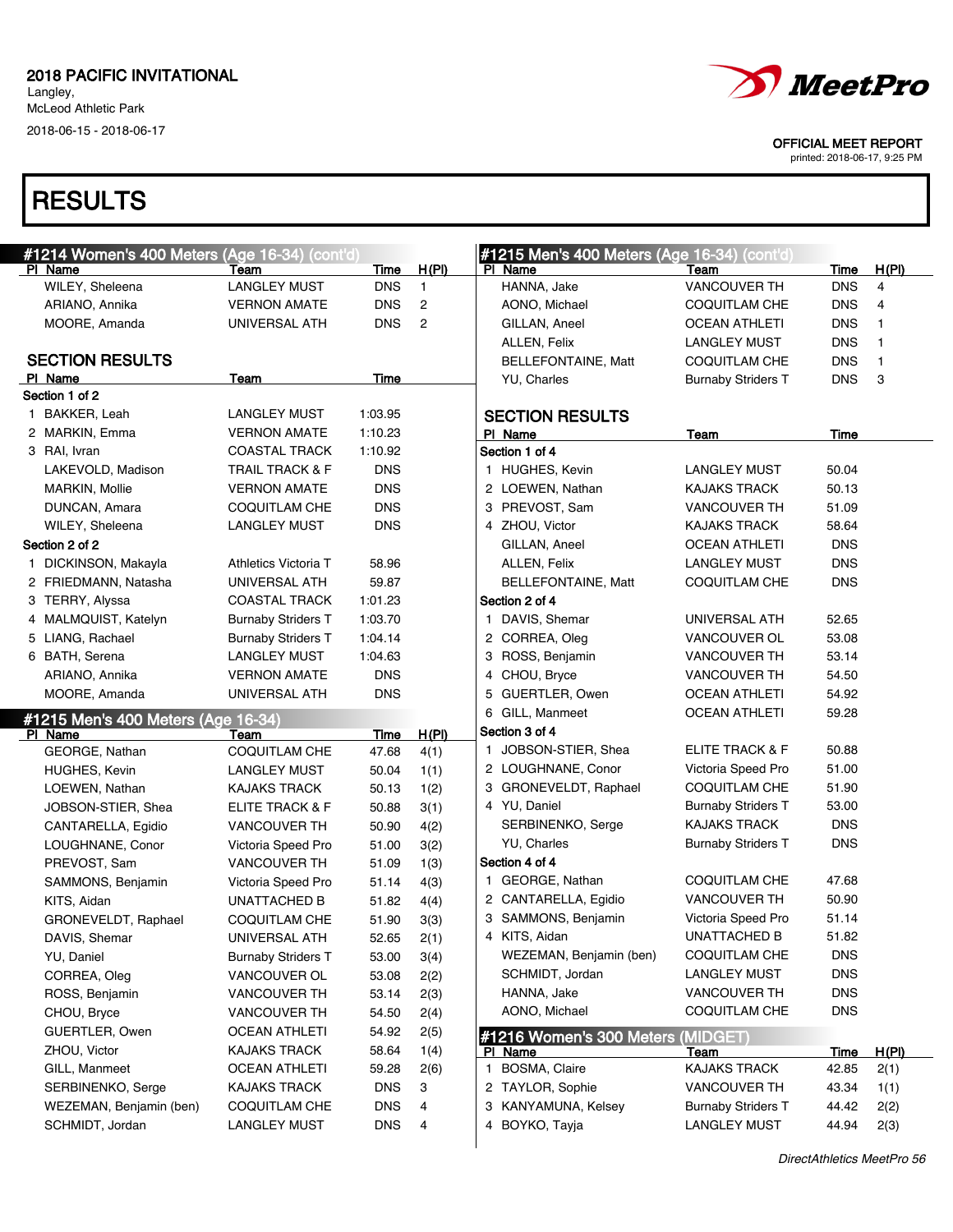# 2018 PACIFIC INVITATIONAL

Langley,
McLeod Athletic Park
2018-06-15 - 2018-06-17

OFFICIAL MEET REPORT
printed: 2018-06-17, 9:25 PM

## RESULTS

### #1214 Women's 400 Meters (Age 16-34) (cont'd)

| Pl | Name | Team | Time | H(Pl) |
|---|---|---|---|---|
| | WILEY, Sheleena | LANGLEY MUST | DNS | 1 |
| | ARIANO, Annika | VERNON AMATE | DNS | 2 |
| | MOORE, Amanda | UNIVERSAL ATH | DNS | 2 |

#### SECTION RESULTS

| Pl | Name | Team | Time |
|---|---|---|---|
| **Section 1 of 2** | | | |
| 1 | BAKKER, Leah | LANGLEY MUST | 1:03.95 |
| 2 | MARKIN, Emma | VERNON AMATE | 1:10.23 |
| 3 | RAI, Ivran | COASTAL TRACK | 1:10.92 |
| | LAKEVOLD, Madison | TRAIL TRACK & F | DNS |
| | MARKIN, Mollie | VERNON AMATE | DNS |
| | DUNCAN, Amara | COQUITLAM CHE | DNS |
| | WILEY, Sheleena | LANGLEY MUST | DNS |
| **Section 2 of 2** | | | |
| 1 | DICKINSON, Makayla | Athletics Victoria T | 58.96 |
| 2 | FRIEDMANN, Natasha | UNIVERSAL ATH | 59.87 |
| 3 | TERRY, Alyssa | COASTAL TRACK | 1:01.23 |
| 4 | MALMQUIST, Katelyn | Burnaby Striders T | 1:03.70 |
| 5 | LIANG, Rachael | Burnaby Striders T | 1:04.14 |
| 6 | BATH, Serena | LANGLEY MUST | 1:04.63 |
| | ARIANO, Annika | VERNON AMATE | DNS |
| | MOORE, Amanda | UNIVERSAL ATH | DNS |

### #1215 Men's 400 Meters (Age 16-34)

| Pl | Name | Team | Time | H(Pl) |
|---|---|---|---|---|
| | GEORGE, Nathan | COQUITLAM CHE | 47.68 | 4(1) |
| | HUGHES, Kevin | LANGLEY MUST | 50.04 | 1(1) |
| | LOEWEN, Nathan | KAJAKS TRACK | 50.13 | 1(2) |
| | JOBSON-STIER, Shea | ELITE TRACK & F | 50.88 | 3(1) |
| | CANTARELLA, Egidio | VANCOUVER TH | 50.90 | 4(2) |
| | LOUGHNANE, Conor | Victoria Speed Pro | 51.00 | 3(2) |
| | PREVOST, Sam | VANCOUVER TH | 51.09 | 1(3) |
| | SAMMONS, Benjamin | Victoria Speed Pro | 51.14 | 4(3) |
| | KITS, Aidan | UNATTACHED B | 51.82 | 4(4) |
| | GRONEVELDT, Raphael | COQUITLAM CHE | 51.90 | 3(3) |
| | DAVIS, Shemar | UNIVERSAL ATH | 52.65 | 2(1) |
| | YU, Daniel | Burnaby Striders T | 53.00 | 3(4) |
| | CORREA, Oleg | VANCOUVER OL | 53.08 | 2(2) |
| | ROSS, Benjamin | VANCOUVER TH | 53.14 | 2(3) |
| | CHOU, Bryce | VANCOUVER TH | 54.50 | 2(4) |
| | GUERTLER, Owen | OCEAN ATHLETI | 54.92 | 2(5) |
| | ZHOU, Victor | KAJAKS TRACK | 58.64 | 1(4) |
| | GILL, Manmeet | OCEAN ATHLETI | 59.28 | 2(6) |
| | SERBINENKO, Serge | KAJAKS TRACK | DNS | 3 |
| | WEZEMAN, Benjamin (ben) | COQUITLAM CHE | DNS | 4 |
| | SCHMIDT, Jordan | LANGLEY MUST | DNS | 4 |
| | HANNA, Jake | VANCOUVER TH | DNS | 4 |
| | AONO, Michael | COQUITLAM CHE | DNS | 4 |
| | GILLAN, Aneel | OCEAN ATHLETI | DNS | 1 |
| | ALLEN, Felix | LANGLEY MUST | DNS | 1 |
| | BELLEFONTAINE, Matt | COQUITLAM CHE | DNS | 1 |
| | YU, Charles | Burnaby Striders T | DNS | 3 |

#### SECTION RESULTS

| Pl | Name | Team | Time |
|---|---|---|---|
| **Section 1 of 4** | | | |
| 1 | HUGHES, Kevin | LANGLEY MUST | 50.04 |
| 2 | LOEWEN, Nathan | KAJAKS TRACK | 50.13 |
| 3 | PREVOST, Sam | VANCOUVER TH | 51.09 |
| 4 | ZHOU, Victor | KAJAKS TRACK | 58.64 |
| | GILLAN, Aneel | OCEAN ATHLETI | DNS |
| | ALLEN, Felix | LANGLEY MUST | DNS |
| | BELLEFONTAINE, Matt | COQUITLAM CHE | DNS |
| **Section 2 of 4** | | | |
| 1 | DAVIS, Shemar | UNIVERSAL ATH | 52.65 |
| 2 | CORREA, Oleg | VANCOUVER OL | 53.08 |
| 3 | ROSS, Benjamin | VANCOUVER TH | 53.14 |
| 4 | CHOU, Bryce | VANCOUVER TH | 54.50 |
| 5 | GUERTLER, Owen | OCEAN ATHLETI | 54.92 |
| 6 | GILL, Manmeet | OCEAN ATHLETI | 59.28 |
| **Section 3 of 4** | | | |
| 1 | JOBSON-STIER, Shea | ELITE TRACK & F | 50.88 |
| 2 | LOUGHNANE, Conor | Victoria Speed Pro | 51.00 |
| 3 | GRONEVELDT, Raphael | COQUITLAM CHE | 51.90 |
| 4 | YU, Daniel | Burnaby Striders T | 53.00 |
| | SERBINENKO, Serge | KAJAKS TRACK | DNS |
| | YU, Charles | Burnaby Striders T | DNS |
| **Section 4 of 4** | | | |
| 1 | GEORGE, Nathan | COQUITLAM CHE | 47.68 |
| 2 | CANTARELLA, Egidio | VANCOUVER TH | 50.90 |
| 3 | SAMMONS, Benjamin | Victoria Speed Pro | 51.14 |
| 4 | KITS, Aidan | UNATTACHED B | 51.82 |
| | WEZEMAN, Benjamin (ben) | COQUITLAM CHE | DNS |
| | SCHMIDT, Jordan | LANGLEY MUST | DNS |
| | HANNA, Jake | VANCOUVER TH | DNS |
| | AONO, Michael | COQUITLAM CHE | DNS |

### #1216 Women's 300 Meters (MIDGET)

| Pl | Name | Team | Time | H(Pl) |
|---|---|---|---|---|
| 1 | BOSMA, Claire | KAJAKS TRACK | 42.85 | 2(1) |
| 2 | TAYLOR, Sophie | VANCOUVER TH | 43.34 | 1(1) |
| 3 | KANYAMUNA, Kelsey | Burnaby Striders T | 44.42 | 2(2) |
| 4 | BOYKO, Tayja | LANGLEY MUST | 44.94 | 2(3) |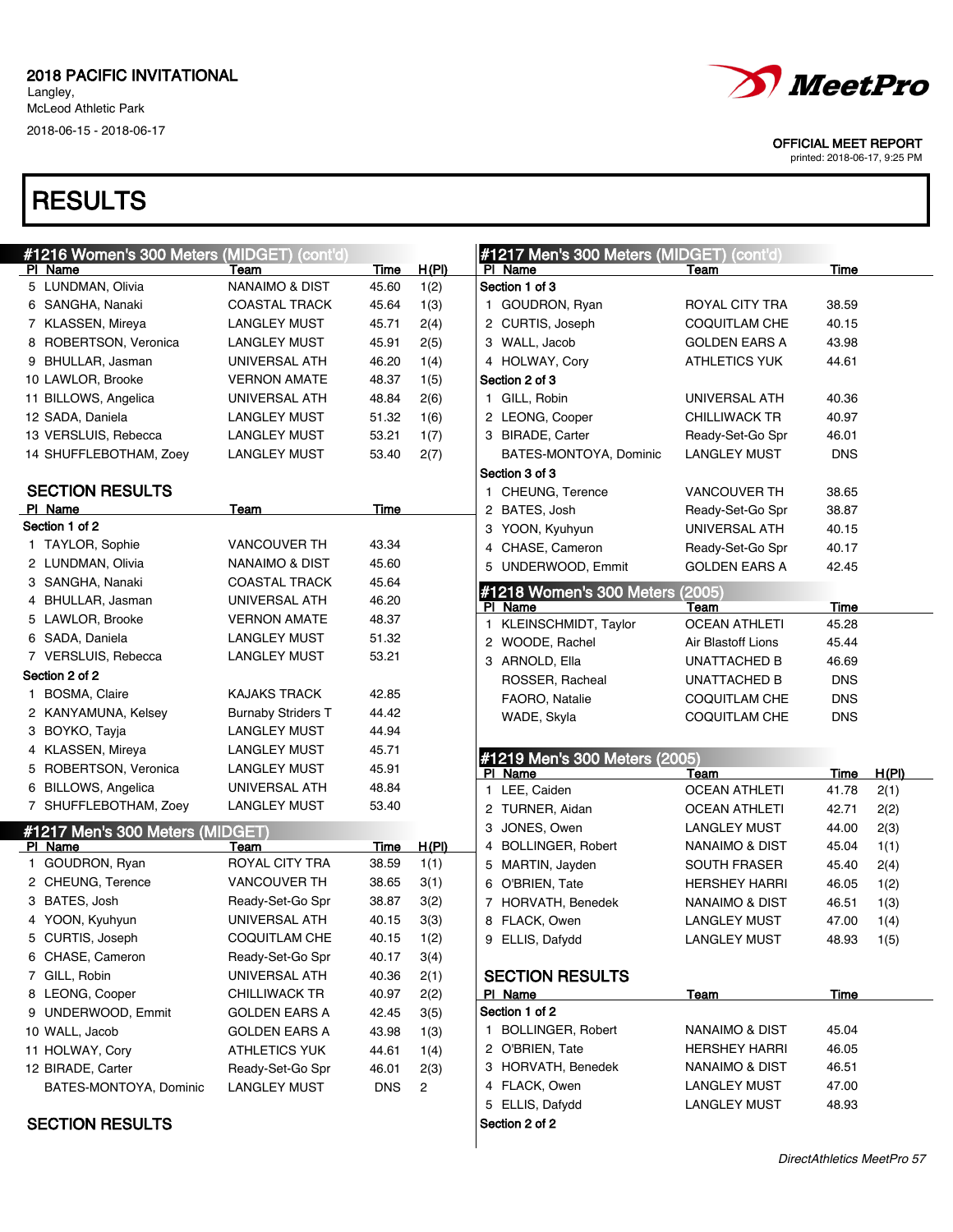2018 PACIFIC INVITATIONAL
Langley,
McLeod Athletic Park
2018-06-15 - 2018-06-17

OFFICIAL MEET REPORT
printed: 2018-06-17, 9:25 PM

# RESULTS

## #1216 Women's 300 Meters (MIDGET) (cont'd)

| Pl | Name | Team | Time | H(Pl) |
|---|---|---|---|---|
| 5 | LUNDMAN, Olivia | NANAIMO & DIST | 45.60 | 1(2) |
| 6 | SANGHA, Nanaki | COASTAL TRACK | 45.64 | 1(3) |
| 7 | KLASSEN, Mireya | LANGLEY MUST | 45.71 | 2(4) |
| 8 | ROBERTSON, Veronica | LANGLEY MUST | 45.91 | 2(5) |
| 9 | BHULLAR, Jasman | UNIVERSAL ATH | 46.20 | 1(4) |
| 10 | LAWLOR, Brooke | VERNON AMATE | 48.37 | 1(5) |
| 11 | BILLOWS, Angelica | UNIVERSAL ATH | 48.84 | 2(6) |
| 12 | SADA, Daniela | LANGLEY MUST | 51.32 | 1(6) |
| 13 | VERSLUIS, Rebecca | LANGLEY MUST | 53.21 | 1(7) |
| 14 | SHUFFLEBOTHAM, Zoey | LANGLEY MUST | 53.40 | 2(7) |

### SECTION RESULTS

| Pl | Name | Team | Time |
|---|---|---|---|
| **Section 1 of 2** | | | |
| 1 | TAYLOR, Sophie | VANCOUVER TH | 43.34 |
| 2 | LUNDMAN, Olivia | NANAIMO & DIST | 45.60 |
| 3 | SANGHA, Nanaki | COASTAL TRACK | 45.64 |
| 4 | BHULLAR, Jasman | UNIVERSAL ATH | 46.20 |
| 5 | LAWLOR, Brooke | VERNON AMATE | 48.37 |
| 6 | SADA, Daniela | LANGLEY MUST | 51.32 |
| 7 | VERSLUIS, Rebecca | LANGLEY MUST | 53.21 |
| **Section 2 of 2** | | | |
| 1 | BOSMA, Claire | KAJAKS TRACK | 42.85 |
| 2 | KANYAMUNA, Kelsey | Burnaby Striders T | 44.42 |
| 3 | BOYKO, Tayja | LANGLEY MUST | 44.94 |
| 4 | KLASSEN, Mireya | LANGLEY MUST | 45.71 |
| 5 | ROBERTSON, Veronica | LANGLEY MUST | 45.91 |
| 6 | BILLOWS, Angelica | UNIVERSAL ATH | 48.84 |
| 7 | SHUFFLEBOTHAM, Zoey | LANGLEY MUST | 53.40 |

## #1217 Men's 300 Meters (MIDGET)

| Pl | Name | Team | Time | H(Pl) |
|---|---|---|---|---|
| 1 | GOUDRON, Ryan | ROYAL CITY TRA | 38.59 | 1(1) |
| 2 | CHEUNG, Terence | VANCOUVER TH | 38.65 | 3(1) |
| 3 | BATES, Josh | Ready-Set-Go Spr | 38.87 | 3(2) |
| 4 | YOON, Kyuhyun | UNIVERSAL ATH | 40.15 | 3(3) |
| 5 | CURTIS, Joseph | COQUITLAM CHE | 40.15 | 1(2) |
| 6 | CHASE, Cameron | Ready-Set-Go Spr | 40.17 | 3(4) |
| 7 | GILL, Robin | UNIVERSAL ATH | 40.36 | 2(1) |
| 8 | LEONG, Cooper | CHILLIWACK TR | 40.97 | 2(2) |
| 9 | UNDERWOOD, Emmit | GOLDEN EARS A | 42.45 | 3(5) |
| 10 | WALL, Jacob | GOLDEN EARS A | 43.98 | 1(3) |
| 11 | HOLWAY, Cory | ATHLETICS YUK | 44.61 | 1(4) |
| 12 | BIRADE, Carter | Ready-Set-Go Spr | 46.01 | 2(3) |
| | BATES-MONTOYA, Dominic | LANGLEY MUST | DNS | 2 |

### SECTION RESULTS

## #1217 Men's 300 Meters (MIDGET) (cont'd)

| Pl | Name | Team | Time |
|---|---|---|---|
| **Section 1 of 3** | | | |
| 1 | GOUDRON, Ryan | ROYAL CITY TRA | 38.59 |
| 2 | CURTIS, Joseph | COQUITLAM CHE | 40.15 |
| 3 | WALL, Jacob | GOLDEN EARS A | 43.98 |
| 4 | HOLWAY, Cory | ATHLETICS YUK | 44.61 |
| **Section 2 of 3** | | | |
| 1 | GILL, Robin | UNIVERSAL ATH | 40.36 |
| 2 | LEONG, Cooper | CHILLIWACK TR | 40.97 |
| 3 | BIRADE, Carter | Ready-Set-Go Spr | 46.01 |
| | BATES-MONTOYA, Dominic | LANGLEY MUST | DNS |
| **Section 3 of 3** | | | |
| 1 | CHEUNG, Terence | VANCOUVER TH | 38.65 |
| 2 | BATES, Josh | Ready-Set-Go Spr | 38.87 |
| 3 | YOON, Kyuhyun | UNIVERSAL ATH | 40.15 |
| 4 | CHASE, Cameron | Ready-Set-Go Spr | 40.17 |
| 5 | UNDERWOOD, Emmit | GOLDEN EARS A | 42.45 |

## #1218 Women's 300 Meters (2005)

| Pl | Name | Team | Time |
|---|---|---|---|
| 1 | KLEINSCHMIDT, Taylor | OCEAN ATHLETI | 45.28 |
| 2 | WOODE, Rachel | Air Blastoff Lions | 45.44 |
| 3 | ARNOLD, Ella | UNATTACHED B | 46.69 |
| | ROSSER, Racheal | UNATTACHED B | DNS |
| | FAORO, Natalie | COQUITLAM CHE | DNS |
| | WADE, Skyla | COQUITLAM CHE | DNS |

## #1219 Men's 300 Meters (2005)

| Pl | Name | Team | Time | H(Pl) |
|---|---|---|---|---|
| 1 | LEE, Caiden | OCEAN ATHLETI | 41.78 | 2(1) |
| 2 | TURNER, Aidan | OCEAN ATHLETI | 42.71 | 2(2) |
| 3 | JONES, Owen | LANGLEY MUST | 44.00 | 2(3) |
| 4 | BOLLINGER, Robert | NANAIMO & DIST | 45.04 | 1(1) |
| 5 | MARTIN, Jayden | SOUTH FRASER | 45.40 | 2(4) |
| 6 | O'BRIEN, Tate | HERSHEY HARRI | 46.05 | 1(2) |
| 7 | HORVATH, Benedek | NANAIMO & DIST | 46.51 | 1(3) |
| 8 | FLACK, Owen | LANGLEY MUST | 47.00 | 1(4) |
| 9 | ELLIS, Dafydd | LANGLEY MUST | 48.93 | 1(5) |

### SECTION RESULTS

| Pl | Name | Team | Time |
|---|---|---|---|
| **Section 1 of 2** | | | |
| 1 | BOLLINGER, Robert | NANAIMO & DIST | 45.04 |
| 2 | O'BRIEN, Tate | HERSHEY HARRI | 46.05 |
| 3 | HORVATH, Benedek | NANAIMO & DIST | 46.51 |
| 4 | FLACK, Owen | LANGLEY MUST | 47.00 |
| 5 | ELLIS, Dafydd | LANGLEY MUST | 48.93 |
| **Section 2 of 2** | | | |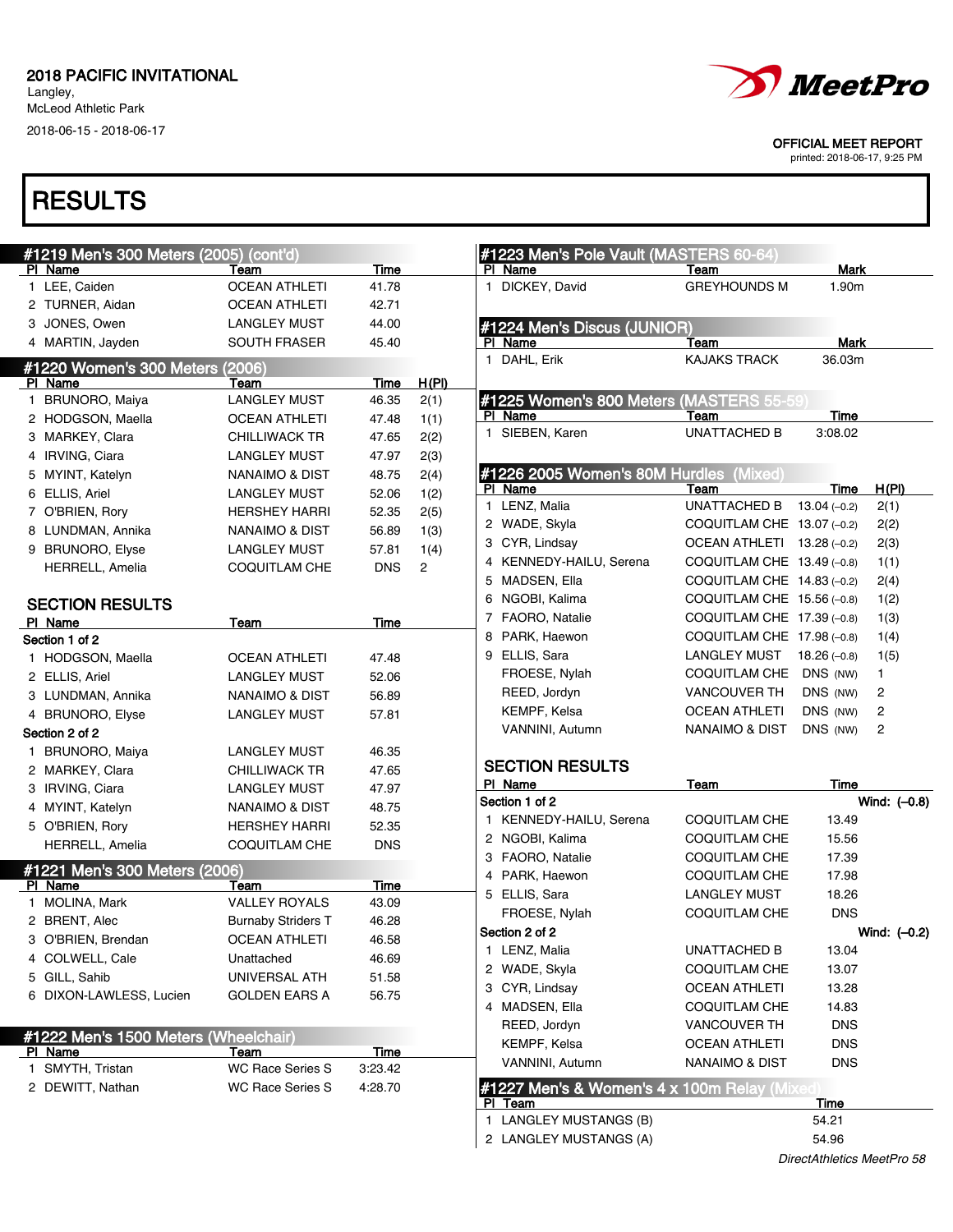2018 PACIFIC INVITATIONAL
Langley,
McLeod Athletic Park
2018-06-15 - 2018-06-17

OFFICIAL MEET REPORT
printed: 2018-06-17, 9:25 PM

# RESULTS

## #1219 Men's 300 Meters (2005) (cont'd)

| Pl | Name | Team | Time |
|---|---|---|---|
| 1 | LEE, Caiden | OCEAN ATHLETI | 41.78 |
| 2 | TURNER, Aidan | OCEAN ATHLETI | 42.71 |
| 3 | JONES, Owen | LANGLEY MUST | 44.00 |
| 4 | MARTIN, Jayden | SOUTH FRASER | 45.40 |

## #1220 Women's 300 Meters (2006)

| Pl | Name | Team | Time | H(Pl) |
|---|---|---|---|---|
| 1 | BRUNORO, Maiya | LANGLEY MUST | 46.35 | 2(1) |
| 2 | HODGSON, Maella | OCEAN ATHLETI | 47.48 | 1(1) |
| 3 | MARKEY, Clara | CHILLIWACK TR | 47.65 | 2(2) |
| 4 | IRVING, Ciara | LANGLEY MUST | 47.97 | 2(3) |
| 5 | MYINT, Katelyn | NANAIMO & DIST | 48.75 | 2(4) |
| 6 | ELLIS, Ariel | LANGLEY MUST | 52.06 | 1(2) |
| 7 | O'BRIEN, Rory | HERSHEY HARRI | 52.35 | 2(5) |
| 8 | LUNDMAN, Annika | NANAIMO & DIST | 56.89 | 1(3) |
| 9 | BRUNORO, Elyse | LANGLEY MUST | 57.81 | 1(4) |
| | HERRELL, Amelia | COQUITLAM CHE | DNS | 2 |

### SECTION RESULTS

| Pl | Name | Team | Time |
|---|---|---|---|
| **Section 1 of 2** | | | |
| 1 | HODGSON, Maella | OCEAN ATHLETI | 47.48 |
| 2 | ELLIS, Ariel | LANGLEY MUST | 52.06 |
| 3 | LUNDMAN, Annika | NANAIMO & DIST | 56.89 |
| 4 | BRUNORO, Elyse | LANGLEY MUST | 57.81 |
| **Section 2 of 2** | | | |
| 1 | BRUNORO, Maiya | LANGLEY MUST | 46.35 |
| 2 | MARKEY, Clara | CHILLIWACK TR | 47.65 |
| 3 | IRVING, Ciara | LANGLEY MUST | 47.97 |
| 4 | MYINT, Katelyn | NANAIMO & DIST | 48.75 |
| 5 | O'BRIEN, Rory | HERSHEY HARRI | 52.35 |
| | HERRELL, Amelia | COQUITLAM CHE | DNS |

## #1221 Men's 300 Meters (2006)

| Pl | Name | Team | Time |
|---|---|---|---|
| 1 | MOLINA, Mark | VALLEY ROYALS | 43.09 |
| 2 | BRENT, Alec | Burnaby Striders T | 46.28 |
| 3 | O'BRIEN, Brendan | OCEAN ATHLETI | 46.58 |
| 4 | COLWELL, Cale | Unattached | 46.69 |
| 5 | GILL, Sahib | UNIVERSAL ATH | 51.58 |
| 6 | DIXON-LAWLESS, Lucien | GOLDEN EARS A | 56.75 |

## #1222 Men's 1500 Meters (Wheelchair)

| Pl | Name | Team | Time |
|---|---|---|---|
| 1 | SMYTH, Tristan | WC Race Series S | 3:23.42 |
| 2 | DEWITT, Nathan | WC Race Series S | 4:28.70 |

## #1223 Men's Pole Vault (MASTERS 60-64)

| Pl | Name | Team | Mark |
|---|---|---|---|
| 1 | DICKEY, David | GREYHOUNDS M | 1.90m |

## #1224 Men's Discus (JUNIOR)

| Pl | Name | Team | Mark |
|---|---|---|---|
| 1 | DAHL, Erik | KAJAKS TRACK | 36.03m |

## #1225 Women's 800 Meters (MASTERS 55-59)

| Pl | Name | Team | Time |
|---|---|---|---|
| 1 | SIEBEN, Karen | UNATTACHED B | 3:08.02 |

## #1226 2005 Women's 80M Hurdles (Mixed)

| Pl | Name | Team | Time | H(Pl) |
|---|---|---|---|---|
| 1 | LENZ, Malia | UNATTACHED B | 13.04 (–0.2) | 2(1) |
| 2 | WADE, Skyla | COQUITLAM CHE | 13.07 (–0.2) | 2(2) |
| 3 | CYR, Lindsay | OCEAN ATHLETI | 13.28 (–0.2) | 2(3) |
| 4 | KENNEDY-HAILU, Serena | COQUITLAM CHE | 13.49 (–0.8) | 1(1) |
| 5 | MADSEN, Ella | COQUITLAM CHE | 14.83 (–0.2) | 2(4) |
| 6 | NGOBI, Kalima | COQUITLAM CHE | 15.56 (–0.8) | 1(2) |
| 7 | FAORO, Natalie | COQUITLAM CHE | 17.39 (–0.8) | 1(3) |
| 8 | PARK, Haewon | COQUITLAM CHE | 17.98 (–0.8) | 1(4) |
| 9 | ELLIS, Sara | LANGLEY MUST | 18.26 (–0.8) | 1(5) |
| | FROESE, Nylah | COQUITLAM CHE | DNS (NW) | 1 |
| | REED, Jordyn | VANCOUVER TH | DNS (NW) | 2 |
| | KEMPF, Kelsa | OCEAN ATHLETI | DNS (NW) | 2 |
| | VANNINI, Autumn | NANAIMO & DIST | DNS (NW) | 2 |

### SECTION RESULTS

| Pl | Name | Team | Time |
|---|---|---|---|
| **Section 1 of 2** | | | Wind: (–0.8) |
| 1 | KENNEDY-HAILU, Serena | COQUITLAM CHE | 13.49 |
| 2 | NGOBI, Kalima | COQUITLAM CHE | 15.56 |
| 3 | FAORO, Natalie | COQUITLAM CHE | 17.39 |
| 4 | PARK, Haewon | COQUITLAM CHE | 17.98 |
| 5 | ELLIS, Sara | LANGLEY MUST | 18.26 |
| | FROESE, Nylah | COQUITLAM CHE | DNS |
| **Section 2 of 2** | | | Wind: (–0.2) |
| 1 | LENZ, Malia | UNATTACHED B | 13.04 |
| 2 | WADE, Skyla | COQUITLAM CHE | 13.07 |
| 3 | CYR, Lindsay | OCEAN ATHLETI | 13.28 |
| 4 | MADSEN, Ella | COQUITLAM CHE | 14.83 |
| | REED, Jordyn | VANCOUVER TH | DNS |
| | KEMPF, Kelsa | OCEAN ATHLETI | DNS |
| | VANNINI, Autumn | NANAIMO & DIST | DNS |

## #1227 Men's & Women's 4 x 100m Relay (Mixed)

| Pl | Team | Time |
|---|---|---|
| 1 | LANGLEY MUSTANGS (B) | 54.21 |
| 2 | LANGLEY MUSTANGS (A) | 54.96 |

*DirectAthletics MeetPro 58*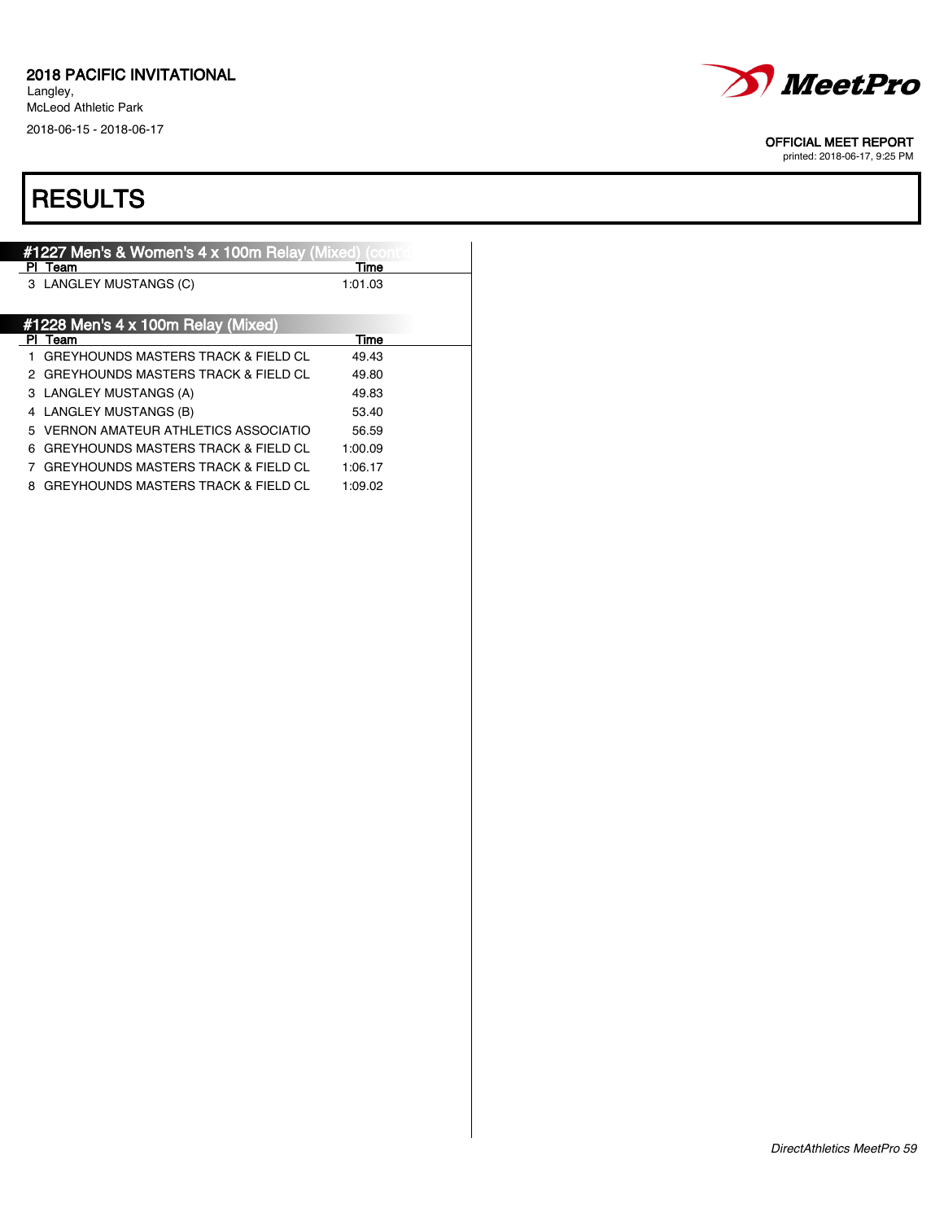## #1227 Men's & Women's 4 x 100m Relay (Mixed) (cont'd)

| Pl | Team | Time |
|---|---|---|
| 3 | LANGLEY MUSTANGS (C) | 1:01.03 |

## #1228 Men's 4 x 100m Relay (Mixed)

| Pl | Team | Time |
|---|---|---|
| 1 | GREYHOUNDS MASTERS TRACK & FIELD CL | 49.43 |
| 2 | GREYHOUNDS MASTERS TRACK & FIELD CL | 49.80 |
| 3 | LANGLEY MUSTANGS (A) | 49.83 |
| 4 | LANGLEY MUSTANGS (B) | 53.40 |
| 5 | VERNON AMATEUR ATHLETICS ASSOCIATIO | 56.59 |
| 6 | GREYHOUNDS MASTERS TRACK & FIELD CL | 1:00.09 |
| 7 | GREYHOUNDS MASTERS TRACK & FIELD CL | 1:06.17 |
| 8 | GREYHOUNDS MASTERS TRACK & FIELD CL | 1:09.02 |